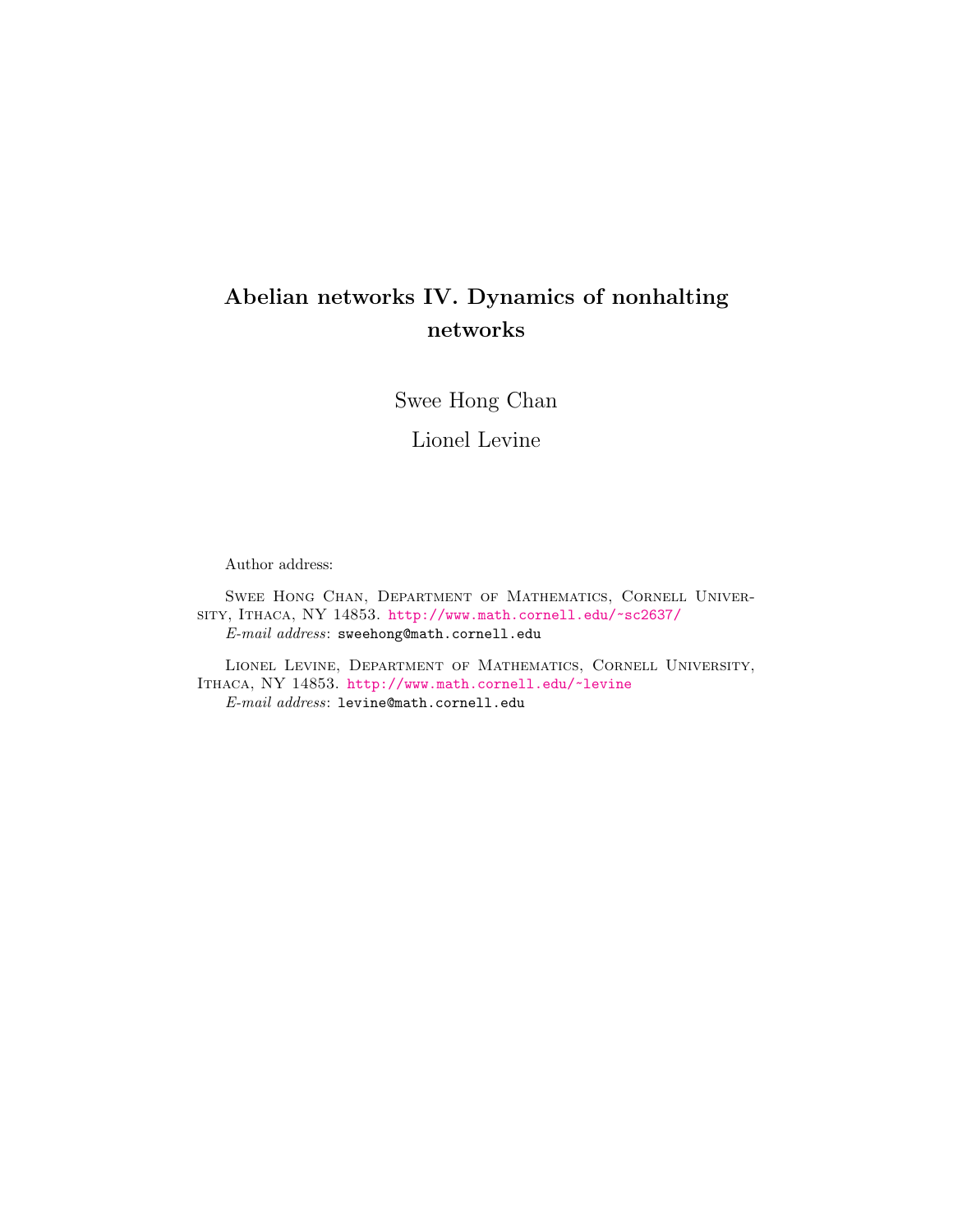# Abelian networks IV. Dynamics of nonhalting networks

Swee Hong Chan

Lionel Levine

Author address:

Swee Hong Chan, Department of Mathematics, Cornell University, Ithaca, NY 14853. http://www.math.cornell.edu/~sc2637/
*E-mail address*: sweehong@math.cornell.edu

Lionel Levine, Department of Mathematics, Cornell University, Ithaca, NY 14853. http://www.math.cornell.edu/~levine
*E-mail address*: levine@math.cornell.edu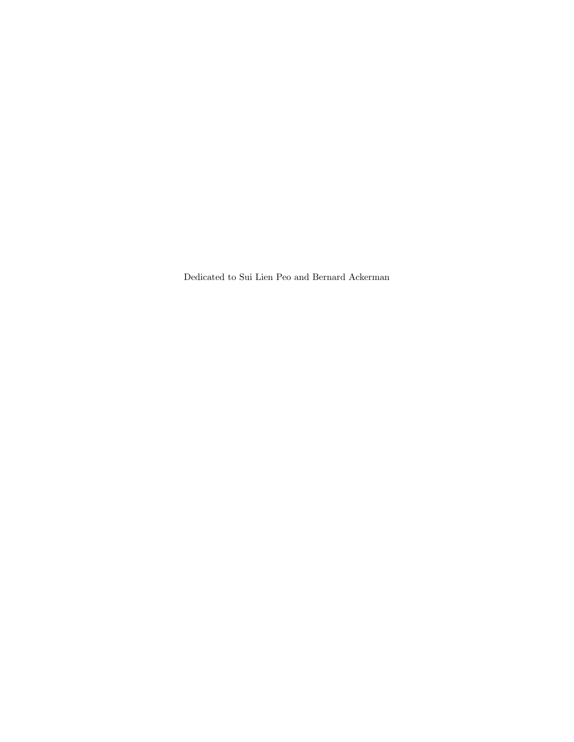Dedicated to Sui Lien Peo and Bernard Ackerman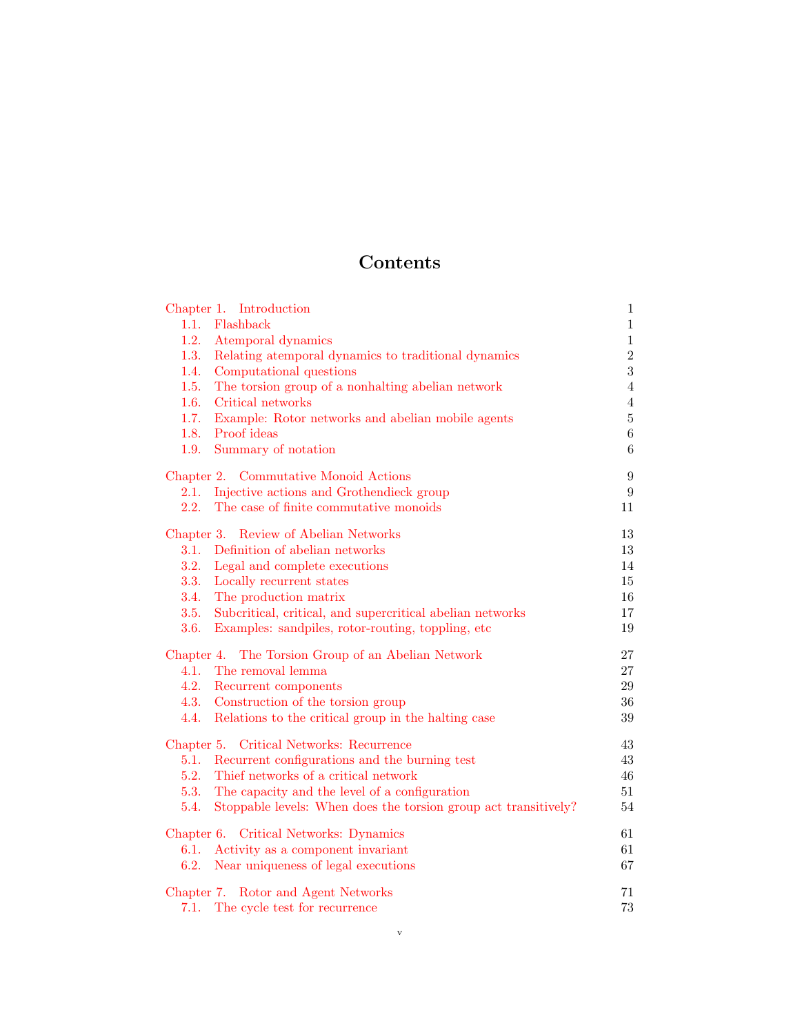# Contents

| | |
|---|---|
| Chapter 1. Introduction | 1 |
| 1.1. Flashback | 1 |
| 1.2. Atemporal dynamics | 1 |
| 1.3. Relating atemporal dynamics to traditional dynamics | 2 |
| 1.4. Computational questions | 3 |
| 1.5. The torsion group of a nonhalting abelian network | 4 |
| 1.6. Critical networks | 4 |
| 1.7. Example: Rotor networks and abelian mobile agents | 5 |
| 1.8. Proof ideas | 6 |
| 1.9. Summary of notation | 6 |
| Chapter 2. Commutative Monoid Actions | 9 |
| 2.1. Injective actions and Grothendieck group | 9 |
| 2.2. The case of finite commutative monoids | 11 |
| Chapter 3. Review of Abelian Networks | 13 |
| 3.1. Definition of abelian networks | 13 |
| 3.2. Legal and complete executions | 14 |
| 3.3. Locally recurrent states | 15 |
| 3.4. The production matrix | 16 |
| 3.5. Subcritical, critical, and supercritical abelian networks | 17 |
| 3.6. Examples: sandpiles, rotor-routing, toppling, etc | 19 |
| Chapter 4. The Torsion Group of an Abelian Network | 27 |
| 4.1. The removal lemma | 27 |
| 4.2. Recurrent components | 29 |
| 4.3. Construction of the torsion group | 36 |
| 4.4. Relations to the critical group in the halting case | 39 |
| Chapter 5. Critical Networks: Recurrence | 43 |
| 5.1. Recurrent configurations and the burning test | 43 |
| 5.2. Thief networks of a critical network | 46 |
| 5.3. The capacity and the level of a configuration | 51 |
| 5.4. Stoppable levels: When does the torsion group act transitively? | 54 |
| Chapter 6. Critical Networks: Dynamics | 61 |
| 6.1. Activity as a component invariant | 61 |
| 6.2. Near uniqueness of legal executions | 67 |
| Chapter 7. Rotor and Agent Networks | 71 |
| 7.1. The cycle test for recurrence | 73 |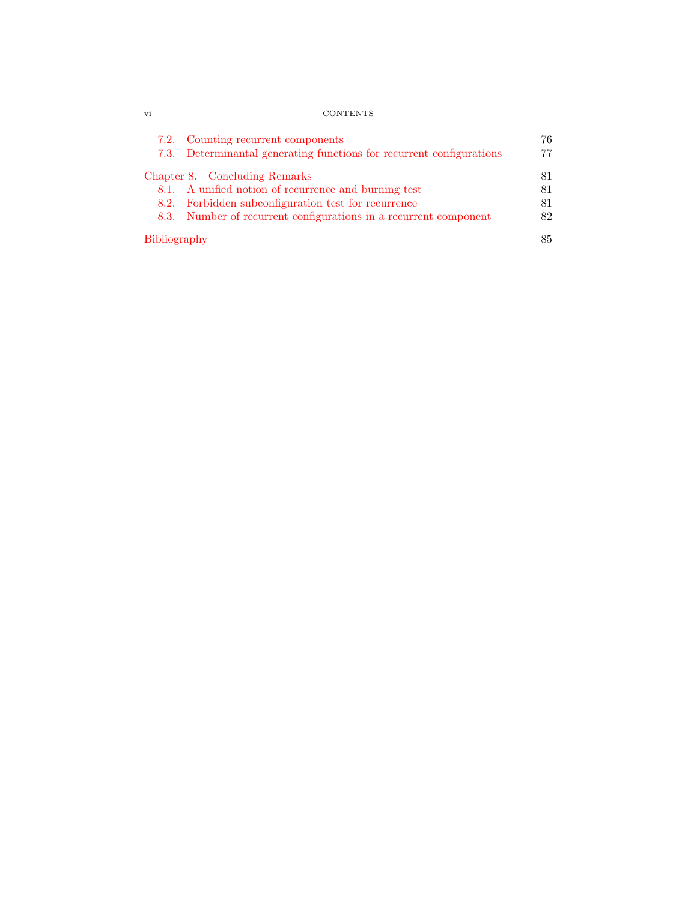| | |
|---|---|
| 7.2. Counting recurrent components | 76 |
| 7.3. Determinantal generating functions for recurrent configurations | 77 |
| Chapter 8. Concluding Remarks | 81 |
| 8.1. A unified notion of recurrence and burning test | 81 |
| 8.2. Forbidden subconfiguration test for recurrence | 81 |
| 8.3. Number of recurrent configurations in a recurrent component | 82 |
| Bibliography | 85 |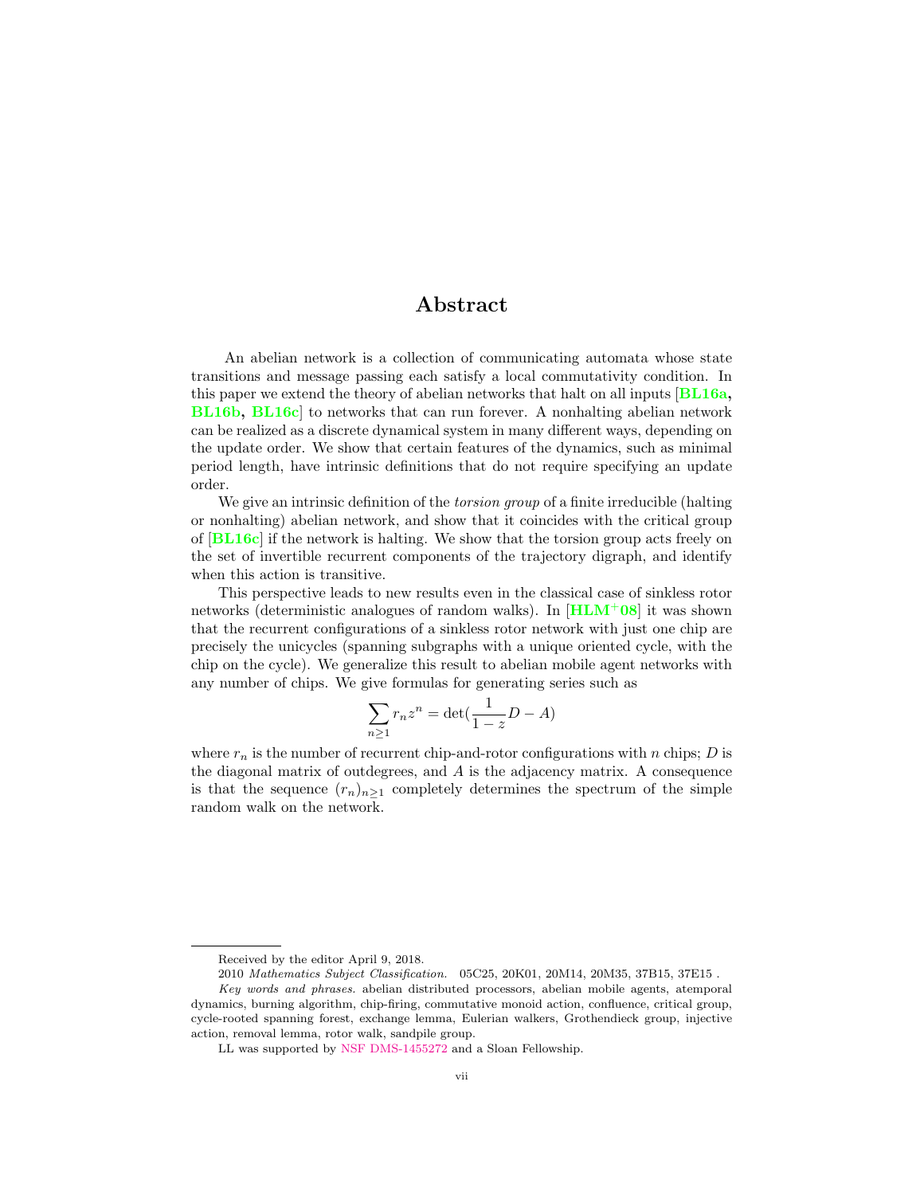# Abstract

An abelian network is a collection of communicating automata whose state transitions and message passing each satisfy a local commutativity condition. In this paper we extend the theory of abelian networks that halt on all inputs [**BL16a, BL16b, BL16c**] to networks that can run forever. A nonhalting abelian network can be realized as a discrete dynamical system in many different ways, depending on the update order. We show that certain features of the dynamics, such as minimal period length, have intrinsic definitions that do not require specifying an update order.

We give an intrinsic definition of the *torsion group* of a finite irreducible (halting or nonhalting) abelian network, and show that it coincides with the critical group of [**BL16c**] if the network is halting. We show that the torsion group acts freely on the set of invertible recurrent components of the trajectory digraph, and identify when this action is transitive.

This perspective leads to new results even in the classical case of sinkless rotor networks (deterministic analogues of random walks). In [**HLM[+]08**] it was shown that the recurrent configurations of a sinkless rotor network with just one chip are precisely the unicycles (spanning subgraphs with a unique oriented cycle, with the chip on the cycle). We generalize this result to abelian mobile agent networks with any number of chips. We give formulas for generating series such as

$$\sum_{n \geq 1} r_n z^n = \det\left(\frac{1}{1-z} D - A\right)$$

where $r_n$ is the number of recurrent chip-and-rotor configurations with $n$ chips; $D$ is the diagonal matrix of outdegrees, and $A$ is the adjacency matrix. A consequence is that the sequence $(r_n)_{n \geq 1}$ completely determines the spectrum of the simple random walk on the network.

---

Received by the editor April 9, 2018.

2010 *Mathematics Subject Classification.* 05C25, 20K01, 20M14, 20M35, 37B15, 37E15 .

*Key words and phrases.* abelian distributed processors, abelian mobile agents, atemporal dynamics, burning algorithm, chip-firing, commutative monoid action, confluence, critical group, cycle-rooted spanning forest, exchange lemma, Eulerian walkers, Grothendieck group, injective action, removal lemma, rotor walk, sandpile group.

LL was supported by NSF DMS-1455272 and a Sloan Fellowship.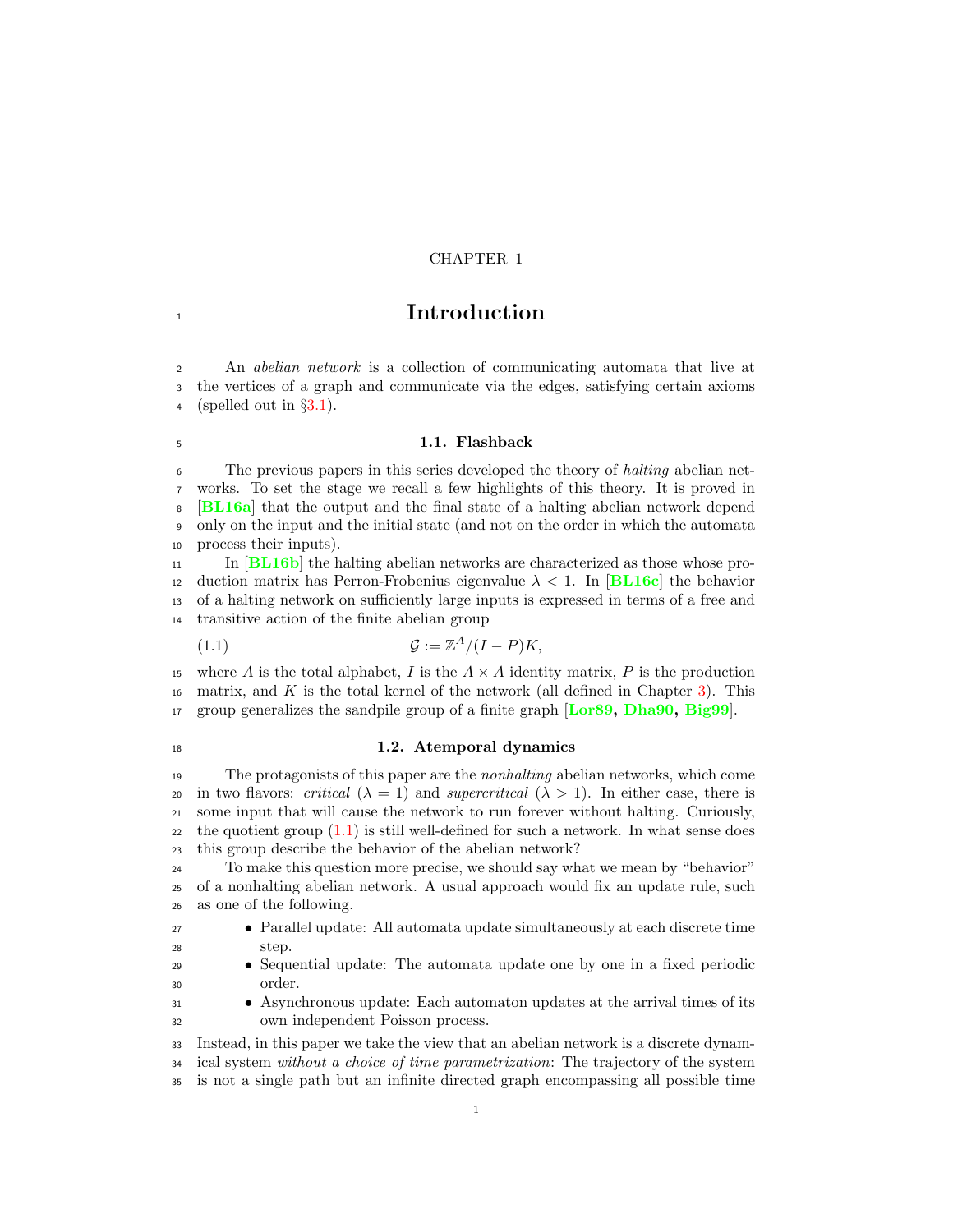CHAPTER 1

# Introduction

An *abelian network* is a collection of communicating automata that live at the vertices of a graph and communicate via the edges, satisfying certain axioms (spelled out in §3.1).

## 1.1. Flashback

The previous papers in this series developed the theory of *halting* abelian networks. To set the stage we recall a few highlights of this theory. It is proved in [BL16a] that the output and the final state of a halting abelian network depend only on the input and the initial state (and not on the order in which the automata process their inputs).

In [BL16b] the halting abelian networks are characterized as those whose production matrix has Perron-Frobenius eigenvalue $\lambda < 1$. In [BL16c] the behavior of a halting network on sufficiently large inputs is expressed in terms of a free and transitive action of the finite abelian group

$$\mathcal{G} := \mathbb{Z}^A/(I-P)K, \tag{1.1}$$

where $A$ is the total alphabet, $I$ is the $A \times A$ identity matrix, $P$ is the production matrix, and $K$ is the total kernel of the network (all defined in Chapter 3). This group generalizes the sandpile group of a finite graph [Lor89, Dha90, Big99].

## 1.2. Atemporal dynamics

The protagonists of this paper are the *nonhalting* abelian networks, which come in two flavors: *critical* ($\lambda = 1$) and *supercritical* ($\lambda > 1$). In either case, there is some input that will cause the network to run forever without halting. Curiously, the quotient group (1.1) is still well-defined for such a network. In what sense does this group describe the behavior of the abelian network?

To make this question more precise, we should say what we mean by "behavior" of a nonhalting abelian network. A usual approach would fix an update rule, such as one of the following.

- Parallel update: All automata update simultaneously at each discrete time step.
- Sequential update: The automata update one by one in a fixed periodic order.
- Asynchronous update: Each automaton updates at the arrival times of its own independent Poisson process.

Instead, in this paper we take the view that an abelian network is a discrete dynamical system *without a choice of time parametrization*: The trajectory of the system is not a single path but an infinite directed graph encompassing all possible time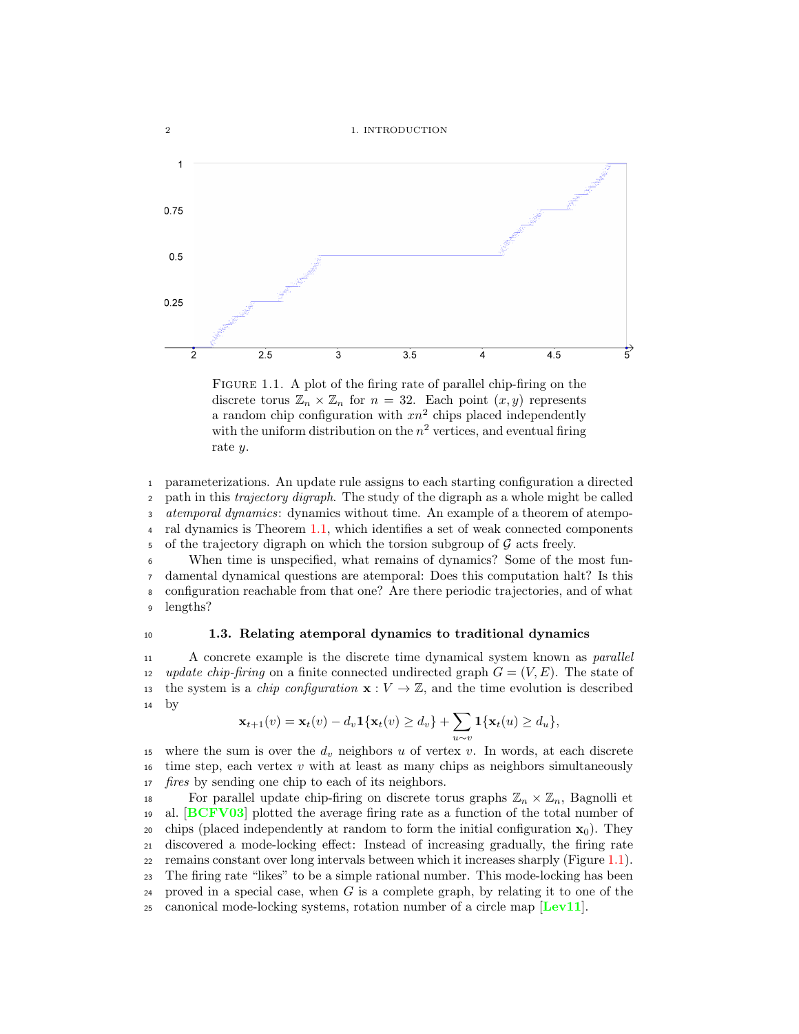FIGURE 1.1. A plot of the firing rate of parallel chip-firing on the discrete torus $\mathbb{Z}_n \times \mathbb{Z}_n$ for $n = 32$. Each point $(x, y)$ represents a random chip configuration with $xn^2$ chips placed independently with the uniform distribution on the $n^2$ vertices, and eventual firing rate $y$.

parameterizations. An update rule assigns to each starting configuration a directed path in this *trajectory digraph*. The study of the digraph as a whole might be called *atemporal dynamics*: dynamics without time. An example of a theorem of atemporal dynamics is Theorem 1.1, which identifies a set of weak connected components of the trajectory digraph on which the torsion subgroup of $\mathcal{G}$ acts freely.

When time is unspecified, what remains of dynamics? Some of the most fundamental dynamical questions are atemporal: Does this computation halt? Is this configuration reachable from that one? Are there periodic trajectories, and of what lengths?

## 1.3. Relating atemporal dynamics to traditional dynamics

A concrete example is the discrete time dynamical system known as *parallel update chip-firing* on a finite connected undirected graph $G = (V, E)$. The state of the system is a *chip configuration* $\mathbf{x} : V \to \mathbb{Z}$, and the time evolution is described by

$$\mathbf{x}_{t+1}(v) = \mathbf{x}_t(v) - d_v \mathbf{1}\{\mathbf{x}_t(v) \geq d_v\} + \sum_{u \sim v} \mathbf{1}\{\mathbf{x}_t(u) \geq d_u\},$$

where the sum is over the $d_v$ neighbors $u$ of vertex $v$. In words, at each discrete time step, each vertex $v$ with at least as many chips as neighbors simultaneously *fires* by sending one chip to each of its neighbors.

For parallel update chip-firing on discrete torus graphs $\mathbb{Z}_n \times \mathbb{Z}_n$, Bagnolli et al. [**BCFV03**] plotted the average firing rate as a function of the total number of chips (placed independently at random to form the initial configuration $\mathbf{x}_0$). They discovered a mode-locking effect: Instead of increasing gradually, the firing rate remains constant over long intervals between which it increases sharply (Figure 1.1). The firing rate "likes" to be a simple rational number. This mode-locking has been proved in a special case, when $G$ is a complete graph, by relating it to one of the canonical mode-locking systems, rotation number of a circle map [**Lev11**].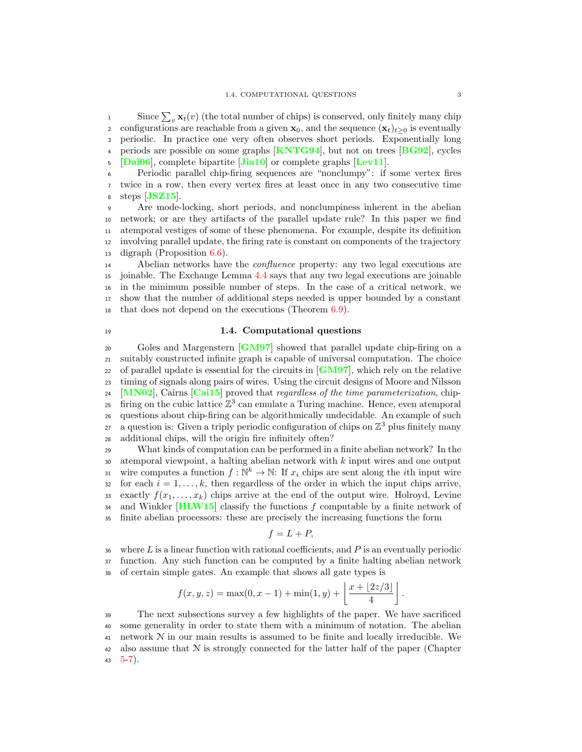Since $\sum_v \mathbf{x}_t(v)$ (the total number of chips) is conserved, only finitely many chip configurations are reachable from a given $\mathbf{x}_0$, and the sequence $(\mathbf{x}_t)_{t\geq 0}$ is eventually periodic. In practice one very often observes short periods. Exponentially long periods are possible on some graphs [KNTG94], but not on trees [BG92], cycles [Dal06], complete bipartite [Jia10] or complete graphs [Lev11].

Periodic parallel chip-firing sequences are "nonclumpy": if some vertex fires twice in a row, then every vertex fires at least once in any two consecutive time steps [JSZ15].

Are mode-locking, short periods, and nonclumpiness inherent in the abelian network; or are they artifacts of the parallel update rule? In this paper we find atemporal vestiges of some of these phenomena. For example, despite its definition involving parallel update, the firing rate is constant on components of the trajectory digraph (Proposition 6.6).

Abelian networks have the *confluence* property: any two legal executions are joinable. The Exchange Lemma 4.4 says that any two legal executions are joinable in the minimum possible number of steps. In the case of a critical network, we show that the number of additional steps needed is upper bounded by a constant that does not depend on the executions (Theorem 6.9).

### 1.4. Computational questions

Goles and Margenstern [GM97] showed that parallel update chip-firing on a suitably constructed infinite graph is capable of universal computation. The choice of parallel update is essential for the circuits in [GM97], which rely on the relative timing of signals along pairs of wires. Using the circuit designs of Moore and Nilsson [MN02], Cairns [Cai15] proved that *regardless of the time parameterization*, chip-firing on the cubic lattice $\mathbb{Z}^3$ can emulate a Turing machine. Hence, even atemporal questions about chip-firing can be algorithmically undecidable. An example of such a question is: Given a triply periodic configuration of chips on $\mathbb{Z}^3$ plus finitely many additional chips, will the origin fire infinitely often?

What kinds of computation can be performed in a finite abelian network? In the atemporal viewpoint, a halting abelian network with $k$ input wires and one output wire computes a function $f : \mathbb{N}^k \to \mathbb{N}$: If $x_i$ chips are sent along the $i$th input wire for each $i = 1, \ldots, k$, then regardless of the order in which the input chips arrive, exactly $f(x_1, \ldots, x_k)$ chips arrive at the end of the output wire. Holroyd, Levine and Winkler [HLW15] classify the functions $f$ computable by a finite network of finite abelian processors: these are precisely the increasing functions the form

$$f = L + P,$$

where $L$ is a linear function with rational coefficients, and $P$ is an eventually periodic function. Any such function can be computed by a finite halting abelian network of certain simple gates. An example that shows all gate types is

$$f(x, y, z) = \max(0, x - 1) + \min(1, y) + \left\lfloor \frac{x + \lfloor 2z/3 \rfloor}{4} \right\rfloor.$$

The next subsections survey a few highlights of the paper. We have sacrificed some generality in order to state them with a minimum of notation. The abelian network $\mathcal{N}$ in our main results is assumed to be finite and locally irreducible. We also assume that $\mathcal{N}$ is strongly connected for the latter half of the paper (Chapter 5-7).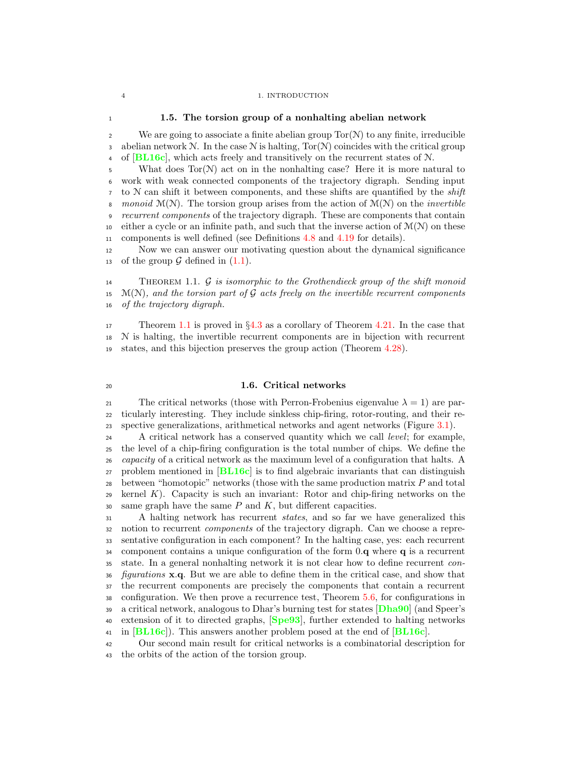## 1.5. The torsion group of a nonhalting abelian network

We are going to associate a finite abelian group $\mathrm{Tor}(\mathcal{N})$ to any finite, irreducible abelian network $\mathcal{N}$. In the case $\mathcal{N}$ is halting, $\mathrm{Tor}(\mathcal{N})$ coincides with the critical group of [BL16c], which acts freely and transitively on the recurrent states of $\mathcal{N}$.

What does $\mathrm{Tor}(\mathcal{N})$ act on in the nonhalting case? Here it is more natural to work with weak connected components of the trajectory digraph. Sending input to $\mathcal{N}$ can shift it between components, and these shifts are quantified by the *shift monoid* $\mathcal{M}(\mathcal{N})$. The torsion group arises from the action of $\mathcal{M}(\mathcal{N})$ on the *invertible recurrent components* of the trajectory digraph. These are components that contain either a cycle or an infinite path, and such that the inverse action of $\mathcal{M}(\mathcal{N})$ on these components is well defined (see Definitions 4.8 and 4.19 for details).

Now we can answer our motivating question about the dynamical significance of the group $\mathcal{G}$ defined in (1.1).

Theorem 1.1. *$\mathcal{G}$ is isomorphic to the Grothendieck group of the shift monoid $\mathcal{M}(\mathcal{N})$, and the torsion part of $\mathcal{G}$ acts freely on the invertible recurrent components of the trajectory digraph.*

Theorem 1.1 is proved in §4.3 as a corollary of Theorem 4.21. In the case that $\mathcal{N}$ is halting, the invertible recurrent components are in bijection with recurrent states, and this bijection preserves the group action (Theorem 4.28).

## 1.6. Critical networks

The critical networks (those with Perron-Frobenius eigenvalue $\lambda = 1$) are particularly interesting. They include sinkless chip-firing, rotor-routing, and their respective generalizations, arithmetical networks and agent networks (Figure 3.1).

A critical network has a conserved quantity which we call *level*; for example, the level of a chip-firing configuration is the total number of chips. We define the *capacity* of a critical network as the maximum level of a configuration that halts. A problem mentioned in [BL16c] is to find algebraic invariants that can distinguish between "homotopic" networks (those with the same production matrix $P$ and total kernel $K$). Capacity is such an invariant: Rotor and chip-firing networks on the same graph have the same $P$ and $K$, but different capacities.

A halting network has recurrent *states*, and so far we have generalized this notion to recurrent *components* of the trajectory digraph. Can we choose a representative configuration in each component? In the halting case, yes: each recurrent component contains a unique configuration of the form $0.\mathbf{q}$ where $\mathbf{q}$ is a recurrent state. In a general nonhalting network it is not clear how to define recurrent *configurations* $\mathbf{x}.\mathbf{q}$. But we are able to define them in the critical case, and show that the recurrent components are precisely the components that contain a recurrent configuration. We then prove a recurrence test, Theorem 5.6, for configurations in a critical network, analogous to Dhar's burning test for states [Dha90] (and Speer's extension of it to directed graphs, [Spe93], further extended to halting networks in [BL16c]). This answers another problem posed at the end of [BL16c].

Our second main result for critical networks is a combinatorial description for the orbits of the action of the torsion group.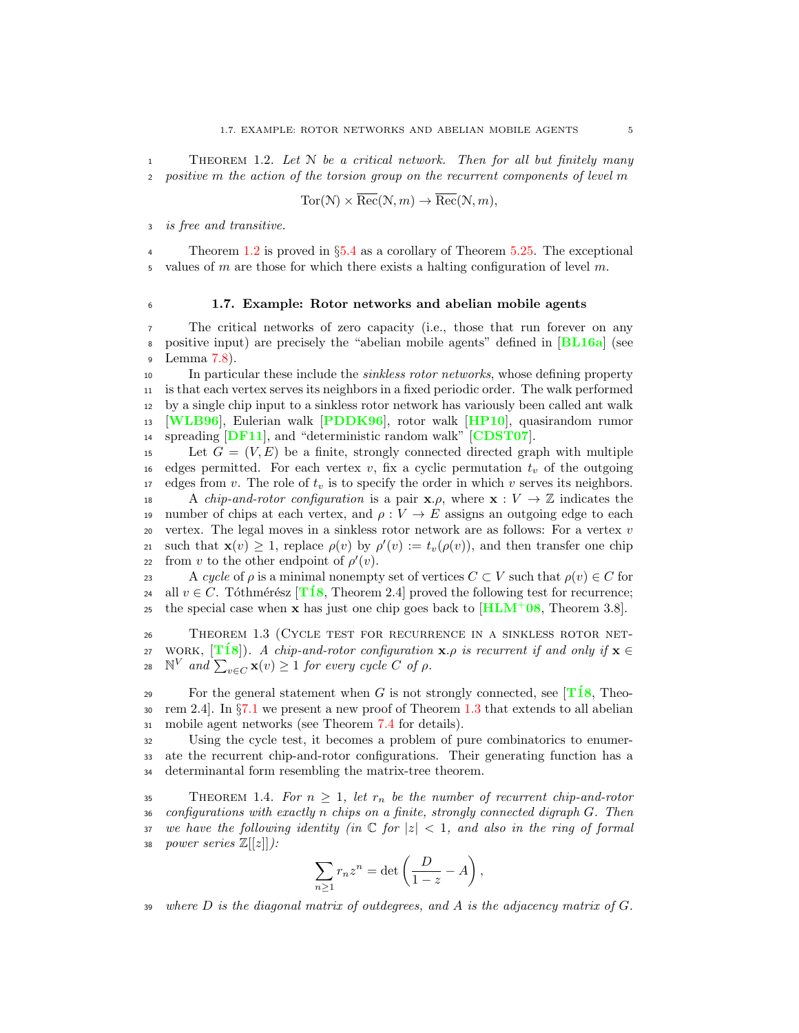**Theorem 1.2.** *Let $\mathcal{N}$ be a critical network. Then for all but finitely many positive $m$ the action of the torsion group on the recurrent components of level $m$*

$$\mathrm{Tor}(\mathcal{N}) \times \overline{\mathrm{Rec}}(\mathcal{N}, m) \to \overline{\mathrm{Rec}}(\mathcal{N}, m),$$

*is free and transitive.*

Theorem 1.2 is proved in §5.4 as a corollary of Theorem 5.25. The exceptional values of $m$ are those for which there exists a halting configuration of level $m$.

### 1.7. Example: Rotor networks and abelian mobile agents

The critical networks of zero capacity (i.e., those that run forever on any positive input) are precisely the "abelian mobile agents" defined in [BL16a] (see Lemma 7.8).

In particular these include the *sinkless rotor networks*, whose defining property is that each vertex serves its neighbors in a fixed periodic order. The walk performed by a single chip input to a sinkless rotor network has variously been called ant walk [WLB96], Eulerian walk [PDDK96], rotor walk [HP10], quasirandom rumor spreading [DF11], and "deterministic random walk" [CDST07].

Let $G = (V, E)$ be a finite, strongly connected directed graph with multiple edges permitted. For each vertex $v$, fix a cyclic permutation $t_v$ of the outgoing edges from $v$. The role of $t_v$ is to specify the order in which $v$ serves its neighbors.

A *chip-and-rotor configuration* is a pair $\mathbf{x}.\rho$, where $\mathbf{x} : V \to \mathbb{Z}$ indicates the number of chips at each vertex, and $\rho : V \to E$ assigns an outgoing edge to each vertex. The legal moves in a sinkless rotor network are as follows: For a vertex $v$ such that $\mathbf{x}(v) \geq 1$, replace $\rho(v)$ by $\rho'(v) := t_v(\rho(v))$, and then transfer one chip from $v$ to the other endpoint of $\rho'(v)$.

A *cycle* of $\rho$ is a minimal nonempty set of vertices $C \subset V$ such that $\rho(v) \in C$ for all $v \in C$. Tóthmérész [TÍ8, Theorem 2.4] proved the following test for recurrence; the special case when $\mathbf{x}$ has just one chip goes back to [HLM+08, Theorem 3.8].

**Theorem 1.3** (Cycle test for recurrence in a sinkless rotor network, [TÍ8]). *A chip-and-rotor configuration $\mathbf{x}.\rho$ is recurrent if and only if $\mathbf{x} \in \mathbb{N}^V$ and $\sum_{v \in C} \mathbf{x}(v) \geq 1$ for every cycle $C$ of $\rho$.*

For the general statement when $G$ is not strongly connected, see [TÍ8, Theorem 2.4]. In §7.1 we present a new proof of Theorem 1.3 that extends to all abelian mobile agent networks (see Theorem 7.4 for details).

Using the cycle test, it becomes a problem of pure combinatorics to enumerate the recurrent chip-and-rotor configurations. Their generating function has a determinantal form resembling the matrix-tree theorem.

**Theorem 1.4.** *For $n \geq 1$, let $r_n$ be the number of recurrent chip-and-rotor configurations with exactly $n$ chips on a finite, strongly connected digraph $G$. Then we have the following identity (in $\mathbb{C}$ for $|z| < 1$, and also in the ring of formal power series $\mathbb{Z}[[z]]$):*

$$\sum_{n \geq 1} r_n z^n = \det\left(\frac{D}{1-z} - A\right),$$

*where $D$ is the diagonal matrix of outdegrees, and $A$ is the adjacency matrix of $G$.*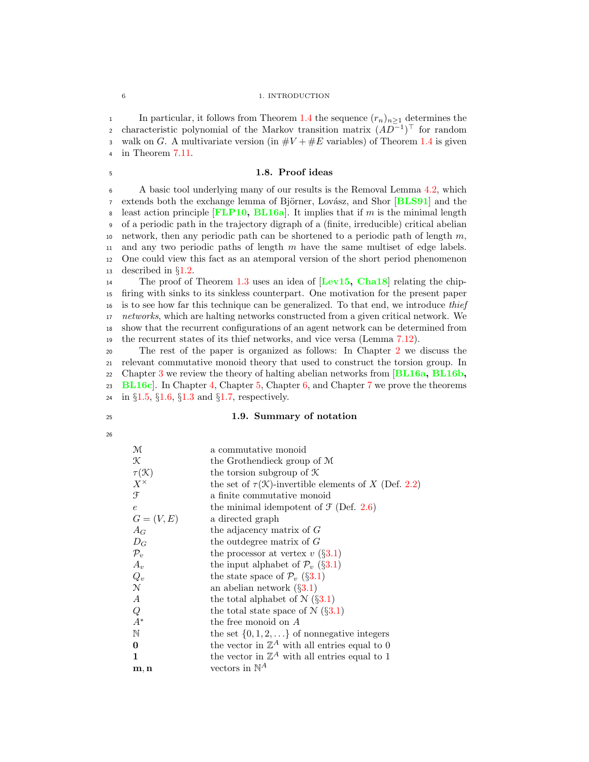In particular, it follows from Theorem 1.4 the sequence $(r_n)_{n\geq 1}$ determines the characteristic polynomial of the Markov transition matrix $(AD^{-1})^\top$ for random walk on $G$. A multivariate version (in $\#V + \#E$ variables) of Theorem 1.4 is given in Theorem 7.11.

## 1.8. Proof ideas

A basic tool underlying many of our results is the Removal Lemma 4.2, which extends both the exchange lemma of Björner, Lovász, and Shor [BLS91] and the least action principle [FLP10, BL16a]. It implies that if $m$ is the minimal length of a periodic path in the trajectory digraph of a (finite, irreducible) critical abelian network, then any periodic path can be shortened to a periodic path of length $m$, and any two periodic paths of length $m$ have the same multiset of edge labels. One could view this fact as an atemporal version of the short period phenomenon described in §1.2.

The proof of Theorem 1.3 uses an idea of [Lev15, Cha18] relating the chip-firing with sinks to its sinkless counterpart. One motivation for the present paper is to see how far this technique can be generalized. To that end, we introduce *thief networks*, which are halting networks constructed from a given critical network. We show that the recurrent configurations of an agent network can be determined from the recurrent states of its thief networks, and vice versa (Lemma 7.12).

The rest of the paper is organized as follows: In Chapter 2 we discuss the relevant commutative monoid theory that used to construct the torsion group. In Chapter 3 we review the theory of halting abelian networks from [BL16a, BL16b, BL16c]. In Chapter 4, Chapter 5, Chapter 6, and Chapter 7 we prove the theorems in §1.5, §1.6, §1.3 and §1.7, respectively.

## 1.9. Summary of notation

| | |
|---|---|
| $\mathcal{M}$ | a commutative monoid |
| $\mathcal{K}$ | the Grothendieck group of $\mathcal{M}$ |
| $\tau(\mathcal{K})$ | the torsion subgroup of $\mathcal{K}$ |
| $X^\times$ | the set of $\tau(\mathcal{K})$-invertible elements of $X$ (Def. 2.2) |
| $\mathcal{F}$ | a finite commutative monoid |
| $e$ | the minimal idempotent of $\mathcal{F}$ (Def. 2.6) |
| $G = (V, E)$ | a directed graph |
| $A_G$ | the adjacency matrix of $G$ |
| $D_G$ | the outdegree matrix of $G$ |
| $\mathcal{P}_v$ | the processor at vertex $v$ (§3.1) |
| $A_v$ | the input alphabet of $\mathcal{P}_v$ (§3.1) |
| $Q_v$ | the state space of $\mathcal{P}_v$ (§3.1) |
| $\mathcal{N}$ | an abelian network (§3.1) |
| $A$ | the total alphabet of $\mathcal{N}$ (§3.1) |
| $Q$ | the total state space of $\mathcal{N}$ (§3.1) |
| $A^*$ | the free monoid on $A$ |
| $\mathbb{N}$ | the set $\{0, 1, 2, \ldots\}$ of nonnegative integers |
| $\mathbf{0}$ | the vector in $\mathbb{Z}^A$ with all entries equal to 0 |
| $\mathbf{1}$ | the vector in $\mathbb{Z}^A$ with all entries equal to 1 |
| $\mathbf{m}, \mathbf{n}$ | vectors in $\mathbb{N}^A$ |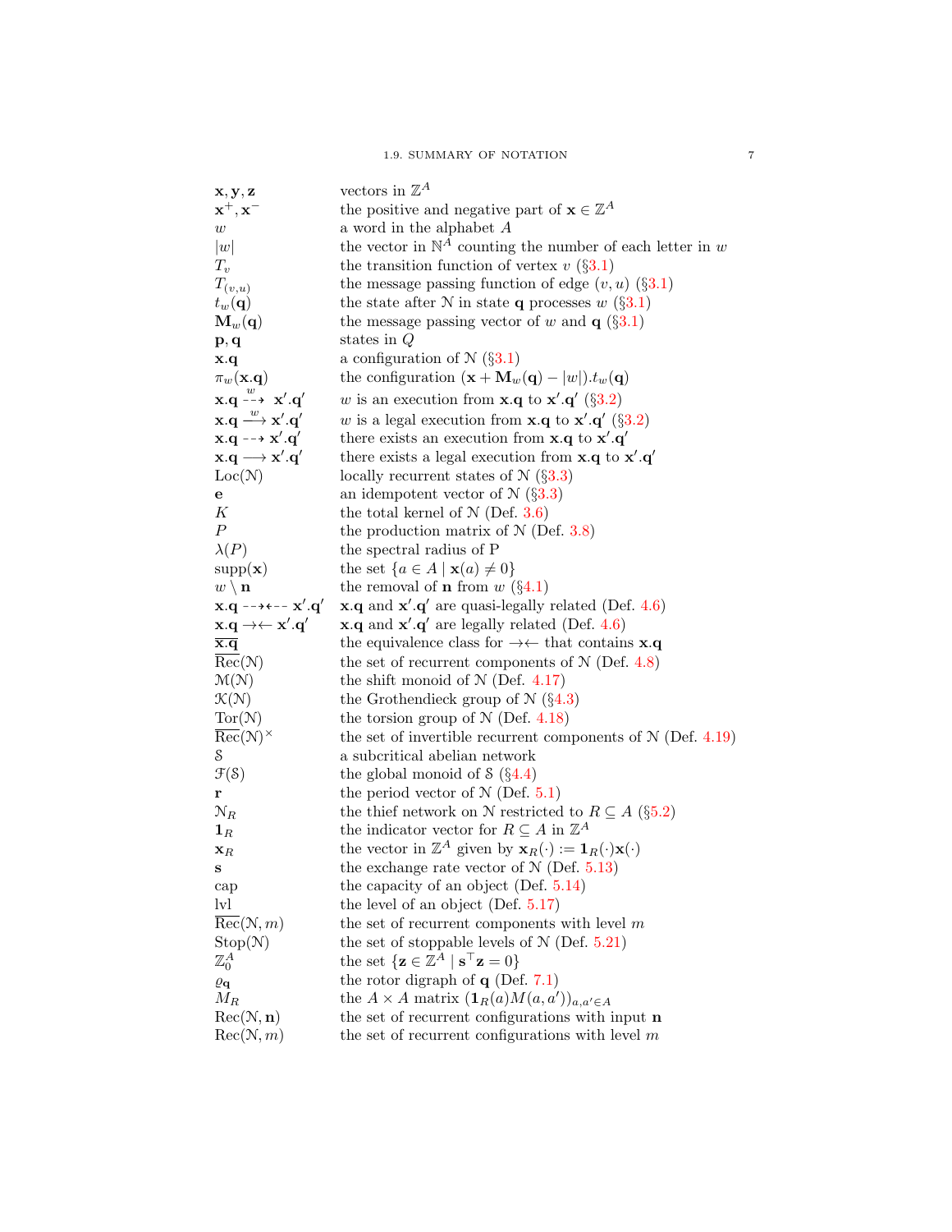| | |
|---|---|
| $\mathbf{x}, \mathbf{y}, \mathbf{z}$ | vectors in $\mathbb{Z}^A$ |
| $\mathbf{x}^+, \mathbf{x}^-$ | the positive and negative part of $\mathbf{x} \in \mathbb{Z}^A$ |
| $w$ | a word in the alphabet $A$ |
| $\lvert w\rvert$ | the vector in $\mathbb{N}^A$ counting the number of each letter in $w$ |
| $T_v$ | the transition function of vertex $v$ (§3.1) |
| $T_{(v,u)}$ | the message passing function of edge $(v, u)$ (§3.1) |
| $t_w(\mathbf{q})$ | the state after $\mathcal{N}$ in state $\mathbf{q}$ processes $w$ (§3.1) |
| $\mathbf{M}_w(\mathbf{q})$ | the message passing vector of $w$ and $\mathbf{q}$ (§3.1) |
| $\mathbf{p}, \mathbf{q}$ | states in $Q$ |
| $\mathbf{x}.\mathbf{q}$ | a configuration of $\mathcal{N}$ (§3.1) |
| $\pi_w(\mathbf{x}.\mathbf{q})$ | the configuration $(\mathbf{x} + \mathbf{M}_w(\mathbf{q}) - \lvert w\rvert).t_w(\mathbf{q})$ |
| $\mathbf{x}.\mathbf{q} \overset{w}{\dashrightarrow} \mathbf{x}'.\mathbf{q}'$ | $w$ is an execution from $\mathbf{x}.\mathbf{q}$ to $\mathbf{x}'.\mathbf{q}'$ (§3.2) |
| $\mathbf{x}.\mathbf{q} \xrightarrow{w} \mathbf{x}'.\mathbf{q}'$ | $w$ is a legal execution from $\mathbf{x}.\mathbf{q}$ to $\mathbf{x}'.\mathbf{q}'$ (§3.2) |
| $\mathbf{x}.\mathbf{q} \dashrightarrow \mathbf{x}'.\mathbf{q}'$ | there exists an execution from $\mathbf{x}.\mathbf{q}$ to $\mathbf{x}'.\mathbf{q}'$ |
| $\mathbf{x}.\mathbf{q} \longrightarrow \mathbf{x}'.\mathbf{q}'$ | there exists a legal execution from $\mathbf{x}.\mathbf{q}$ to $\mathbf{x}'.\mathbf{q}'$ |
| $\mathrm{Loc}(\mathcal{N})$ | locally recurrent states of $\mathcal{N}$ (§3.3) |
| $\mathbf{e}$ | an idempotent vector of $\mathcal{N}$ (§3.3) |
| $K$ | the total kernel of $\mathcal{N}$ (Def. 3.6) |
| $P$ | the production matrix of $\mathcal{N}$ (Def. 3.8) |
| $\lambda(P)$ | the spectral radius of P |
| $\mathrm{supp}(\mathbf{x})$ | the set $\{a \in A \mid \mathbf{x}(a) \neq 0\}$ |
| $w \setminus \mathbf{n}$ | the removal of $\mathbf{n}$ from $w$ (§4.1) |
| $\mathbf{x}.\mathbf{q} \dashrightarrow\!\dashleftarrow \mathbf{x}'.\mathbf{q}'$ | $\mathbf{x}.\mathbf{q}$ and $\mathbf{x}'.\mathbf{q}'$ are quasi-legally related (Def. 4.6) |
| $\mathbf{x}.\mathbf{q} \rightarrow\!\leftarrow \mathbf{x}'.\mathbf{q}'$ | $\mathbf{x}.\mathbf{q}$ and $\mathbf{x}'.\mathbf{q}'$ are legally related (Def. 4.6) |
| $\overline{\mathbf{x}.\mathbf{q}}$ | the equivalence class for $\rightarrow\!\leftarrow$ that contains $\mathbf{x}.\mathbf{q}$ |
| $\overline{\mathrm{Rec}}(\mathcal{N})$ | the set of recurrent components of $\mathcal{N}$ (Def. 4.8) |
| $\mathcal{M}(\mathcal{N})$ | the shift monoid of $\mathcal{N}$ (Def. 4.17) |
| $\mathcal{K}(\mathcal{N})$ | the Grothendieck group of $\mathcal{N}$ (§4.3) |
| $\mathrm{Tor}(\mathcal{N})$ | the torsion group of $\mathcal{N}$ (Def. 4.18) |
| $\overline{\mathrm{Rec}}(\mathcal{N})^\times$ | the set of invertible recurrent components of $\mathcal{N}$ (Def. 4.19) |
| $\mathcal{S}$ | a subcritical abelian network |
| $\mathcal{F}(\mathcal{S})$ | the global monoid of $\mathcal{S}$ (§4.4) |
| $\mathbf{r}$ | the period vector of $\mathcal{N}$ (Def. 5.1) |
| $\mathcal{N}_R$ | the thief network on $\mathcal{N}$ restricted to $R \subseteq A$ (§5.2) |
| $\mathbf{1}_R$ | the indicator vector for $R \subseteq A$ in $\mathbb{Z}^A$ |
| $\mathbf{x}_R$ | the vector in $\mathbb{Z}^A$ given by $\mathbf{x}_R(\cdot) := \mathbf{1}_R(\cdot)\mathbf{x}(\cdot)$ |
| $\mathbf{s}$ | the exchange rate vector of $\mathcal{N}$ (Def. 5.13) |
| cap | the capacity of an object (Def. 5.14) |
| lvl | the level of an object (Def. 5.17) |
| $\overline{\mathrm{Rec}}(\mathcal{N}, m)$ | the set of recurrent components with level $m$ |
| $\mathrm{Stop}(\mathcal{N})$ | the set of stoppable levels of $\mathcal{N}$ (Def. 5.21) |
| $\mathbb{Z}^A_0$ | the set $\{\mathbf{z} \in \mathbb{Z}^A \mid \mathbf{s}^\top \mathbf{z} = 0\}$ |
| $\varrho_{\mathbf{q}}$ | the rotor digraph of $\mathbf{q}$ (Def. 7.1) |
| $M_R$ | the $A \times A$ matrix $(\mathbf{1}_R(a)M(a, a'))_{a,a' \in A}$ |
| $\mathrm{Rec}(\mathcal{N}, \mathbf{n})$ | the set of recurrent configurations with input $\mathbf{n}$ |
| $\mathrm{Rec}(\mathcal{N}, m)$ | the set of recurrent configurations with level $m$ |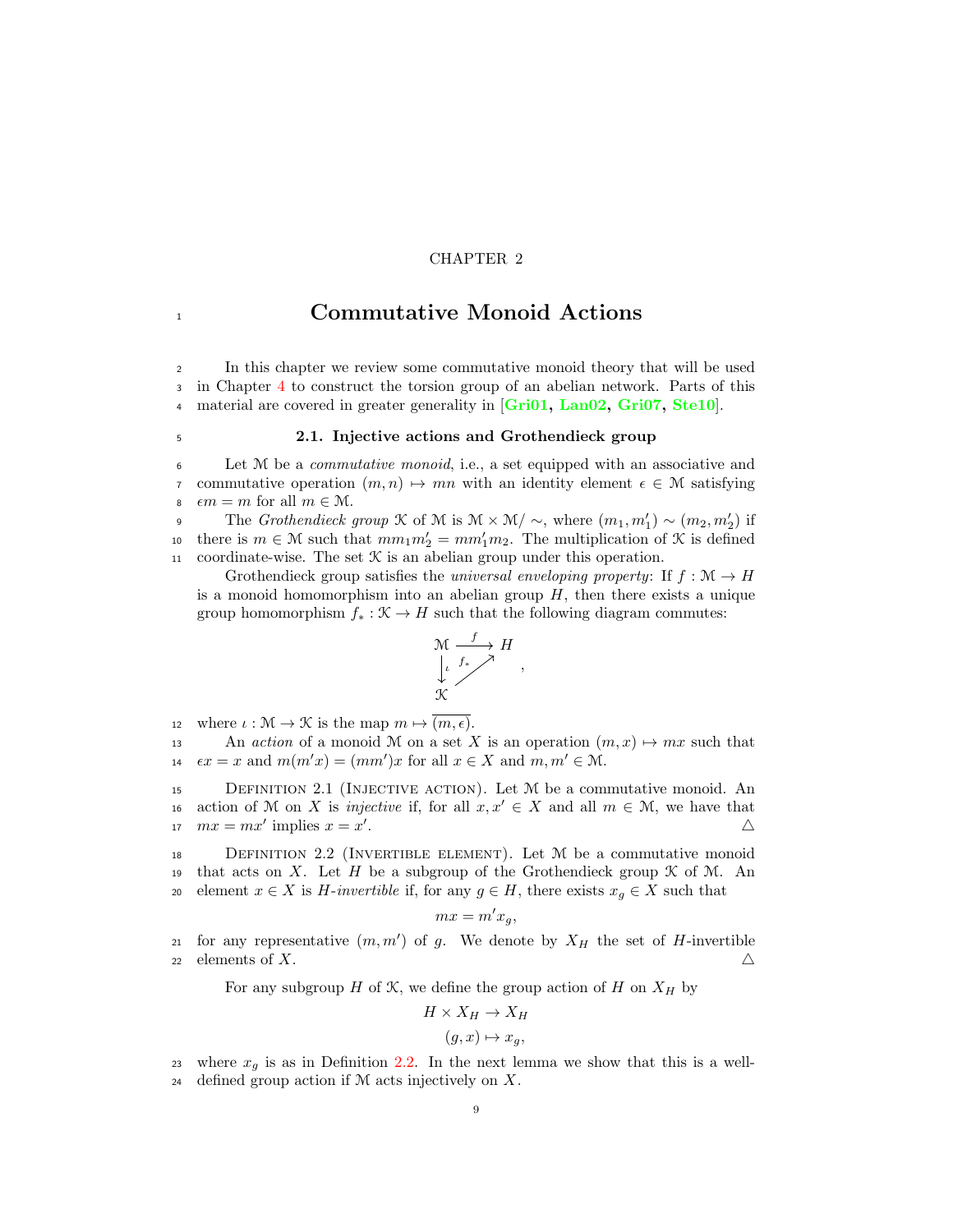CHAPTER 2

# Commutative Monoid Actions

In this chapter we review some commutative monoid theory that will be used in Chapter 4 to construct the torsion group of an abelian network. Parts of this material are covered in greater generality in [Gri01, Lan02, Gri07, Ste10].

## 2.1. Injective actions and Grothendieck group

Let $\mathcal{M}$ be a *commutative monoid*, i.e., a set equipped with an associative and commutative operation $(m, n) \mapsto mn$ with an identity element $\epsilon \in \mathcal{M}$ satisfying $\epsilon m = m$ for all $m \in \mathcal{M}$.

The *Grothendieck group* $\mathcal{K}$ of $\mathcal{M}$ is $\mathcal{M} \times \mathcal{M}/\sim$, where $(m_1, m_1') \sim (m_2, m_2')$ if there is $m \in \mathcal{M}$ such that $mm_1m_2' = mm_1'm_2$. The multiplication of $\mathcal{K}$ is defined coordinate-wise. The set $\mathcal{K}$ is an abelian group under this operation.

Grothendieck group satisfies the *universal enveloping property*: If $f : \mathcal{M} \to H$ is a monoid homomorphism into an abelian group $H$, then there exists a unique group homomorphism $f_* : \mathcal{K} \to H$ such that the following diagram commutes:

$$\begin{array}{ccc} \mathcal{M} & \xrightarrow{f} & H \\ \downarrow \iota & \nearrow_{f_*} & \\ \mathcal{K} & & \end{array},$$

where $\iota : \mathcal{M} \to \mathcal{K}$ is the map $m \mapsto \overline{(m, \epsilon)}$.

An *action* of a monoid $\mathcal{M}$ on a set $X$ is an operation $(m, x) \mapsto mx$ such that $\epsilon x = x$ and $m(m'x) = (mm')x$ for all $x \in X$ and $m, m' \in \mathcal{M}$.

Definition 2.1 (Injective action). Let $\mathcal{M}$ be a commutative monoid. An action of $\mathcal{M}$ on $X$ is *injective* if, for all $x, x' \in X$ and all $m \in \mathcal{M}$, we have that $mx = mx'$ implies $x = x'$. △

Definition 2.2 (Invertible element). Let $\mathcal{M}$ be a commutative monoid that acts on $X$. Let $H$ be a subgroup of the Grothendieck group $\mathcal{K}$ of $\mathcal{M}$. An element $x \in X$ is *$H$-invertible* if, for any $g \in H$, there exists $x_g \in X$ such that

$$mx = m'x_g,$$

for any representative $(m, m')$ of $g$. We denote by $X_H$ the set of $H$-invertible elements of $X$. △

For any subgroup $H$ of $\mathcal{K}$, we define the group action of $H$ on $X_H$ by

$$H \times X_H \to X_H$$
$$(g, x) \mapsto x_g,$$

where $x_g$ is as in Definition 2.2. In the next lemma we show that this is a well-defined group action if $\mathcal{M}$ acts injectively on $X$.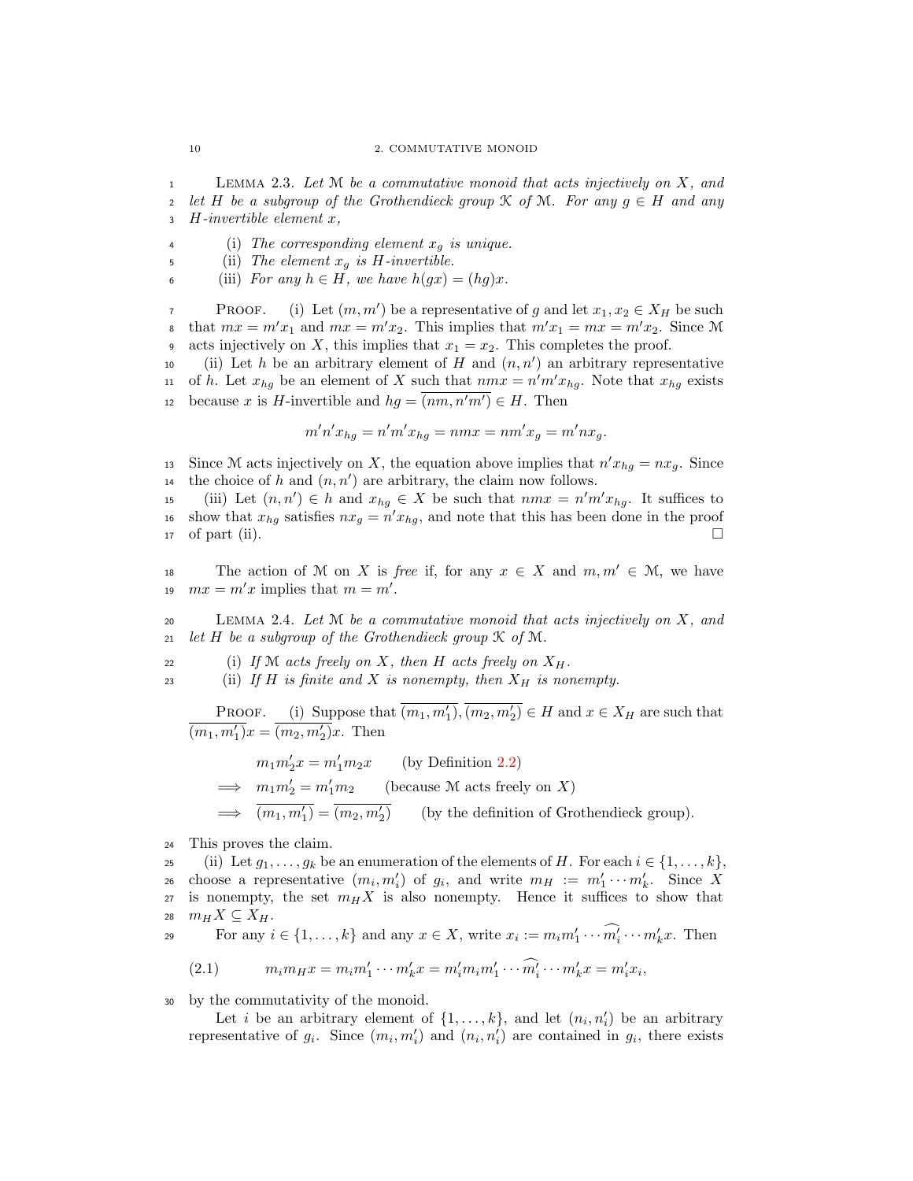Lemma 2.3. *Let $\mathcal{M}$ be a commutative monoid that acts injectively on $X$, and let $H$ be a subgroup of the Grothendieck group $\mathcal{K}$ of $\mathcal{M}$. For any $g \in H$ and any $H$-invertible element $x$,*

(i) *The corresponding element $x_g$ is unique.*
(ii) *The element $x_g$ is $H$-invertible.*
(iii) *For any $h \in H$, we have $h(gx) = (hg)x$.*

Proof. (i) Let $(m, m')$ be a representative of $g$ and let $x_1, x_2 \in X_H$ be such that $mx = m'x_1$ and $mx = m'x_2$. This implies that $m'x_1 = mx = m'x_2$. Since $\mathcal{M}$ acts injectively on $X$, this implies that $x_1 = x_2$. This completes the proof.

(ii) Let $h$ be an arbitrary element of $H$ and $(n, n')$ an arbitrary representative of $h$. Let $x_{hg}$ be an element of $X$ such that $nmx = n'm'x_{hg}$. Note that $x_{hg}$ exists because $x$ is $H$-invertible and $hg = \overline{(nm, n'm')} \in H$. Then

$$m'n'x_{hg} = n'm'x_{hg} = nmx = nm'x_g = m'nx_g.$$

Since $\mathcal{M}$ acts injectively on $X$, the equation above implies that $n'x_{hg} = nx_g$. Since the choice of $h$ and $(n, n')$ are arbitrary, the claim now follows.

(iii) Let $(n, n') \in h$ and $x_{hg} \in X$ be such that $nmx = n'm'x_{hg}$. It suffices to show that $x_{hg}$ satisfies $nx_g = n'x_{hg}$, and note that this has been done in the proof of part (ii). $\square$

The action of $\mathcal{M}$ on $X$ is *free* if, for any $x \in X$ and $m, m' \in \mathcal{M}$, we have $mx = m'x$ implies that $m = m'$.

Lemma 2.4. *Let $\mathcal{M}$ be a commutative monoid that acts injectively on $X$, and let $H$ be a subgroup of the Grothendieck group $\mathcal{K}$ of $\mathcal{M}$.*

(i) *If $\mathcal{M}$ acts freely on $X$, then $H$ acts freely on $X_H$.*
(ii) *If $H$ is finite and $X$ is nonempty, then $X_H$ is nonempty.*

Proof. (i) Suppose that $\overline{(m_1, m_1')}, \overline{(m_2, m_2')} \in H$ and $x \in X_H$ are such that $\overline{(m_1, m_1')}x = \overline{(m_2, m_2')}x$. Then

$$\begin{aligned}
& m_1m_2'x = m_1'm_2x && \text{(by Definition 2.2)} \\
\implies\ & m_1m_2' = m_1'm_2 && \text{(because } \mathcal{M} \text{ acts freely on } X\text{)} \\
\implies\ & \overline{(m_1, m_1')} = \overline{(m_2, m_2')} && \text{(by the definition of Grothendieck group).}
\end{aligned}$$

This proves the claim.

(ii) Let $g_1, \ldots, g_k$ be an enumeration of the elements of $H$. For each $i \in \{1, \ldots, k\}$, choose a representative $(m_i, m_i')$ of $g_i$, and write $m_H := m_1' \cdots m_k'$. Since $X$ is nonempty, the set $m_HX$ is also nonempty. Hence it suffices to show that $m_HX \subseteq X_H$.

For any $i \in \{1, \ldots, k\}$ and any $x \in X$, write $x_i := m_im_1' \cdots \widehat{m_i'} \cdots m_k'x$. Then

$$m_im_Hx = m_im_1' \cdots m_k'x = m_i'm_im_1' \cdots \widehat{m_i'} \cdots m_k'x = m_i'x_i, \tag{2.1}$$

by the commutativity of the monoid.

Let $i$ be an arbitrary element of $\{1, \ldots, k\}$, and let $(n_i, n_i')$ be an arbitrary representative of $g_i$. Since $(m_i, m_i')$ and $(n_i, n_i')$ are contained in $g_i$, there exists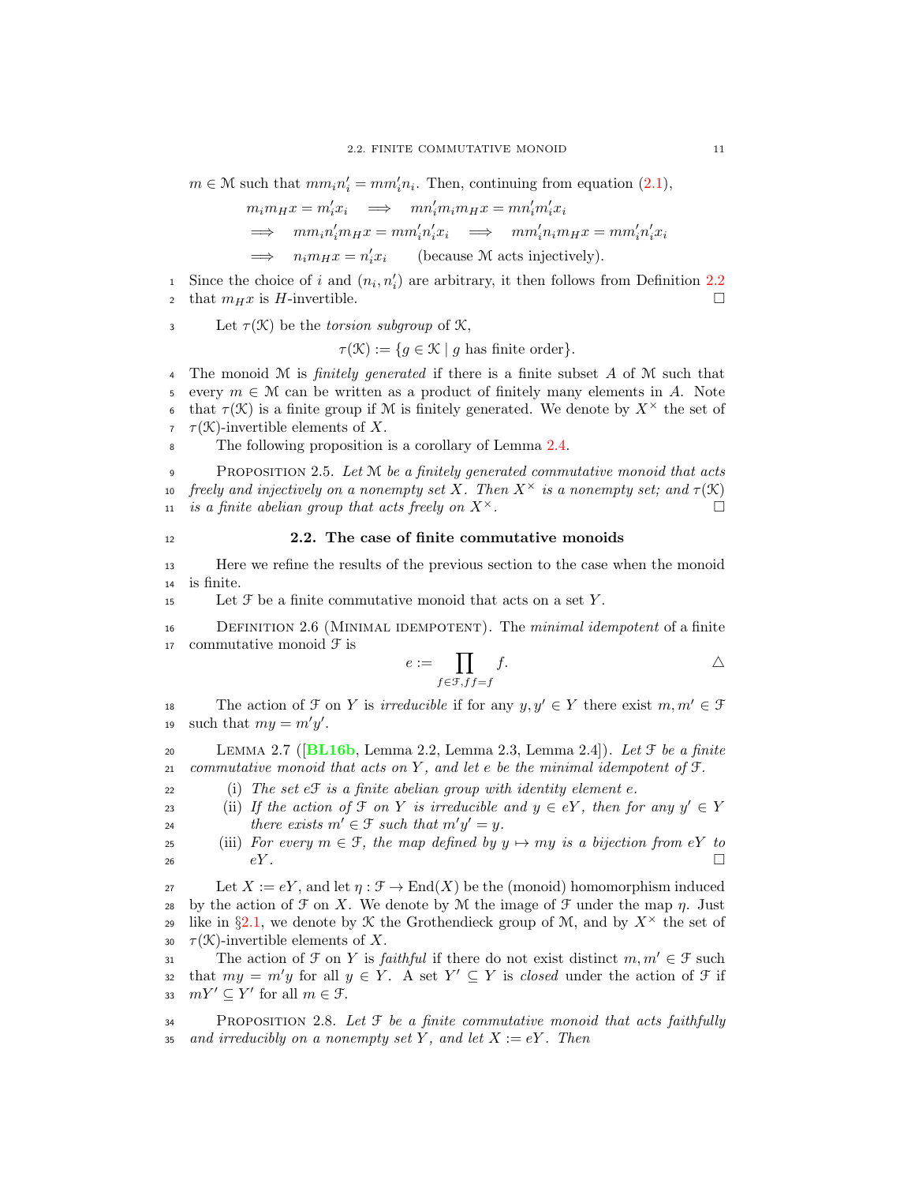$m \in \mathcal{M}$ such that $mm_in_i' = mm_i'n_i$. Then, continuing from equation (2.1),

$$
\begin{aligned}
& m_i m_H x = m_i' x_i \quad \Longrightarrow \quad mn_i' m_i m_H x = mn_i' m_i' x_i \\
& \Longrightarrow \quad mm_i n_i' m_H x = mm_i' n_i' x_i \quad \Longrightarrow \quad mm_i' n_i m_H x = mm_i' n_i' x_i \\
& \Longrightarrow \quad n_i m_H x = n_i' x_i \qquad \text{(because } \mathcal{M} \text{ acts injectively).}
\end{aligned}
$$

Since the choice of $i$ and $(n_i, n_i')$ are arbitrary, it then follows from Definition 2.2 that $m_H x$ is $H$-invertible. $\square$

Let $\tau(\mathcal{K})$ be the *torsion subgroup* of $\mathcal{K}$,

$$\tau(\mathcal{K}) := \{g \in \mathcal{K} \mid g \text{ has finite order}\}.$$

The monoid $\mathcal{M}$ is *finitely generated* if there is a finite subset $A$ of $\mathcal{M}$ such that every $m \in \mathcal{M}$ can be written as a product of finitely many elements in $A$. Note that $\tau(\mathcal{K})$ is a finite group if $\mathcal{M}$ is finitely generated. We denote by $X^\times$ the set of $\tau(\mathcal{K})$-invertible elements of $X$.

The following proposition is a corollary of Lemma 2.4.

Proposition 2.5. *Let $\mathcal{M}$ be a finitely generated commutative monoid that acts freely and injectively on a nonempty set $X$. Then $X^\times$ is a nonempty set; and $\tau(\mathcal{K})$ is a finite abelian group that acts freely on $X^\times$.* $\square$

## 2.2. The case of finite commutative monoids

Here we refine the results of the previous section to the case when the monoid is finite.

Let $\mathcal{F}$ be a finite commutative monoid that acts on a set $Y$.

Definition 2.6 (Minimal idempotent). The *minimal idempotent* of a finite commutative monoid $\mathcal{F}$ is

$$e := \prod_{f \in \mathcal{F}, ff = f} f. \qquad \triangle$$

The action of $\mathcal{F}$ on $Y$ is *irreducible* if for any $y, y' \in Y$ there exist $m, m' \in \mathcal{F}$ such that $my = m'y'$.

Lemma 2.7 ([BL16b, Lemma 2.2, Lemma 2.3, Lemma 2.4]). *Let $\mathcal{F}$ be a finite commutative monoid that acts on $Y$, and let $e$ be the minimal idempotent of $\mathcal{F}$.*

(i) *The set $e\mathcal{F}$ is a finite abelian group with identity element $e$.*

(ii) *If the action of $\mathcal{F}$ on $Y$ is irreducible and $y \in eY$, then for any $y' \in Y$ there exists $m' \in \mathcal{F}$ such that $m'y' = y$.*

(iii) *For every $m \in \mathcal{F}$, the map defined by $y \mapsto my$ is a bijection from $eY$ to $eY$.* $\square$

Let $X := eY$, and let $\eta : \mathcal{F} \to \mathrm{End}(X)$ be the (monoid) homomorphism induced by the action of $\mathcal{F}$ on $X$. We denote by $\mathcal{M}$ the image of $\mathcal{F}$ under the map $\eta$. Just like in §2.1, we denote by $\mathcal{K}$ the Grothendieck group of $\mathcal{M}$, and by $X^\times$ the set of $\tau(\mathcal{K})$-invertible elements of $X$.

The action of $\mathcal{F}$ on $Y$ is *faithful* if there do not exist distinct $m, m' \in \mathcal{F}$ such that $my = m'y$ for all $y \in Y$. A set $Y' \subseteq Y$ is *closed* under the action of $\mathcal{F}$ if $mY' \subseteq Y'$ for all $m \in \mathcal{F}$.

Proposition 2.8. *Let $\mathcal{F}$ be a finite commutative monoid that acts faithfully and irreducibly on a nonempty set $Y$, and let $X := eY$. Then*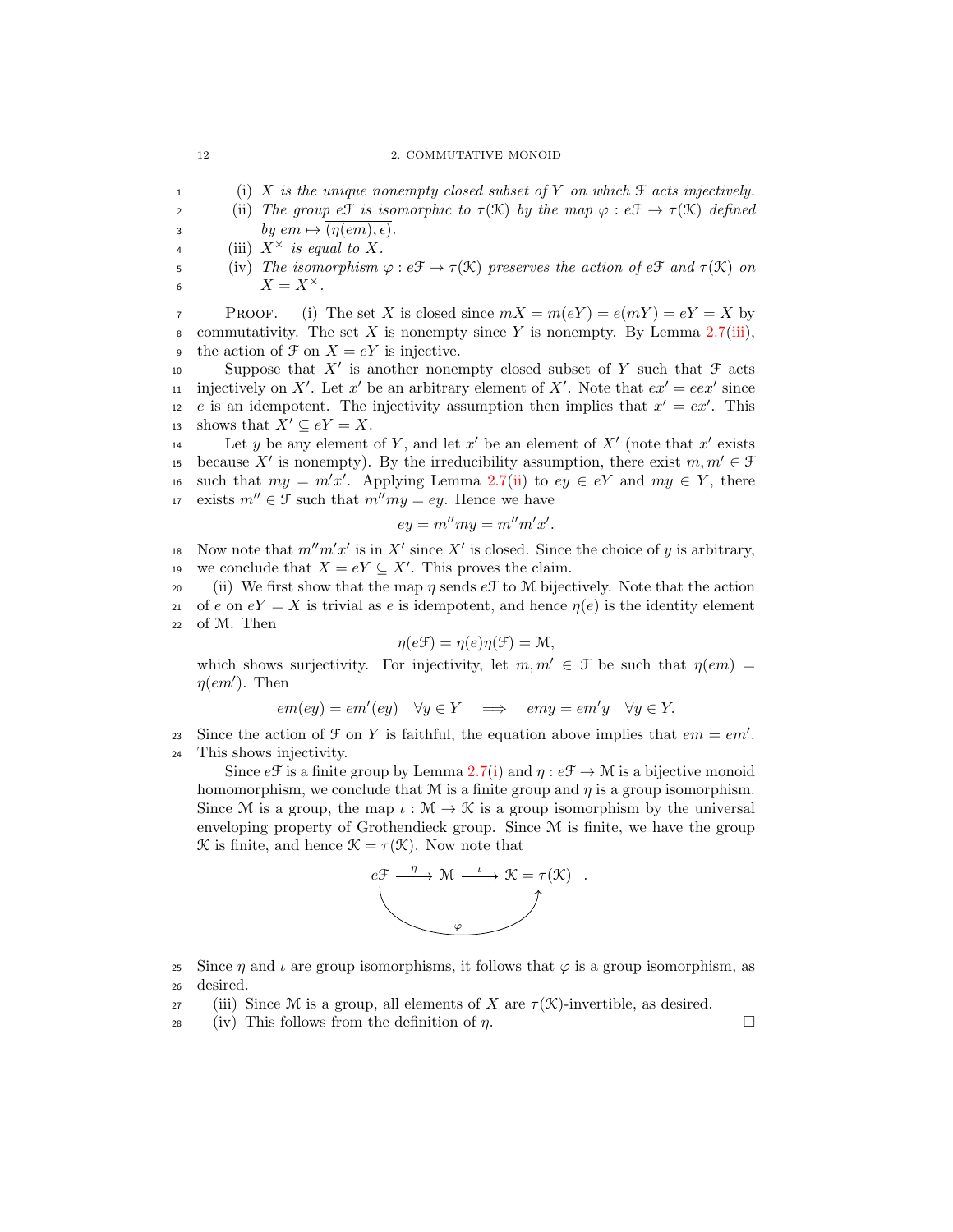(i) *$X$ is the unique nonempty closed subset of $Y$ on which $\mathcal{F}$ acts injectively.*

(ii) *The group $e\mathcal{F}$ is isomorphic to $\tau(\mathcal{K})$ by the map $\varphi : e\mathcal{F} \to \tau(\mathcal{K})$ defined by $em \mapsto \overline{(\eta(em), \epsilon)}$.*

(iii) *$X^\times$ is equal to $X$.*

(iv) *The isomorphism $\varphi : e\mathcal{F} \to \tau(\mathcal{K})$ preserves the action of $e\mathcal{F}$ and $\tau(\mathcal{K})$ on $X = X^\times$.*

Proof. (i) The set $X$ is closed since $mX = m(eY) = e(mY) = eY = X$ by commutativity. The set $X$ is nonempty since $Y$ is nonempty. By Lemma 2.7(iii), the action of $\mathcal{F}$ on $X = eY$ is injective.

Suppose that $X'$ is another nonempty closed subset of $Y$ such that $\mathcal{F}$ acts injectively on $X'$. Let $x'$ be an arbitrary element of $X'$. Note that $ex' = eex'$ since $e$ is an idempotent. The injectivity assumption then implies that $x' = ex'$. This shows that $X' \subseteq eY = X$.

Let $y$ be any element of $Y$, and let $x'$ be an element of $X'$ (note that $x'$ exists because $X'$ is nonempty). By the irreducibility assumption, there exist $m, m' \in \mathcal{F}$ such that $my = m'x'$. Applying Lemma 2.7(ii) to $ey \in eY$ and $my \in Y$, there exists $m'' \in \mathcal{F}$ such that $m''my = ey$. Hence we have

$$ey = m''my = m''m'x'.$$

Now note that $m''m'x'$ is in $X'$ since $X'$ is closed. Since the choice of $y$ is arbitrary, we conclude that $X = eY \subseteq X'$. This proves the claim.

(ii) We first show that the map $\eta$ sends $e\mathcal{F}$ to $\mathcal{M}$ bijectively. Note that the action of $e$ on $eY = X$ is trivial as $e$ is idempotent, and hence $\eta(e)$ is the identity element of $\mathcal{M}$. Then

$$\eta(e\mathcal{F}) = \eta(e)\eta(\mathcal{F}) = \mathcal{M},$$

which shows surjectivity. For injectivity, let $m, m' \in \mathcal{F}$ be such that $\eta(em) = \eta(em')$. Then

$$em(ey) = em'(ey) \quad \forall y \in Y \quad \Longrightarrow \quad emy = em'y \quad \forall y \in Y.$$

Since the action of $\mathcal{F}$ on $Y$ is faithful, the equation above implies that $em = em'$. This shows injectivity.

Since $e\mathcal{F}$ is a finite group by Lemma 2.7(i) and $\eta : e\mathcal{F} \to \mathcal{M}$ is a bijective monoid homomorphism, we conclude that $\mathcal{M}$ is a finite group and $\eta$ is a group isomorphism. Since $\mathcal{M}$ is a group, the map $\iota : \mathcal{M} \to \mathcal{K}$ is a group isomorphism by the universal enveloping property of Grothendieck group. Since $\mathcal{M}$ is finite, we have the group $\mathcal{K}$ is finite, and hence $\mathcal{K} = \tau(\mathcal{K})$. Now note that

$$e\mathcal{F} \xrightarrow{\ \eta\ } \mathcal{M} \xrightarrow{\ \iota\ } \mathcal{K} = \tau(\mathcal{K}), \qquad \varphi = \iota \circ \eta .$$

Since $\eta$ and $\iota$ are group isomorphisms, it follows that $\varphi$ is a group isomorphism, as desired.

(iii) Since $\mathcal{M}$ is a group, all elements of $X$ are $\tau(\mathcal{K})$-invertible, as desired.

(iv) This follows from the definition of $\eta$. $\square$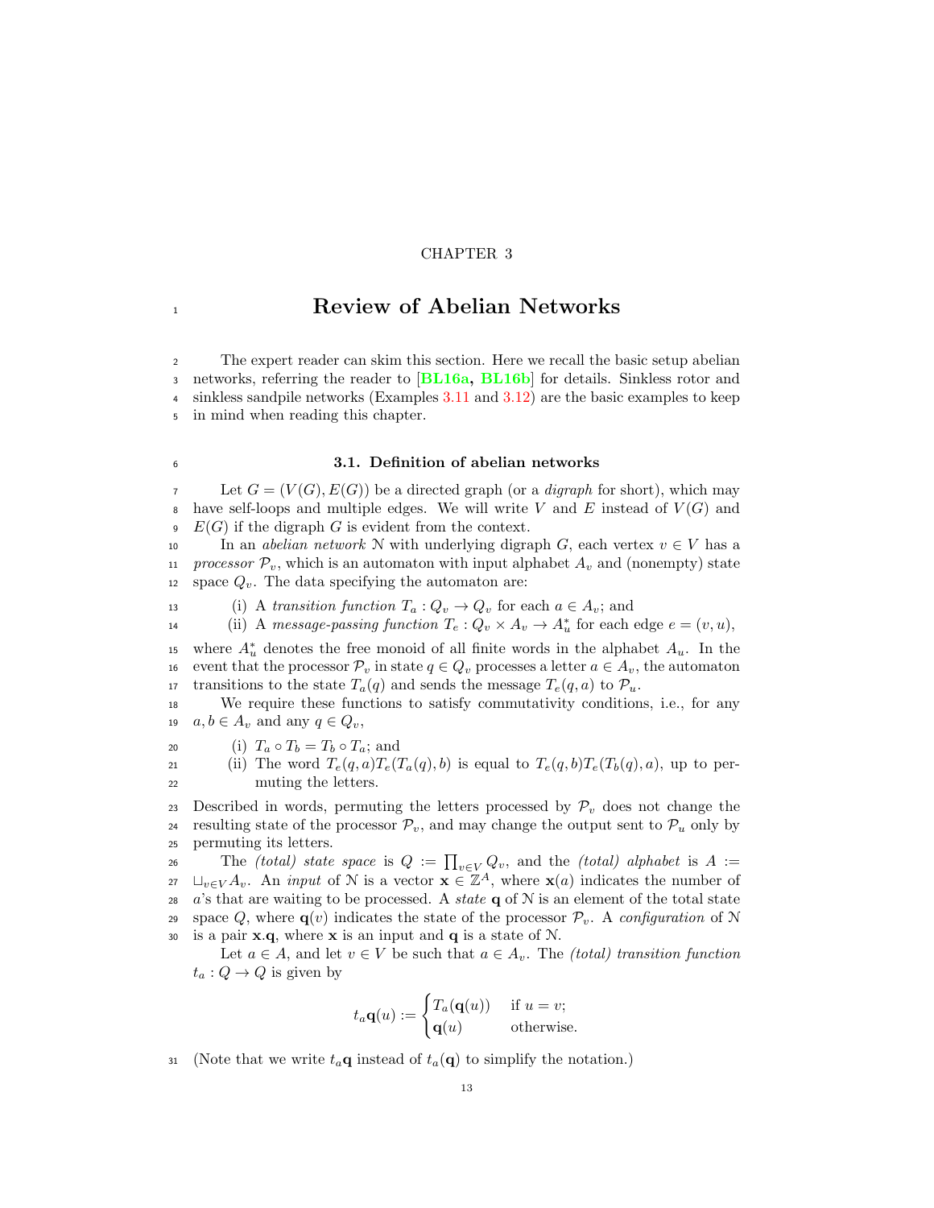CHAPTER 3

# Review of Abelian Networks

The expert reader can skim this section. Here we recall the basic setup abelian networks, referring the reader to [BL16a, BL16b] for details. Sinkless rotor and sinkless sandpile networks (Examples 3.11 and 3.12) are the basic examples to keep in mind when reading this chapter.

## 3.1. Definition of abelian networks

Let $G = (V(G), E(G))$ be a directed graph (or a *digraph* for short), which may have self-loops and multiple edges. We will write $V$ and $E$ instead of $V(G)$ and $E(G)$ if the digraph $G$ is evident from the context.

In an *abelian network* $\mathcal{N}$ with underlying digraph $G$, each vertex $v \in V$ has a *processor* $\mathcal{P}_v$, which is an automaton with input alphabet $A_v$ and (nonempty) state space $Q_v$. The data specifying the automaton are:

(i) A *transition function* $T_a : Q_v \to Q_v$ for each $a \in A_v$; and

(ii) A *message-passing function* $T_e : Q_v \times A_v \to A_u^*$ for each edge $e = (v, u)$,

where $A_u^*$ denotes the free monoid of all finite words in the alphabet $A_u$. In the event that the processor $\mathcal{P}_v$ in state $q \in Q_v$ processes a letter $a \in A_v$, the automaton transitions to the state $T_a(q)$ and sends the message $T_e(q, a)$ to $\mathcal{P}_u$.

We require these functions to satisfy commutativity conditions, i.e., for any $a, b \in A_v$ and any $q \in Q_v$,

(i) $T_a \circ T_b = T_b \circ T_a$; and

(ii) The word $T_e(q, a)T_e(T_a(q), b)$ is equal to $T_e(q, b)T_e(T_b(q), a)$, up to permuting the letters.

Described in words, permuting the letters processed by $\mathcal{P}_v$ does not change the resulting state of the processor $\mathcal{P}_v$, and may change the output sent to $\mathcal{P}_u$ only by permuting its letters.

The *(total) state space* is $Q := \prod_{v \in V} Q_v$, and the *(total) alphabet* is $A := \sqcup_{v \in V} A_v$. An *input* of $\mathcal{N}$ is a vector $\mathbf{x} \in \mathbb{Z}^A$, where $\mathbf{x}(a)$ indicates the number of $a$'s that are waiting to be processed. A *state* $\mathbf{q}$ of $\mathcal{N}$ is an element of the total state space $Q$, where $\mathbf{q}(v)$ indicates the state of the processor $\mathcal{P}_v$. A *configuration* of $\mathcal{N}$ is a pair $\mathbf{x}.\mathbf{q}$, where $\mathbf{x}$ is an input and $\mathbf{q}$ is a state of $\mathcal{N}$.

Let $a \in A$, and let $v \in V$ be such that $a \in A_v$. The *(total) transition function* $t_a : Q \to Q$ is given by

$$t_a\mathbf{q}(u) := \begin{cases} T_a(\mathbf{q}(u)) & \text{if } u = v; \\ \mathbf{q}(u) & \text{otherwise.} \end{cases}$$

(Note that we write $t_a\mathbf{q}$ instead of $t_a(\mathbf{q})$ to simplify the notation.)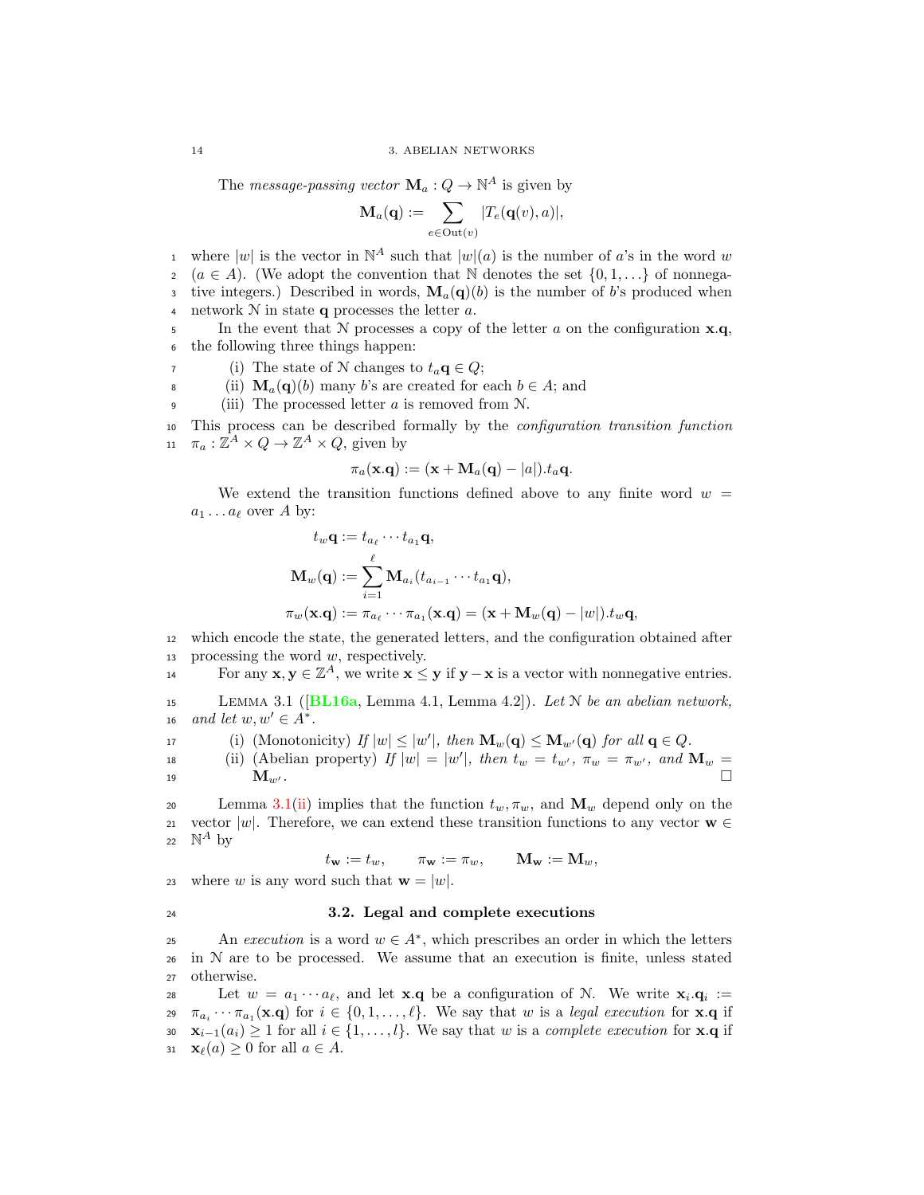The *message-passing vector* $\mathbf{M}_a : Q \to \mathbb{N}^A$ is given by

$$\mathbf{M}_a(\mathbf{q}) := \sum_{e \in \mathrm{Out}(v)} |T_e(\mathbf{q}(v), a)|,$$

where $|w|$ is the vector in $\mathbb{N}^A$ such that $|w|(a)$ is the number of $a$'s in the word $w$ ($a \in A$). (We adopt the convention that $\mathbb{N}$ denotes the set $\{0, 1, \ldots\}$ of nonnegative integers.) Described in words, $\mathbf{M}_a(\mathbf{q})(b)$ is the number of $b$'s produced when network $\mathcal{N}$ in state $\mathbf{q}$ processes the letter $a$.

In the event that $\mathcal{N}$ processes a copy of the letter $a$ on the configuration $\mathbf{x}.\mathbf{q}$, the following three things happen:

(i) The state of $\mathcal{N}$ changes to $t_a\mathbf{q} \in Q$;
(ii) $\mathbf{M}_a(\mathbf{q})(b)$ many $b$'s are created for each $b \in A$; and
(iii) The processed letter $a$ is removed from $\mathcal{N}$.

This process can be described formally by the *configuration transition function* $\pi_a : \mathbb{Z}^A \times Q \to \mathbb{Z}^A \times Q$, given by

$$\pi_a(\mathbf{x}.\mathbf{q}) := (\mathbf{x} + \mathbf{M}_a(\mathbf{q}) - |a|).t_a\mathbf{q}.$$

We extend the transition functions defined above to any finite word $w = a_1 \ldots a_\ell$ over $A$ by:

$$t_w\mathbf{q} := t_{a_\ell} \cdots t_{a_1}\mathbf{q},$$

$$\mathbf{M}_w(\mathbf{q}) := \sum_{i=1}^{\ell} \mathbf{M}_{a_i}(t_{a_{i-1}} \cdots t_{a_1}\mathbf{q}),$$

$$\pi_w(\mathbf{x}.\mathbf{q}) := \pi_{a_\ell} \cdots \pi_{a_1}(\mathbf{x}.\mathbf{q}) = (\mathbf{x} + \mathbf{M}_w(\mathbf{q}) - |w|).t_w\mathbf{q},$$

which encode the state, the generated letters, and the configuration obtained after processing the word $w$, respectively.

For any $\mathbf{x}, \mathbf{y} \in \mathbb{Z}^A$, we write $\mathbf{x} \leq \mathbf{y}$ if $\mathbf{y} - \mathbf{x}$ is a vector with nonnegative entries.

Lemma 3.1 ([BL16a, Lemma 4.1, Lemma 4.2]). *Let $\mathcal{N}$ be an abelian network, and let $w, w' \in A^*$.*

(i) (Monotonicity) *If $|w| \leq |w'|$, then $\mathbf{M}_w(\mathbf{q}) \leq \mathbf{M}_{w'}(\mathbf{q})$ for all $\mathbf{q} \in Q$.*
(ii) (Abelian property) *If $|w| = |w'|$, then $t_w = t_{w'}$, $\pi_w = \pi_{w'}$, and $\mathbf{M}_w = \mathbf{M}_{w'}$.* □

Lemma 3.1(ii) implies that the function $t_w, \pi_w$, and $\mathbf{M}_w$ depend only on the vector $|w|$. Therefore, we can extend these transition functions to any vector $\mathbf{w} \in \mathbb{N}^A$ by

$$t_{\mathbf{w}} := t_w, \qquad \pi_{\mathbf{w}} := \pi_w, \qquad \mathbf{M}_{\mathbf{w}} := \mathbf{M}_w,$$

where $w$ is any word such that $\mathbf{w} = |w|$.

## 3.2. Legal and complete executions

An *execution* is a word $w \in A^*$, which prescribes an order in which the letters in $\mathcal{N}$ are to be processed. We assume that an execution is finite, unless stated otherwise.

Let $w = a_1 \cdots a_\ell$, and let $\mathbf{x}.\mathbf{q}$ be a configuration of $\mathcal{N}$. We write $\mathbf{x}_i.\mathbf{q}_i := \pi_{a_i} \cdots \pi_{a_1}(\mathbf{x}.\mathbf{q})$ for $i \in \{0, 1, \ldots, \ell\}$. We say that $w$ is a *legal execution* for $\mathbf{x}.\mathbf{q}$ if $\mathbf{x}_{i-1}(a_i) \geq 1$ for all $i \in \{1, \ldots, l\}$. We say that $w$ is a *complete execution* for $\mathbf{x}.\mathbf{q}$ if $\mathbf{x}_\ell(a) \geq 0$ for all $a \in A$.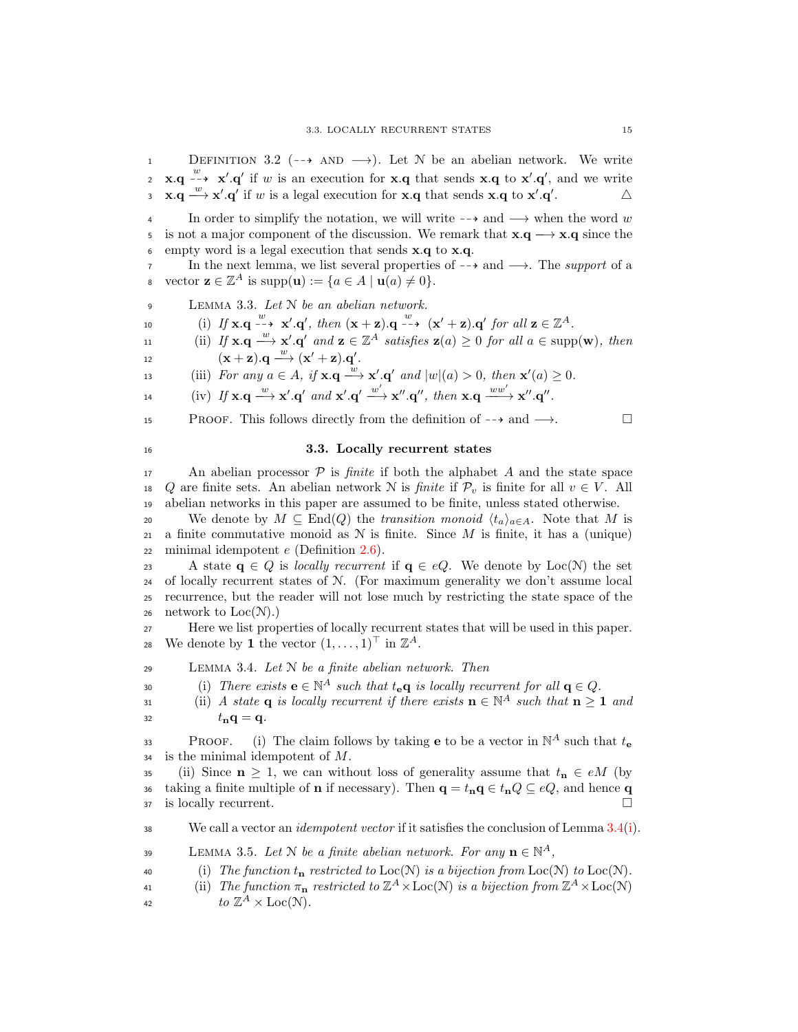**Definition 3.2** ($\dashrightarrow$ and $\longrightarrow$). Let $\mathcal{N}$ be an abelian network. We write $\mathbf{x}.\mathbf{q} \overset{w}{\dashrightarrow} \mathbf{x}'.\mathbf{q}'$ if $w$ is an execution for $\mathbf{x}.\mathbf{q}$ that sends $\mathbf{x}.\mathbf{q}$ to $\mathbf{x}'.\mathbf{q}'$, and we write $\mathbf{x}.\mathbf{q} \overset{w}{\longrightarrow} \mathbf{x}'.\mathbf{q}'$ if $w$ is a legal execution for $\mathbf{x}.\mathbf{q}$ that sends $\mathbf{x}.\mathbf{q}$ to $\mathbf{x}'.\mathbf{q}'$. △

In order to simplify the notation, we will write $\dashrightarrow$ and $\longrightarrow$ when the word $w$ is not a major component of the discussion. We remark that $\mathbf{x}.\mathbf{q} \longrightarrow \mathbf{x}.\mathbf{q}$ since the empty word is a legal execution that sends $\mathbf{x}.\mathbf{q}$ to $\mathbf{x}.\mathbf{q}$.

In the next lemma, we list several properties of $\dashrightarrow$ and $\longrightarrow$. The *support* of a vector $\mathbf{z} \in \mathbb{Z}^A$ is $\text{supp}(\mathbf{u}) := \{a \in A \mid \mathbf{u}(a) \neq 0\}$.

**Lemma 3.3.** *Let $\mathcal{N}$ be an abelian network.*

(i) *If $\mathbf{x}.\mathbf{q} \overset{w}{\dashrightarrow} \mathbf{x}'.\mathbf{q}'$, then $(\mathbf{x}+\mathbf{z}).\mathbf{q} \overset{w}{\dashrightarrow} (\mathbf{x}'+\mathbf{z}).\mathbf{q}'$ for all $\mathbf{z} \in \mathbb{Z}^A$.*

(ii) *If $\mathbf{x}.\mathbf{q} \overset{w}{\longrightarrow} \mathbf{x}'.\mathbf{q}'$ and $\mathbf{z} \in \mathbb{Z}^A$ satisfies $\mathbf{z}(a) \geq 0$ for all $a \in \text{supp}(\mathbf{w})$, then $(\mathbf{x}+\mathbf{z}).\mathbf{q} \overset{w}{\longrightarrow} (\mathbf{x}'+\mathbf{z}).\mathbf{q}'$.*

(iii) *For any $a \in A$, if $\mathbf{x}.\mathbf{q} \overset{w}{\longrightarrow} \mathbf{x}'.\mathbf{q}'$ and $|w|(a) > 0$, then $\mathbf{x}'(a) \geq 0$.*

(iv) *If $\mathbf{x}.\mathbf{q} \overset{w}{\longrightarrow} \mathbf{x}'.\mathbf{q}'$ and $\mathbf{x}'.\mathbf{q}' \overset{w'}{\longrightarrow} \mathbf{x}''.\mathbf{q}''$, then $\mathbf{x}.\mathbf{q} \overset{ww'}{\longrightarrow} \mathbf{x}''.\mathbf{q}''$.*

Proof. This follows directly from the definition of $\dashrightarrow$ and $\longrightarrow$. □

## 3.3. Locally recurrent states

An abelian processor $\mathcal{P}$ is *finite* if both the alphabet $A$ and the state space $Q$ are finite sets. An abelian network $\mathcal{N}$ is *finite* if $\mathcal{P}_v$ is finite for all $v \in V$. All abelian networks in this paper are assumed to be finite, unless stated otherwise.

We denote by $M \subseteq \text{End}(Q)$ the *transition monoid* $\langle t_a \rangle_{a \in A}$. Note that $M$ is a finite commutative monoid as $\mathcal{N}$ is finite. Since $M$ is finite, it has a (unique) minimal idempotent $e$ (Definition 2.6).

A state $\mathbf{q} \in Q$ is *locally recurrent* if $\mathbf{q} \in eQ$. We denote by $\text{Loc}(\mathcal{N})$ the set of locally recurrent states of $\mathcal{N}$. (For maximum generality we don't assume local recurrence, but the reader will not lose much by restricting the state space of the network to $\text{Loc}(\mathcal{N})$.)

Here we list properties of locally recurrent states that will be used in this paper. We denote by $\mathbf{1}$ the vector $(1, \ldots, 1)^\top$ in $\mathbb{Z}^A$.

**Lemma 3.4.** *Let $\mathcal{N}$ be a finite abelian network. Then*

(i) *There exists $\mathbf{e} \in \mathbb{N}^A$ such that $t_\mathbf{e}\mathbf{q}$ is locally recurrent for all $\mathbf{q} \in Q$.*

(ii) *A state $\mathbf{q}$ is locally recurrent if there exists $\mathbf{n} \in \mathbb{N}^A$ such that $\mathbf{n} \geq \mathbf{1}$ and $t_\mathbf{n}\mathbf{q} = \mathbf{q}$.*

Proof. (i) The claim follows by taking $\mathbf{e}$ to be a vector in $\mathbb{N}^A$ such that $t_\mathbf{e}$ is the minimal idempotent of $M$.

(ii) Since $\mathbf{n} \geq 1$, we can without loss of generality assume that $t_\mathbf{n} \in eM$ (by taking a finite multiple of $\mathbf{n}$ if necessary). Then $\mathbf{q} = t_\mathbf{n}\mathbf{q} \in t_\mathbf{n}Q \subseteq eQ$, and hence $\mathbf{q}$ is locally recurrent. □

We call a vector an *idempotent vector* if it satisfies the conclusion of Lemma 3.4(i).

**Lemma 3.5.** *Let $\mathcal{N}$ be a finite abelian network. For any $\mathbf{n} \in \mathbb{N}^A$,*

(i) *The function $t_\mathbf{n}$ restricted to $\text{Loc}(\mathcal{N})$ is a bijection from $\text{Loc}(\mathcal{N})$ to $\text{Loc}(\mathcal{N})$.*

(ii) *The function $\pi_\mathbf{n}$ restricted to $\mathbb{Z}^A \times \text{Loc}(\mathcal{N})$ is a bijection from $\mathbb{Z}^A \times \text{Loc}(\mathcal{N})$ to $\mathbb{Z}^A \times \text{Loc}(\mathcal{N})$.*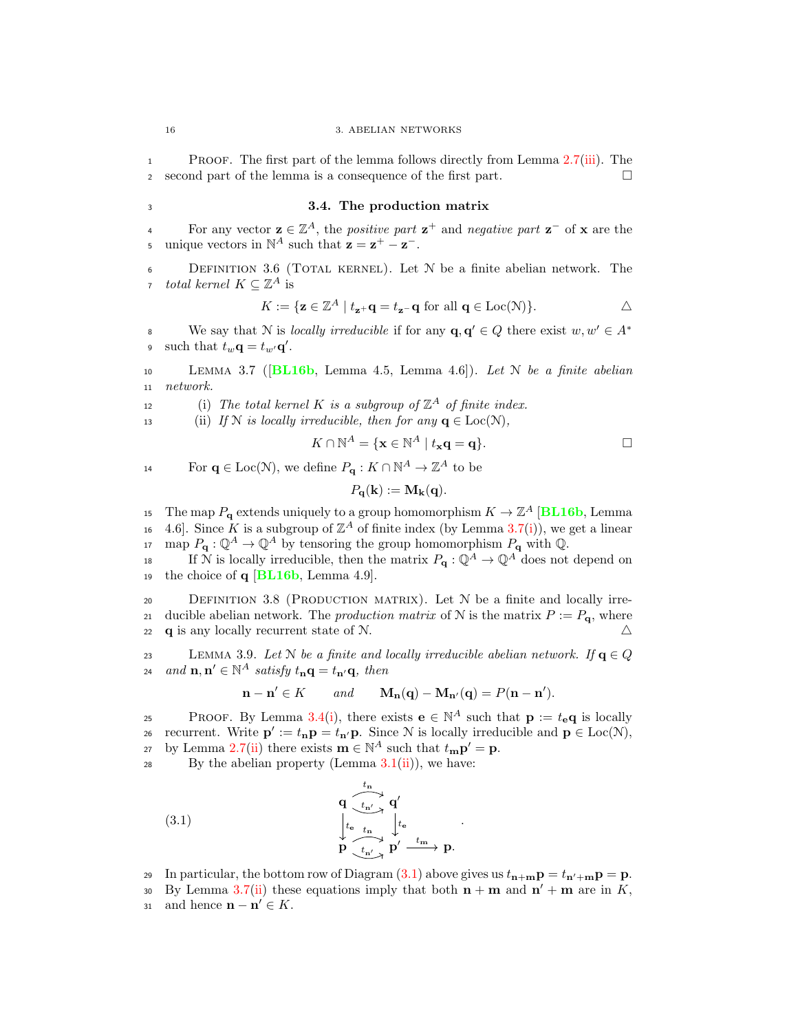Proof. The first part of the lemma follows directly from Lemma 2.7(iii). The second part of the lemma is a consequence of the first part. $\square$

### 3.4. The production matrix

For any vector $\mathbf{z} \in \mathbb{Z}^A$, the *positive part* $\mathbf{z}^+$ and *negative part* $\mathbf{z}^-$ of $\mathbf{x}$ are the unique vectors in $\mathbb{N}^A$ such that $\mathbf{z} = \mathbf{z}^+ - \mathbf{z}^-$.

Definition 3.6 (Total kernel). Let $\mathcal{N}$ be a finite abelian network. The *total kernel* $K \subseteq \mathbb{Z}^A$ is

$$K := \{\mathbf{z} \in \mathbb{Z}^A \mid t_{\mathbf{z}^+}\mathbf{q} = t_{\mathbf{z}^-}\mathbf{q} \text{ for all } \mathbf{q} \in \mathrm{Loc}(\mathcal{N})\}. \qquad \triangle$$

We say that $\mathcal{N}$ is *locally irreducible* if for any $\mathbf{q}, \mathbf{q}' \in Q$ there exist $w, w' \in A^*$ such that $t_w\mathbf{q} = t_{w'}\mathbf{q}'$.

Lemma 3.7 ([BL16b, Lemma 4.5, Lemma 4.6]). *Let $\mathcal{N}$ be a finite abelian network.*

(i) *The total kernel $K$ is a subgroup of $\mathbb{Z}^A$ of finite index.*

(ii) *If $\mathcal{N}$ is locally irreducible, then for any $\mathbf{q} \in \mathrm{Loc}(\mathcal{N})$,*

$$K \cap \mathbb{N}^A = \{\mathbf{x} \in \mathbb{N}^A \mid t_{\mathbf{x}}\mathbf{q} = \mathbf{q}\}. \qquad \square$$

For $\mathbf{q} \in \mathrm{Loc}(\mathcal{N})$, we define $P_{\mathbf{q}} : K \cap \mathbb{N}^A \to \mathbb{Z}^A$ to be

$$P_{\mathbf{q}}(\mathbf{k}) := \mathbf{M}_{\mathbf{k}}(\mathbf{q}).$$

The map $P_{\mathbf{q}}$ extends uniquely to a group homomorphism $K \to \mathbb{Z}^A$ [BL16b, Lemma 4.6]. Since $K$ is a subgroup of $\mathbb{Z}^A$ of finite index (by Lemma 3.7(i)), we get a linear map $P_{\mathbf{q}} : \mathbb{Q}^A \to \mathbb{Q}^A$ by tensoring the group homomorphism $P_{\mathbf{q}}$ with $\mathbb{Q}$.

If $\mathcal{N}$ is locally irreducible, then the matrix $P_{\mathbf{q}} : \mathbb{Q}^A \to \mathbb{Q}^A$ does not depend on the choice of $\mathbf{q}$ [BL16b, Lemma 4.9].

Definition 3.8 (Production matrix). Let $\mathcal{N}$ be a finite and locally irreducible abelian network. The *production matrix* of $\mathcal{N}$ is the matrix $P := P_{\mathbf{q}}$, where $\mathbf{q}$ is any locally recurrent state of $\mathcal{N}$. $\triangle$

Lemma 3.9. *Let $\mathcal{N}$ be a finite and locally irreducible abelian network. If $\mathbf{q} \in Q$ and $\mathbf{n}, \mathbf{n}' \in \mathbb{N}^A$ satisfy $t_{\mathbf{n}}\mathbf{q} = t_{\mathbf{n}'}\mathbf{q}$, then*

$$\mathbf{n} - \mathbf{n}' \in K \qquad \text{and} \qquad \mathbf{M}_{\mathbf{n}}(\mathbf{q}) - \mathbf{M}_{\mathbf{n}'}(\mathbf{q}) = P(\mathbf{n} - \mathbf{n}').$$

Proof. By Lemma 3.4(i), there exists $\mathbf{e} \in \mathbb{N}^A$ such that $\mathbf{p} := t_{\mathbf{e}}\mathbf{q}$ is locally recurrent. Write $\mathbf{p}' := t_{\mathbf{n}}\mathbf{p} = t_{\mathbf{n}'}\mathbf{p}$. Since $\mathcal{N}$ is locally irreducible and $\mathbf{p} \in \mathrm{Loc}(\mathcal{N})$, by Lemma 2.7(ii) there exists $\mathbf{m} \in \mathbb{N}^A$ such that $t_{\mathbf{m}}\mathbf{p}' = \mathbf{p}$.

By the abelian property (Lemma 3.1(ii)), we have:

$$\begin{array}{ccccc} \mathbf{q} & \overset{t_{\mathbf{n}}}{\underset{t_{\mathbf{n}'}}{\rightrightarrows}} & \mathbf{q}' & & \\ \downarrow t_{\mathbf{e}} & & \downarrow t_{\mathbf{e}} & & \\ \mathbf{p} & \overset{t_{\mathbf{n}}}{\underset{t_{\mathbf{n}'}}{\rightrightarrows}} & \mathbf{p}' & \xrightarrow{t_{\mathbf{m}}} & \mathbf{p}. \end{array} \tag{3.1}$$

In particular, the bottom row of Diagram (3.1) above gives us $t_{\mathbf{n}+\mathbf{m}}\mathbf{p} = t_{\mathbf{n}'+\mathbf{m}}\mathbf{p} = \mathbf{p}$. By Lemma 3.7(ii) these equations imply that both $\mathbf{n} + \mathbf{m}$ and $\mathbf{n}' + \mathbf{m}$ are in $K$, and hence $\mathbf{n} - \mathbf{n}' \in K$.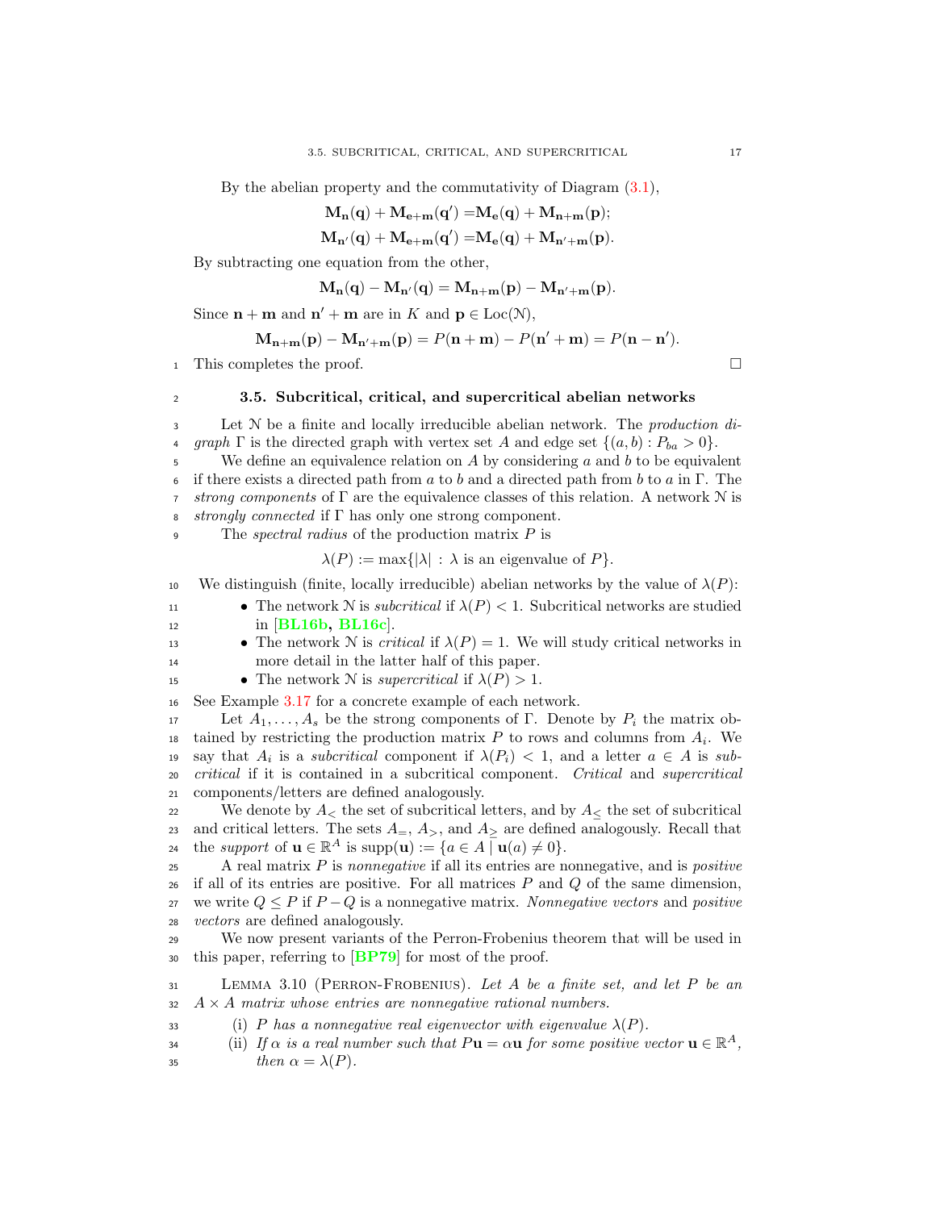By the abelian property and the commutativity of Diagram (3.1),

$$\mathbf{M_n}(\mathbf{q}) + \mathbf{M_{e+m}}(\mathbf{q}') = \mathbf{M_e}(\mathbf{q}) + \mathbf{M_{n+m}}(\mathbf{p});$$

$$\mathbf{M_{n'}}(\mathbf{q}) + \mathbf{M_{e+m}}(\mathbf{q}') = \mathbf{M_e}(\mathbf{q}) + \mathbf{M_{n'+m}}(\mathbf{p}).$$

By subtracting one equation from the other,

$$\mathbf{M_n}(\mathbf{q}) - \mathbf{M_{n'}}(\mathbf{q}) = \mathbf{M_{n+m}}(\mathbf{p}) - \mathbf{M_{n'+m}}(\mathbf{p}).$$

Since $\mathbf{n}+\mathbf{m}$ and $\mathbf{n}'+\mathbf{m}$ are in $K$ and $\mathbf{p} \in \mathrm{Loc}(\mathcal{N})$,

$$\mathbf{M_{n+m}}(\mathbf{p}) - \mathbf{M_{n'+m}}(\mathbf{p}) = P(\mathbf{n}+\mathbf{m}) - P(\mathbf{n}'+\mathbf{m}) = P(\mathbf{n}-\mathbf{n}').$$

This completes the proof. □

## 3.5. Subcritical, critical, and supercritical abelian networks

Let $\mathcal{N}$ be a finite and locally irreducible abelian network. The *production digraph* $\Gamma$ is the directed graph with vertex set $A$ and edge set $\{(a,b) : P_{ba} > 0\}$.

We define an equivalence relation on $A$ by considering $a$ and $b$ to be equivalent if there exists a directed path from $a$ to $b$ and a directed path from $b$ to $a$ in $\Gamma$. The *strong components* of $\Gamma$ are the equivalence classes of this relation. A network $\mathcal{N}$ is *strongly connected* if $\Gamma$ has only one strong component.

The *spectral radius* of the production matrix $P$ is

$$\lambda(P) := \max\{|\lambda| : \lambda \text{ is an eigenvalue of } P\}.$$

We distinguish (finite, locally irreducible) abelian networks by the value of $\lambda(P)$:

- The network $\mathcal{N}$ is *subcritical* if $\lambda(P) < 1$. Subcritical networks are studied in [BL16b, BL16c].
- The network $\mathcal{N}$ is *critical* if $\lambda(P) = 1$. We will study critical networks in more detail in the latter half of this paper.
- The network $\mathcal{N}$ is *supercritical* if $\lambda(P) > 1$.

See Example 3.17 for a concrete example of each network.

Let $A_1, \ldots, A_s$ be the strong components of $\Gamma$. Denote by $P_i$ the matrix obtained by restricting the production matrix $P$ to rows and columns from $A_i$. We say that $A_i$ is a *subcritical* component if $\lambda(P_i) < 1$, and a letter $a \in A$ is *subcritical* if it is contained in a subcritical component. *Critical* and *supercritical* components/letters are defined analogously.

We denote by $A_<$ the set of subcritical letters, and by $A_\leq$ the set of subcritical and critical letters. The sets $A_=$, $A_>$, and $A_\geq$ are defined analogously. Recall that the *support* of $\mathbf{u} \in \mathbb{R}^A$ is $\mathrm{supp}(\mathbf{u}) := \{a \in A \mid \mathbf{u}(a) \neq 0\}$.

A real matrix $P$ is *nonnegative* if all its entries are nonnegative, and is *positive* if all of its entries are positive. For all matrices $P$ and $Q$ of the same dimension, we write $Q \leq P$ if $P - Q$ is a nonnegative matrix. *Nonnegative vectors* and *positive vectors* are defined analogously.

We now present variants of the Perron-Frobenius theorem that will be used in this paper, referring to [BP79] for most of the proof.

Lemma 3.10 (Perron-Frobenius). *Let $A$ be a finite set, and let $P$ be an $A \times A$ matrix whose entries are nonnegative rational numbers.*

(i) *$P$ has a nonnegative real eigenvector with eigenvalue $\lambda(P)$.*

(ii) *If $\alpha$ is a real number such that $P\mathbf{u} = \alpha\mathbf{u}$ for some positive vector $\mathbf{u} \in \mathbb{R}^A$, then $\alpha = \lambda(P)$.*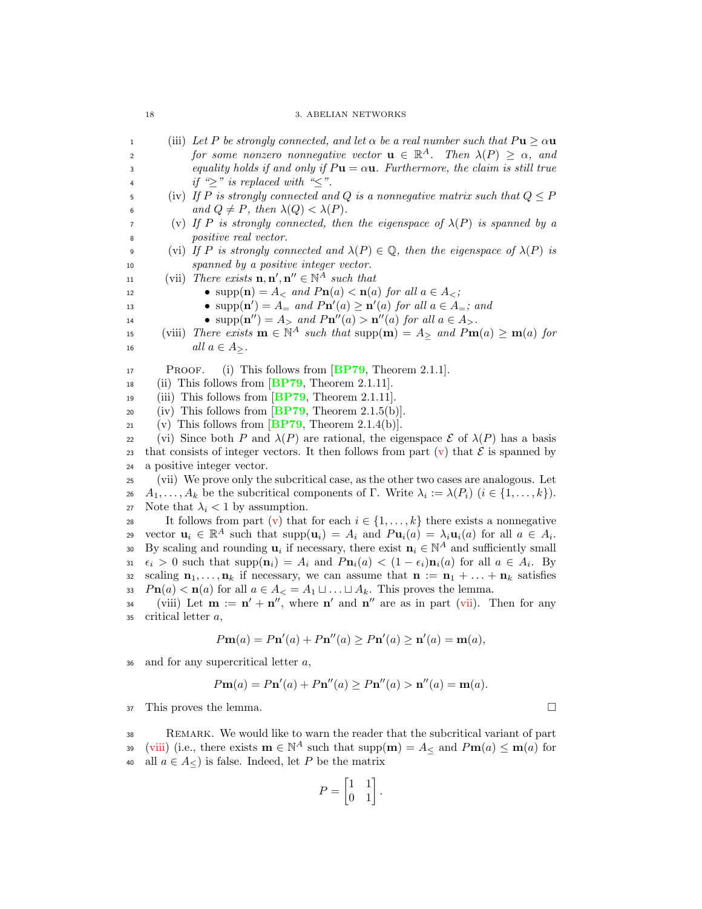(iii) *Let $P$ be strongly connected, and let $\alpha$ be a real number such that $P\mathbf{u} \geq \alpha\mathbf{u}$ for some nonzero nonnegative vector $\mathbf{u} \in \mathbb{R}^A$. Then $\lambda(P) \geq \alpha$, and equality holds if and only if $P\mathbf{u} = \alpha\mathbf{u}$. Furthermore, the claim is still true if "$\geq$" is replaced with "$\leq$".*

(iv) *If $P$ is strongly connected and $Q$ is a nonnegative matrix such that $Q \leq P$ and $Q \neq P$, then $\lambda(Q) < \lambda(P)$.*

(v) *If $P$ is strongly connected, then the eigenspace of $\lambda(P)$ is spanned by a positive real vector.*

(vi) *If $P$ is strongly connected and $\lambda(P) \in \mathbb{Q}$, then the eigenspace of $\lambda(P)$ is spanned by a positive integer vector.*

(vii) *There exists $\mathbf{n}, \mathbf{n}', \mathbf{n}'' \in \mathbb{N}^A$ such that*
- *$\mathrm{supp}(\mathbf{n}) = A_<$ and $P\mathbf{n}(a) < \mathbf{n}(a)$ for all $a \in A_<$;*
- *$\mathrm{supp}(\mathbf{n}') = A_=$ and $P\mathbf{n}'(a) \geq \mathbf{n}'(a)$ for all $a \in A_=$; and*
- *$\mathrm{supp}(\mathbf{n}'') = A_>$ and $P\mathbf{n}''(a) > \mathbf{n}''(a)$ for all $a \in A_>$.*

(viii) *There exists $\mathbf{m} \in \mathbb{N}^A$ such that $\mathrm{supp}(\mathbf{m}) = A_\geq$ and $P\mathbf{m}(a) \geq \mathbf{m}(a)$ for all $a \in A_\geq$.*

Proof. (i) This follows from [BP79, Theorem 2.1.1].

(ii) This follows from [BP79, Theorem 2.1.11].

(iii) This follows from [BP79, Theorem 2.1.11].

(iv) This follows from [BP79, Theorem 2.1.5(b)].

(v) This follows from [BP79, Theorem 2.1.4(b)].

(vi) Since both $P$ and $\lambda(P)$ are rational, the eigenspace $\mathcal{E}$ of $\lambda(P)$ has a basis that consists of integer vectors. It then follows from part (v) that $\mathcal{E}$ is spanned by a positive integer vector.

(vii) We prove only the subcritical case, as the other two cases are analogous. Let $A_1, \ldots, A_k$ be the subcritical components of $\Gamma$. Write $\lambda_i := \lambda(P_i)$ $(i \in \{1, \ldots, k\})$. Note that $\lambda_i < 1$ by assumption.

It follows from part (v) that for each $i \in \{1, \ldots, k\}$ there exists a nonnegative vector $\mathbf{u}_i \in \mathbb{R}^A$ such that $\mathrm{supp}(\mathbf{u}_i) = A_i$ and $P\mathbf{u}_i(a) = \lambda_i \mathbf{u}_i(a)$ for all $a \in A_i$. By scaling and rounding $\mathbf{u}_i$ if necessary, there exist $\mathbf{n}_i \in \mathbb{N}^A$ and sufficiently small $\epsilon_i > 0$ such that $\mathrm{supp}(\mathbf{n}_i) = A_i$ and $P\mathbf{n}_i(a) < (1 - \epsilon_i)\mathbf{n}_i(a)$ for all $a \in A_i$. By scaling $\mathbf{n}_1, \ldots, \mathbf{n}_k$ if necessary, we can assume that $\mathbf{n} := \mathbf{n}_1 + \ldots + \mathbf{n}_k$ satisfies $P\mathbf{n}(a) < \mathbf{n}(a)$ for all $a \in A_< = A_1 \sqcup \ldots \sqcup A_k$. This proves the lemma.

(viii) Let $\mathbf{m} := \mathbf{n}' + \mathbf{n}''$, where $\mathbf{n}'$ and $\mathbf{n}''$ are as in part (vii). Then for any critical letter $a$,

$$P\mathbf{m}(a) = P\mathbf{n}'(a) + P\mathbf{n}''(a) \geq P\mathbf{n}'(a) \geq \mathbf{n}'(a) = \mathbf{m}(a),$$

and for any supercritical letter $a$,

$$P\mathbf{m}(a) = P\mathbf{n}'(a) + P\mathbf{n}''(a) \geq P\mathbf{n}''(a) > \mathbf{n}''(a) = \mathbf{m}(a).$$

This proves the lemma. $\square$

Remark. We would like to warn the reader that the subcritical variant of part (viii) (i.e., there exists $\mathbf{m} \in \mathbb{N}^A$ such that $\mathrm{supp}(\mathbf{m}) = A_\leq$ and $P\mathbf{m}(a) \leq \mathbf{m}(a)$ for all $a \in A_\leq$) is false. Indeed, let $P$ be the matrix

$$P = \begin{bmatrix} 1 & 1 \\ 0 & 1 \end{bmatrix}.$$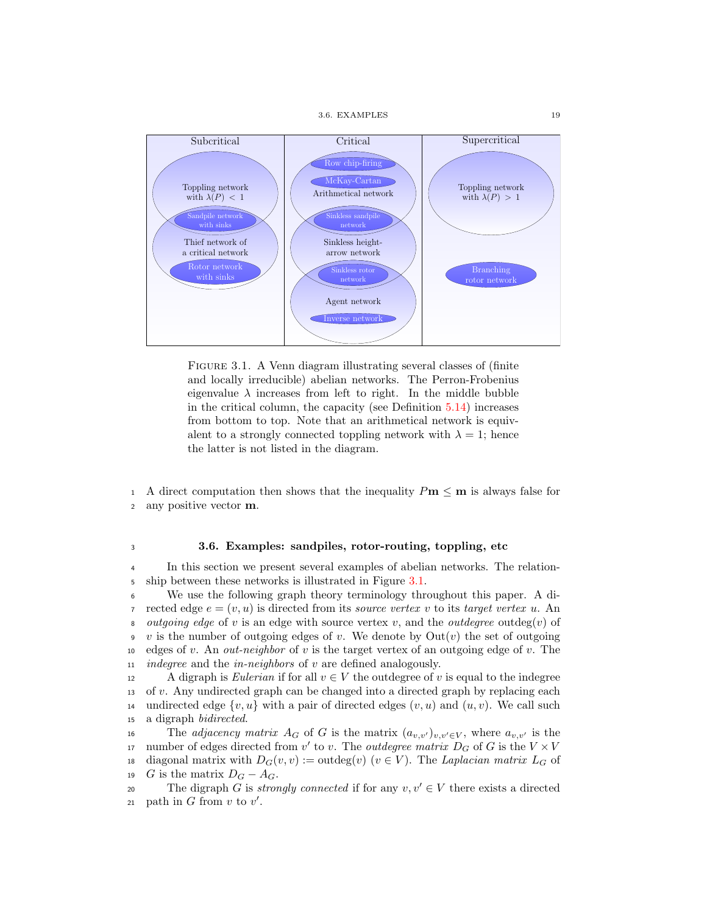FIGURE 3.1. A Venn diagram illustrating several classes of (finite and locally irreducible) abelian networks. The Perron-Frobenius eigenvalue $\lambda$ increases from left to right. In the middle bubble in the critical column, the capacity (see Definition 5.14) increases from bottom to top. Note that an arithmetical network is equivalent to a strongly connected toppling network with $\lambda = 1$; hence the latter is not listed in the diagram.

A direct computation then shows that the inequality $P\mathbf{m} \leq \mathbf{m}$ is always false for any positive vector $\mathbf{m}$.

### 3.6. Examples: sandpiles, rotor-routing, toppling, etc

In this section we present several examples of abelian networks. The relationship between these networks is illustrated in Figure 3.1.

We use the following graph theory terminology throughout this paper. A directed edge $e = (v, u)$ is directed from its *source vertex* $v$ to its *target vertex* $u$. An *outgoing edge* of $v$ is an edge with source vertex $v$, and the *outdegree* $\text{outdeg}(v)$ of $v$ is the number of outgoing edges of $v$. We denote by $\text{Out}(v)$ the set of outgoing edges of $v$. An *out-neighbor* of $v$ is the target vertex of an outgoing edge of $v$. The *indegree* and the *in-neighbors* of $v$ are defined analogously.

A digraph is *Eulerian* if for all $v \in V$ the outdegree of $v$ is equal to the indegree of $v$. Any undirected graph can be changed into a directed graph by replacing each undirected edge $\{v, u\}$ with a pair of directed edges $(v, u)$ and $(u, v)$. We call such a digraph *bidirected*.

The *adjacency matrix* $A_G$ of $G$ is the matrix $(a_{v,v'})_{v,v' \in V}$, where $a_{v,v'}$ is the number of edges directed from $v'$ to $v$. The *outdegree matrix* $D_G$ of $G$ is the $V \times V$ diagonal matrix with $D_G(v, v) := \text{outdeg}(v)$ $(v \in V)$. The *Laplacian matrix* $L_G$ of $G$ is the matrix $D_G - A_G$.

The digraph $G$ is *strongly connected* if for any $v, v' \in V$ there exists a directed path in $G$ from $v$ to $v'$.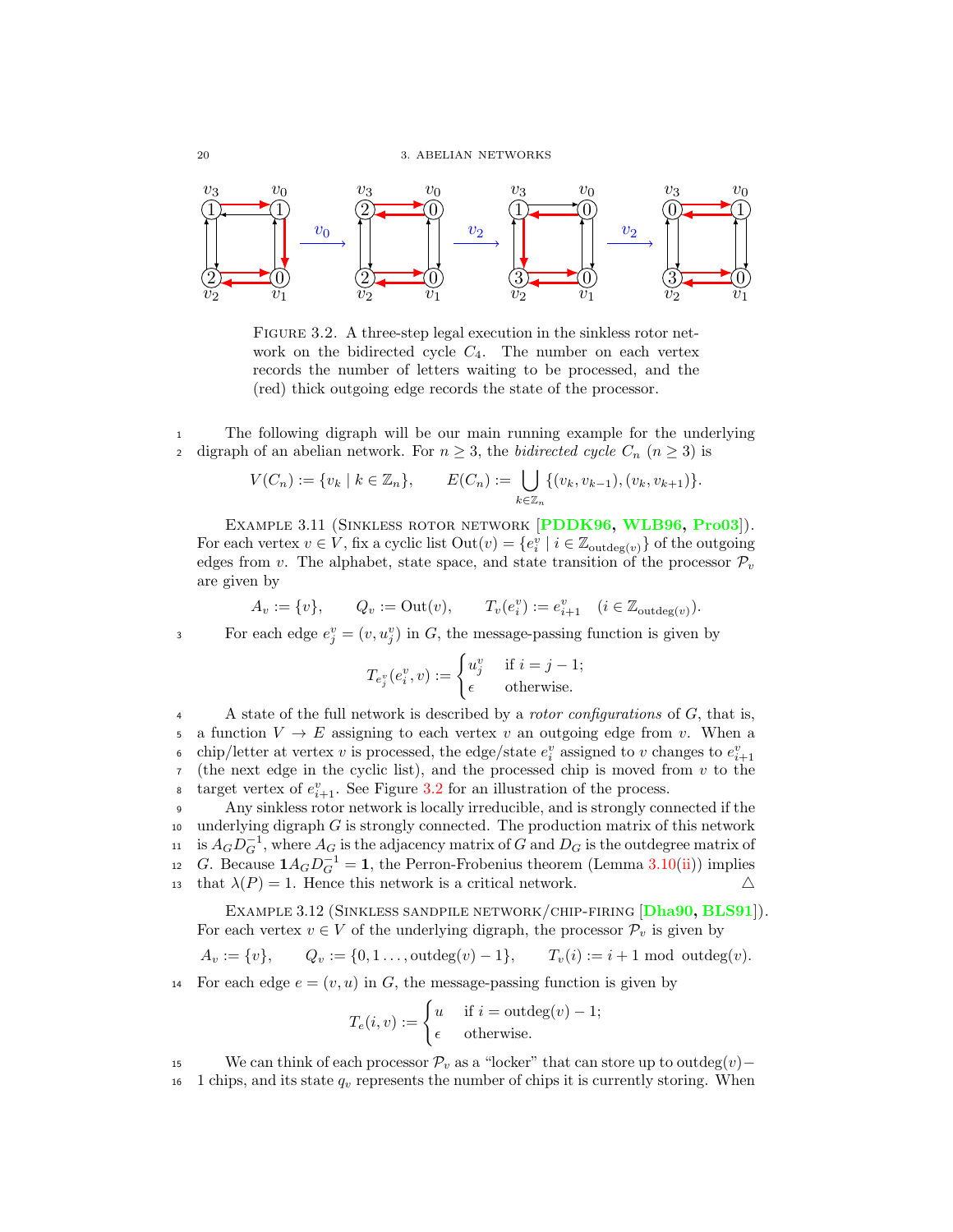FIGURE 3.2. A three-step legal execution in the sinkless rotor network on the bidirected cycle $C_4$. The number on each vertex records the number of letters waiting to be processed, and the (red) thick outgoing edge records the state of the processor.

The following digraph will be our main running example for the underlying digraph of an abelian network. For $n \geq 3$, the *bidirected cycle* $C_n$ ($n \geq 3$) is

$$V(C_n) := \{v_k \mid k \in \mathbb{Z}_n\}, \qquad E(C_n) := \bigcup_{k \in \mathbb{Z}_n} \{(v_k, v_{k-1}), (v_k, v_{k+1})\}.$$

EXAMPLE 3.11 (SINKLESS ROTOR NETWORK [PDDK96, WLB96, Pro03]). For each vertex $v \in V$, fix a cyclic list $\mathrm{Out}(v) = \{e_i^v \mid i \in \mathbb{Z}_{\mathrm{outdeg}(v)}\}$ of the outgoing edges from $v$. The alphabet, state space, and state transition of the processor $\mathcal{P}_v$ are given by

$$A_v := \{v\}, \qquad Q_v := \mathrm{Out}(v), \qquad T_v(e_i^v) := e_{i+1}^v \quad (i \in \mathbb{Z}_{\mathrm{outdeg}(v)}).$$

For each edge $e_j^v = (v, u_j^v)$ in $G$, the message-passing function is given by

$$T_{e_j^v}(e_i^v, v) := \begin{cases} u_j^v & \text{if } i = j-1; \\ \epsilon & \text{otherwise.} \end{cases}$$

A state of the full network is described by a *rotor configurations* of $G$, that is, a function $V \to E$ assigning to each vertex $v$ an outgoing edge from $v$. When a chip/letter at vertex $v$ is processed, the edge/state $e_i^v$ assigned to $v$ changes to $e_{i+1}^v$ (the next edge in the cyclic list), and the processed chip is moved from $v$ to the target vertex of $e_{i+1}^v$. See Figure 3.2 for an illustration of the process.

Any sinkless rotor network is locally irreducible, and is strongly connected if the underlying digraph $G$ is strongly connected. The production matrix of this network is $A_G D_G^{-1}$, where $A_G$ is the adjacency matrix of $G$ and $D_G$ is the outdegree matrix of $G$. Because $\mathbf{1} A_G D_G^{-1} = \mathbf{1}$, the Perron-Frobenius theorem (Lemma 3.10(ii)) implies that $\lambda(P) = 1$. Hence this network is a critical network. △

EXAMPLE 3.12 (SINKLESS SANDPILE NETWORK/CHIP-FIRING [Dha90, BLS91]). For each vertex $v \in V$ of the underlying digraph, the processor $\mathcal{P}_v$ is given by

$$A_v := \{v\}, \qquad Q_v := \{0, 1 \ldots, \mathrm{outdeg}(v) - 1\}, \qquad T_v(i) := i + 1 \bmod \mathrm{outdeg}(v).$$

For each edge $e = (v, u)$ in $G$, the message-passing function is given by

$$T_e(i, v) := \begin{cases} u & \text{if } i = \mathrm{outdeg}(v) - 1; \\ \epsilon & \text{otherwise.} \end{cases}$$

We can think of each processor $\mathcal{P}_v$ as a "locker" that can store up to $\mathrm{outdeg}(v) - 1$ chips, and its state $q_v$ represents the number of chips it is currently storing. When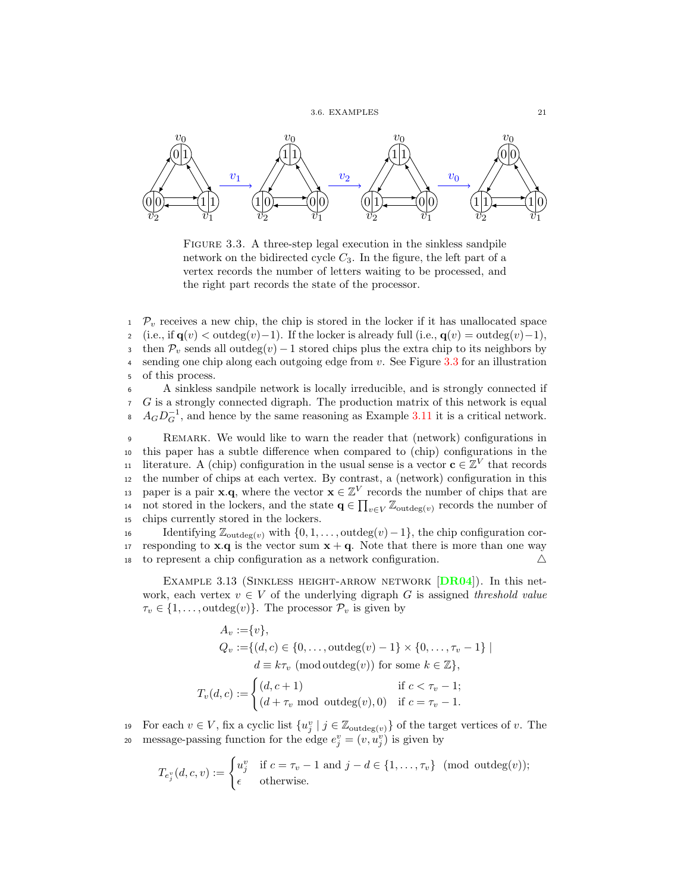FIGURE 3.3. A three-step legal execution in the sinkless sandpile network on the bidirected cycle $C_3$. In the figure, the left part of a vertex records the number of letters waiting to be processed, and the right part records the state of the processor.

$\mathcal{P}_v$ receives a new chip, the chip is stored in the locker if it has unallocated space (i.e., if $\mathbf{q}(v) < \text{outdeg}(v)-1$). If the locker is already full (i.e., $\mathbf{q}(v) = \text{outdeg}(v)-1$), then $\mathcal{P}_v$ sends all $\text{outdeg}(v)-1$ stored chips plus the extra chip to its neighbors by sending one chip along each outgoing edge from $v$. See Figure 3.3 for an illustration of this process.

A sinkless sandpile network is locally irreducible, and is strongly connected if $G$ is a strongly connected digraph. The production matrix of this network is equal $A_G D_G^{-1}$, and hence by the same reasoning as Example 3.11 it is a critical network.

REMARK. We would like to warn the reader that (network) configurations in this paper has a subtle difference when compared to (chip) configurations in the literature. A (chip) configuration in the usual sense is a vector $\mathbf{c} \in \mathbb{Z}^V$ that records the number of chips at each vertex. By contrast, a (network) configuration in this paper is a pair $\mathbf{x}.\mathbf{q}$, where the vector $\mathbf{x} \in \mathbb{Z}^V$ records the number of chips that are not stored in the lockers, and the state $\mathbf{q} \in \prod_{v\in V} \mathbb{Z}_{\text{outdeg}(v)}$ records the number of chips currently stored in the lockers.

Identifying $\mathbb{Z}_{\text{outdeg}(v)}$ with $\{0, 1, \ldots, \text{outdeg}(v)-1\}$, the chip configuration corresponding to $\mathbf{x}.\mathbf{q}$ is the vector sum $\mathbf{x}+\mathbf{q}$. Note that there is more than one way to represent a chip configuration as a network configuration. $\triangle$

EXAMPLE 3.13 (SINKLESS HEIGHT-ARROW NETWORK [DR04]). In this network, each vertex $v \in V$ of the underlying digraph $G$ is assigned *threshold value* $\tau_v \in \{1, \ldots, \text{outdeg}(v)\}$. The processor $\mathcal{P}_v$ is given by

$$
\begin{aligned}
A_v :=& \{v\},\\
Q_v :=& \{(d,c) \in \{0,\ldots,\text{outdeg}(v)-1\} \times \{0,\ldots,\tau_v - 1\} \mid \\
& d \equiv k\tau_v \pmod{\text{outdeg}(v)} \text{ for some } k \in \mathbb{Z}\},\\
T_v(d,c) :=& \begin{cases} (d, c+1) & \text{if } c < \tau_v - 1;\\ (d+\tau_v \bmod \text{outdeg}(v), 0) & \text{if } c = \tau_v - 1.\end{cases}
\end{aligned}
$$

For each $v \in V$, fix a cyclic list $\{u_j^v \mid j \in \mathbb{Z}_{\text{outdeg}(v)}\}$ of the target vertices of $v$. The message-passing function for the edge $e_j^v = (v, u_j^v)$ is given by

$$
T_{e_j^v}(d,c,v) := \begin{cases} u_j^v & \text{if } c = \tau_v - 1 \text{ and } j - d \in \{1,\ldots,\tau_v\} \pmod{\text{outdeg}(v)};\\ \epsilon & \text{otherwise.}\end{cases}
$$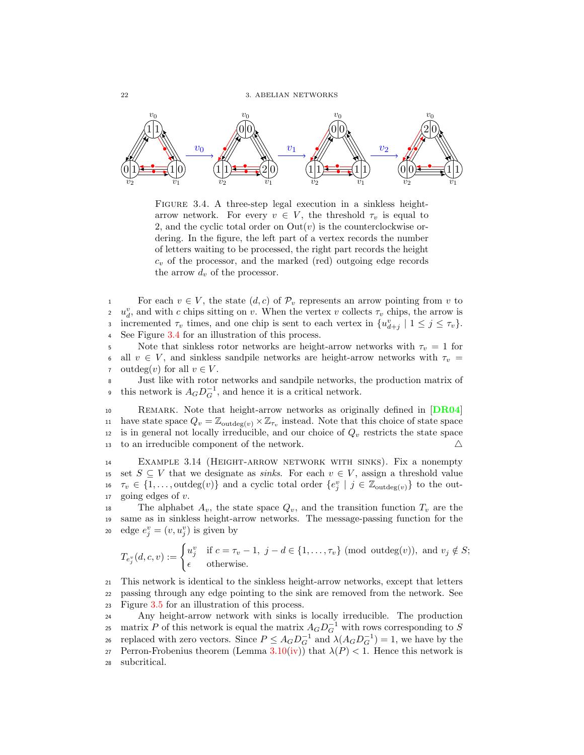FIGURE 3.4. A three-step legal execution in a sinkless height-arrow network. For every $v \in V$, the threshold $\tau_v$ is equal to 2, and the cyclic total order on $\mathrm{Out}(v)$ is the counterclockwise ordering. In the figure, the left part of a vertex records the number of letters waiting to be processed, the right part records the height $c_v$ of the processor, and the marked (red) outgoing edge records the arrow $d_v$ of the processor.

For each $v \in V$, the state $(d, c)$ of $\mathcal{P}_v$ represents an arrow pointing from $v$ to $u_d^v$, and with $c$ chips sitting on $v$. When the vertex $v$ collects $\tau_v$ chips, the arrow is incremented $\tau_v$ times, and one chip is sent to each vertex in $\{u_{d+j}^v \mid 1 \leq j \leq \tau_v\}$. See Figure 3.4 for an illustration of this process.

Note that sinkless rotor networks are height-arrow networks with $\tau_v = 1$ for all $v \in V$, and sinkless sandpile networks are height-arrow networks with $\tau_v = \mathrm{outdeg}(v)$ for all $v \in V$.

Just like with rotor networks and sandpile networks, the production matrix of this network is $A_G D_G^{-1}$, and hence it is a critical network.

REMARK. Note that height-arrow networks as originally defined in [DR04] have state space $Q_v = \mathbb{Z}_{\mathrm{outdeg}(v)} \times \mathbb{Z}_{\tau_v}$ instead. Note that this choice of state space is in general not locally irreducible, and our choice of $Q_v$ restricts the state space to an irreducible component of the network. △

EXAMPLE 3.14 (HEIGHT-ARROW NETWORK WITH SINKS). Fix a nonempty set $S \subseteq V$ that we designate as *sinks*. For each $v \in V$, assign a threshold value $\tau_v \in \{1, \ldots, \mathrm{outdeg}(v)\}$ and a cyclic total order $\{e_j^v \mid j \in \mathbb{Z}_{\mathrm{outdeg}(v)}\}$ to the outgoing edges of $v$.

The alphabet $A_v$, the state space $Q_v$, and the transition function $T_v$ are the same as in sinkless height-arrow networks. The message-passing function for the edge $e_j^v = (v, u_j^v)$ is given by

$$T_{e_j^v}(d, c, v) := \begin{cases} u_j^v & \text{if } c = \tau_v - 1,\ j - d \in \{1, \ldots, \tau_v\} \pmod{\mathrm{outdeg}(v)}, \text{ and } v_j \notin S; \\ \epsilon & \text{otherwise.} \end{cases}$$

This network is identical to the sinkless height-arrow networks, except that letters passing through any edge pointing to the sink are removed from the network. See Figure 3.5 for an illustration of this process.

Any height-arrow network with sinks is locally irreducible. The production matrix $P$ of this network is equal the matrix $A_G D_G^{-1}$ with rows corresponding to $S$ replaced with zero vectors. Since $P \leq A_G D_G^{-1}$ and $\lambda(A_G D_G^{-1}) = 1$, we have by the Perron-Frobenius theorem (Lemma 3.10(iv)) that $\lambda(P) < 1$. Hence this network is subcritical.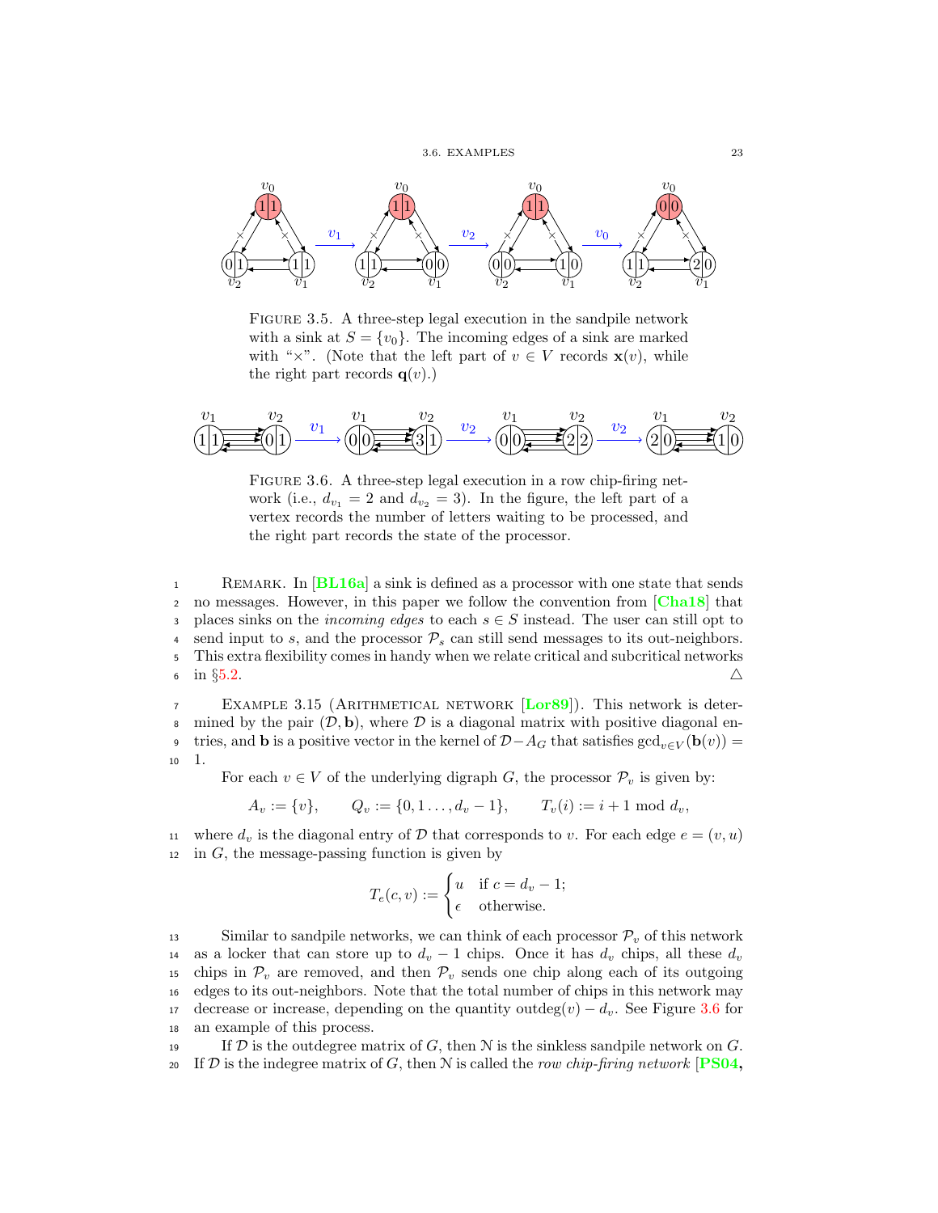FIGURE 3.5. A three-step legal execution in the sandpile network with a sink at $S = \{v_0\}$. The incoming edges of a sink are marked with "×". (Note that the left part of $v \in V$ records $\mathbf{x}(v)$, while the right part records $\mathbf{q}(v)$.)

FIGURE 3.6. A three-step legal execution in a row chip-firing network (i.e., $d_{v_1} = 2$ and $d_{v_2} = 3$). In the figure, the left part of a vertex records the number of letters waiting to be processed, and the right part records the state of the processor.

REMARK. In [BL16a] a sink is defined as a processor with one state that sends no messages. However, in this paper we follow the convention from [Cha18] that places sinks on the *incoming edges* to each $s \in S$ instead. The user can still opt to send input to $s$, and the processor $\mathcal{P}_s$ can still send messages to its out-neighbors. This extra flexibility comes in handy when we relate critical and subcritical networks in §5.2. △

EXAMPLE 3.15 (ARITHMETICAL NETWORK [Lor89]). This network is determined by the pair $(\mathcal{D}, \mathbf{b})$, where $\mathcal{D}$ is a diagonal matrix with positive diagonal entries, and $\mathbf{b}$ is a positive vector in the kernel of $\mathcal{D} - A_G$ that satisfies $\gcd_{v \in V}(\mathbf{b}(v)) = 1$.

For each $v \in V$ of the underlying digraph $G$, the processor $\mathcal{P}_v$ is given by:

$$A_v := \{v\}, \qquad Q_v := \{0, 1 \ldots, d_v - 1\}, \qquad T_v(i) := i + 1 \bmod d_v,$$

where $d_v$ is the diagonal entry of $\mathcal{D}$ that corresponds to $v$. For each edge $e = (v, u)$ in $G$, the message-passing function is given by

$$T_e(c, v) := \begin{cases} u & \text{if } c = d_v - 1; \\ \epsilon & \text{otherwise.} \end{cases}$$

Similar to sandpile networks, we can think of each processor $\mathcal{P}_v$ of this network as a locker that can store up to $d_v - 1$ chips. Once it has $d_v$ chips, all these $d_v$ chips in $\mathcal{P}_v$ are removed, and then $\mathcal{P}_v$ sends one chip along each of its outgoing edges to its out-neighbors. Note that the total number of chips in this network may decrease or increase, depending on the quantity $\text{outdeg}(v) - d_v$. See Figure 3.6 for an example of this process.

If $\mathcal{D}$ is the outdegree matrix of $G$, then $\mathcal{N}$ is the sinkless sandpile network on $G$. If $\mathcal{D}$ is the indegree matrix of $G$, then $\mathcal{N}$ is called the *row chip-firing network* [PS04,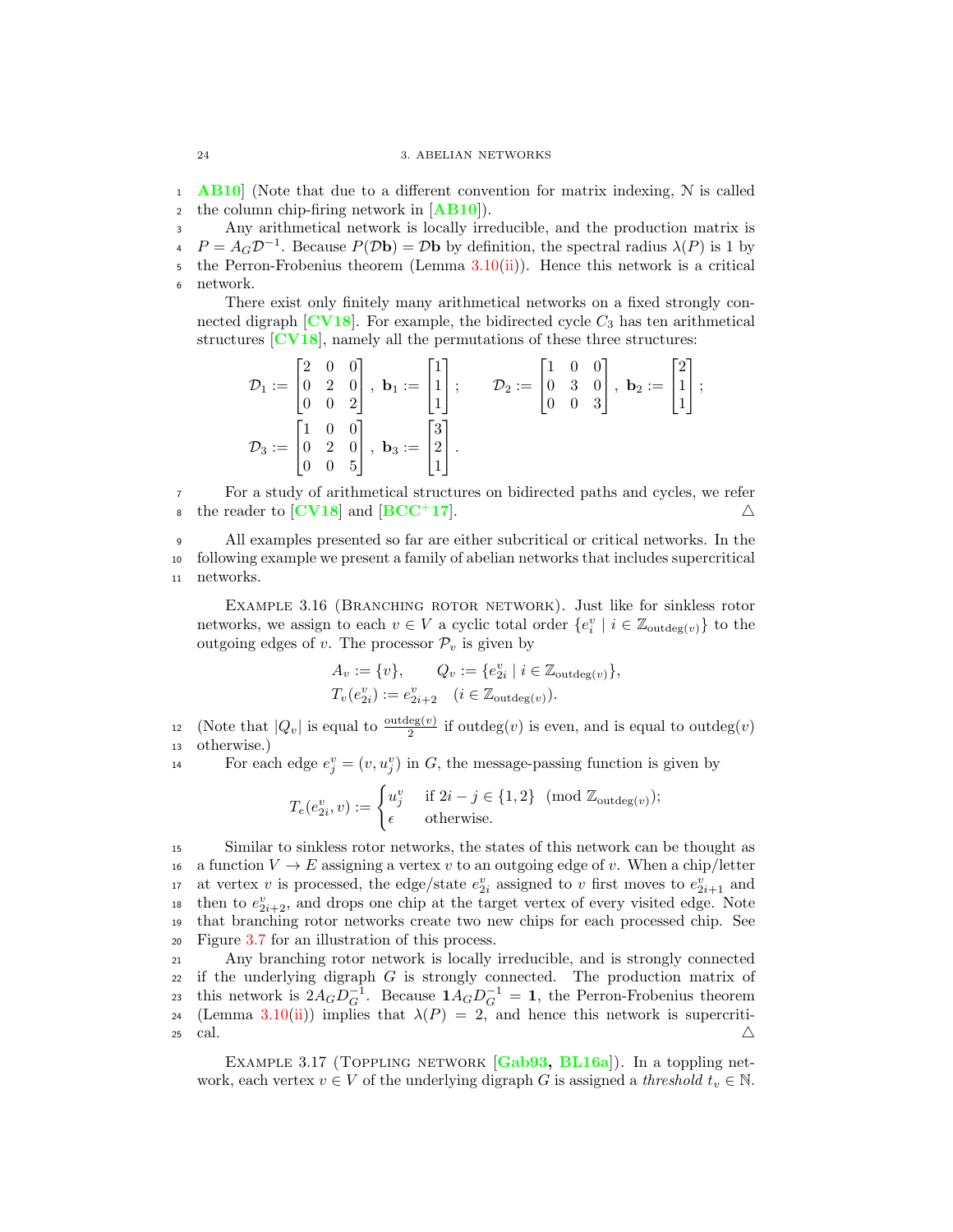AB10] (Note that due to a different convention for matrix indexing, $\mathcal{N}$ is called the column chip-firing network in [AB10]).

Any arithmetical network is locally irreducible, and the production matrix is $P = A_G\mathcal{D}^{-1}$. Because $P(\mathcal{D}\mathbf{b}) = \mathcal{D}\mathbf{b}$ by definition, the spectral radius $\lambda(P)$ is 1 by the Perron-Frobenius theorem (Lemma 3.10(ii)). Hence this network is a critical network.

There exist only finitely many arithmetical networks on a fixed strongly connected digraph [CV18]. For example, the bidirected cycle $C_3$ has ten arithmetical structures [CV18], namely all the permutations of these three structures:

$$\mathcal{D}_1 := \begin{bmatrix} 2 & 0 & 0 \\ 0 & 2 & 0 \\ 0 & 0 & 2 \end{bmatrix}, \ \mathbf{b}_1 := \begin{bmatrix} 1 \\ 1 \\ 1 \end{bmatrix}; \qquad \mathcal{D}_2 := \begin{bmatrix} 1 & 0 & 0 \\ 0 & 3 & 0 \\ 0 & 0 & 3 \end{bmatrix}, \ \mathbf{b}_2 := \begin{bmatrix} 2 \\ 1 \\ 1 \end{bmatrix};$$

$$\mathcal{D}_3 := \begin{bmatrix} 1 & 0 & 0 \\ 0 & 2 & 0 \\ 0 & 0 & 5 \end{bmatrix}, \ \mathbf{b}_3 := \begin{bmatrix} 3 \\ 2 \\ 1 \end{bmatrix}.$$

For a study of arithmetical structures on bidirected paths and cycles, we refer the reader to [CV18] and [BCC+17]. △

All examples presented so far are either subcritical or critical networks. In the following example we present a family of abelian networks that includes supercritical networks.

Example 3.16 (Branching rotor network). Just like for sinkless rotor networks, we assign to each $v \in V$ a cyclic total order $\{e_i^v \mid i \in \mathbb{Z}_{\mathrm{outdeg}(v)}\}$ to the outgoing edges of $v$. The processor $\mathcal{P}_v$ is given by

$$A_v := \{v\}, \qquad Q_v := \{e_{2i}^v \mid i \in \mathbb{Z}_{\mathrm{outdeg}(v)}\},$$
$$T_v(e_{2i}^v) := e_{2i+2}^v \quad (i \in \mathbb{Z}_{\mathrm{outdeg}(v)}).$$

(Note that $|Q_v|$ is equal to $\frac{\mathrm{outdeg}(v)}{2}$ if $\mathrm{outdeg}(v)$ is even, and is equal to $\mathrm{outdeg}(v)$ otherwise.)

For each edge $e_j^v = (v, u_j^v)$ in $G$, the message-passing function is given by

$$T_e(e_{2i}^v, v) := \begin{cases} u_j^v & \text{if } 2i - j \in \{1, 2\} \pmod{\mathbb{Z}_{\mathrm{outdeg}(v)}}; \\ \epsilon & \text{otherwise.} \end{cases}$$

Similar to sinkless rotor networks, the states of this network can be thought as a function $V \to E$ assigning a vertex $v$ to an outgoing edge of $v$. When a chip/letter at vertex $v$ is processed, the edge/state $e_{2i}^v$ assigned to $v$ first moves to $e_{2i+1}^v$ and then to $e_{2i+2}^v$, and drops one chip at the target vertex of every visited edge. Note that branching rotor networks create two new chips for each processed chip. See Figure 3.7 for an illustration of this process.

Any branching rotor network is locally irreducible, and is strongly connected if the underlying digraph $G$ is strongly connected. The production matrix of this network is $2A_GD_G^{-1}$. Because $\mathbf{1}A_GD_G^{-1} = \mathbf{1}$, the Perron-Frobenius theorem (Lemma 3.10(ii)) implies that $\lambda(P) = 2$, and hence this network is supercritical. △

Example 3.17 (Toppling network [Gab93, BL16a]). In a toppling network, each vertex $v \in V$ of the underlying digraph $G$ is assigned a *threshold* $t_v \in \mathbb{N}$.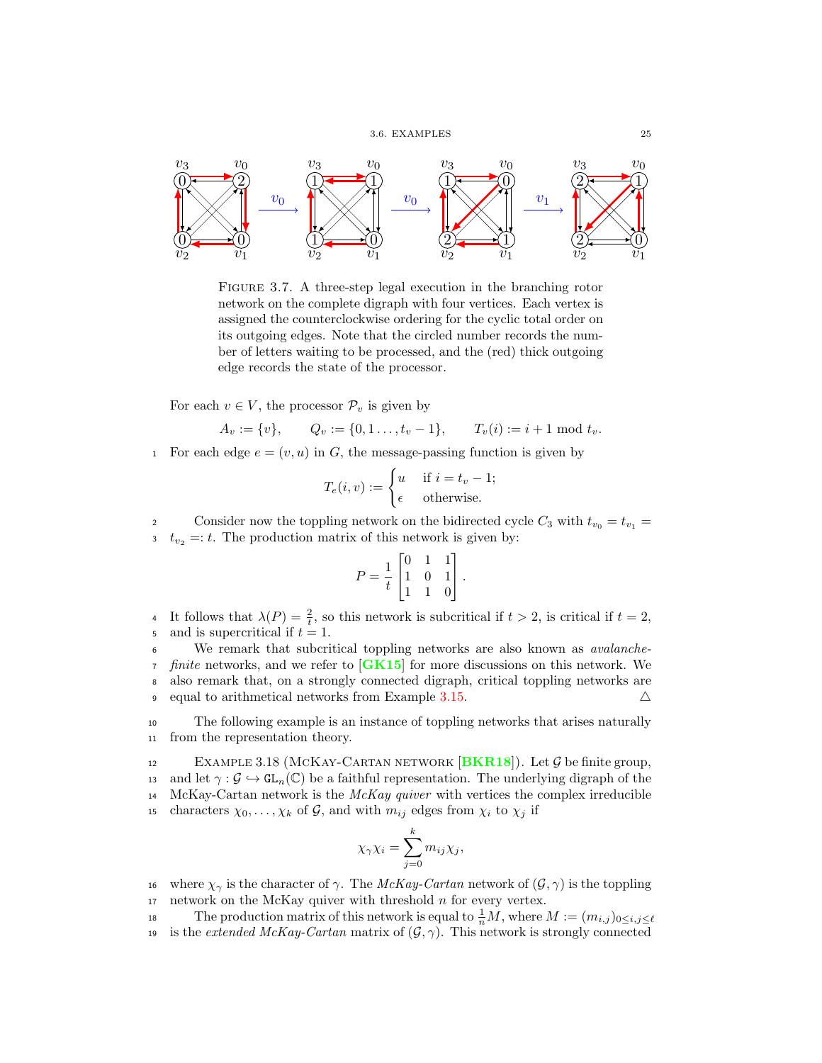FIGURE 3.7. A three-step legal execution in the branching rotor network on the complete digraph with four vertices. Each vertex is assigned the counterclockwise ordering for the cyclic total order on its outgoing edges. Note that the circled number records the number of letters waiting to be processed, and the (red) thick outgoing edge records the state of the processor.

For each $v \in V$, the processor $\mathcal{P}_v$ is given by

$$A_v := \{v\}, \qquad Q_v := \{0, 1 \ldots, t_v - 1\}, \qquad T_v(i) := i + 1 \bmod t_v.$$

For each edge $e = (v, u)$ in $G$, the message-passing function is given by

$$T_e(i, v) := \begin{cases} u & \text{if } i = t_v - 1; \\ \epsilon & \text{otherwise.} \end{cases}$$

Consider now the toppling network on the bidirected cycle $C_3$ with $t_{v_0} = t_{v_1} = t_{v_2} =: t$. The production matrix of this network is given by:

$$P = \frac{1}{t} \begin{bmatrix} 0 & 1 & 1 \\ 1 & 0 & 1 \\ 1 & 1 & 0 \end{bmatrix}.$$

It follows that $\lambda(P) = \frac{2}{t}$, so this network is subcritical if $t > 2$, is critical if $t = 2$, and is supercritical if $t = 1$.

We remark that subcritical toppling networks are also known as *avalanche-finite* networks, and we refer to [GK15] for more discussions on this network. We also remark that, on a strongly connected digraph, critical toppling networks are equal to arithmetical networks from Example 3.15. △

The following example is an instance of toppling networks that arises naturally from the representation theory.

EXAMPLE 3.18 (McKay-Cartan network [BKR18]). Let $\mathcal{G}$ be finite group, and let $\gamma : \mathcal{G} \hookrightarrow \mathtt{GL}_n(\mathbb{C})$ be a faithful representation. The underlying digraph of the McKay-Cartan network is the *McKay quiver* with vertices the complex irreducible characters $\chi_0, \ldots, \chi_k$ of $\mathcal{G}$, and with $m_{ij}$ edges from $\chi_i$ to $\chi_j$ if

$$\chi_\gamma \chi_i = \sum_{j=0}^{k} m_{ij} \chi_j,$$

where $\chi_\gamma$ is the character of $\gamma$. The *McKay-Cartan* network of $(\mathcal{G}, \gamma)$ is the toppling network on the McKay quiver with threshold $n$ for every vertex.

The production matrix of this network is equal to $\frac{1}{n}M$, where $M := (m_{i,j})_{0 \leq i,j \leq \ell}$ is the *extended McKay-Cartan* matrix of $(\mathcal{G}, \gamma)$. This network is strongly connected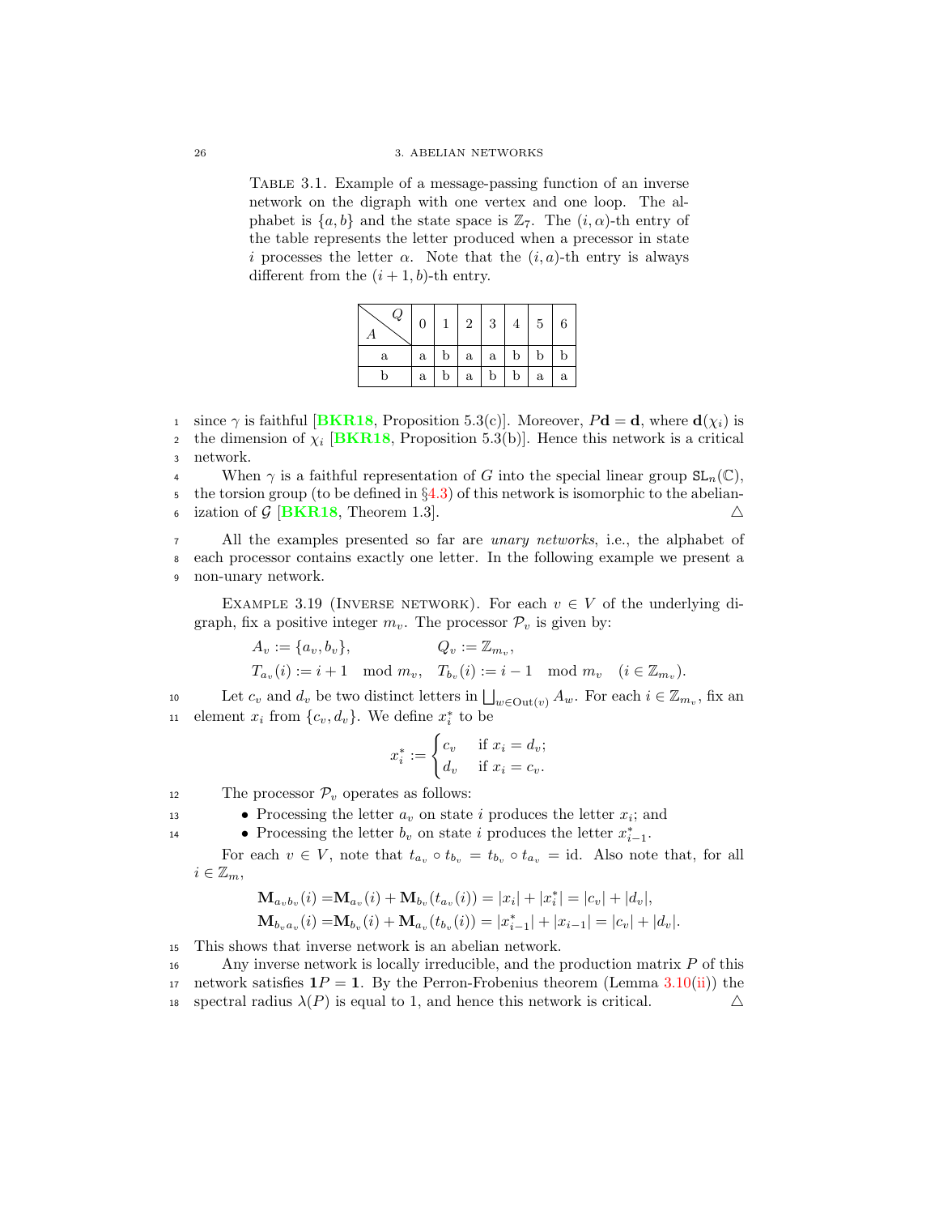TABLE 3.1. Example of a message-passing function of an inverse network on the digraph with one vertex and one loop. The alphabet is $\{a, b\}$ and the state space is $\mathbb{Z}_7$. The $(i, \alpha)$-th entry of the table represents the letter produced when a precessor in state $i$ processes the letter $\alpha$. Note that the $(i, a)$-th entry is always different from the $(i + 1, b)$-th entry.

| $A$ \ $Q$ | 0 | 1 | 2 | 3 | 4 | 5 | 6 |
|---|---|---|---|---|---|---|---|
| a | a | b | a | a | b | b | b |
| b | a | b | a | b | b | a | a |

since $\gamma$ is faithful [BKR18, Proposition 5.3(c)]. Moreover, $P\mathbf{d} = \mathbf{d}$, where $\mathbf{d}(\chi_i)$ is the dimension of $\chi_i$ [BKR18, Proposition 5.3(b)]. Hence this network is a critical network.

When $\gamma$ is a faithful representation of $G$ into the special linear group $\mathtt{SL}_n(\mathbb{C})$, the torsion group (to be defined in §4.3) of this network is isomorphic to the abelianization of $\mathcal{G}$ [BKR18, Theorem 1.3]. △

All the examples presented so far are *unary networks*, i.e., the alphabet of each processor contains exactly one letter. In the following example we present a non-unary network.

EXAMPLE 3.19 (INVERSE NETWORK). For each $v \in V$ of the underlying digraph, fix a positive integer $m_v$. The processor $\mathcal{P}_v$ is given by:

$$A_v := \{a_v, b_v\}, \qquad Q_v := \mathbb{Z}_{m_v},$$
$$T_{a_v}(i) := i + 1 \mod m_v, \quad T_{b_v}(i) := i - 1 \mod m_v \quad (i \in \mathbb{Z}_{m_v}).$$

Let $c_v$ and $d_v$ be two distinct letters in $\bigsqcup_{w \in \mathrm{Out}(v)} A_w$. For each $i \in \mathbb{Z}_{m_v}$, fix an element $x_i$ from $\{c_v, d_v\}$. We define $x_i^*$ to be

$$x_i^* := \begin{cases} c_v & \text{if } x_i = d_v; \\ d_v & \text{if } x_i = c_v. \end{cases}$$

The processor $\mathcal{P}_v$ operates as follows:

- Processing the letter $a_v$ on state $i$ produces the letter $x_i$; and
- Processing the letter $b_v$ on state $i$ produces the letter $x_{i-1}^*$.

For each $v \in V$, note that $t_{a_v} \circ t_{b_v} = t_{b_v} \circ t_{a_v} = \mathrm{id}$. Also note that, for all $i \in \mathbb{Z}_m$,

$$\mathbf{M}_{a_v b_v}(i) = \mathbf{M}_{a_v}(i) + \mathbf{M}_{b_v}(t_{a_v}(i)) = |x_i| + |x_i^*| = |c_v| + |d_v|,$$
$$\mathbf{M}_{b_v a_v}(i) = \mathbf{M}_{b_v}(i) + \mathbf{M}_{a_v}(t_{b_v}(i)) = |x_{i-1}^*| + |x_{i-1}| = |c_v| + |d_v|.$$

This shows that inverse network is an abelian network.

Any inverse network is locally irreducible, and the production matrix $P$ of this network satisfies $\mathbf{1}P = \mathbf{1}$. By the Perron-Frobenius theorem (Lemma 3.10(ii)) the spectral radius $\lambda(P)$ is equal to 1, and hence this network is critical. △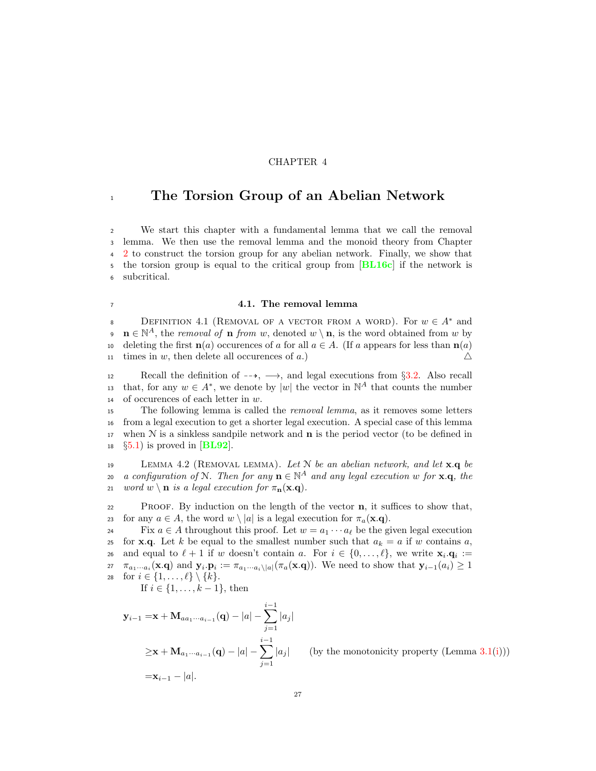CHAPTER 4

# The Torsion Group of an Abelian Network

We start this chapter with a fundamental lemma that we call the removal lemma. We then use the removal lemma and the monoid theory from Chapter 2 to construct the torsion group for any abelian network. Finally, we show that the torsion group is equal to the critical group from [BL16c] if the network is subcritical.

## 4.1. The removal lemma

Definition 4.1 (Removal of a vector from a word). For $w \in A^*$ and $\mathbf{n} \in \mathbb{N}^A$, the *removal of* $\mathbf{n}$ *from* $w$, denoted $w \setminus \mathbf{n}$, is the word obtained from $w$ by deleting the first $\mathbf{n}(a)$ occurences of $a$ for all $a \in A$. (If $a$ appears for less than $\mathbf{n}(a)$ times in $w$, then delete all occurences of $a$.) △

Recall the definition of $\dashrightarrow$, $\longrightarrow$, and legal executions from §3.2. Also recall that, for any $w \in A^*$, we denote by $|w|$ the vector in $\mathbb{N}^A$ that counts the number of occurences of each letter in $w$.

The following lemma is called the *removal lemma*, as it removes some letters from a legal execution to get a shorter legal execution. A special case of this lemma when $\mathcal{N}$ is a sinkless sandpile network and $\mathbf{n}$ is the period vector (to be defined in §5.1) is proved in [BL92].

Lemma 4.2 (Removal lemma). *Let $\mathcal{N}$ be an abelian network, and let $\mathbf{x}.\mathbf{q}$ be a configuration of $\mathcal{N}$. Then for any $\mathbf{n} \in \mathbb{N}^A$ and any legal execution $w$ for $\mathbf{x}.\mathbf{q}$, the word $w \setminus \mathbf{n}$ is a legal execution for $\pi_{\mathbf{n}}(\mathbf{x}.\mathbf{q})$.*

Proof. By induction on the length of the vector $\mathbf{n}$, it suffices to show that, for any $a \in A$, the word $w \setminus |a|$ is a legal execution for $\pi_a(\mathbf{x}.\mathbf{q})$.

Fix $a \in A$ throughout this proof. Let $w = a_1 \cdots a_\ell$ be the given legal execution for $\mathbf{x}.\mathbf{q}$. Let $k$ be equal to the smallest number such that $a_k = a$ if $w$ contains $a$, and equal to $\ell + 1$ if $w$ doesn't contain $a$. For $i \in \{0, \ldots, \ell\}$, we write $\mathbf{x}_i.\mathbf{q}_i := \pi_{a_1 \cdots a_i}(\mathbf{x}.\mathbf{q})$ and $\mathbf{y}_i.\mathbf{p}_i := \pi_{a_1 \cdots a_i \setminus |a|}(\pi_a(\mathbf{x}.\mathbf{q}))$. We need to show that $\mathbf{y}_{i-1}(a_i) \geq 1$ for $i \in \{1, \ldots, \ell\} \setminus \{k\}$.

If $i \in \{1, \ldots, k-1\}$, then

$$\begin{aligned}
\mathbf{y}_{i-1} =& \mathbf{x} + \mathbf{M}_{a a_1 \cdots a_{i-1}}(\mathbf{q}) - |a| - \sum_{j=1}^{i-1} |a_j| \\
\geq& \mathbf{x} + \mathbf{M}_{a_1 \cdots a_{i-1}}(\mathbf{q}) - |a| - \sum_{j=1}^{i-1} |a_j| \qquad \text{(by the monotonicity property (Lemma 3.1(i)))} \\
=& \mathbf{x}_{i-1} - |a|.
\end{aligned}$$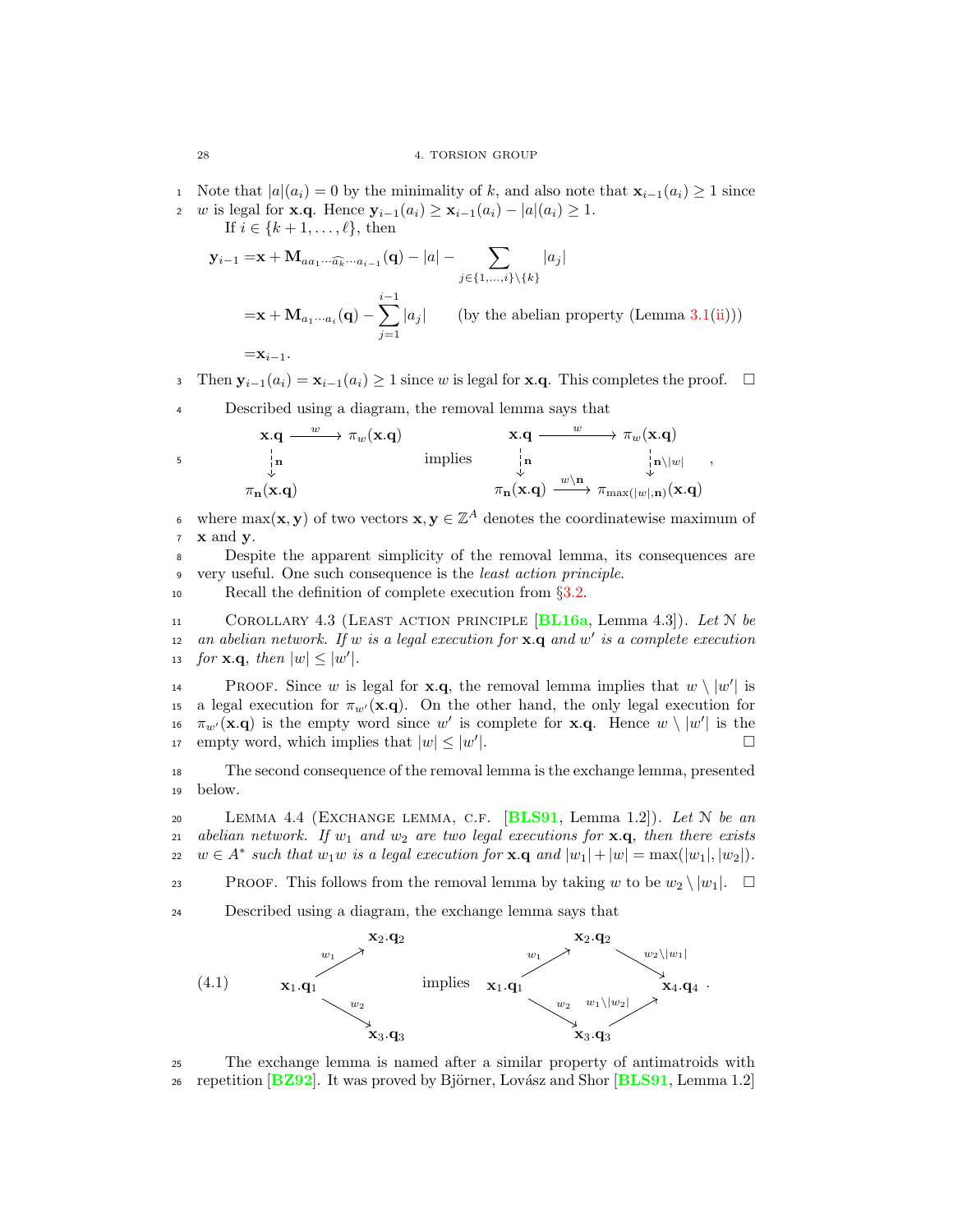Note that $|a|(a_i) = 0$ by the minimality of $k$, and also note that $\mathbf{x}_{i-1}(a_i) \geq 1$ since $w$ is legal for $\mathbf{x}.\mathbf{q}$. Hence $\mathbf{y}_{i-1}(a_i) \geq \mathbf{x}_{i-1}(a_i) - |a|(a_i) \geq 1$.

If $i \in \{k+1, \ldots, \ell\}$, then

$$\begin{aligned}
\mathbf{y}_{i-1} &= \mathbf{x} + \mathbf{M}_{aa_1\cdots\widehat{a_k}\cdots a_{i-1}}(\mathbf{q}) - |a| - \sum_{j \in \{1,\ldots,i\}\setminus\{k\}} |a_j| \\
&= \mathbf{x} + \mathbf{M}_{a_1\cdots a_i}(\mathbf{q}) - \sum_{j=1}^{i-1} |a_j| \qquad \text{(by the abelian property (Lemma 3.1(ii)))} \\
&= \mathbf{x}_{i-1}.
\end{aligned}$$

Then $\mathbf{y}_{i-1}(a_i) = \mathbf{x}_{i-1}(a_i) \geq 1$ since $w$ is legal for $\mathbf{x}.\mathbf{q}$. This completes the proof. $\square$

Described using a diagram, the removal lemma says that

$$\begin{array}{ccc}
\mathbf{x}.\mathbf{q} & \xrightarrow{\ w\ } & \pi_w(\mathbf{x}.\mathbf{q}) \\
\big\downarrow{\scriptstyle \mathbf{n}} & & \\
\pi_{\mathbf{n}}(\mathbf{x}.\mathbf{q}) & &
\end{array}
\qquad \text{implies} \qquad
\begin{array}{ccc}
\mathbf{x}.\mathbf{q} & \xrightarrow{\ w\ } & \pi_w(\mathbf{x}.\mathbf{q}) \\
\big\downarrow{\scriptstyle \mathbf{n}} & & \big\downarrow{\scriptstyle \mathbf{n}\setminus|w|} \\
\pi_{\mathbf{n}}(\mathbf{x}.\mathbf{q}) & \xrightarrow{\ w\setminus\mathbf{n}\ } & \pi_{\max(|w|,\mathbf{n})}(\mathbf{x}.\mathbf{q})
\end{array},$$

where $\max(\mathbf{x}, \mathbf{y})$ of two vectors $\mathbf{x}, \mathbf{y} \in \mathbb{Z}^A$ denotes the coordinatewise maximum of $\mathbf{x}$ and $\mathbf{y}$.

Despite the apparent simplicity of the removal lemma, its consequences are very useful. One such consequence is the *least action principle*.

Recall the definition of complete execution from §3.2.

COROLLARY 4.3 (LEAST ACTION PRINCIPLE [BL16a, Lemma 4.3]). *Let $\mathcal{N}$ be an abelian network. If $w$ is a legal execution for $\mathbf{x}.\mathbf{q}$ and $w'$ is a complete execution for $\mathbf{x}.\mathbf{q}$, then $|w| \leq |w'|$.*

PROOF. Since $w$ is legal for $\mathbf{x}.\mathbf{q}$, the removal lemma implies that $w \setminus |w'|$ is a legal execution for $\pi_{w'}(\mathbf{x}.\mathbf{q})$. On the other hand, the only legal execution for $\pi_{w'}(\mathbf{x}.\mathbf{q})$ is the empty word since $w'$ is complete for $\mathbf{x}.\mathbf{q}$. Hence $w \setminus |w'|$ is the empty word, which implies that $|w| \leq |w'|$. $\square$

The second consequence of the removal lemma is the exchange lemma, presented below.

LEMMA 4.4 (EXCHANGE LEMMA, C.F. [BLS91, Lemma 1.2]). *Let $\mathcal{N}$ be an abelian network. If $w_1$ and $w_2$ are two legal executions for $\mathbf{x}.\mathbf{q}$, then there exists $w \in A^*$ such that $w_1 w$ is a legal execution for $\mathbf{x}.\mathbf{q}$ and $|w_1| + |w| = \max(|w_1|, |w_2|)$.*

PROOF. This follows from the removal lemma by taking $w$ to be $w_2 \setminus |w_1|$. $\square$

Described using a diagram, the exchange lemma says that

$$\begin{array}{ccc}
 & \mathbf{x}_2.\mathbf{q}_2 & \\
 {\scriptstyle w_1}\nearrow & & \\
\mathbf{x}_1.\mathbf{q}_1 & & \\
 {\scriptstyle w_2}\searrow & & \\
 & \mathbf{x}_3.\mathbf{q}_3 &
\end{array}
\quad \text{implies} \quad
\begin{array}{ccccc}
 & \mathbf{x}_2.\mathbf{q}_2 & & \\
 {\scriptstyle w_1}\nearrow & & \searrow{\scriptstyle w_2\setminus|w_1|} & \\
\mathbf{x}_1.\mathbf{q}_1 & & & \mathbf{x}_4.\mathbf{q}_4 \\
 {\scriptstyle w_2}\searrow & & \nearrow{\scriptstyle w_1\setminus|w_2|} & \\
 & \mathbf{x}_3.\mathbf{q}_3 & &
\end{array}. \tag{4.1}$$

The exchange lemma is named after a similar property of antimatroids with repetition [BZ92]. It was proved by Björner, Lovász and Shor [BLS91, Lemma 1.2]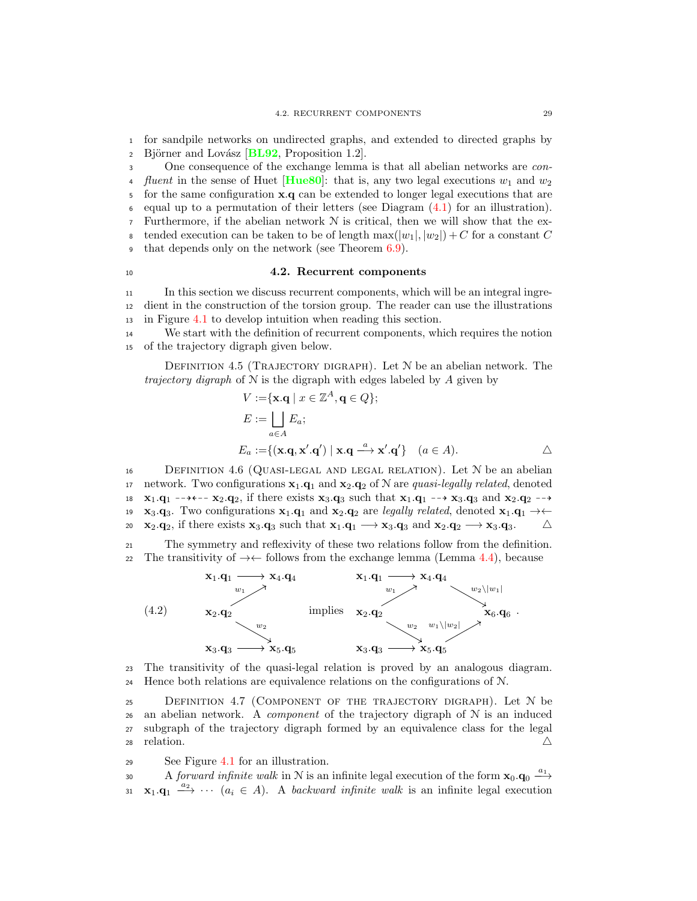for sandpile networks on undirected graphs, and extended to directed graphs by Björner and Lovász [BL92, Proposition 1.2].

One consequence of the exchange lemma is that all abelian networks are *confluent* in the sense of Huet [Hue80]: that is, any two legal executions $w_1$ and $w_2$ for the same configuration $\mathbf{x}.\mathbf{q}$ can be extended to longer legal executions that are equal up to a permutation of their letters (see Diagram (4.1) for an illustration). Furthermore, if the abelian network $\mathcal{N}$ is critical, then we will show that the extended execution can be taken to be of length $\max(|w_1|, |w_2|) + C$ for a constant $C$ that depends only on the network (see Theorem 6.9).

## 4.2. Recurrent components

In this section we discuss recurrent components, which will be an integral ingredient in the construction of the torsion group. The reader can use the illustrations in Figure 4.1 to develop intuition when reading this section.

We start with the definition of recurrent components, which requires the notion of the trajectory digraph given below.

Definition 4.5 (Trajectory digraph). Let $\mathcal{N}$ be an abelian network. The *trajectory digraph* of $\mathcal{N}$ is the digraph with edges labeled by $A$ given by

$$
\begin{aligned}
V :=& \{\mathbf{x}.\mathbf{q} \mid x \in \mathbb{Z}^A, \mathbf{q} \in Q\};\\
E :=& \bigsqcup_{a \in A} E_a;\\
E_a :=& \{(\mathbf{x}.\mathbf{q}, \mathbf{x}'.\mathbf{q}') \mid \mathbf{x}.\mathbf{q} \xrightarrow{a} \mathbf{x}'.\mathbf{q}'\} \quad (a \in A).
\end{aligned}
\qquad \triangle
$$

Definition 4.6 (Quasi-legal and legal relation). Let $\mathcal{N}$ be an abelian network. Two configurations $\mathbf{x}_1.\mathbf{q}_1$ and $\mathbf{x}_2.\mathbf{q}_2$ of $\mathcal{N}$ are *quasi-legally related*, denoted $\mathbf{x}_1.\mathbf{q}_1 \dashrightarrow\!\dashleftarrow \mathbf{x}_2.\mathbf{q}_2$, if there exists $\mathbf{x}_3.\mathbf{q}_3$ such that $\mathbf{x}_1.\mathbf{q}_1 \dashrightarrow \mathbf{x}_3.\mathbf{q}_3$ and $\mathbf{x}_2.\mathbf{q}_2 \dashrightarrow \mathbf{x}_3.\mathbf{q}_3$. Two configurations $\mathbf{x}_1.\mathbf{q}_1$ and $\mathbf{x}_2.\mathbf{q}_2$ are *legally related*, denoted $\mathbf{x}_1.\mathbf{q}_1 \rightarrow\!\leftarrow \mathbf{x}_2.\mathbf{q}_2$, if there exists $\mathbf{x}_3.\mathbf{q}_3$ such that $\mathbf{x}_1.\mathbf{q}_1 \longrightarrow \mathbf{x}_3.\mathbf{q}_3$ and $\mathbf{x}_2.\mathbf{q}_2 \longrightarrow \mathbf{x}_3.\mathbf{q}_3$. $\triangle$

The symmetry and reflexivity of these two relations follow from the definition. The transitivity of $\rightarrow\!\leftarrow$ follows from the exchange lemma (Lemma 4.4), because

$$
\begin{array}{ccc}
\mathbf{x}_1.\mathbf{q}_1 \longrightarrow \mathbf{x}_4.\mathbf{q}_4 & & \mathbf{x}_1.\mathbf{q}_1 \longrightarrow \mathbf{x}_4.\mathbf{q}_4 \xrightarrow{w_2 \setminus |w_1|} \\
\mathbf{x}_2.\mathbf{q}_2 \xrightarrow{w_1} \mathbf{x}_4.\mathbf{q}_4,\ \ \mathbf{x}_2.\mathbf{q}_2 \xrightarrow{w_2} \mathbf{x}_5.\mathbf{q}_5 & \text{implies} & \mathbf{x}_2.\mathbf{q}_2 \xrightarrow{w_1}\mathbf{x}_4.\mathbf{q}_4,\ \mathbf{x}_2.\mathbf{q}_2 \xrightarrow{w_2} \mathbf{x}_5.\mathbf{q}_5 \xrightarrow{w_1 \setminus |w_2|} \mathbf{x}_6.\mathbf{q}_6 \\
\mathbf{x}_3.\mathbf{q}_3 \longrightarrow \mathbf{x}_5.\mathbf{q}_5 & & \mathbf{x}_3.\mathbf{q}_3 \longrightarrow \mathbf{x}_5.\mathbf{q}_5
\end{array}
\qquad (4.2)
$$

The transitivity of the quasi-legal relation is proved by an analogous diagram. Hence both relations are equivalence relations on the configurations of $\mathcal{N}$.

Definition 4.7 (Component of the trajectory digraph). Let $\mathcal{N}$ be an abelian network. A *component* of the trajectory digraph of $\mathcal{N}$ is an induced subgraph of the trajectory digraph formed by an equivalence class for the legal relation. $\triangle$

See Figure 4.1 for an illustration.

A *forward infinite walk* in $\mathcal{N}$ is an infinite legal execution of the form $\mathbf{x}_0.\mathbf{q}_0 \xrightarrow{a_1} \mathbf{x}_1.\mathbf{q}_1 \xrightarrow{a_2} \cdots$ $(a_i \in A)$. A *backward infinite walk* is an infinite legal execution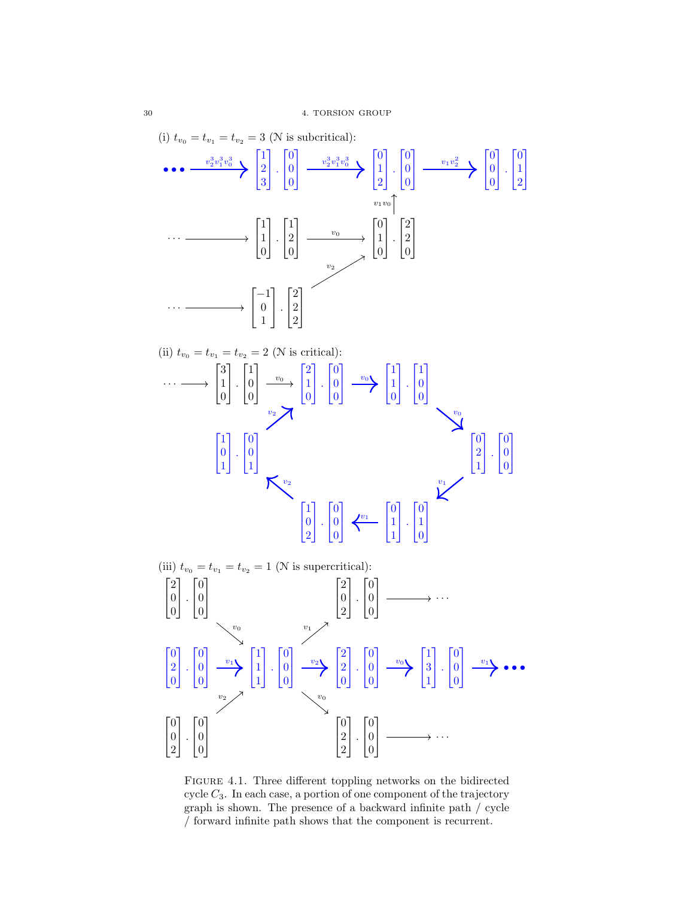(i) $t_{v_0} = t_{v_1} = t_{v_2} = 3$ ($\mathcal{N}$ is subcritical):

$$\cdots \xrightarrow{v_2^3 v_1^3 v_0^3} \begin{bmatrix}1\\2\\3\end{bmatrix}.\begin{bmatrix}0\\0\\0\end{bmatrix} \xrightarrow{v_2^3 v_1^3 v_0^3} \begin{bmatrix}0\\1\\2\end{bmatrix}.\begin{bmatrix}0\\0\\0\end{bmatrix} \xrightarrow{v_1 v_2^2} \begin{bmatrix}0\\0\\0\end{bmatrix}.\begin{bmatrix}0\\1\\2\end{bmatrix}$$

$$\cdots \longrightarrow \begin{bmatrix}1\\1\\0\end{bmatrix}.\begin{bmatrix}1\\2\\0\end{bmatrix} \xrightarrow{v_0} \begin{bmatrix}0\\1\\0\end{bmatrix}.\begin{bmatrix}2\\2\\0\end{bmatrix} \xrightarrow{v_1 v_0} \begin{bmatrix}0\\1\\2\end{bmatrix}.\begin{bmatrix}0\\0\\0\end{bmatrix}$$

$$\cdots \longrightarrow \begin{bmatrix}-1\\0\\1\end{bmatrix}.\begin{bmatrix}2\\2\\2\end{bmatrix} \xrightarrow{v_2} \begin{bmatrix}0\\1\\0\end{bmatrix}.\begin{bmatrix}2\\2\\0\end{bmatrix}$$

(ii) $t_{v_0} = t_{v_1} = t_{v_2} = 2$ ($\mathcal{N}$ is critical):

$$\cdots \longrightarrow \begin{bmatrix}3\\1\\0\end{bmatrix}.\begin{bmatrix}1\\0\\0\end{bmatrix} \xrightarrow{v_0} \begin{bmatrix}2\\1\\0\end{bmatrix}.\begin{bmatrix}0\\0\\0\end{bmatrix}$$

$$\begin{bmatrix}2\\1\\0\end{bmatrix}.\begin{bmatrix}0\\0\\0\end{bmatrix} \xrightarrow{v_0} \begin{bmatrix}1\\1\\0\end{bmatrix}.\begin{bmatrix}1\\0\\0\end{bmatrix} \xrightarrow{v_0} \begin{bmatrix}0\\2\\1\end{bmatrix}.\begin{bmatrix}0\\0\\0\end{bmatrix} \xrightarrow{v_1} \begin{bmatrix}0\\1\\1\end{bmatrix}.\begin{bmatrix}0\\1\\0\end{bmatrix} \xrightarrow{v_1} \begin{bmatrix}1\\0\\2\end{bmatrix}.\begin{bmatrix}0\\0\\0\end{bmatrix} \xrightarrow{v_2} \begin{bmatrix}1\\0\\1\end{bmatrix}.\begin{bmatrix}0\\0\\1\end{bmatrix} \xrightarrow{v_2} \begin{bmatrix}2\\1\\0\end{bmatrix}.\begin{bmatrix}0\\0\\0\end{bmatrix}$$

(iii) $t_{v_0} = t_{v_1} = t_{v_2} = 1$ ($\mathcal{N}$ is supercritical):

$$\begin{bmatrix}0\\2\\0\end{bmatrix}.\begin{bmatrix}0\\0\\0\end{bmatrix} \xrightarrow{v_1} \begin{bmatrix}1\\1\\1\end{bmatrix}.\begin{bmatrix}0\\0\\0\end{bmatrix} \xrightarrow{v_2} \begin{bmatrix}2\\2\\0\end{bmatrix}.\begin{bmatrix}0\\0\\0\end{bmatrix} \xrightarrow{v_0} \begin{bmatrix}1\\3\\1\end{bmatrix}.\begin{bmatrix}0\\0\\0\end{bmatrix} \xrightarrow{v_1} \cdots$$

$$\begin{bmatrix}2\\0\\0\end{bmatrix}.\begin{bmatrix}0\\0\\0\end{bmatrix} \xrightarrow{v_0} \begin{bmatrix}1\\1\\1\end{bmatrix}.\begin{bmatrix}0\\0\\0\end{bmatrix}, \qquad \begin{bmatrix}0\\0\\2\end{bmatrix}.\begin{bmatrix}0\\0\\0\end{bmatrix} \xrightarrow{v_2} \begin{bmatrix}1\\1\\1\end{bmatrix}.\begin{bmatrix}0\\0\\0\end{bmatrix}$$

$$\begin{bmatrix}1\\1\\1\end{bmatrix}.\begin{bmatrix}0\\0\\0\end{bmatrix} \xrightarrow{v_1} \begin{bmatrix}2\\0\\2\end{bmatrix}.\begin{bmatrix}0\\0\\0\end{bmatrix} \longrightarrow \cdots, \qquad \begin{bmatrix}1\\1\\1\end{bmatrix}.\begin{bmatrix}0\\0\\0\end{bmatrix} \xrightarrow{v_0} \begin{bmatrix}0\\2\\2\end{bmatrix}.\begin{bmatrix}0\\0\\0\end{bmatrix} \longrightarrow \cdots$$

Figure 4.1. Three different toppling networks on the bidirected cycle $C_3$. In each case, a portion of one component of the trajectory graph is shown. The presence of a backward infinite path / cycle / forward infinite path shows that the component is recurrent.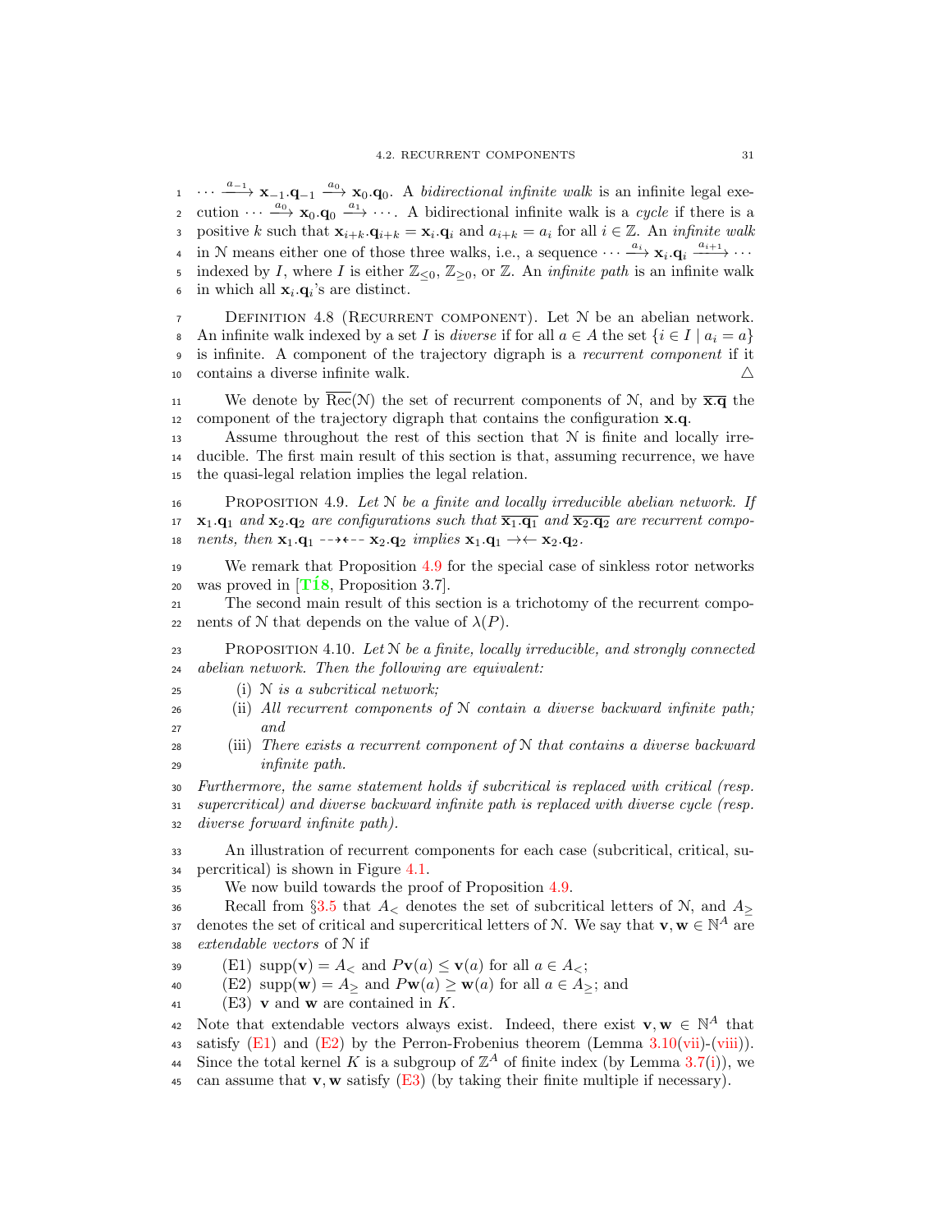$\cdots \xrightarrow{a_{-1}} \mathbf{x}_{-1}.\mathbf{q}_{-1} \xrightarrow{a_0} \mathbf{x}_0.\mathbf{q}_0$. A *bidirectional infinite walk* is an infinite legal execution $\cdots \xrightarrow{a_0} \mathbf{x}_0.\mathbf{q}_0 \xrightarrow{a_1} \cdots$. A bidirectional infinite walk is a *cycle* if there is a positive $k$ such that $\mathbf{x}_{i+k}.\mathbf{q}_{i+k} = \mathbf{x}_i.\mathbf{q}_i$ and $a_{i+k} = a_i$ for all $i \in \mathbb{Z}$. An *infinite walk* in $\mathcal{N}$ means either one of those three walks, i.e., a sequence $\cdots \xrightarrow{a_i} \mathbf{x}_i.\mathbf{q}_i \xrightarrow{a_{i+1}} \cdots$ indexed by $I$, where $I$ is either $\mathbb{Z}_{\leq 0}$, $\mathbb{Z}_{\geq 0}$, or $\mathbb{Z}$. An *infinite path* is an infinite walk in which all $\mathbf{x}_i.\mathbf{q}_i$'s are distinct.

Definition 4.8 (Recurrent component). Let $\mathcal{N}$ be an abelian network. An infinite walk indexed by a set $I$ is *diverse* if for all $a \in A$ the set $\{i \in I \mid a_i = a\}$ is infinite. A component of the trajectory digraph is a *recurrent component* if it contains a diverse infinite walk. △

We denote by $\overline{\text{Rec}}(\mathcal{N})$ the set of recurrent components of $\mathcal{N}$, and by $\overline{\mathbf{x}.\mathbf{q}}$ the component of the trajectory digraph that contains the configuration $\mathbf{x}.\mathbf{q}$.

Assume throughout the rest of this section that $\mathcal{N}$ is finite and locally irreducible. The first main result of this section is that, assuming recurrence, we have the quasi-legal relation implies the legal relation.

Proposition 4.9. *Let $\mathcal{N}$ be a finite and locally irreducible abelian network. If $\mathbf{x}_1.\mathbf{q}_1$ and $\mathbf{x}_2.\mathbf{q}_2$ are configurations such that $\overline{\mathbf{x}_1.\mathbf{q}_1}$ and $\overline{\mathbf{x}_2.\mathbf{q}_2}$ are recurrent components, then $\mathbf{x}_1.\mathbf{q}_1 \dashrightarrow\dashleftarrow \mathbf{x}_2.\mathbf{q}_2$ implies $\mathbf{x}_1.\mathbf{q}_1 \to\leftarrow \mathbf{x}_2.\mathbf{q}_2$.*

We remark that Proposition 4.9 for the special case of sinkless rotor networks was proved in [TÍ8, Proposition 3.7].

The second main result of this section is a trichotomy of the recurrent components of $\mathcal{N}$ that depends on the value of $\lambda(P)$.

Proposition 4.10. *Let $\mathcal{N}$ be a finite, locally irreducible, and strongly connected abelian network. Then the following are equivalent:*

(i) *$\mathcal{N}$ is a subcritical network;*
(ii) *All recurrent components of $\mathcal{N}$ contain a diverse backward infinite path; and*
(iii) *There exists a recurrent component of $\mathcal{N}$ that contains a diverse backward infinite path.*

*Furthermore, the same statement holds if subcritical is replaced with critical (resp. supercritical) and diverse backward infinite path is replaced with diverse cycle (resp. diverse forward infinite path).*

An illustration of recurrent components for each case (subcritical, critical, supercritical) is shown in Figure 4.1.

We now build towards the proof of Proposition 4.9.

Recall from §3.5 that $A_<$ denotes the set of subcritical letters of $\mathcal{N}$, and $A_\geq$ denotes the set of critical and supercritical letters of $\mathcal{N}$. We say that $\mathbf{v}, \mathbf{w} \in \mathbb{N}^A$ are *extendable vectors* of $\mathcal{N}$ if

(E1) $\text{supp}(\mathbf{v}) = A_<$ and $P\mathbf{v}(a) \leq \mathbf{v}(a)$ for all $a \in A_<$;
(E2) $\text{supp}(\mathbf{w}) = A_\geq$ and $P\mathbf{w}(a) \geq \mathbf{w}(a)$ for all $a \in A_\geq$; and
(E3) $\mathbf{v}$ and $\mathbf{w}$ are contained in $K$.

Note that extendable vectors always exist. Indeed, there exist $\mathbf{v}, \mathbf{w} \in \mathbb{N}^A$ that satisfy (E1) and (E2) by the Perron-Frobenius theorem (Lemma 3.10(vii)-(viii)). Since the total kernel $K$ is a subgroup of $\mathbb{Z}^A$ of finite index (by Lemma 3.7(i)), we can assume that $\mathbf{v}, \mathbf{w}$ satisfy (E3) (by taking their finite multiple if necessary).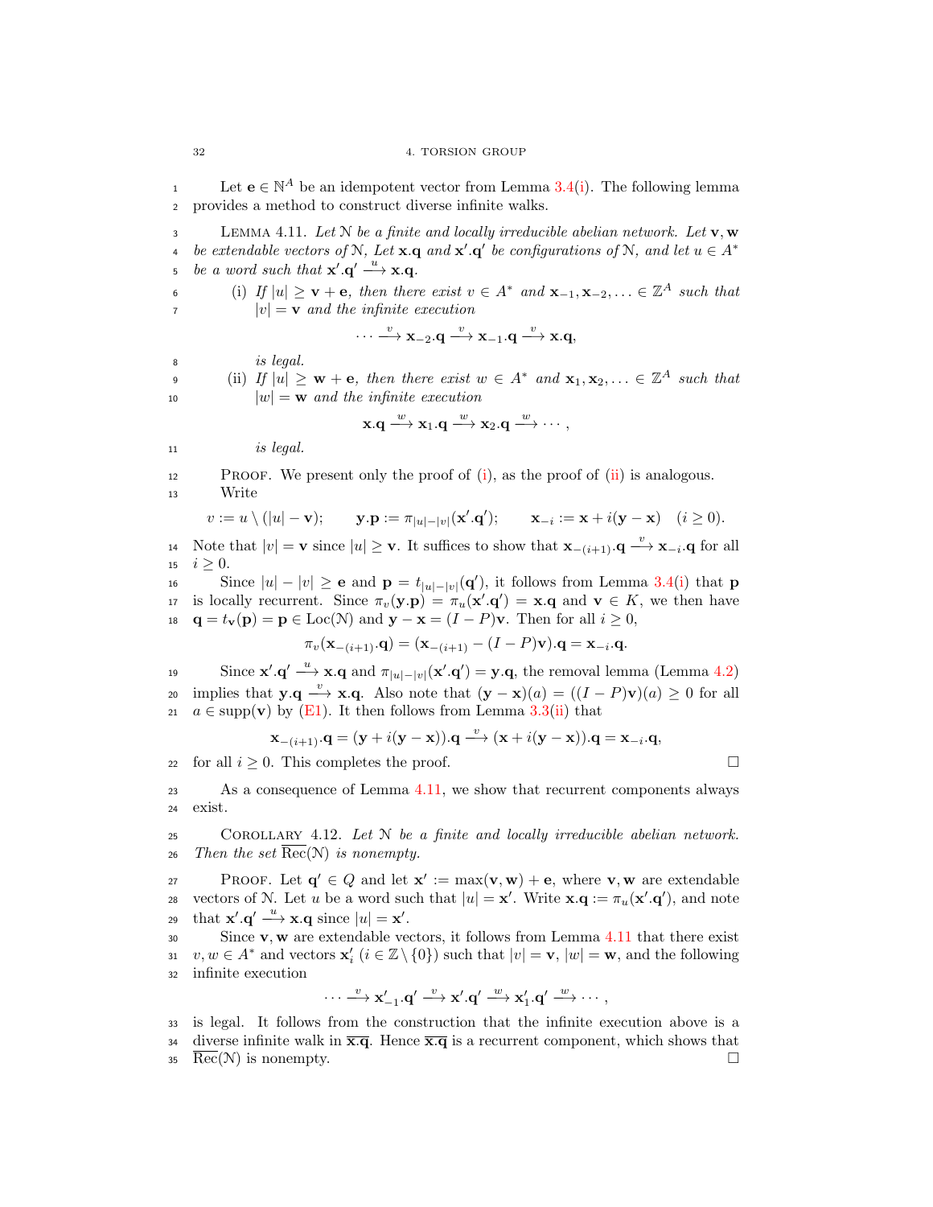Let $\mathbf{e} \in \mathbb{N}^A$ be an idempotent vector from Lemma 3.4(i). The following lemma provides a method to construct diverse infinite walks.

Lemma 4.11. *Let $\mathcal{N}$ be a finite and locally irreducible abelian network. Let $\mathbf{v}, \mathbf{w}$ be extendable vectors of $\mathcal{N}$, Let $\mathbf{x}.\mathbf{q}$ and $\mathbf{x}'.\mathbf{q}'$ be configurations of $\mathcal{N}$, and let $u \in A^*$ be a word such that $\mathbf{x}'.\mathbf{q}' \xrightarrow{u} \mathbf{x}.\mathbf{q}$.*

(i) *If $|u| \geq \mathbf{v} + \mathbf{e}$, then there exist $v \in A^*$ and $\mathbf{x}_{-1}, \mathbf{x}_{-2}, \ldots \in \mathbb{Z}^A$ such that $|v| = \mathbf{v}$ and the infinite execution*
$$\cdots \xrightarrow{v} \mathbf{x}_{-2}.\mathbf{q} \xrightarrow{v} \mathbf{x}_{-1}.\mathbf{q} \xrightarrow{v} \mathbf{x}.\mathbf{q},$$
*is legal.*

(ii) *If $|u| \geq \mathbf{w} + \mathbf{e}$, then there exist $w \in A^*$ and $\mathbf{x}_1, \mathbf{x}_2, \ldots \in \mathbb{Z}^A$ such that $|w| = \mathbf{w}$ and the infinite execution*
$$\mathbf{x}.\mathbf{q} \xrightarrow{w} \mathbf{x}_1.\mathbf{q} \xrightarrow{w} \mathbf{x}_2.\mathbf{q} \xrightarrow{w} \cdots,$$
*is legal.*

Proof. We present only the proof of (i), as the proof of (ii) is analogous.

Write
$$v := u \setminus (|u| - \mathbf{v}); \qquad \mathbf{y}.\mathbf{p} := \pi_{|u|-|v|}(\mathbf{x}'.\mathbf{q}'); \qquad \mathbf{x}_{-i} := \mathbf{x} + i(\mathbf{y} - \mathbf{x}) \quad (i \geq 0).$$
Note that $|v| = \mathbf{v}$ since $|u| \geq \mathbf{v}$. It suffices to show that $\mathbf{x}_{-(i+1)}.\mathbf{q} \xrightarrow{v} \mathbf{x}_{-i}.\mathbf{q}$ for all $i \geq 0$.

Since $|u| - |v| \geq \mathbf{e}$ and $\mathbf{p} = t_{|u|-|v|}(\mathbf{q}')$, it follows from Lemma 3.4(i) that $\mathbf{p}$ is locally recurrent. Since $\pi_v(\mathbf{y}.\mathbf{p}) = \pi_u(\mathbf{x}'.\mathbf{q}') = \mathbf{x}.\mathbf{q}$ and $\mathbf{v} \in K$, we then have $\mathbf{q} = t_{\mathbf{v}}(\mathbf{p}) = \mathbf{p} \in \operatorname{Loc}(\mathcal{N})$ and $\mathbf{y} - \mathbf{x} = (I - P)\mathbf{v}$. Then for all $i \geq 0$,
$$\pi_v(\mathbf{x}_{-(i+1)}.\mathbf{q}) = (\mathbf{x}_{-(i+1)} - (I - P)\mathbf{v}).\mathbf{q} = \mathbf{x}_{-i}.\mathbf{q}.$$

Since $\mathbf{x}'.\mathbf{q}' \xrightarrow{u} \mathbf{x}.\mathbf{q}$ and $\pi_{|u|-|v|}(\mathbf{x}'.\mathbf{q}') = \mathbf{y}.\mathbf{q}$, the removal lemma (Lemma 4.2) implies that $\mathbf{y}.\mathbf{q} \xrightarrow{v} \mathbf{x}.\mathbf{q}$. Also note that $(\mathbf{y} - \mathbf{x})(a) = ((I - P)\mathbf{v})(a) \geq 0$ for all $a \in \operatorname{supp}(\mathbf{v})$ by (E1). It then follows from Lemma 3.3(ii) that
$$\mathbf{x}_{-(i+1)}.\mathbf{q} = (\mathbf{y} + i(\mathbf{y} - \mathbf{x})).\mathbf{q} \xrightarrow{v} (\mathbf{x} + i(\mathbf{y} - \mathbf{x})).\mathbf{q} = \mathbf{x}_{-i}.\mathbf{q},$$
for all $i \geq 0$. This completes the proof. □

As a consequence of Lemma 4.11, we show that recurrent components always exist.

Corollary 4.12. *Let $\mathcal{N}$ be a finite and locally irreducible abelian network. Then the set $\overline{\operatorname{Rec}}(\mathcal{N})$ is nonempty.*

Proof. Let $\mathbf{q}' \in Q$ and let $\mathbf{x}' := \max(\mathbf{v}, \mathbf{w}) + \mathbf{e}$, where $\mathbf{v}, \mathbf{w}$ are extendable vectors of $\mathcal{N}$. Let $u$ be a word such that $|u| = \mathbf{x}'$. Write $\mathbf{x}.\mathbf{q} := \pi_u(\mathbf{x}'.\mathbf{q}')$, and note that $\mathbf{x}'.\mathbf{q}' \xrightarrow{u} \mathbf{x}.\mathbf{q}$ since $|u| = \mathbf{x}'$.

Since $\mathbf{v}, \mathbf{w}$ are extendable vectors, it follows from Lemma 4.11 that there exist $v, w \in A^*$ and vectors $\mathbf{x}'_i$ ($i \in \mathbb{Z} \setminus \{0\}$) such that $|v| = \mathbf{v}$, $|w| = \mathbf{w}$, and the following infinite execution
$$\cdots \xrightarrow{v} \mathbf{x}'_{-1}.\mathbf{q}' \xrightarrow{v} \mathbf{x}'.\mathbf{q}' \xrightarrow{w} \mathbf{x}'_1.\mathbf{q}' \xrightarrow{w} \cdots,$$
is legal. It follows from the construction that the infinite execution above is a diverse infinite walk in $\overline{\mathbf{x}.\mathbf{q}}$. Hence $\overline{\mathbf{x}.\mathbf{q}}$ is a recurrent component, which shows that $\overline{\operatorname{Rec}}(\mathcal{N})$ is nonempty. □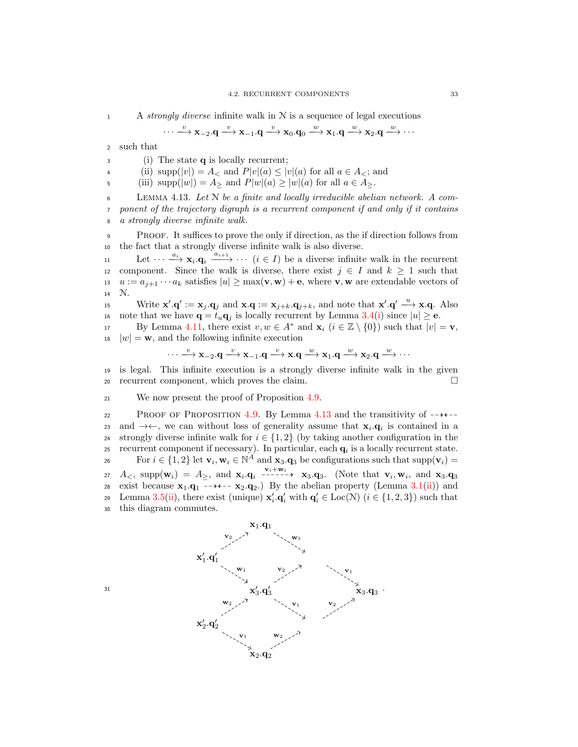A *strongly diverse* infinite walk in $\mathcal{N}$ is a sequence of legal executions

$$\cdots \xrightarrow{v} \mathbf{x}_{-2}.\mathbf{q} \xrightarrow{v} \mathbf{x}_{-1}.\mathbf{q} \xrightarrow{v} \mathbf{x}_0.\mathbf{q}_0 \xrightarrow{w} \mathbf{x}_1.\mathbf{q} \xrightarrow{w} \mathbf{x}_2.\mathbf{q} \xrightarrow{w} \cdots$$

such that

(i) The state $\mathbf{q}$ is locally recurrent;
(ii) $\operatorname{supp}(|v|) = A_<$ and $P|v|(a) \leq |v|(a)$ for all $a \in A_<$; and
(iii) $\operatorname{supp}(|w|) = A_\geq$ and $P|w|(a) \geq |w|(a)$ for all $a \in A_\geq$.

Lemma 4.13. *Let $\mathcal{N}$ be a finite and locally irreducible abelian network. A component of the trajectory digraph is a recurrent component if and only if it contains a strongly diverse infinite walk.*

Proof. It suffices to prove the only if direction, as the if direction follows from the fact that a strongly diverse infinite walk is also diverse.

Let $\cdots \xrightarrow{a_i} \mathbf{x}_i.\mathbf{q}_i \xrightarrow{a_{i+1}} \cdots$ $(i \in I)$ be a diverse infinite walk in the recurrent component. Since the walk is diverse, there exist $j \in I$ and $k \geq 1$ such that $u := a_{j+1} \cdots a_k$ satisfies $|u| \geq \max(\mathbf{v}, \mathbf{w}) + \mathbf{e}$, where $\mathbf{v}, \mathbf{w}$ are extendable vectors of $\mathcal{N}$.

Write $\mathbf{x}'.\mathbf{q}' := \mathbf{x}_j.\mathbf{q}_j$ and $\mathbf{x}.\mathbf{q} := \mathbf{x}_{j+k}.\mathbf{q}_{j+k}$, and note that $\mathbf{x}'.\mathbf{q}' \xrightarrow{u} \mathbf{x}.\mathbf{q}$. Also note that we have $\mathbf{q} = t_u\mathbf{q}_j$ is locally recurrent by Lemma 3.4(i) since $|u| \geq \mathbf{e}$.

By Lemma 4.11, there exist $v, w \in A^*$ and $\mathbf{x}_i$ $(i \in \mathbb{Z} \setminus \{0\})$ such that $|v| = \mathbf{v}$, $|w| = \mathbf{w}$, and the following infinite execution

$$\cdots \xrightarrow{v} \mathbf{x}_{-2}.\mathbf{q} \xrightarrow{v} \mathbf{x}_{-1}.\mathbf{q} \xrightarrow{v} \mathbf{x}.\mathbf{q} \xrightarrow{w} \mathbf{x}_1.\mathbf{q} \xrightarrow{w} \mathbf{x}_2.\mathbf{q} \xrightarrow{w} \cdots$$

is legal. This infinite execution is a strongly diverse infinite walk in the given recurrent component, which proves the claim. $\square$

We now present the proof of Proposition 4.9.

Proof of Proposition 4.9. By Lemma 4.13 and the transitivity of $\dashrightarrow\dashleftarrow$ and $\rightarrow\leftarrow$, we can without loss of generality assume that $\mathbf{x}_i.\mathbf{q}_i$ is contained in a strongly diverse infinite walk for $i \in \{1, 2\}$ (by taking another configuration in the recurrent component if necessary). In particular, each $\mathbf{q}_i$ is a locally recurrent state.

For $i \in \{1, 2\}$ let $\mathbf{v}_i, \mathbf{w}_i \in \mathbb{N}^A$ and $\mathbf{x}_3.\mathbf{q}_3$ be configurations such that $\operatorname{supp}(\mathbf{v}_i) = A_<$, $\operatorname{supp}(\mathbf{w}_i) = A_\geq$, and $\mathbf{x}_i.\mathbf{q}_i \overset{\mathbf{v}_i + \mathbf{w}_i}{\dashrightarrow} \mathbf{x}_3.\mathbf{q}_3$. (Note that $\mathbf{v}_i, \mathbf{w}_i$, and $\mathbf{x}_3.\mathbf{q}_3$ exist because $\mathbf{x}_1.\mathbf{q}_1 \dashrightarrow\dashleftarrow \mathbf{x}_2.\mathbf{q}_2$.) By the abelian property (Lemma 3.1(ii)) and Lemma 3.5(ii), there exist (unique) $\mathbf{x}'_i.\mathbf{q}'_i$ with $\mathbf{q}'_i \in \operatorname{Loc}(\mathcal{N})$ $(i \in \{1, 2, 3\})$ such that this diagram commutes.

$$\begin{array}{ccccc}
 & & \mathbf{x}_1.\mathbf{q}_1 & & \\
 & \overset{\mathbf{v}_2}{\nearrow} & & \overset{\mathbf{w}_1}{\searrow} & \\
\mathbf{x}'_1.\mathbf{q}'_1 & & & & \cdot \quad \overset{\mathbf{v}_1}{\searrow} \\
 & \overset{\mathbf{w}_1}{\searrow} & & \overset{\mathbf{v}_2}{\nearrow} & \\
 & & \mathbf{x}'_3.\mathbf{q}'_3 & & \qquad \mathbf{x}_3.\mathbf{q}_3 \\
 & \overset{\mathbf{w}_2}{\nearrow} & & \overset{\mathbf{v}_1}{\searrow} & \\
\mathbf{x}'_2.\mathbf{q}'_2 & & & & \cdot \quad \overset{\mathbf{v}_2}{\nearrow} \\
 & \overset{\mathbf{v}_1}{\searrow} & & \overset{\mathbf{w}_2}{\nearrow} & \\
 & & \mathbf{x}_2.\mathbf{q}_2 & &
\end{array}$$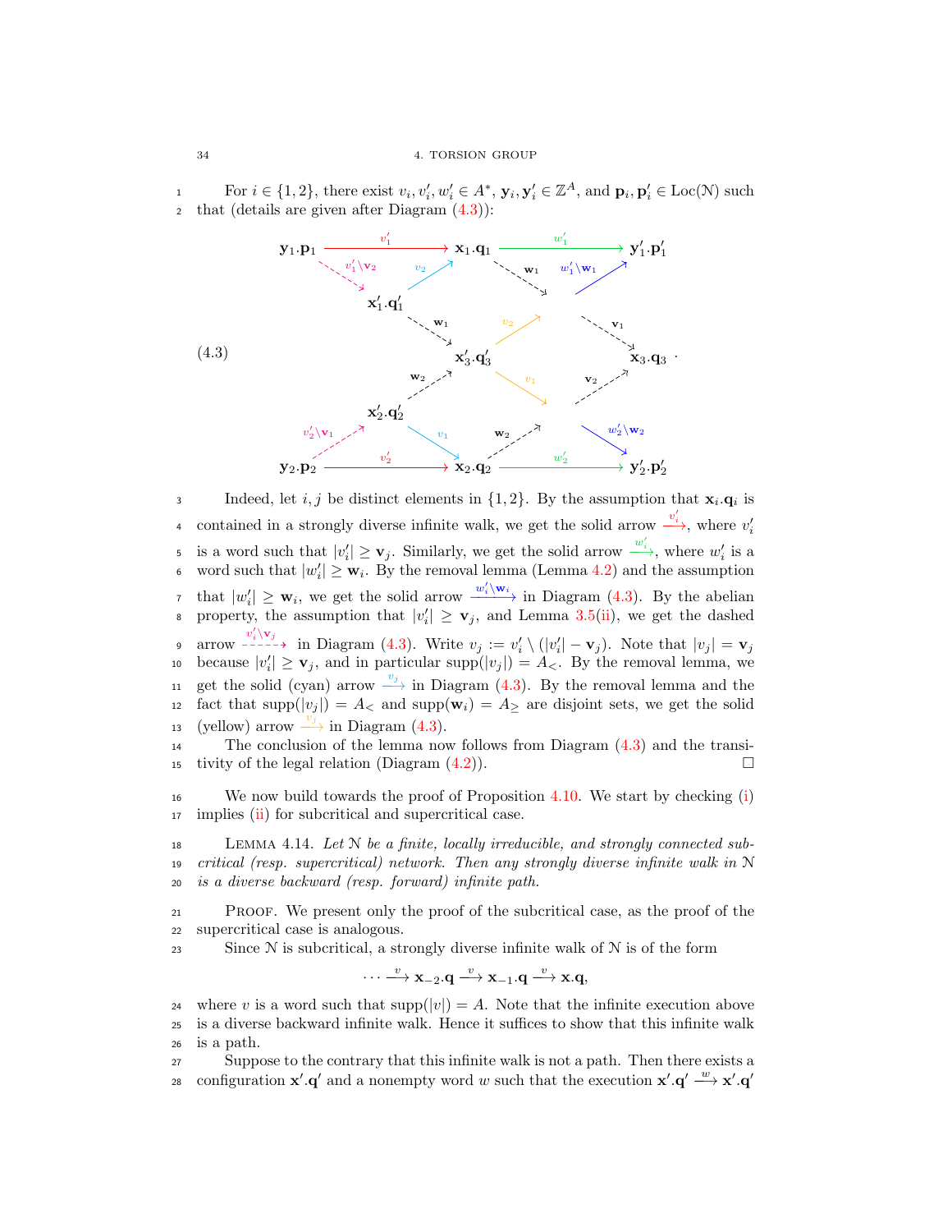For $i \in \{1,2\}$, there exist $v_i, v_i', w_i' \in A^*$, $\mathbf{y}_i, \mathbf{y}_i' \in \mathbb{Z}^A$, and $\mathbf{p}_i, \mathbf{p}_i' \in \mathrm{Loc}(\mathcal{N})$ such that (details are given after Diagram (4.3)):

$$
\begin{array}{ccccccc}
\mathbf{y}_1.\mathbf{p}_1 & \xrightarrow{v_1'} & \mathbf{x}_1.\mathbf{q}_1 & \xrightarrow{w_1'} & \mathbf{y}_1'.\mathbf{p}_1' & & \\
& \overset{v_1'\setminus \mathbf{v}_2}{\dashrightarrow} \mathbf{x}_1'.\mathbf{q}_1' \xrightarrow{v_2} & & \overset{\mathbf{w}_1}{\dashrightarrow} \cdot \xrightarrow{w_1'\setminus \mathbf{w}_1} & & & \\
(4.3) & & \overset{\mathbf{w}_1}{\dashrightarrow} \mathbf{x}_3'.\mathbf{q}_3' & \xrightarrow{v_2} \cdot \overset{\mathbf{v}_1}{\dashrightarrow} & \mathbf{x}_3.\mathbf{q}_3 & & \\
& & \mathbf{x}_3'.\mathbf{q}_3' \xrightarrow{v_1} \cdot \overset{\mathbf{v}_2}{\dashrightarrow} \mathbf{x}_3.\mathbf{q}_3 & & & & \\
& \overset{v_2'\setminus \mathbf{v}_1}{\dashrightarrow} \mathbf{x}_2'.\mathbf{q}_2' \overset{\mathbf{w}_2}{\dashrightarrow} \mathbf{x}_3'.\mathbf{q}_3' ,\ \mathbf{x}_2'.\mathbf{q}_2' \xrightarrow{v_1} & & \overset{\mathbf{w}_2}{\dashrightarrow} \cdot \xrightarrow{w_2'\setminus \mathbf{w}_2} & & & \\
\mathbf{y}_2.\mathbf{p}_2 & \xrightarrow{v_2'} & \mathbf{x}_2.\mathbf{q}_2 & \xrightarrow{w_2'} & \mathbf{y}_2'.\mathbf{p}_2' & &
\end{array}
$$

Indeed, let $i, j$ be distinct elements in $\{1,2\}$. By the assumption that $\mathbf{x}_i.\mathbf{q}_i$ is contained in a strongly diverse infinite walk, we get the solid arrow $\xrightarrow{v_i'}$, where $v_i'$ is a word such that $|v_i'| \geq \mathbf{v}_j$. Similarly, we get the solid arrow $\xrightarrow{w_i'}$, where $w_i'$ is a word such that $|w_i'| \geq \mathbf{w}_i$. By the removal lemma (Lemma 4.2) and the assumption that $|w_i'| \geq \mathbf{w}_i$, we get the solid arrow $\xrightarrow{w_i' \setminus \mathbf{w}_i}$ in Diagram (4.3). By the abelian property, the assumption that $|v_i'| \geq \mathbf{v}_j$, and Lemma 3.5(ii), we get the dashed arrow $\overset{v_i' \setminus \mathbf{v}_j}{\dashrightarrow}$ in Diagram (4.3). Write $v_j := v_i' \setminus (|v_i'| - \mathbf{v}_j)$. Note that $|v_j| = \mathbf{v}_j$ because $|v_i'| \geq \mathbf{v}_j$, and in particular $\mathrm{supp}(|v_j|) = A_<$. By the removal lemma, we get the solid (cyan) arrow $\xrightarrow{v_j}$ in Diagram (4.3). By the removal lemma and the fact that $\mathrm{supp}(|v_j|) = A_<$ and $\mathrm{supp}(\mathbf{w}_i) = A_\geq$ are disjoint sets, we get the solid (yellow) arrow $\xrightarrow{v_j}$ in Diagram (4.3).

The conclusion of the lemma now follows from Diagram (4.3) and the transitivity of the legal relation (Diagram (4.2)). □

We now build towards the proof of Proposition 4.10. We start by checking (i) implies (ii) for subcritical and supercritical case.

**Lemma 4.14.** *Let $\mathcal{N}$ be a finite, locally irreducible, and strongly connected subcritical (resp. supercritical) network. Then any strongly diverse infinite walk in $\mathcal{N}$ is a diverse backward (resp. forward) infinite path.*

Proof. We present only the proof of the subcritical case, as the proof of the supercritical case is analogous.

Since $\mathcal{N}$ is subcritical, a strongly diverse infinite walk of $\mathcal{N}$ is of the form

$$\cdots \xrightarrow{v} \mathbf{x}_{-2}.\mathbf{q} \xrightarrow{v} \mathbf{x}_{-1}.\mathbf{q} \xrightarrow{v} \mathbf{x}.\mathbf{q},$$

where $v$ is a word such that $\mathrm{supp}(|v|) = A$. Note that the infinite execution above is a diverse backward infinite walk. Hence it suffices to show that this infinite walk is a path.

Suppose to the contrary that this infinite walk is not a path. Then there exists a configuration $\mathbf{x}'.\mathbf{q}'$ and a nonempty word $w$ such that the execution $\mathbf{x}'.\mathbf{q}' \xrightarrow{w} \mathbf{x}'.\mathbf{q}'$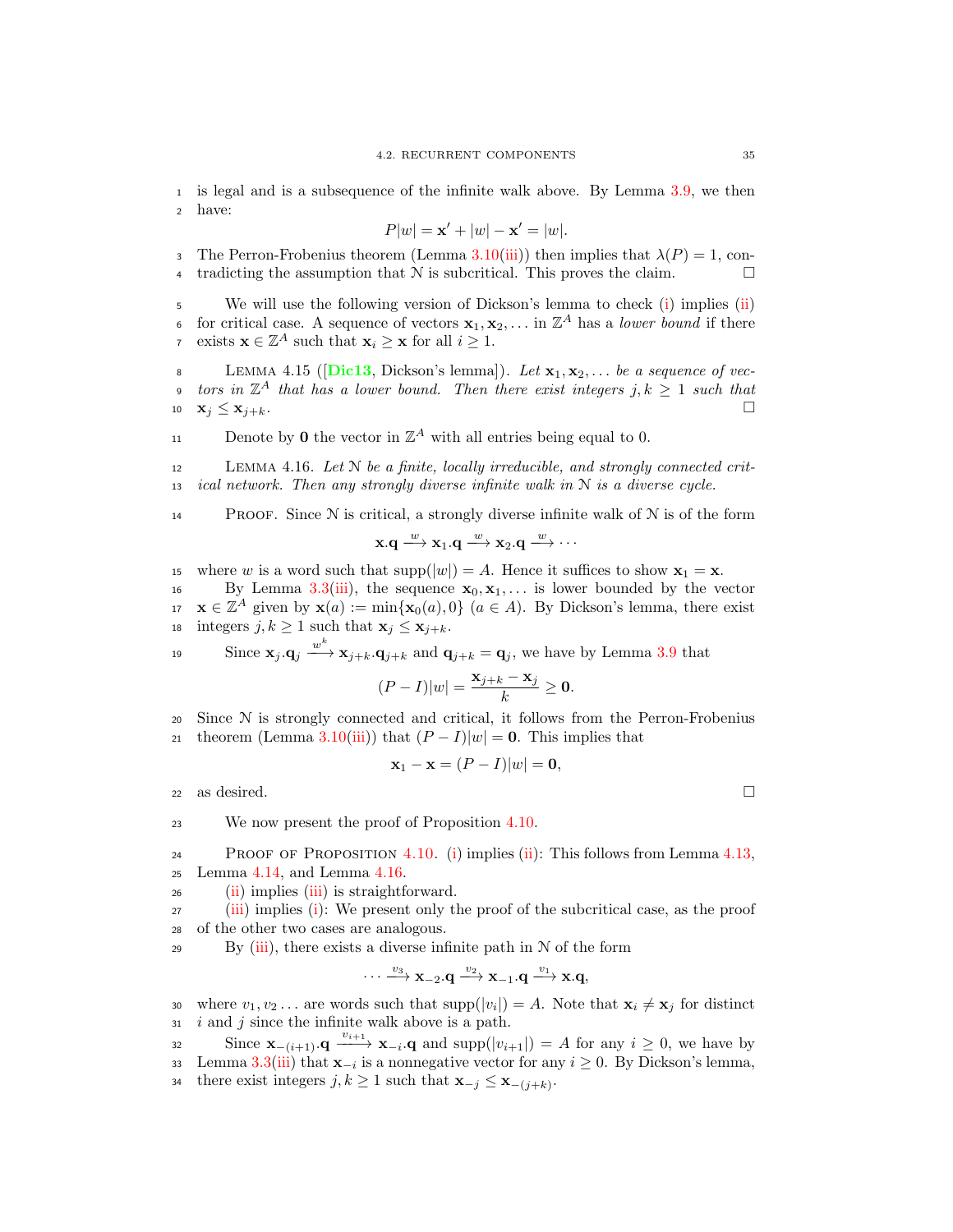is legal and is a subsequence of the infinite walk above. By Lemma 3.9, we then have:

$$P|w| = \mathbf{x}' + |w| - \mathbf{x}' = |w|.$$

The Perron-Frobenius theorem (Lemma 3.10(iii)) then implies that $\lambda(P) = 1$, contradicting the assumption that $\mathcal{N}$ is subcritical. This proves the claim. □

We will use the following version of Dickson's lemma to check (i) implies (ii) for critical case. A sequence of vectors $\mathbf{x}_1, \mathbf{x}_2, \ldots$ in $\mathbb{Z}^A$ has a *lower bound* if there exists $\mathbf{x} \in \mathbb{Z}^A$ such that $\mathbf{x}_i \geq \mathbf{x}$ for all $i \geq 1$.

Lemma 4.15 ([Dic13, Dickson's lemma]). *Let $\mathbf{x}_1, \mathbf{x}_2, \ldots$ be a sequence of vectors in $\mathbb{Z}^A$ that has a lower bound. Then there exist integers $j, k \geq 1$ such that $\mathbf{x}_j \leq \mathbf{x}_{j+k}$.* □

Denote by $\mathbf{0}$ the vector in $\mathbb{Z}^A$ with all entries being equal to 0.

Lemma 4.16. *Let $\mathcal{N}$ be a finite, locally irreducible, and strongly connected critical network. Then any strongly diverse infinite walk in $\mathcal{N}$ is a diverse cycle.*

Proof. Since $\mathcal{N}$ is critical, a strongly diverse infinite walk of $\mathcal{N}$ is of the form

$$\mathbf{x}.\mathbf{q} \xrightarrow{w} \mathbf{x}_1.\mathbf{q} \xrightarrow{w} \mathbf{x}_2.\mathbf{q} \xrightarrow{w} \cdots$$

where $w$ is a word such that $\text{supp}(|w|) = A$. Hence it suffices to show $\mathbf{x}_1 = \mathbf{x}$.

By Lemma 3.3(iii), the sequence $\mathbf{x}_0, \mathbf{x}_1, \ldots$ is lower bounded by the vector $\mathbf{x} \in \mathbb{Z}^A$ given by $\mathbf{x}(a) := \min\{\mathbf{x}_0(a), 0\}$ $(a \in A)$. By Dickson's lemma, there exist integers $j, k \geq 1$ such that $\mathbf{x}_j \leq \mathbf{x}_{j+k}$.

Since $\mathbf{x}_j.\mathbf{q}_j \xrightarrow{w^k} \mathbf{x}_{j+k}.\mathbf{q}_{j+k}$ and $\mathbf{q}_{j+k} = \mathbf{q}_j$, we have by Lemma 3.9 that

$$(P - I)|w| = \frac{\mathbf{x}_{j+k} - \mathbf{x}_j}{k} \geq \mathbf{0}.$$

Since $\mathcal{N}$ is strongly connected and critical, it follows from the Perron-Frobenius theorem (Lemma 3.10(iii)) that $(P - I)|w| = \mathbf{0}$. This implies that

$$\mathbf{x}_1 - \mathbf{x} = (P - I)|w| = \mathbf{0},$$

as desired. □

We now present the proof of Proposition 4.10.

Proof of Proposition 4.10. (i) implies (ii): This follows from Lemma 4.13, Lemma 4.14, and Lemma 4.16.

(ii) implies (iii) is straightforward.

(iii) implies (i): We present only the proof of the subcritical case, as the proof of the other two cases are analogous.

By (iii), there exists a diverse infinite path in $\mathcal{N}$ of the form

$$\cdots \xrightarrow{v_3} \mathbf{x}_{-2}.\mathbf{q} \xrightarrow{v_2} \mathbf{x}_{-1}.\mathbf{q} \xrightarrow{v_1} \mathbf{x}.\mathbf{q},$$

where $v_1, v_2 \ldots$ are words such that $\text{supp}(|v_i|) = A$. Note that $\mathbf{x}_i \neq \mathbf{x}_j$ for distinct $i$ and $j$ since the infinite walk above is a path.

Since $\mathbf{x}_{-(i+1)}.\mathbf{q} \xrightarrow{v_{i+1}} \mathbf{x}_{-i}.\mathbf{q}$ and $\text{supp}(|v_{i+1}|) = A$ for any $i \geq 0$, we have by Lemma 3.3(iii) that $\mathbf{x}_{-i}$ is a nonnegative vector for any $i \geq 0$. By Dickson's lemma, there exist integers $j, k \geq 1$ such that $\mathbf{x}_{-j} \leq \mathbf{x}_{-(j+k)}$.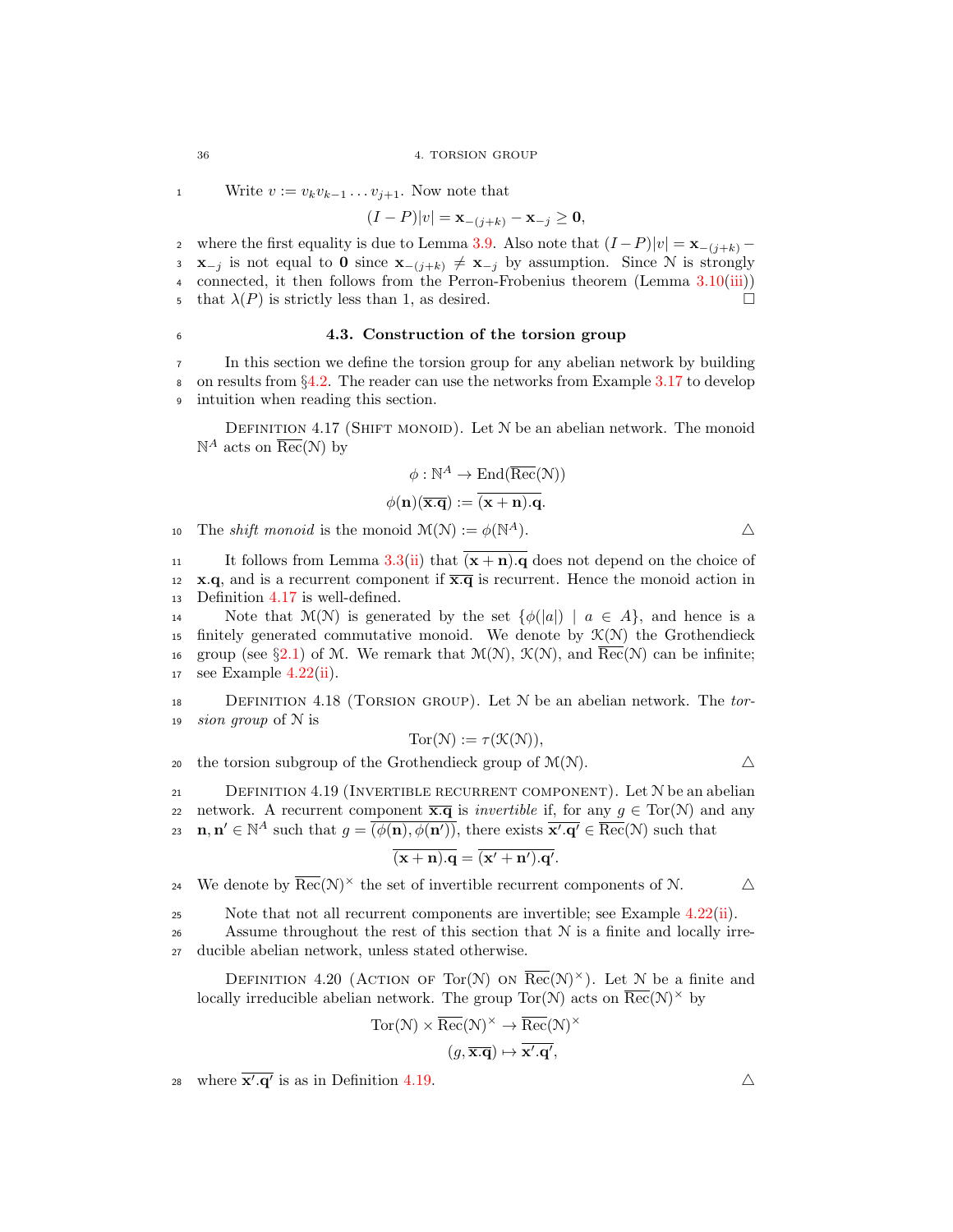Write $v := v_k v_{k-1} \dots v_{j+1}$. Now note that

$$(I - P)|v| = \mathbf{x}_{-(j+k)} - \mathbf{x}_{-j} \geq \mathbf{0},$$

where the first equality is due to Lemma 3.9. Also note that $(I-P)|v| = \mathbf{x}_{-(j+k)} - \mathbf{x}_{-j}$ is not equal to $\mathbf{0}$ since $\mathbf{x}_{-(j+k)} \neq \mathbf{x}_{-j}$ by assumption. Since $\mathcal{N}$ is strongly connected, it then follows from the Perron-Frobenius theorem (Lemma 3.10(iii)) that $\lambda(P)$ is strictly less than 1, as desired. □

## 4.3. Construction of the torsion group

In this section we define the torsion group for any abelian network by building on results from §4.2. The reader can use the networks from Example 3.17 to develop intuition when reading this section.

Definition 4.17 (Shift monoid). Let $\mathcal{N}$ be an abelian network. The monoid $\mathbb{N}^A$ acts on $\overline{\mathrm{Rec}}(\mathcal{N})$ by

$$\phi : \mathbb{N}^A \to \mathrm{End}(\overline{\mathrm{Rec}}(\mathcal{N}))$$
$$\phi(\mathbf{n})(\overline{\mathbf{x}.\mathbf{q}}) := \overline{(\mathbf{x}+\mathbf{n}).\mathbf{q}}.$$

The *shift monoid* is the monoid $\mathcal{M}(\mathcal{N}) := \phi(\mathbb{N}^A)$. △

It follows from Lemma 3.3(ii) that $\overline{(\mathbf{x}+\mathbf{n}).\mathbf{q}}$ does not depend on the choice of $\mathbf{x}.\mathbf{q}$, and is a recurrent component if $\overline{\mathbf{x}.\mathbf{q}}$ is recurrent. Hence the monoid action in Definition 4.17 is well-defined.

Note that $\mathcal{M}(\mathcal{N})$ is generated by the set $\{\phi(|a|) \mid a \in A\}$, and hence is a finitely generated commutative monoid. We denote by $\mathcal{K}(\mathcal{N})$ the Grothendieck group (see §2.1) of $\mathcal{M}$. We remark that $\mathcal{M}(\mathcal{N})$, $\mathcal{K}(\mathcal{N})$, and $\overline{\mathrm{Rec}}(\mathcal{N})$ can be infinite; see Example 4.22(ii).

Definition 4.18 (Torsion group). Let $\mathcal{N}$ be an abelian network. The *torsion group* of $\mathcal{N}$ is

$$\mathrm{Tor}(\mathcal{N}) := \tau(\mathcal{K}(\mathcal{N})),$$

the torsion subgroup of the Grothendieck group of $\mathcal{M}(\mathcal{N})$. △

Definition 4.19 (Invertible recurrent component). Let $\mathcal{N}$ be an abelian network. A recurrent component $\overline{\mathbf{x}.\mathbf{q}}$ is *invertible* if, for any $g \in \mathrm{Tor}(\mathcal{N})$ and any $\mathbf{n}, \mathbf{n}' \in \mathbb{N}^A$ such that $g = \overline{(\phi(\mathbf{n}), \phi(\mathbf{n}'))}$, there exists $\overline{\mathbf{x}'.\mathbf{q}'} \in \overline{\mathrm{Rec}}(\mathcal{N})$ such that

$$\overline{(\mathbf{x}+\mathbf{n}).\mathbf{q}} = \overline{(\mathbf{x}'+\mathbf{n}').\mathbf{q}'}.$$

We denote by $\overline{\mathrm{Rec}}(\mathcal{N})^\times$ the set of invertible recurrent components of $\mathcal{N}$. △

Note that not all recurrent components are invertible; see Example 4.22(ii).

Assume throughout the rest of this section that $\mathcal{N}$ is a finite and locally irreducible abelian network, unless stated otherwise.

Definition 4.20 (Action of $\mathrm{Tor}(\mathcal{N})$ on $\overline{\mathrm{Rec}}(\mathcal{N})^\times$). Let $\mathcal{N}$ be a finite and locally irreducible abelian network. The group $\mathrm{Tor}(\mathcal{N})$ acts on $\overline{\mathrm{Rec}}(\mathcal{N})^\times$ by

$$\mathrm{Tor}(\mathcal{N}) \times \overline{\mathrm{Rec}}(\mathcal{N})^\times \to \overline{\mathrm{Rec}}(\mathcal{N})^\times$$
$$(g, \overline{\mathbf{x}.\mathbf{q}}) \mapsto \overline{\mathbf{x}'.\mathbf{q}'},$$

where $\overline{\mathbf{x}'.\mathbf{q}'}$ is as in Definition 4.19. △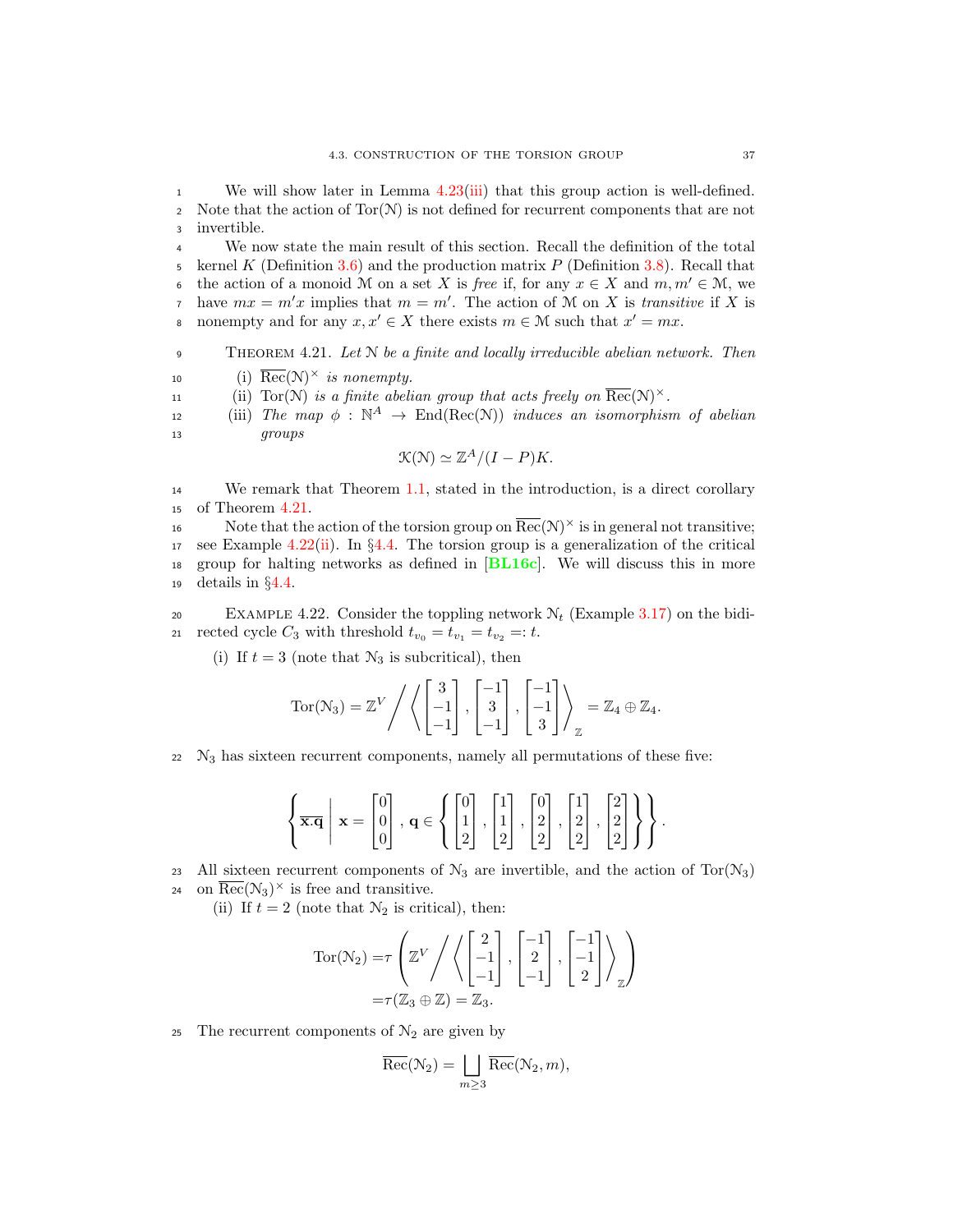We will show later in Lemma 4.23(iii) that this group action is well-defined. Note that the action of $\operatorname{Tor}(\mathcal{N})$ is not defined for recurrent components that are not invertible.

We now state the main result of this section. Recall the definition of the total kernel $K$ (Definition 3.6) and the production matrix $P$ (Definition 3.8). Recall that the action of a monoid $\mathcal{M}$ on a set $X$ is *free* if, for any $x \in X$ and $m, m' \in \mathcal{M}$, we have $mx = m'x$ implies that $m = m'$. The action of $\mathcal{M}$ on $X$ is *transitive* if $X$ is nonempty and for any $x, x' \in X$ there exists $m \in \mathcal{M}$ such that $x' = mx$.

THEOREM 4.21. *Let $\mathcal{N}$ be a finite and locally irreducible abelian network. Then*

(i) $\overline{\operatorname{Rec}}(\mathcal{N})^{\times}$ *is nonempty.*

(ii) $\operatorname{Tor}(\mathcal{N})$ *is a finite abelian group that acts freely on* $\overline{\operatorname{Rec}}(\mathcal{N})^{\times}$.

(iii) *The map* $\phi : \mathbb{N}^A \to \operatorname{End}(\operatorname{Rec}(\mathcal{N}))$ *induces an isomorphism of abelian groups*

$$\mathcal{K}(\mathcal{N}) \simeq \mathbb{Z}^A/(I-P)K.$$

We remark that Theorem 1.1, stated in the introduction, is a direct corollary of Theorem 4.21.

Note that the action of the torsion group on $\overline{\operatorname{Rec}}(\mathcal{N})^{\times}$ is in general not transitive; see Example 4.22(ii). In §4.4. The torsion group is a generalization of the critical group for halting networks as defined in [**BL16c**]. We will discuss this in more details in §4.4.

EXAMPLE 4.22. Consider the toppling network $\mathcal{N}_t$ (Example 3.17) on the bidirected cycle $C_3$ with threshold $t_{v_0} = t_{v_1} = t_{v_2} =: t$.

(i) If $t = 3$ (note that $\mathcal{N}_3$ is subcritical), then

$$\operatorname{Tor}(\mathcal{N}_3) = \mathbb{Z}^V \Big/ \left\langle \begin{bmatrix} 3 \\ -1 \\ -1 \end{bmatrix}, \begin{bmatrix} -1 \\ 3 \\ -1 \end{bmatrix}, \begin{bmatrix} -1 \\ -1 \\ 3 \end{bmatrix} \right\rangle_{\mathbb{Z}} = \mathbb{Z}_4 \oplus \mathbb{Z}_4.$$

$\mathcal{N}_3$ has sixteen recurrent components, namely all permutations of these five:

$$\left\{ \overline{\mathbf{x}.\mathbf{q}} \;\middle|\; \mathbf{x} = \begin{bmatrix} 0 \\ 0 \\ 0 \end{bmatrix}, \mathbf{q} \in \left\{ \begin{bmatrix} 0 \\ 1 \\ 2 \end{bmatrix}, \begin{bmatrix} 1 \\ 1 \\ 2 \end{bmatrix}, \begin{bmatrix} 0 \\ 2 \\ 2 \end{bmatrix}, \begin{bmatrix} 1 \\ 2 \\ 2 \end{bmatrix}, \begin{bmatrix} 2 \\ 2 \\ 2 \end{bmatrix} \right\} \right\}.$$

All sixteen recurrent components of $\mathcal{N}_3$ are invertible, and the action of $\operatorname{Tor}(\mathcal{N}_3)$ on $\overline{\operatorname{Rec}}(\mathcal{N}_3)^{\times}$ is free and transitive.

(ii) If $t = 2$ (note that $\mathcal{N}_2$ is critical), then:

$$\begin{aligned}
\operatorname{Tor}(\mathcal{N}_2) =& \tau \left( \mathbb{Z}^V \Big/ \left\langle \begin{bmatrix} 2 \\ -1 \\ -1 \end{bmatrix}, \begin{bmatrix} -1 \\ 2 \\ -1 \end{bmatrix}, \begin{bmatrix} -1 \\ -1 \\ 2 \end{bmatrix} \right\rangle_{\mathbb{Z}} \right) \\
=& \tau(\mathbb{Z}_3 \oplus \mathbb{Z}) = \mathbb{Z}_3.
\end{aligned}$$

The recurrent components of $\mathcal{N}_2$ are given by

$$\overline{\operatorname{Rec}}(\mathcal{N}_2) = \bigsqcup_{m \geq 3} \overline{\operatorname{Rec}}(\mathcal{N}_2, m),$$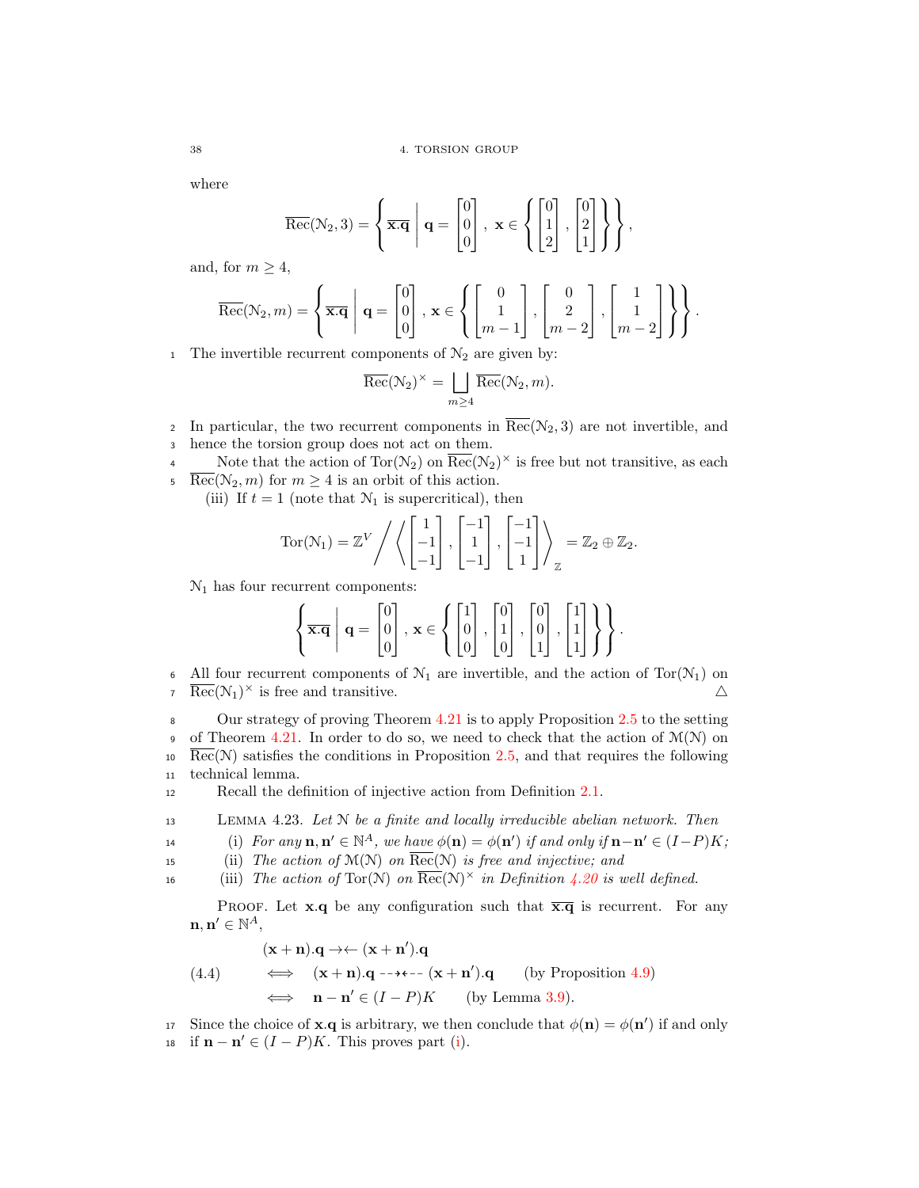where

$$\overline{\mathrm{Rec}}(\mathcal{N}_2, 3) = \left\{ \overline{\mathbf{x}.\mathbf{q}} \;\middle|\; \mathbf{q} = \begin{bmatrix} 0 \\ 0 \\ 0 \end{bmatrix},\ \mathbf{x} \in \left\{ \begin{bmatrix} 0 \\ 1 \\ 2 \end{bmatrix}, \begin{bmatrix} 0 \\ 2 \\ 1 \end{bmatrix} \right\} \right\},$$

and, for $m \geq 4$,

$$\overline{\mathrm{Rec}}(\mathcal{N}_2, m) = \left\{ \overline{\mathbf{x}.\mathbf{q}} \;\middle|\; \mathbf{q} = \begin{bmatrix} 0 \\ 0 \\ 0 \end{bmatrix},\ \mathbf{x} \in \left\{ \begin{bmatrix} 0 \\ 1 \\ m-1 \end{bmatrix}, \begin{bmatrix} 0 \\ 2 \\ m-2 \end{bmatrix}, \begin{bmatrix} 1 \\ 1 \\ m-2 \end{bmatrix} \right\} \right\}.$$

The invertible recurrent components of $\mathcal{N}_2$ are given by:

$$\overline{\mathrm{Rec}}(\mathcal{N}_2)^\times = \bigsqcup_{m \geq 4} \overline{\mathrm{Rec}}(\mathcal{N}_2, m).$$

In particular, the two recurrent components in $\overline{\mathrm{Rec}}(\mathcal{N}_2, 3)$ are not invertible, and hence the torsion group does not act on them.

Note that the action of $\mathrm{Tor}(\mathcal{N}_2)$ on $\overline{\mathrm{Rec}}(\mathcal{N}_2)^\times$ is free but not transitive, as each $\overline{\mathrm{Rec}}(\mathcal{N}_2, m)$ for $m \geq 4$ is an orbit of this action.

(iii) If $t = 1$ (note that $\mathcal{N}_1$ is supercritical), then

$$\mathrm{Tor}(\mathcal{N}_1) = \mathbb{Z}^V \Bigg/ \left\langle \begin{bmatrix} 1 \\ -1 \\ -1 \end{bmatrix}, \begin{bmatrix} -1 \\ 1 \\ -1 \end{bmatrix}, \begin{bmatrix} -1 \\ -1 \\ 1 \end{bmatrix} \right\rangle_{\mathbb{Z}} = \mathbb{Z}_2 \oplus \mathbb{Z}_2.$$

$\mathcal{N}_1$ has four recurrent components:

$$\left\{ \overline{\mathbf{x}.\mathbf{q}} \;\middle|\; \mathbf{q} = \begin{bmatrix} 0 \\ 0 \\ 0 \end{bmatrix},\ \mathbf{x} \in \left\{ \begin{bmatrix} 1 \\ 0 \\ 0 \end{bmatrix}, \begin{bmatrix} 0 \\ 1 \\ 0 \end{bmatrix}, \begin{bmatrix} 0 \\ 0 \\ 1 \end{bmatrix}, \begin{bmatrix} 1 \\ 1 \\ 1 \end{bmatrix} \right\} \right\}.$$

All four recurrent components of $\mathcal{N}_1$ are invertible, and the action of $\mathrm{Tor}(\mathcal{N}_1)$ on $\overline{\mathrm{Rec}}(\mathcal{N}_1)^\times$ is free and transitive. △

Our strategy of proving Theorem 4.21 is to apply Proposition 2.5 to the setting of Theorem 4.21. In order to do so, we need to check that the action of $\mathcal{M}(\mathcal{N})$ on $\overline{\mathrm{Rec}}(\mathcal{N})$ satisfies the conditions in Proposition 2.5, and that requires the following technical lemma.

Recall the definition of injective action from Definition 2.1.

Lemma 4.23. *Let $\mathcal{N}$ be a finite and locally irreducible abelian network. Then*

(i) *For any $\mathbf{n}, \mathbf{n}' \in \mathbb{N}^A$, we have $\phi(\mathbf{n}) = \phi(\mathbf{n}')$ if and only if $\mathbf{n} - \mathbf{n}' \in (I - P)K$;*

(ii) *The action of $\mathcal{M}(\mathcal{N})$ on $\overline{\mathrm{Rec}}(\mathcal{N})$ is free and injective; and*

(iii) *The action of $\mathrm{Tor}(\mathcal{N})$ on $\overline{\mathrm{Rec}}(\mathcal{N})^\times$ in Definition 4.20 is well defined.*

Proof. Let $\mathbf{x}.\mathbf{q}$ be any configuration such that $\overline{\mathbf{x}.\mathbf{q}}$ is recurrent. For any $\mathbf{n}, \mathbf{n}' \in \mathbb{N}^A$,

$$\begin{aligned}
&(\mathbf{x} + \mathbf{n}).\mathbf{q} \to\leftarrow (\mathbf{x} + \mathbf{n}').\mathbf{q} \\
(4.4) \qquad \iff \quad &(\mathbf{x} + \mathbf{n}).\mathbf{q} \dashrightarrow\dashleftarrow (\mathbf{x} + \mathbf{n}').\mathbf{q} \qquad \text{(by Proposition 4.9)} \\
\iff \quad &\mathbf{n} - \mathbf{n}' \in (I - P)K \qquad \text{(by Lemma 3.9)}.
\end{aligned}$$

Since the choice of $\mathbf{x}.\mathbf{q}$ is arbitrary, we then conclude that $\phi(\mathbf{n}) = \phi(\mathbf{n}')$ if and only if $\mathbf{n} - \mathbf{n}' \in (I - P)K$. This proves part (i).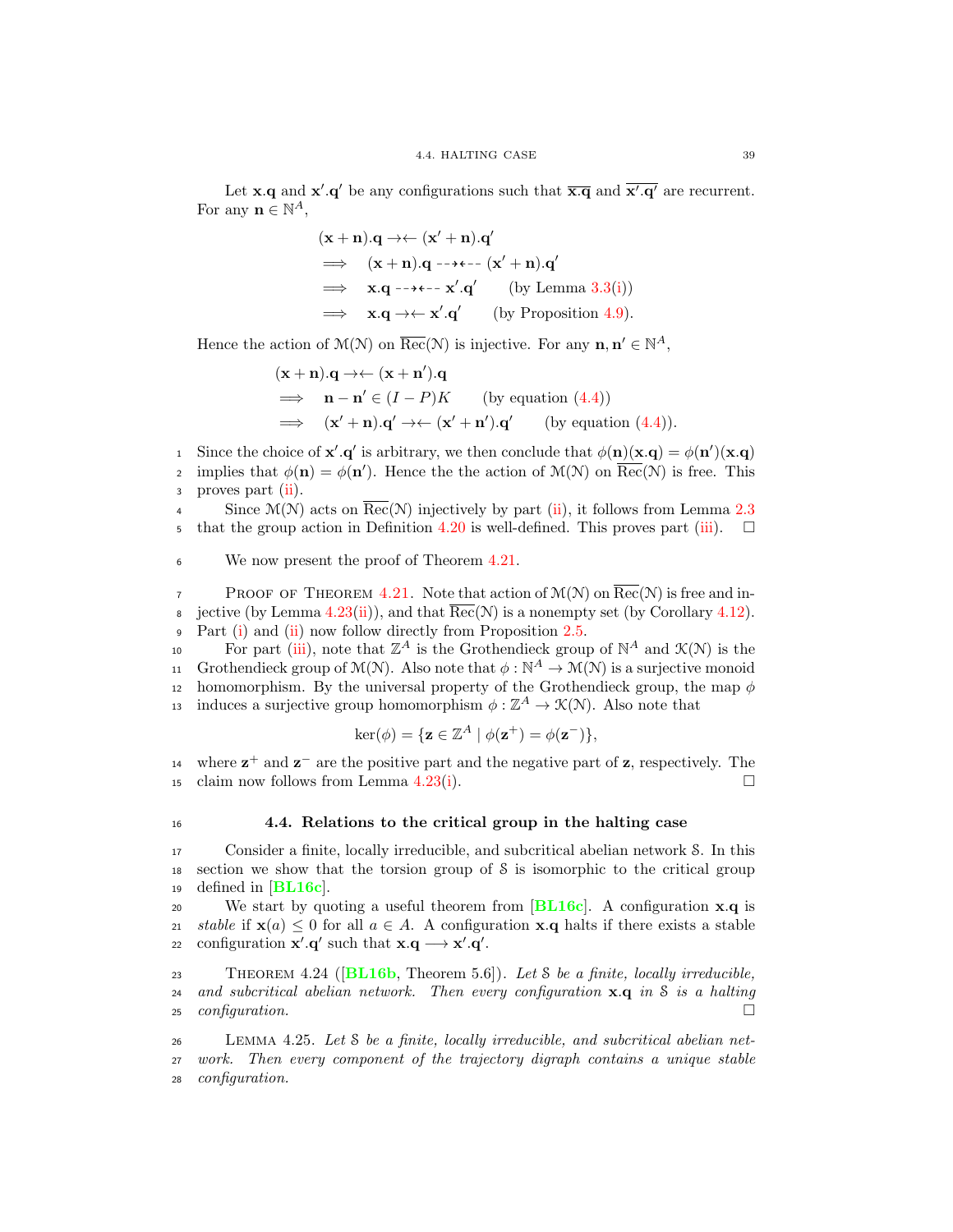Let $\mathbf{x}.\mathbf{q}$ and $\mathbf{x}'.\mathbf{q}'$ be any configurations such that $\overline{\mathbf{x}.\mathbf{q}}$ and $\overline{\mathbf{x}'.\mathbf{q}'}$ are recurrent. For any $\mathbf{n} \in \mathbb{N}^A$,

$$\begin{aligned}
&(\mathbf{x}+\mathbf{n}).\mathbf{q} \rightarrow\leftarrow (\mathbf{x}'+\mathbf{n}).\mathbf{q}' \\
&\implies \quad (\mathbf{x}+\mathbf{n}).\mathbf{q} \dashrightarrow\dashleftarrow (\mathbf{x}'+\mathbf{n}).\mathbf{q}' \\
&\implies \quad \mathbf{x}.\mathbf{q} \dashrightarrow\dashleftarrow \mathbf{x}'.\mathbf{q}' \qquad \text{(by Lemma 3.3(i))} \\
&\implies \quad \mathbf{x}.\mathbf{q} \rightarrow\leftarrow \mathbf{x}'.\mathbf{q}' \qquad \text{(by Proposition 4.9)}.
\end{aligned}$$

Hence the action of $\mathcal{M}(\mathcal{N})$ on $\overline{\mathrm{Rec}}(\mathcal{N})$ is injective. For any $\mathbf{n}, \mathbf{n}' \in \mathbb{N}^A$,

$$\begin{aligned}
&(\mathbf{x}+\mathbf{n}).\mathbf{q} \rightarrow\leftarrow (\mathbf{x}+\mathbf{n}').\mathbf{q} \\
&\implies \quad \mathbf{n}-\mathbf{n}' \in (I-P)K \qquad \text{(by equation (4.4))} \\
&\implies \quad (\mathbf{x}'+\mathbf{n}).\mathbf{q}' \rightarrow\leftarrow (\mathbf{x}'+\mathbf{n}').\mathbf{q}' \qquad \text{(by equation (4.4))}.
\end{aligned}$$

Since the choice of $\mathbf{x}'.\mathbf{q}'$ is arbitrary, we then conclude that $\phi(\mathbf{n})(\mathbf{x}.\mathbf{q}) = \phi(\mathbf{n}')(\mathbf{x}.\mathbf{q})$ implies that $\phi(\mathbf{n}) = \phi(\mathbf{n}')$. Hence the the action of $\mathcal{M}(\mathcal{N})$ on $\overline{\mathrm{Rec}}(\mathcal{N})$ is free. This proves part (ii).

Since $\mathcal{M}(\mathcal{N})$ acts on $\overline{\mathrm{Rec}}(\mathcal{N})$ injectively by part (ii), it follows from Lemma 2.3 that the group action in Definition 4.20 is well-defined. This proves part (iii). $\square$

We now present the proof of Theorem 4.21.

Proof of Theorem 4.21. Note that action of $\mathcal{M}(\mathcal{N})$ on $\overline{\mathrm{Rec}}(\mathcal{N})$ is free and injective (by Lemma 4.23(ii)), and that $\overline{\mathrm{Rec}}(\mathcal{N})$ is a nonempty set (by Corollary 4.12). Part (i) and (ii) now follow directly from Proposition 2.5.

For part (iii), note that $\mathbb{Z}^A$ is the Grothendieck group of $\mathbb{N}^A$ and $\mathcal{K}(\mathcal{N})$ is the Grothendieck group of $\mathcal{M}(\mathcal{N})$. Also note that $\phi : \mathbb{N}^A \to \mathcal{M}(\mathcal{N})$ is a surjective monoid homomorphism. By the universal property of the Grothendieck group, the map $\phi$ induces a surjective group homomorphism $\phi : \mathbb{Z}^A \to \mathcal{K}(\mathcal{N})$. Also note that

$$\ker(\phi) = \{\mathbf{z} \in \mathbb{Z}^A \mid \phi(\mathbf{z}^+) = \phi(\mathbf{z}^-)\},$$

where $\mathbf{z}^+$ and $\mathbf{z}^-$ are the positive part and the negative part of $\mathbf{z}$, respectively. The claim now follows from Lemma 4.23(i). $\square$

## 4.4. Relations to the critical group in the halting case

Consider a finite, locally irreducible, and subcritical abelian network $\mathcal{S}$. In this section we show that the torsion group of $\mathcal{S}$ is isomorphic to the critical group defined in [BL16c].

We start by quoting a useful theorem from [BL16c]. A configuration $\mathbf{x}.\mathbf{q}$ is *stable* if $\mathbf{x}(a) \leq 0$ for all $a \in A$. A configuration $\mathbf{x}.\mathbf{q}$ halts if there exists a stable configuration $\mathbf{x}'.\mathbf{q}'$ such that $\mathbf{x}.\mathbf{q} \longrightarrow \mathbf{x}'.\mathbf{q}'$.

Theorem 4.24 ([BL16b, Theorem 5.6]). *Let $\mathcal{S}$ be a finite, locally irreducible, and subcritical abelian network. Then every configuration $\mathbf{x}.\mathbf{q}$ in $\mathcal{S}$ is a halting configuration.* $\square$

Lemma 4.25. *Let $\mathcal{S}$ be a finite, locally irreducible, and subcritical abelian network. Then every component of the trajectory digraph contains a unique stable configuration.*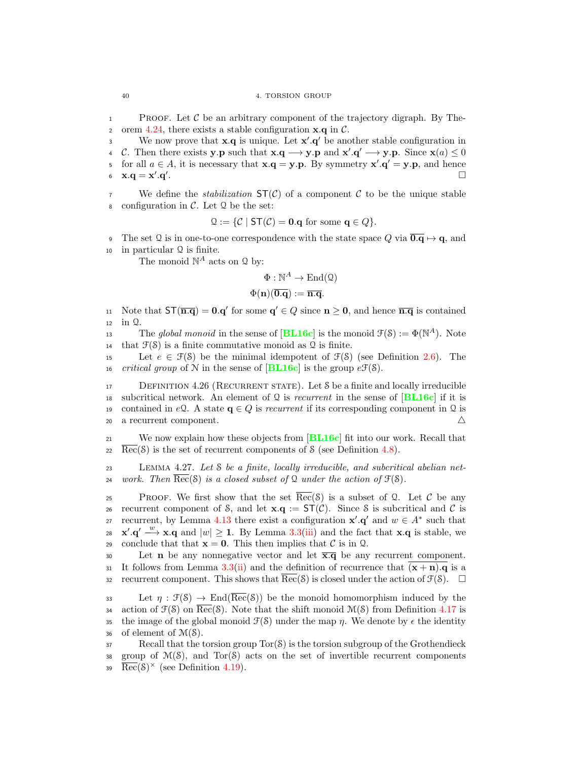PROOF. Let $\mathcal{C}$ be an arbitrary component of the trajectory digraph. By Theorem 4.24, there exists a stable configuration $\mathbf{x}.\mathbf{q}$ in $\mathcal{C}$.

We now prove that $\mathbf{x}.\mathbf{q}$ is unique. Let $\mathbf{x}'.\mathbf{q}'$ be another stable configuration in $\mathcal{C}$. Then there exists $\mathbf{y}.\mathbf{p}$ such that $\mathbf{x}.\mathbf{q} \longrightarrow \mathbf{y}.\mathbf{p}$ and $\mathbf{x}'.\mathbf{q}' \longrightarrow \mathbf{y}.\mathbf{p}$. Since $\mathbf{x}(a) \leq 0$ for all $a \in A$, it is necessary that $\mathbf{x}.\mathbf{q} = \mathbf{y}.\mathbf{p}$. By symmetry $\mathbf{x}'.\mathbf{q}' = \mathbf{y}.\mathbf{p}$, and hence $\mathbf{x}.\mathbf{q} = \mathbf{x}'.\mathbf{q}'$. $\square$

We define the *stabilization* $\mathsf{ST}(\mathcal{C})$ of a component $\mathcal{C}$ to be the unique stable configuration in $\mathcal{C}$. Let $\mathcal{Q}$ be the set:

$$\mathcal{Q} := \{\mathcal{C} \mid \mathsf{ST}(\mathcal{C}) = \mathbf{0}.\mathbf{q} \text{ for some } \mathbf{q} \in Q\}.$$

The set $\mathcal{Q}$ is in one-to-one correspondence with the state space $Q$ via $\overline{\mathbf{0}.\mathbf{q}} \mapsto \mathbf{q}$, and in particular $\mathcal{Q}$ is finite.

The monoid $\mathbb{N}^A$ acts on $\mathcal{Q}$ by:

$$\Phi : \mathbb{N}^A \to \mathrm{End}(\mathcal{Q})$$
$$\Phi(\mathbf{n})(\overline{\mathbf{0}.\mathbf{q}}) := \overline{\mathbf{n}.\mathbf{q}}.$$

Note that $\mathsf{ST}(\overline{\mathbf{n}.\mathbf{q}}) = \mathbf{0}.\mathbf{q}'$ for some $\mathbf{q}' \in Q$ since $\mathbf{n} \geq \mathbf{0}$, and hence $\overline{\mathbf{n}.\mathbf{q}}$ is contained in $\mathcal{Q}$.

The *global monoid* in the sense of [BL16c] is the monoid $\mathcal{F}(\mathcal{S}) := \Phi(\mathbb{N}^A)$. Note that $\mathcal{F}(\mathcal{S})$ is a finite commutative monoid as $\mathcal{Q}$ is finite.

Let $e \in \mathcal{F}(\mathcal{S})$ be the minimal idempotent of $\mathcal{F}(\mathcal{S})$ (see Definition 2.6). The *critical group* of $\mathcal{N}$ in the sense of [BL16c] is the group $e\mathcal{F}(\mathcal{S})$.

DEFINITION 4.26 (RECURRENT STATE). Let $\mathcal{S}$ be a finite and locally irreducible subcritical network. An element of $\mathcal{Q}$ is *recurrent* in the sense of [BL16c] if it is contained in $e\mathcal{Q}$. A state $\mathbf{q} \in Q$ is *recurrent* if its corresponding component in $\mathcal{Q}$ is a recurrent component. $\triangle$

We now explain how these objects from [BL16c] fit into our work. Recall that $\overline{\mathrm{Rec}}(\mathcal{S})$ is the set of recurrent components of $\mathcal{S}$ (see Definition 4.8).

LEMMA 4.27. *Let $\mathcal{S}$ be a finite, locally irreducible, and subcritical abelian network. Then $\overline{\mathrm{Rec}}(\mathcal{S})$ is a closed subset of $\mathcal{Q}$ under the action of $\mathcal{F}(\mathcal{S})$.*

PROOF. We first show that the set $\overline{\mathrm{Rec}}(\mathcal{S})$ is a subset of $\mathcal{Q}$. Let $\mathcal{C}$ be any recurrent component of $\mathcal{S}$, and let $\mathbf{x}.\mathbf{q} := \mathsf{ST}(\mathcal{C})$. Since $\mathcal{S}$ is subcritical and $\mathcal{C}$ is recurrent, by Lemma 4.13 there exist a configuration $\mathbf{x}'.\mathbf{q}'$ and $w \in A^*$ such that $\mathbf{x}'.\mathbf{q}' \xrightarrow{w} \mathbf{x}.\mathbf{q}$ and $|w| \geq \mathbf{1}$. By Lemma 3.3(iii) and the fact that $\mathbf{x}.\mathbf{q}$ is stable, we conclude that that $\mathbf{x} = \mathbf{0}$. This then implies that $\mathcal{C}$ is in $\mathcal{Q}$.

Let $\mathbf{n}$ be any nonnegative vector and let $\overline{\mathbf{x}.\mathbf{q}}$ be any recurrent component. It follows from Lemma 3.3(ii) and the definition of recurrence that $\overline{(\mathbf{x}+\mathbf{n}).\mathbf{q}}$ is a recurrent component. This shows that $\overline{\mathrm{Rec}}(\mathcal{S})$ is closed under the action of $\mathcal{F}(\mathcal{S})$. $\square$

Let $\eta : \mathcal{F}(\mathcal{S}) \to \mathrm{End}(\overline{\mathrm{Rec}}(\mathcal{S}))$ be the monoid homomorphism induced by the action of $\mathcal{F}(\mathcal{S})$ on $\overline{\mathrm{Rec}}(\mathcal{S})$. Note that the shift monoid $\mathcal{M}(\mathcal{S})$ from Definition 4.17 is the image of the global monoid $\mathcal{F}(\mathcal{S})$ under the map $\eta$. We denote by $\epsilon$ the identity of element of $\mathcal{M}(\mathcal{S})$.

Recall that the torsion group $\mathrm{Tor}(\mathcal{S})$ is the torsion subgroup of the Grothendieck group of $\mathcal{M}(\mathcal{S})$, and $\mathrm{Tor}(\mathcal{S})$ acts on the set of invertible recurrent components $\overline{\mathrm{Rec}}(\mathcal{S})^{\times}$ (see Definition 4.19).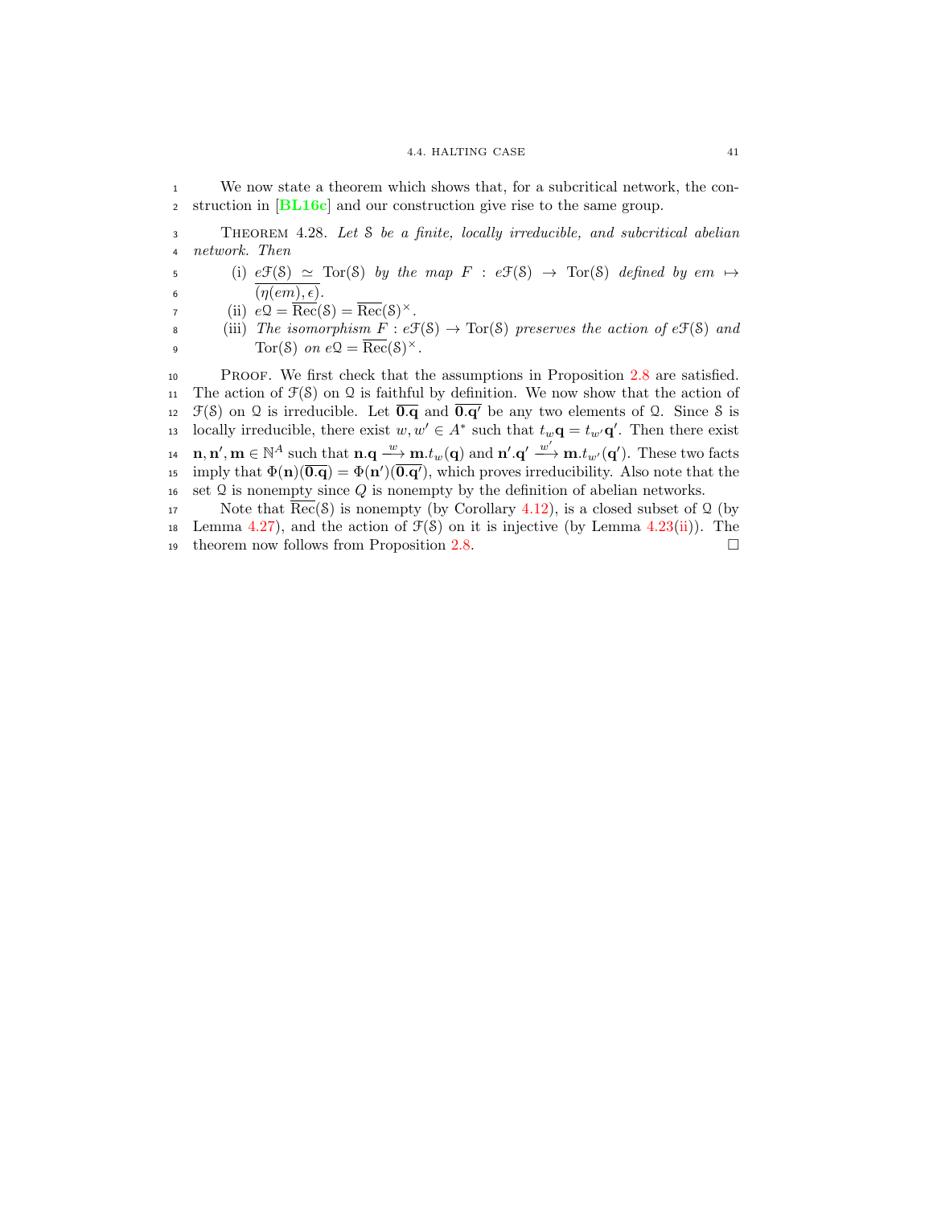We now state a theorem which shows that, for a subcritical network, the construction in [BL16c] and our construction give rise to the same group.

THEOREM 4.28. *Let $\mathcal{S}$ be a finite, locally irreducible, and subcritical abelian network. Then*

(i) $e\mathcal{F}(\mathcal{S}) \simeq \text{Tor}(\mathcal{S})$ *by the map* $F : e\mathcal{F}(\mathcal{S}) \to \text{Tor}(\mathcal{S})$ *defined by* $em \mapsto \overline{(\eta(em), \epsilon)}$.

(ii) $e\mathcal{Q} = \overline{\text{Rec}}(\mathcal{S}) = \overline{\text{Rec}}(\mathcal{S})^{\times}$.

(iii) *The isomorphism* $F : e\mathcal{F}(\mathcal{S}) \to \text{Tor}(\mathcal{S})$ *preserves the action of* $e\mathcal{F}(\mathcal{S})$ *and* $\text{Tor}(\mathcal{S})$ *on* $e\mathcal{Q} = \overline{\text{Rec}}(\mathcal{S})^{\times}$.

PROOF. We first check that the assumptions in Proposition 2.8 are satisfied. The action of $\mathcal{F}(\mathcal{S})$ on $\mathcal{Q}$ is faithful by definition. We now show that the action of $\mathcal{F}(\mathcal{S})$ on $\mathcal{Q}$ is irreducible. Let $\overline{\mathbf{0}.\mathbf{q}}$ and $\overline{\mathbf{0}.\mathbf{q'}}$ be any two elements of $\mathcal{Q}$. Since $\mathcal{S}$ is locally irreducible, there exist $w, w' \in A^*$ such that $t_w\mathbf{q} = t_{w'}\mathbf{q'}$. Then there exist $\mathbf{n}, \mathbf{n'}, \mathbf{m} \in \mathbb{N}^A$ such that $\mathbf{n}.\mathbf{q} \xrightarrow{w} \mathbf{m}.t_w(\mathbf{q})$ and $\mathbf{n'}.\mathbf{q'} \xrightarrow{w'} \mathbf{m}.t_{w'}(\mathbf{q'})$. These two facts imply that $\Phi(\mathbf{n})(\overline{\mathbf{0}.\mathbf{q}}) = \Phi(\mathbf{n'})(\overline{\mathbf{0}.\mathbf{q'}})$, which proves irreducibility. Also note that the set $\mathcal{Q}$ is nonempty since $Q$ is nonempty by the definition of abelian networks.

Note that $\overline{\text{Rec}}(\mathcal{S})$ is nonempty (by Corollary 4.12), is a closed subset of $\mathcal{Q}$ (by Lemma 4.27), and the action of $\mathcal{F}(\mathcal{S})$ on it is injective (by Lemma 4.23(ii)). The theorem now follows from Proposition 2.8. □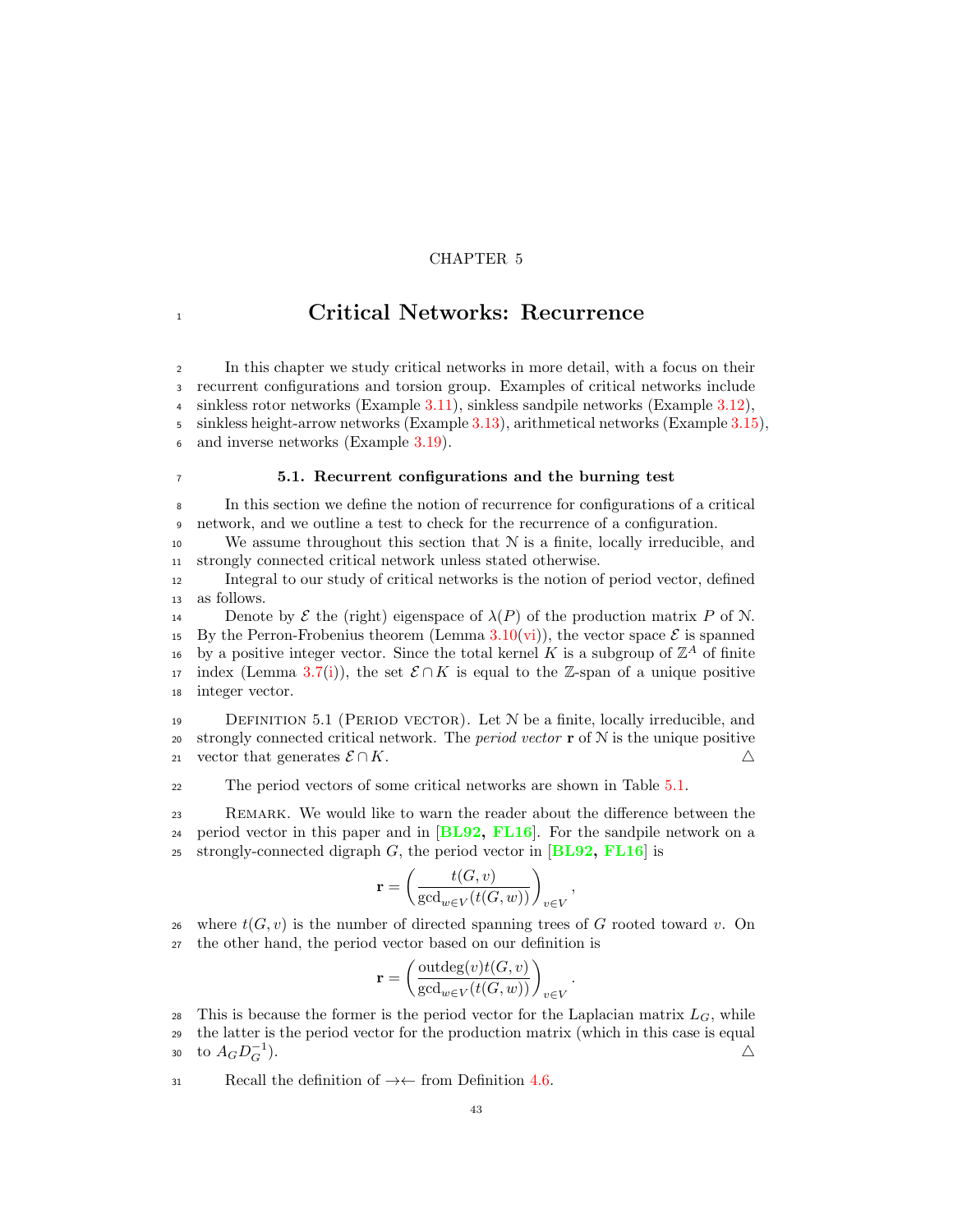CHAPTER 5

# Critical Networks: Recurrence

In this chapter we study critical networks in more detail, with a focus on their recurrent configurations and torsion group. Examples of critical networks include sinkless rotor networks (Example 3.11), sinkless sandpile networks (Example 3.12), sinkless height-arrow networks (Example 3.13), arithmetical networks (Example 3.15), and inverse networks (Example 3.19).

## 5.1. Recurrent configurations and the burning test

In this section we define the notion of recurrence for configurations of a critical network, and we outline a test to check for the recurrence of a configuration.

We assume throughout this section that $\mathcal{N}$ is a finite, locally irreducible, and strongly connected critical network unless stated otherwise.

Integral to our study of critical networks is the notion of period vector, defined as follows.

Denote by $\mathcal{E}$ the (right) eigenspace of $\lambda(P)$ of the production matrix $P$ of $\mathcal{N}$. By the Perron-Frobenius theorem (Lemma 3.10(vi)), the vector space $\mathcal{E}$ is spanned by a positive integer vector. Since the total kernel $K$ is a subgroup of $\mathbb{Z}^A$ of finite index (Lemma 3.7(i)), the set $\mathcal{E} \cap K$ is equal to the $\mathbb{Z}$-span of a unique positive integer vector.

Definition 5.1 (Period vector). Let $\mathcal{N}$ be a finite, locally irreducible, and strongly connected critical network. The *period vector* $\mathbf{r}$ of $\mathcal{N}$ is the unique positive vector that generates $\mathcal{E} \cap K$. △

The period vectors of some critical networks are shown in Table 5.1.

Remark. We would like to warn the reader about the difference between the period vector in this paper and in [**BL92, FL16**]. For the sandpile network on a strongly-connected digraph $G$, the period vector in [**BL92, FL16**] is

$$\mathbf{r} = \left( \frac{t(G,v)}{\gcd_{w \in V}(t(G,w))} \right)_{v \in V},$$

where $t(G,v)$ is the number of directed spanning trees of $G$ rooted toward $v$. On the other hand, the period vector based on our definition is

$$\mathbf{r} = \left( \frac{\operatorname{outdeg}(v) t(G,v)}{\gcd_{w \in V}(t(G,w))} \right)_{v \in V}.$$

This is because the former is the period vector for the Laplacian matrix $L_G$, while the latter is the period vector for the production matrix (which in this case is equal to $A_G D_G^{-1}$). △

Recall the definition of $\to\leftarrow$ from Definition 4.6.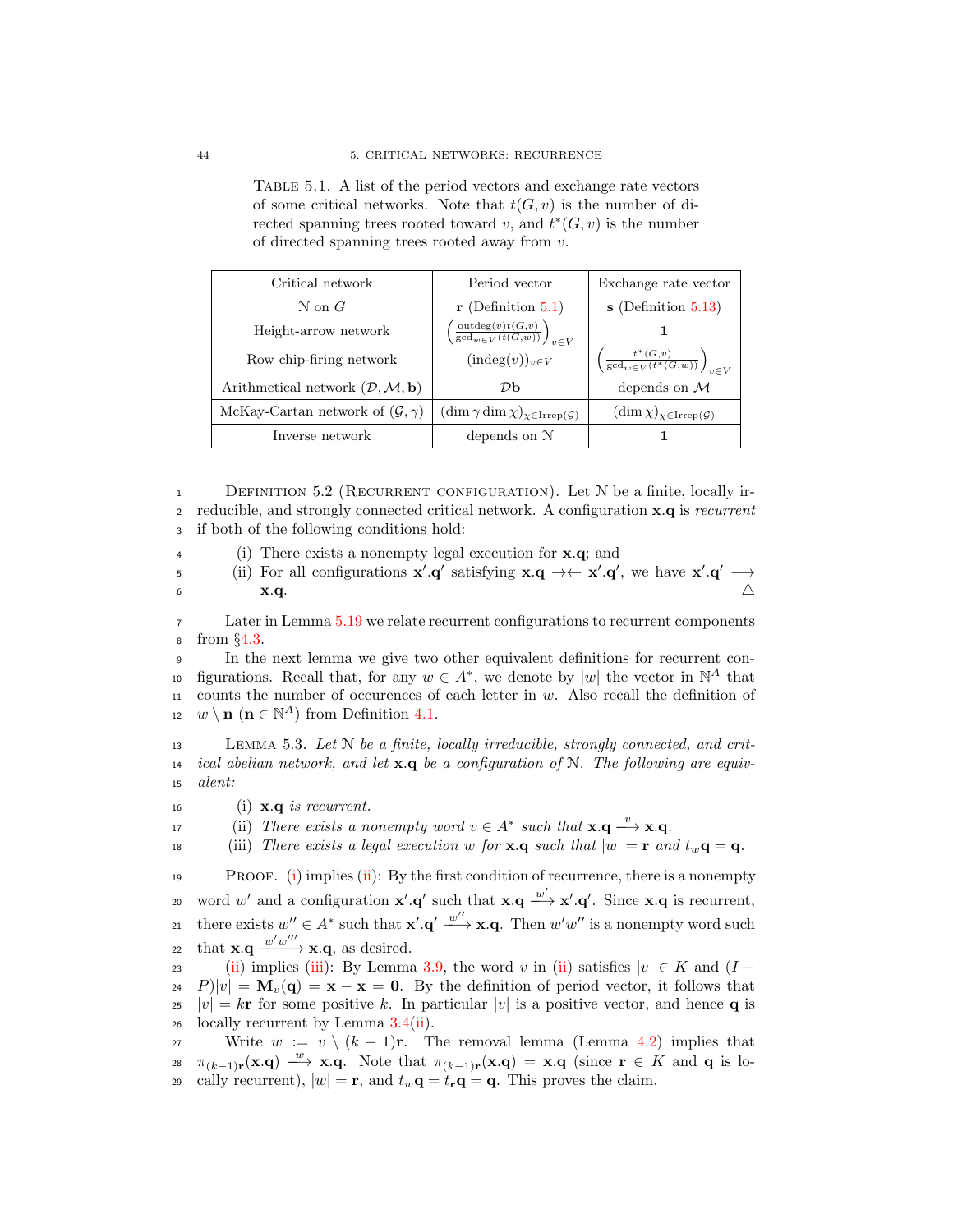Table 5.1. A list of the period vectors and exchange rate vectors of some critical networks. Note that $t(G, v)$ is the number of directed spanning trees rooted toward $v$, and $t^*(G, v)$ is the number of directed spanning trees rooted away from $v$.

| Critical network $\mathcal{N}$ on $G$ | Period vector $\mathbf{r}$ (Definition 5.1) | Exchange rate vector $\mathbf{s}$ (Definition 5.13) |
|---|---|---|
| Height-arrow network | $\left(\frac{\text{outdeg}(v)t(G,v)}{\gcd_{w \in V}(t(G,w))}\right)_{v \in V}$ | $\mathbf{1}$ |
| Row chip-firing network | $(\text{indeg}(v))_{v \in V}$ | $\left(\frac{t^*(G,v)}{\gcd_{w \in V}(t^*(G,w))}\right)_{v \in V}$ |
| Arithmetical network $(\mathcal{D}, \mathcal{M}, \mathbf{b})$ | $\mathcal{D}\mathbf{b}$ | depends on $\mathcal{M}$ |
| McKay-Cartan network of $(\mathcal{G}, \gamma)$ | $(\dim \gamma \dim \chi)_{\chi \in \text{Irrep}(\mathcal{G})}$ | $(\dim \chi)_{\chi \in \text{Irrep}(\mathcal{G})}$ |
| Inverse network | depends on $\mathcal{N}$ | $\mathbf{1}$ |

Definition 5.2 (Recurrent configuration). Let $\mathcal{N}$ be a finite, locally irreducible, and strongly connected critical network. A configuration $\mathbf{x}.\mathbf{q}$ is *recurrent* if both of the following conditions hold:

(i) There exists a nonempty legal execution for $\mathbf{x}.\mathbf{q}$; and
(ii) For all configurations $\mathbf{x}'.\mathbf{q}'$ satisfying $\mathbf{x}.\mathbf{q} \to\leftarrow \mathbf{x}'.\mathbf{q}'$, we have $\mathbf{x}'.\mathbf{q}' \longrightarrow \mathbf{x}.\mathbf{q}$. △

Later in Lemma 5.19 we relate recurrent configurations to recurrent components from §4.3.

In the next lemma we give two other equivalent definitions for recurrent configurations. Recall that, for any $w \in A^*$, we denote by $|w|$ the vector in $\mathbb{N}^A$ that counts the number of occurences of each letter in $w$. Also recall the definition of $w \setminus \mathbf{n}$ ($\mathbf{n} \in \mathbb{N}^A$) from Definition 4.1.

Lemma 5.3. *Let $\mathcal{N}$ be a finite, locally irreducible, strongly connected, and critical abelian network, and let $\mathbf{x}.\mathbf{q}$ be a configuration of $\mathcal{N}$. The following are equivalent:*

(i) *$\mathbf{x}.\mathbf{q}$ is recurrent.*
(ii) *There exists a nonempty word $v \in A^*$ such that $\mathbf{x}.\mathbf{q} \xrightarrow{v} \mathbf{x}.\mathbf{q}$.*
(iii) *There exists a legal execution $w$ for $\mathbf{x}.\mathbf{q}$ such that $|w| = \mathbf{r}$ and $t_w\mathbf{q} = \mathbf{q}$.*

Proof. (i) implies (ii): By the first condition of recurrence, there is a nonempty word $w'$ and a configuration $\mathbf{x}'.\mathbf{q}'$ such that $\mathbf{x}.\mathbf{q} \xrightarrow{w'} \mathbf{x}'.\mathbf{q}'$. Since $\mathbf{x}.\mathbf{q}$ is recurrent, there exists $w'' \in A^*$ such that $\mathbf{x}'.\mathbf{q}' \xrightarrow{w''} \mathbf{x}.\mathbf{q}$. Then $w'w''$ is a nonempty word such that $\mathbf{x}.\mathbf{q} \xrightarrow{w'w''} \mathbf{x}.\mathbf{q}$, as desired.

(ii) implies (iii): By Lemma 3.9, the word $v$ in (ii) satisfies $|v| \in K$ and $(I - P)|v| = \mathbf{M}_v(\mathbf{q}) = \mathbf{x} - \mathbf{x} = \mathbf{0}$. By the definition of period vector, it follows that $|v| = k\mathbf{r}$ for some positive $k$. In particular $|v|$ is a positive vector, and hence $\mathbf{q}$ is locally recurrent by Lemma 3.4(ii).

Write $w := v \setminus (k-1)\mathbf{r}$. The removal lemma (Lemma 4.2) implies that $\pi_{(k-1)\mathbf{r}}(\mathbf{x}.\mathbf{q}) \xrightarrow{w} \mathbf{x}.\mathbf{q}$. Note that $\pi_{(k-1)\mathbf{r}}(\mathbf{x}.\mathbf{q}) = \mathbf{x}.\mathbf{q}$ (since $\mathbf{r} \in K$ and $\mathbf{q}$ is locally recurrent), $|w| = \mathbf{r}$, and $t_w\mathbf{q} = t_\mathbf{r}\mathbf{q} = \mathbf{q}$. This proves the claim.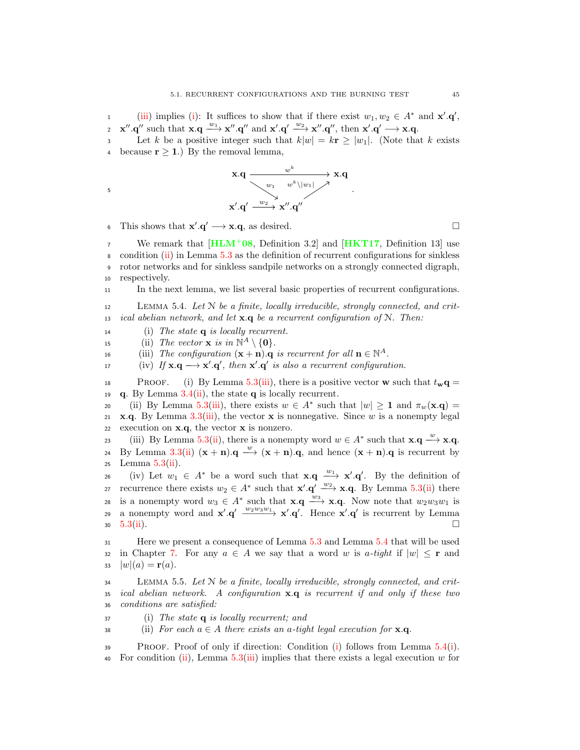(iii) implies (i): It suffices to show that if there exist $w_1, w_2 \in A^*$ and $\mathbf{x}'.\mathbf{q}'$, $\mathbf{x}''.\mathbf{q}''$ such that $\mathbf{x}.\mathbf{q} \xrightarrow{w_1} \mathbf{x}''.\mathbf{q}''$ and $\mathbf{x}'.\mathbf{q}' \xrightarrow{w_2} \mathbf{x}''.\mathbf{q}''$, then $\mathbf{x}'.\mathbf{q}' \longrightarrow \mathbf{x}.\mathbf{q}$.

Let $k$ be a positive integer such that $k|w| = k\mathbf{r} \geq |w_1|$. (Note that $k$ exists because $\mathbf{r} \geq \mathbf{1}$.) By the removal lemma,

$$\begin{array}{ccc} \mathbf{x}.\mathbf{q} & \xrightarrow{\quad w^k \quad} & \mathbf{x}.\mathbf{q} \\ & \searrow^{w_1} \quad {}^{w^k \setminus |w_1|}\nearrow & \\ \mathbf{x}'.\mathbf{q}' & \xrightarrow{w_2} \mathbf{x}''.\mathbf{q}'' & \end{array}.$$

This shows that $\mathbf{x}'.\mathbf{q}' \longrightarrow \mathbf{x}.\mathbf{q}$, as desired. □

We remark that [HLM+08, Definition 3.2] and [HKT17, Definition 13] use condition (ii) in Lemma 5.3 as the definition of recurrent configurations for sinkless rotor networks and for sinkless sandpile networks on a strongly connected digraph, respectively.

In the next lemma, we list several basic properties of recurrent configurations.

LEMMA 5.4. *Let $\mathcal{N}$ be a finite, locally irreducible, strongly connected, and critical abelian network, and let $\mathbf{x}.\mathbf{q}$ be a recurrent configuration of $\mathcal{N}$. Then:*

(i) *The state $\mathbf{q}$ is locally recurrent.*
(ii) *The vector $\mathbf{x}$ is in $\mathbb{N}^A \setminus \{\mathbf{0}\}$.*
(iii) *The configuration $(\mathbf{x}+\mathbf{n}).\mathbf{q}$ is recurrent for all $\mathbf{n} \in \mathbb{N}^A$.*
(iv) *If $\mathbf{x}.\mathbf{q} \longrightarrow \mathbf{x}'.\mathbf{q}'$, then $\mathbf{x}'.\mathbf{q}'$ is also a recurrent configuration.*

PROOF. (i) By Lemma 5.3(iii), there is a positive vector $\mathbf{w}$ such that $t_{\mathbf{w}}\mathbf{q} = \mathbf{q}$. By Lemma 3.4(ii), the state $\mathbf{q}$ is locally recurrent.

(ii) By Lemma 5.3(iii), there exists $w \in A^*$ such that $|w| \geq \mathbf{1}$ and $\pi_w(\mathbf{x}.\mathbf{q}) = \mathbf{x}.\mathbf{q}$. By Lemma 3.3(iii), the vector $\mathbf{x}$ is nonnegative. Since $w$ is a nonempty legal execution on $\mathbf{x}.\mathbf{q}$, the vector $\mathbf{x}$ is nonzero.

(iii) By Lemma 5.3(ii), there is a nonempty word $w \in A^*$ such that $\mathbf{x}.\mathbf{q} \xrightarrow{w} \mathbf{x}.\mathbf{q}$. By Lemma 3.3(ii) $(\mathbf{x}+\mathbf{n}).\mathbf{q} \xrightarrow{w} (\mathbf{x}+\mathbf{n}).\mathbf{q}$, and hence $(\mathbf{x}+\mathbf{n}).\mathbf{q}$ is recurrent by Lemma 5.3(ii).

(iv) Let $w_1 \in A^*$ be a word such that $\mathbf{x}.\mathbf{q} \xrightarrow{w_1} \mathbf{x}'.\mathbf{q}'$. By the definition of recurrence there exists $w_2 \in A^*$ such that $\mathbf{x}'.\mathbf{q}' \xrightarrow{w_2} \mathbf{x}.\mathbf{q}$. By Lemma 5.3(ii) there is a nonempty word $w_3 \in A^*$ such that $\mathbf{x}.\mathbf{q} \xrightarrow{w_3} \mathbf{x}.\mathbf{q}$. Now note that $w_2w_3w_1$ is a nonempty word and $\mathbf{x}'.\mathbf{q}' \xrightarrow{w_2w_3w_1} \mathbf{x}'.\mathbf{q}'$. Hence $\mathbf{x}'.\mathbf{q}'$ is recurrent by Lemma 5.3(ii). □

Here we present a consequence of Lemma 5.3 and Lemma 5.4 that will be used in Chapter 7. For any $a \in A$ we say that a word $w$ is *$a$-tight* if $|w| \leq \mathbf{r}$ and $|w|(a) = \mathbf{r}(a)$.

LEMMA 5.5. *Let $\mathcal{N}$ be a finite, locally irreducible, strongly connected, and critical abelian network. A configuration $\mathbf{x}.\mathbf{q}$ is recurrent if and only if these two conditions are satisfied:*

(i) *The state $\mathbf{q}$ is locally recurrent; and*
(ii) *For each $a \in A$ there exists an $a$-tight legal execution for $\mathbf{x}.\mathbf{q}$.*

PROOF. Proof of only if direction: Condition (i) follows from Lemma 5.4(i). For condition (ii), Lemma 5.3(iii) implies that there exists a legal execution $w$ for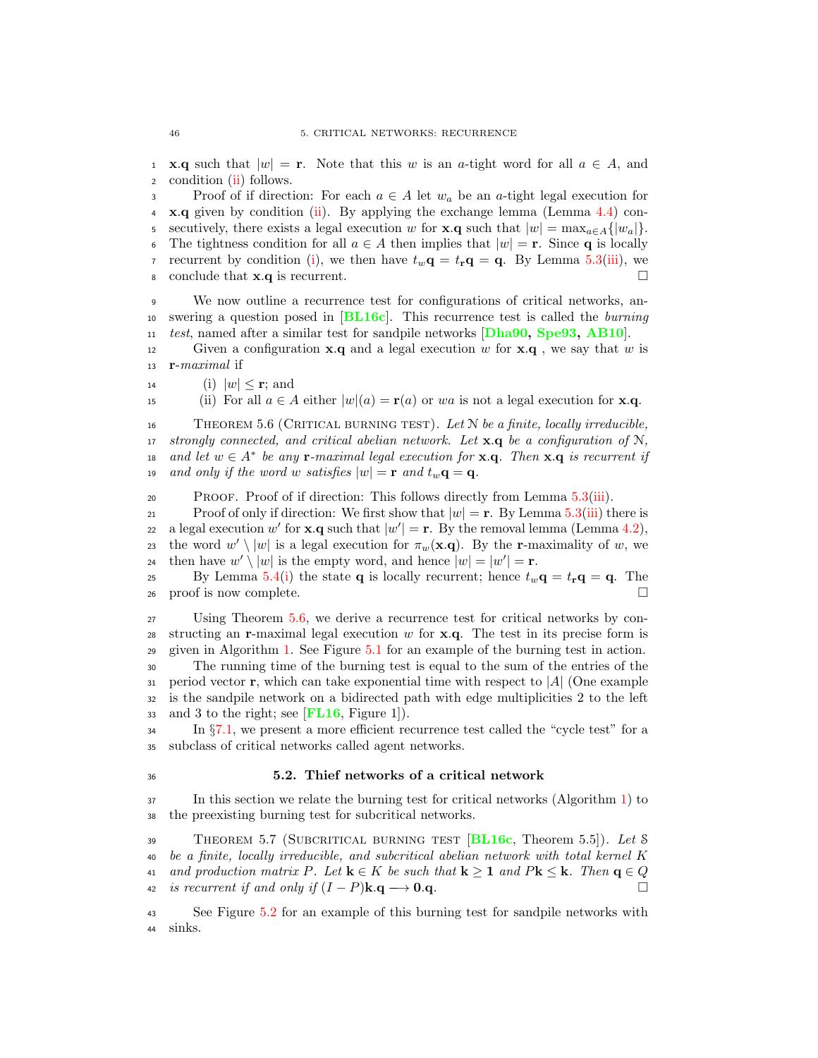$\mathbf{x}.\mathbf{q}$ such that $|w| = \mathbf{r}$. Note that this $w$ is an $a$-tight word for all $a \in A$, and condition (ii) follows.

Proof of if direction: For each $a \in A$ let $w_a$ be an $a$-tight legal execution for $\mathbf{x}.\mathbf{q}$ given by condition (ii). By applying the exchange lemma (Lemma 4.4) consecutively, there exists a legal execution $w$ for $\mathbf{x}.\mathbf{q}$ such that $|w| = \max_{a \in A}\{|w_a|\}$. The tightness condition for all $a \in A$ then implies that $|w| = \mathbf{r}$. Since $\mathbf{q}$ is locally recurrent by condition (i), we then have $t_w\mathbf{q} = t_{\mathbf{r}}\mathbf{q} = \mathbf{q}$. By Lemma 5.3(iii), we conclude that $\mathbf{x}.\mathbf{q}$ is recurrent. □

We now outline a recurrence test for configurations of critical networks, answering a question posed in [BL16c]. This recurrence test is called the *burning test*, named after a similar test for sandpile networks [Dha90, Spe93, AB10].

Given a configuration $\mathbf{x}.\mathbf{q}$ and a legal execution $w$ for $\mathbf{x}.\mathbf{q}$ , we say that $w$ is $\mathbf{r}$-*maximal* if

(i) $|w| \leq \mathbf{r}$; and
(ii) For all $a \in A$ either $|w|(a) = \mathbf{r}(a)$ or $wa$ is not a legal execution for $\mathbf{x}.\mathbf{q}$.

Theorem 5.6 (Critical burning test). *Let $\mathcal{N}$ be a finite, locally irreducible, strongly connected, and critical abelian network. Let $\mathbf{x}.\mathbf{q}$ be a configuration of $\mathcal{N}$, and let $w \in A^*$ be any $\mathbf{r}$-maximal legal execution for $\mathbf{x}.\mathbf{q}$. Then $\mathbf{x}.\mathbf{q}$ is recurrent if and only if the word $w$ satisfies $|w| = \mathbf{r}$ and $t_w\mathbf{q} = \mathbf{q}$.*

Proof. Proof of if direction: This follows directly from Lemma 5.3(iii).

Proof of only if direction: We first show that $|w| = \mathbf{r}$. By Lemma 5.3(iii) there is a legal execution $w'$ for $\mathbf{x}.\mathbf{q}$ such that $|w'| = \mathbf{r}$. By the removal lemma (Lemma 4.2), the word $w' \setminus |w|$ is a legal execution for $\pi_w(\mathbf{x}.\mathbf{q})$. By the $\mathbf{r}$-maximality of $w$, we then have $w' \setminus |w|$ is the empty word, and hence $|w| = |w'| = \mathbf{r}$.

By Lemma 5.4(i) the state $\mathbf{q}$ is locally recurrent; hence $t_w\mathbf{q} = t_{\mathbf{r}}\mathbf{q} = \mathbf{q}$. The proof is now complete. □

Using Theorem 5.6, we derive a recurrence test for critical networks by constructing an $\mathbf{r}$-maximal legal execution $w$ for $\mathbf{x}.\mathbf{q}$. The test in its precise form is given in Algorithm 1. See Figure 5.1 for an example of the burning test in action.

The running time of the burning test is equal to the sum of the entries of the period vector $\mathbf{r}$, which can take exponential time with respect to $|A|$ (One example is the sandpile network on a bidirected path with edge multiplicities 2 to the left and 3 to the right; see [FL16, Figure 1]).

In §7.1, we present a more efficient recurrence test called the "cycle test" for a subclass of critical networks called agent networks.

## 5.2. Thief networks of a critical network

In this section we relate the burning test for critical networks (Algorithm 1) to the preexisting burning test for subcritical networks.

Theorem 5.7 (Subcritical burning test [BL16c, Theorem 5.5]). *Let $\mathcal{S}$ be a finite, locally irreducible, and subcritical abelian network with total kernel $K$ and production matrix $P$. Let $\mathbf{k} \in K$ be such that $\mathbf{k} \geq \mathbf{1}$ and $P\mathbf{k} \leq \mathbf{k}$. Then $\mathbf{q} \in Q$ is recurrent if and only if $(I - P)\mathbf{k}.\mathbf{q} \longrightarrow \mathbf{0}.\mathbf{q}$.* □

See Figure 5.2 for an example of this burning test for sandpile networks with sinks.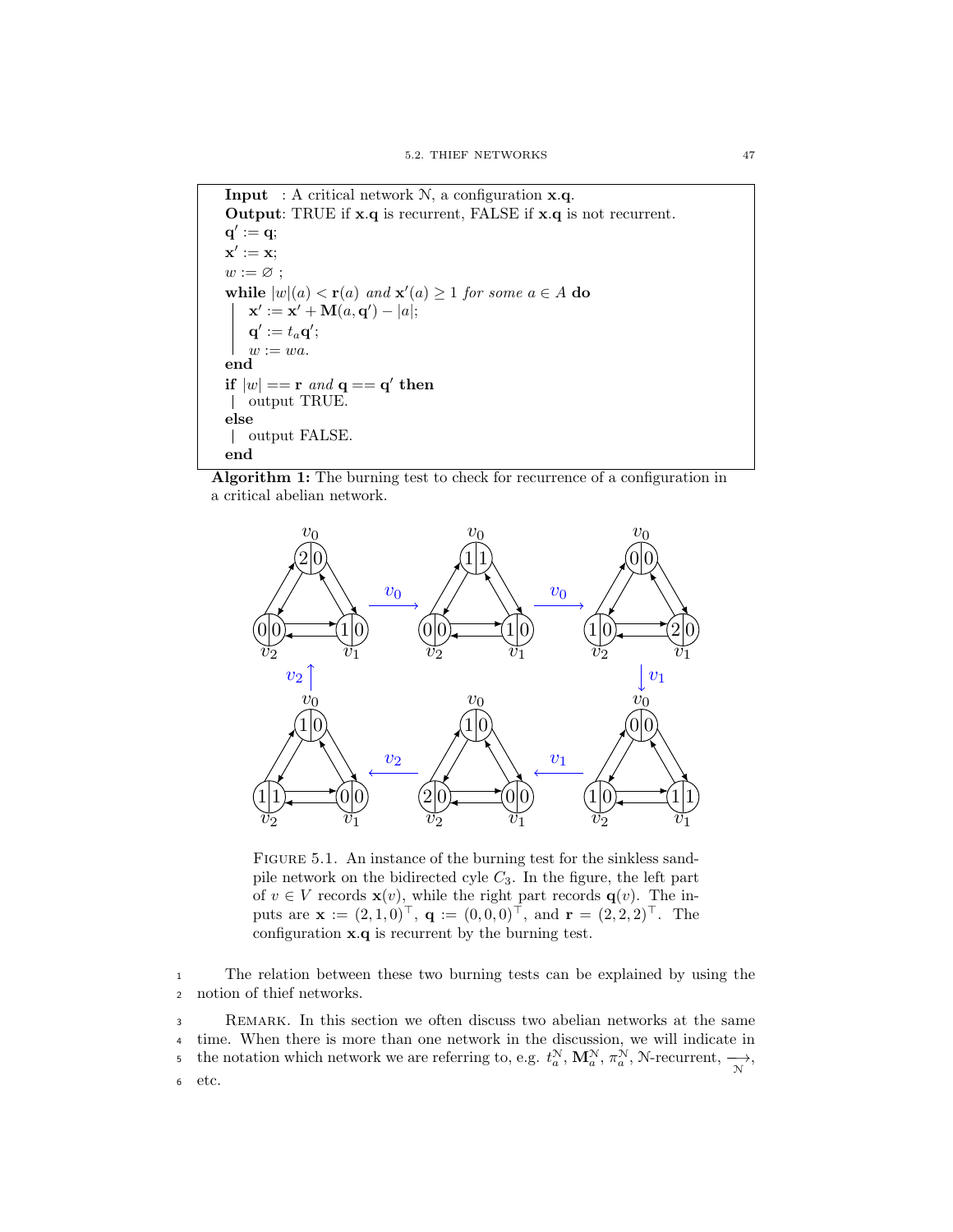```
Input   : A critical network 𝒩, a configuration x.q.
Output: TRUE if x.q is recurrent, FALSE if x.q is not recurrent.
q' := q;
x' := x;
w := ∅ ;
while |w|(a) < r(a) and x'(a) ≥ 1 for some a ∈ A do
    x' := x' + M(a, q') − |a|;
    q' := t_a q';
    w := wa.
end
if |w| == r and q == q' then
    output TRUE.
else
    output FALSE.
end
```

**Algorithm 1:** The burning test to check for recurrence of a configuration in a critical abelian network.

FIGURE 5.1. An instance of the burning test for the sinkless sandpile network on the bidirected cyle $C_3$. In the figure, the left part of $v \in V$ records $\mathbf{x}(v)$, while the right part records $\mathbf{q}(v)$. The inputs are $\mathbf{x} := (2, 1, 0)^\top$, $\mathbf{q} := (0, 0, 0)^\top$, and $\mathbf{r} = (2, 2, 2)^\top$. The configuration $\mathbf{x}.\mathbf{q}$ is recurrent by the burning test.

The relation between these two burning tests can be explained by using the notion of thief networks.

REMARK. In this section we often discuss two abelian networks at the same time. When there is more than one network in the discussion, we will indicate in the notation which network we are referring to, e.g. $t_a^{\mathcal{N}}$, $\mathbf{M}_a^{\mathcal{N}}$, $\pi_a^{\mathcal{N}}$, $\mathcal{N}$-recurrent, $\xrightarrow[\mathcal{N}]{}$, etc.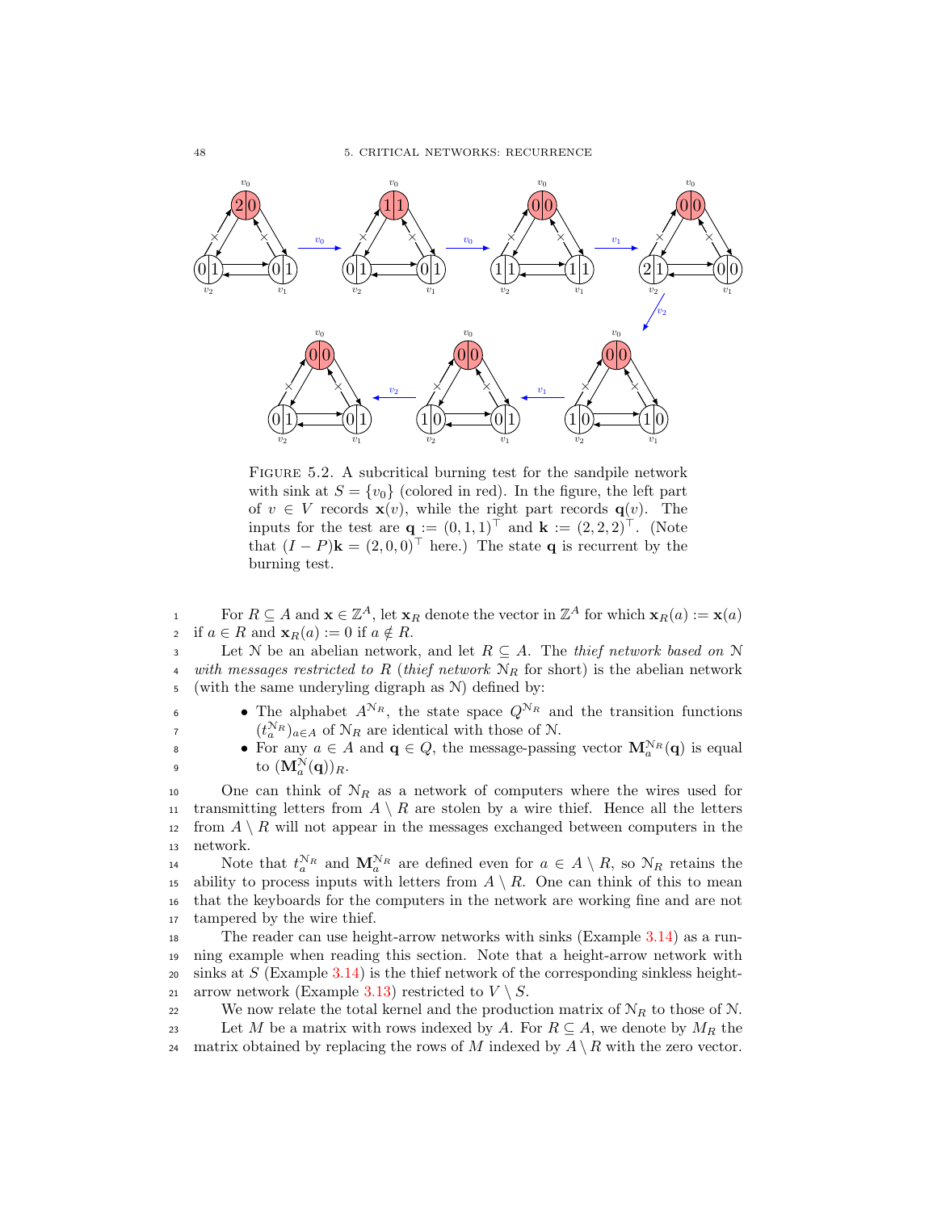FIGURE 5.2. A subcritical burning test for the sandpile network with sink at $S = \{v_0\}$ (colored in red). In the figure, the left part of $v \in V$ records $\mathbf{x}(v)$, while the right part records $\mathbf{q}(v)$. The inputs for the test are $\mathbf{q} := (0, 1, 1)^\top$ and $\mathbf{k} := (2, 2, 2)^\top$. (Note that $(I - P)\mathbf{k} = (2, 0, 0)^\top$ here.) The state $\mathbf{q}$ is recurrent by the burning test.

For $R \subseteq A$ and $\mathbf{x} \in \mathbb{Z}^A$, let $\mathbf{x}_R$ denote the vector in $\mathbb{Z}^A$ for which $\mathbf{x}_R(a) := \mathbf{x}(a)$ if $a \in R$ and $\mathbf{x}_R(a) := 0$ if $a \notin R$.

Let $\mathcal{N}$ be an abelian network, and let $R \subseteq A$. The *thief network based on* $\mathcal{N}$ *with messages restricted to* $R$ (*thief network* $\mathcal{N}_R$ for short) is the abelian network (with the same underlying digraph as $\mathcal{N}$) defined by:

- The alphabet $A^{\mathcal{N}_R}$, the state space $Q^{\mathcal{N}_R}$ and the transition functions $(t_a^{\mathcal{N}_R})_{a \in A}$ of $\mathcal{N}_R$ are identical with those of $\mathcal{N}$.
- For any $a \in A$ and $\mathbf{q} \in Q$, the message-passing vector $\mathbf{M}_a^{\mathcal{N}_R}(\mathbf{q})$ is equal to $(\mathbf{M}_a^{\mathcal{N}}(\mathbf{q}))_R$.

One can think of $\mathcal{N}_R$ as a network of computers where the wires used for transmitting letters from $A \setminus R$ are stolen by a wire thief. Hence all the letters from $A \setminus R$ will not appear in the messages exchanged between computers in the network.

Note that $t_a^{\mathcal{N}_R}$ and $\mathbf{M}_a^{\mathcal{N}_R}$ are defined even for $a \in A \setminus R$, so $\mathcal{N}_R$ retains the ability to process inputs with letters from $A \setminus R$. One can think of this to mean that the keyboards for the computers in the network are working fine and are not tampered by the wire thief.

The reader can use height-arrow networks with sinks (Example 3.14) as a running example when reading this section. Note that a height-arrow network with sinks at $S$ (Example 3.14) is the thief network of the corresponding sinkless height-arrow network (Example 3.13) restricted to $V \setminus S$.

We now relate the total kernel and the production matrix of $\mathcal{N}_R$ to those of $\mathcal{N}$.

Let $M$ be a matrix with rows indexed by $A$. For $R \subseteq A$, we denote by $M_R$ the matrix obtained by replacing the rows of $M$ indexed by $A \setminus R$ with the zero vector.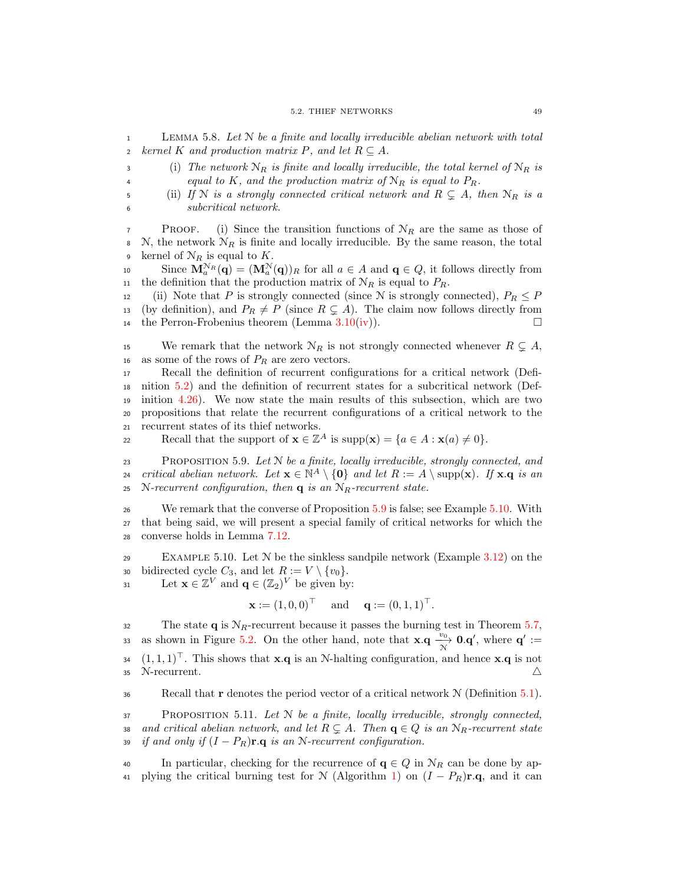Lemma 5.8. *Let $\mathcal{N}$ be a finite and locally irreducible abelian network with total kernel $K$ and production matrix $P$, and let $R \subseteq A$.*

(i) *The network $\mathcal{N}_R$ is finite and locally irreducible, the total kernel of $\mathcal{N}_R$ is equal to $K$, and the production matrix of $\mathcal{N}_R$ is equal to $P_R$.*

(ii) *If $\mathcal{N}$ is a strongly connected critical network and $R \subsetneq A$, then $\mathcal{N}_R$ is a subcritical network.*

Proof. (i) Since the transition functions of $\mathcal{N}_R$ are the same as those of $\mathcal{N}$, the network $\mathcal{N}_R$ is finite and locally irreducible. By the same reason, the total kernel of $\mathcal{N}_R$ is equal to $K$.

Since $\mathbf{M}_a^{\mathcal{N}_R}(\mathbf{q}) = (\mathbf{M}_a^{\mathcal{N}}(\mathbf{q}))_R$ for all $a \in A$ and $\mathbf{q} \in Q$, it follows directly from the definition that the production matrix of $\mathcal{N}_R$ is equal to $P_R$.

(ii) Note that $P$ is strongly connected (since $\mathcal{N}$ is strongly connected), $P_R \leq P$ (by definition), and $P_R \neq P$ (since $R \subsetneq A$). The claim now follows directly from the Perron-Frobenius theorem (Lemma 3.10(iv)). $\square$

We remark that the network $\mathcal{N}_R$ is not strongly connected whenever $R \subsetneq A$, as some of the rows of $P_R$ are zero vectors.

Recall the definition of recurrent configurations for a critical network (Definition 5.2) and the definition of recurrent states for a subcritical network (Definition 4.26). We now state the main results of this subsection, which are two propositions that relate the recurrent configurations of a critical network to the recurrent states of its thief networks.

Recall that the support of $\mathbf{x} \in \mathbb{Z}^A$ is $\text{supp}(\mathbf{x}) = \{a \in A : \mathbf{x}(a) \neq 0\}$.

Proposition 5.9. *Let $\mathcal{N}$ be a finite, locally irreducible, strongly connected, and critical abelian network. Let $\mathbf{x} \in \mathbb{N}^A \setminus \{\mathbf{0}\}$ and let $R := A \setminus \text{supp}(\mathbf{x})$. If $\mathbf{x}.\mathbf{q}$ is an $\mathcal{N}$-recurrent configuration, then $\mathbf{q}$ is an $\mathcal{N}_R$-recurrent state.*

We remark that the converse of Proposition 5.9 is false; see Example 5.10. With that being said, we will present a special family of critical networks for which the converse holds in Lemma 7.12.

Example 5.10. Let $\mathcal{N}$ be the sinkless sandpile network (Example 3.12) on the bidirected cycle $C_3$, and let $R := V \setminus \{v_0\}$.

Let $\mathbf{x} \in \mathbb{Z}^V$ and $\mathbf{q} \in (\mathbb{Z}_2)^V$ be given by:

$$\mathbf{x} := (1,0,0)^\top \quad \text{and} \quad \mathbf{q} := (0,1,1)^\top.$$

The state $\mathbf{q}$ is $\mathcal{N}_R$-recurrent because it passes the burning test in Theorem 5.7, as shown in Figure 5.2. On the other hand, note that $\mathbf{x}.\mathbf{q} \xrightarrow[\mathcal{N}]{v_0} \mathbf{0}.\mathbf{q}'$, where $\mathbf{q}' := (1,1,1)^\top$. This shows that $\mathbf{x}.\mathbf{q}$ is an $\mathcal{N}$-halting configuration, and hence $\mathbf{x}.\mathbf{q}$ is not $\mathcal{N}$-recurrent. $\triangle$

Recall that $\mathbf{r}$ denotes the period vector of a critical network $\mathcal{N}$ (Definition 5.1).

Proposition 5.11. *Let $\mathcal{N}$ be a finite, locally irreducible, strongly connected, and critical abelian network, and let $R \subsetneq A$. Then $\mathbf{q} \in Q$ is an $\mathcal{N}_R$-recurrent state if and only if $(I - P_R)\mathbf{r}.\mathbf{q}$ is an $\mathcal{N}$-recurrent configuration.*

In particular, checking for the recurrence of $\mathbf{q} \in Q$ in $\mathcal{N}_R$ can be done by applying the critical burning test for $\mathcal{N}$ (Algorithm 1) on $(I - P_R)\mathbf{r}.\mathbf{q}$, and it can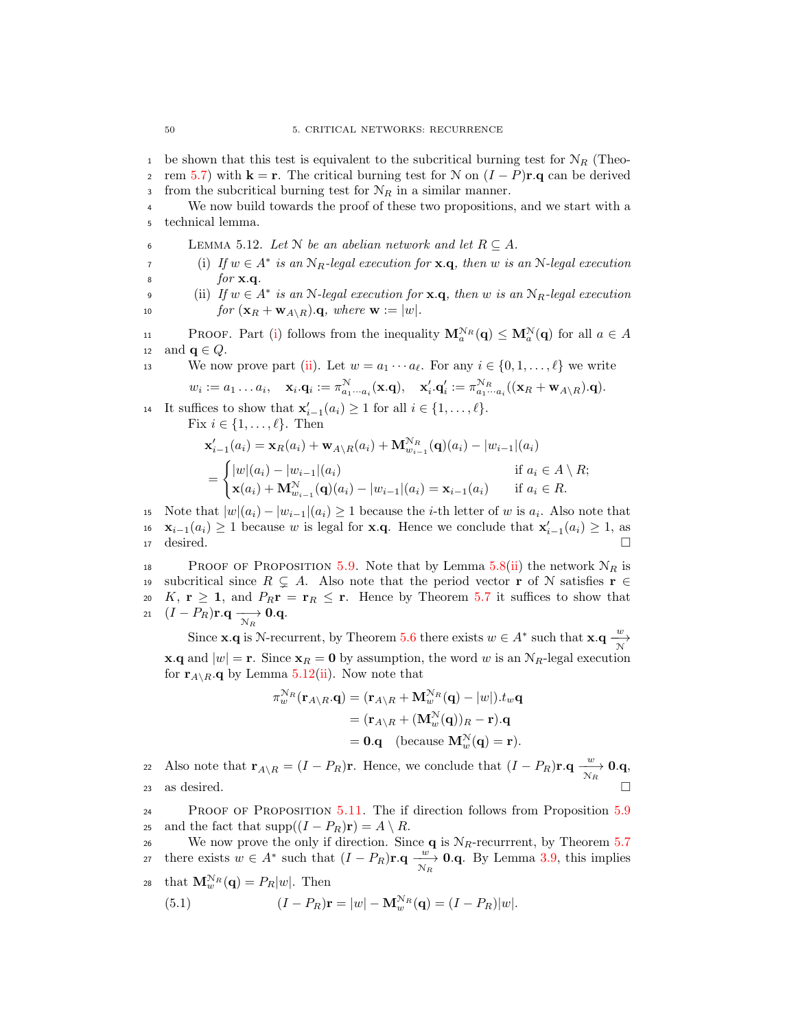be shown that this test is equivalent to the subcritical burning test for $\mathcal{N}_R$ (Theorem 5.7) with $\mathbf{k} = \mathbf{r}$. The critical burning test for $\mathcal{N}$ on $(I-P)\mathbf{r}.\mathbf{q}$ can be derived from the subcritical burning test for $\mathcal{N}_R$ in a similar manner.

We now build towards the proof of these two propositions, and we start with a technical lemma.

Lemma 5.12. *Let $\mathcal{N}$ be an abelian network and let $R \subseteq A$.*

- (i) *If $w \in A^*$ is an $\mathcal{N}_R$-legal execution for $\mathbf{x}.\mathbf{q}$, then $w$ is an $\mathcal{N}$-legal execution for $\mathbf{x}.\mathbf{q}$.*
- (ii) *If $w \in A^*$ is an $\mathcal{N}$-legal execution for $\mathbf{x}.\mathbf{q}$, then $w$ is an $\mathcal{N}_R$-legal execution for $(\mathbf{x}_R + \mathbf{w}_{A\setminus R}).\mathbf{q}$, where $\mathbf{w} := |w|$.*

Proof. Part (i) follows from the inequality $\mathbf{M}_a^{\mathcal{N}_R}(\mathbf{q}) \leq \mathbf{M}_a^{\mathcal{N}}(\mathbf{q})$ for all $a \in A$ and $\mathbf{q} \in Q$.

We now prove part (ii). Let $w = a_1 \cdots a_\ell$. For any $i \in \{0, 1, \ldots, \ell\}$ we write

$$w_i := a_1 \ldots a_i, \quad \mathbf{x}_i.\mathbf{q}_i := \pi^{\mathcal{N}}_{a_1 \cdots a_i}(\mathbf{x}.\mathbf{q}), \quad \mathbf{x}'_i.\mathbf{q}'_i := \pi^{\mathcal{N}_R}_{a_1 \cdots a_i}((\mathbf{x}_R + \mathbf{w}_{A\setminus R}).\mathbf{q}).$$

It suffices to show that $\mathbf{x}'_{i-1}(a_i) \geq 1$ for all $i \in \{1, \ldots, \ell\}$.

Fix $i \in \{1, \ldots, \ell\}$. Then

$$\begin{aligned}
\mathbf{x}'_{i-1}(a_i) &= \mathbf{x}_R(a_i) + \mathbf{w}_{A\setminus R}(a_i) + \mathbf{M}^{\mathcal{N}_R}_{w_{i-1}}(\mathbf{q})(a_i) - |w_{i-1}|(a_i) \\
&= \begin{cases} |w|(a_i) - |w_{i-1}|(a_i) & \text{if } a_i \in A \setminus R; \\ \mathbf{x}(a_i) + \mathbf{M}^{\mathcal{N}}_{w_{i-1}}(\mathbf{q})(a_i) - |w_{i-1}|(a_i) = \mathbf{x}_{i-1}(a_i) & \text{if } a_i \in R. \end{cases}
\end{aligned}$$

Note that $|w|(a_i) - |w_{i-1}|(a_i) \geq 1$ because the $i$-th letter of $w$ is $a_i$. Also note that $\mathbf{x}_{i-1}(a_i) \geq 1$ because $w$ is legal for $\mathbf{x}.\mathbf{q}$. Hence we conclude that $\mathbf{x}'_{i-1}(a_i) \geq 1$, as desired. $\square$

Proof of Proposition 5.9. Note that by Lemma 5.8(ii) the network $\mathcal{N}_R$ is subcritical since $R \subsetneq A$. Also note that the period vector $\mathbf{r}$ of $\mathcal{N}$ satisfies $\mathbf{r} \in K$, $\mathbf{r} \geq \mathbf{1}$, and $P_R\mathbf{r} = \mathbf{r}_R \leq \mathbf{r}$. Hence by Theorem 5.7 it suffices to show that $(I - P_R)\mathbf{r}.\mathbf{q} \xrightarrow[\mathcal{N}_R]{} \mathbf{0}.\mathbf{q}$.

Since $\mathbf{x}.\mathbf{q}$ is $\mathcal{N}$-recurrent, by Theorem 5.6 there exists $w \in A^*$ such that $\mathbf{x}.\mathbf{q} \xrightarrow[\mathcal{N}]{w} \mathbf{x}.\mathbf{q}$ and $|w| = \mathbf{r}$. Since $\mathbf{x}_R = \mathbf{0}$ by assumption, the word $w$ is an $\mathcal{N}_R$-legal execution for $\mathbf{r}_{A\setminus R}.\mathbf{q}$ by Lemma 5.12(ii). Now note that

$$\begin{aligned}
\pi_w^{\mathcal{N}_R}(\mathbf{r}_{A\setminus R}.\mathbf{q}) &= (\mathbf{r}_{A\setminus R} + \mathbf{M}_w^{\mathcal{N}_R}(\mathbf{q}) - |w|).t_w\mathbf{q} \\
&= (\mathbf{r}_{A\setminus R} + (\mathbf{M}_w^{\mathcal{N}}(\mathbf{q}))_R - \mathbf{r}).\mathbf{q} \\
&= \mathbf{0}.\mathbf{q} \quad (\text{because } \mathbf{M}_w^{\mathcal{N}}(\mathbf{q}) = \mathbf{r}).
\end{aligned}$$

Also note that $\mathbf{r}_{A\setminus R} = (I - P_R)\mathbf{r}$. Hence, we conclude that $(I - P_R)\mathbf{r}.\mathbf{q} \xrightarrow[\mathcal{N}_R]{w} \mathbf{0}.\mathbf{q}$, as desired. $\square$

Proof of Proposition 5.11. The if direction follows from Proposition 5.9 and the fact that $\operatorname{supp}((I - P_R)\mathbf{r}) = A \setminus R$.

We now prove the only if direction. Since $\mathbf{q}$ is $\mathcal{N}_R$-recurrrent, by Theorem 5.7 there exists $w \in A^*$ such that $(I - P_R)\mathbf{r}.\mathbf{q} \xrightarrow[\mathcal{N}_R]{w} \mathbf{0}.\mathbf{q}$. By Lemma 3.9, this implies that $\mathbf{M}_w^{\mathcal{N}_R}(\mathbf{q}) = P_R|w|$. Then

$$(I - P_R)\mathbf{r} = |w| - \mathbf{M}_w^{\mathcal{N}_R}(\mathbf{q}) = (I - P_R)|w|. \tag{5.1}$$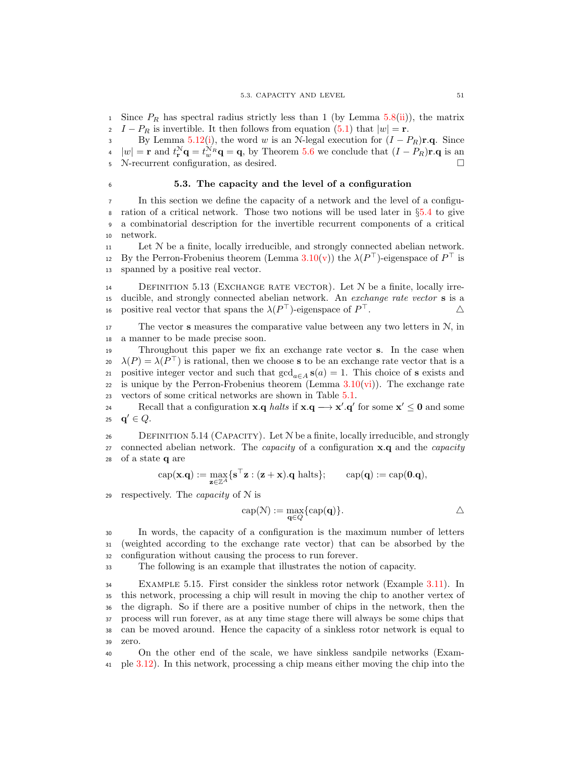Since $P_R$ has spectral radius strictly less than 1 (by Lemma 5.8(ii)), the matrix $I - P_R$ is invertible. It then follows from equation (5.1) that $|w| = \mathbf{r}$.

By Lemma 5.12(i), the word $w$ is an $\mathcal{N}$-legal execution for $(I - P_R)\mathbf{r}.\mathbf{q}$. Since $|w| = \mathbf{r}$ and $t_{\mathbf{r}}^{\mathcal{N}}\mathbf{q} = t_w^{\mathcal{N}_R}\mathbf{q} = \mathbf{q}$, by Theorem 5.6 we conclude that $(I - P_R)\mathbf{r}.\mathbf{q}$ is an $\mathcal{N}$-recurrent configuration, as desired. □

### 5.3. The capacity and the level of a configuration

In this section we define the capacity of a network and the level of a configuration of a critical network. Those two notions will be used later in §5.4 to give a combinatorial description for the invertible recurrent components of a critical network.

Let $\mathcal{N}$ be a finite, locally irreducible, and strongly connected abelian network. By the Perron-Frobenius theorem (Lemma 3.10(v)) the $\lambda(P^\top)$-eigenspace of $P^\top$ is spanned by a positive real vector.

Definition 5.13 (Exchange rate vector). Let $\mathcal{N}$ be a finite, locally irreducible, and strongly connected abelian network. An *exchange rate vector* $\mathbf{s}$ is a positive real vector that spans the $\lambda(P^\top)$-eigenspace of $P^\top$. △

The vector $\mathbf{s}$ measures the comparative value between any two letters in $\mathcal{N}$, in a manner to be made precise soon.

Throughout this paper we fix an exchange rate vector $\mathbf{s}$. In the case when $\lambda(P) = \lambda(P^\top)$ is rational, then we choose $\mathbf{s}$ to be an exchange rate vector that is a positive integer vector and such that $\gcd_{a \in A} \mathbf{s}(a) = 1$. This choice of $\mathbf{s}$ exists and is unique by the Perron-Frobenius theorem (Lemma 3.10(vi)). The exchange rate vectors of some critical networks are shown in Table 5.1.

Recall that a configuration $\mathbf{x}.\mathbf{q}$ *halts* if $\mathbf{x}.\mathbf{q} \longrightarrow \mathbf{x}'.\mathbf{q}'$ for some $\mathbf{x}' \leq \mathbf{0}$ and some $\mathbf{q}' \in Q$.

Definition 5.14 (Capacity). Let $\mathcal{N}$ be a finite, locally irreducible, and strongly connected abelian network. The *capacity* of a configuration $\mathbf{x}.\mathbf{q}$ and the *capacity* of a state $\mathbf{q}$ are

$$\operatorname{cap}(\mathbf{x}.\mathbf{q}) := \max_{\mathbf{z} \in \mathbb{Z}^A} \{\mathbf{s}^\top \mathbf{z} : (\mathbf{z} + \mathbf{x}).\mathbf{q} \text{ halts}\}; \qquad \operatorname{cap}(\mathbf{q}) := \operatorname{cap}(\mathbf{0}.\mathbf{q}),$$

respectively. The *capacity* of $\mathcal{N}$ is

$$\operatorname{cap}(\mathcal{N}) := \max_{\mathbf{q} \in Q} \{\operatorname{cap}(\mathbf{q})\}. \qquad △$$

In words, the capacity of a configuration is the maximum number of letters (weighted according to the exchange rate vector) that can be absorbed by the configuration without causing the process to run forever.

The following is an example that illustrates the notion of capacity.

Example 5.15. First consider the sinkless rotor network (Example 3.11). In this network, processing a chip will result in moving the chip to another vertex of the digraph. So if there are a positive number of chips in the network, then the process will run forever, as at any time stage there will always be some chips that can be moved around. Hence the capacity of a sinkless rotor network is equal to zero.

On the other end of the scale, we have sinkless sandpile networks (Example 3.12). In this network, processing a chip means either moving the chip into the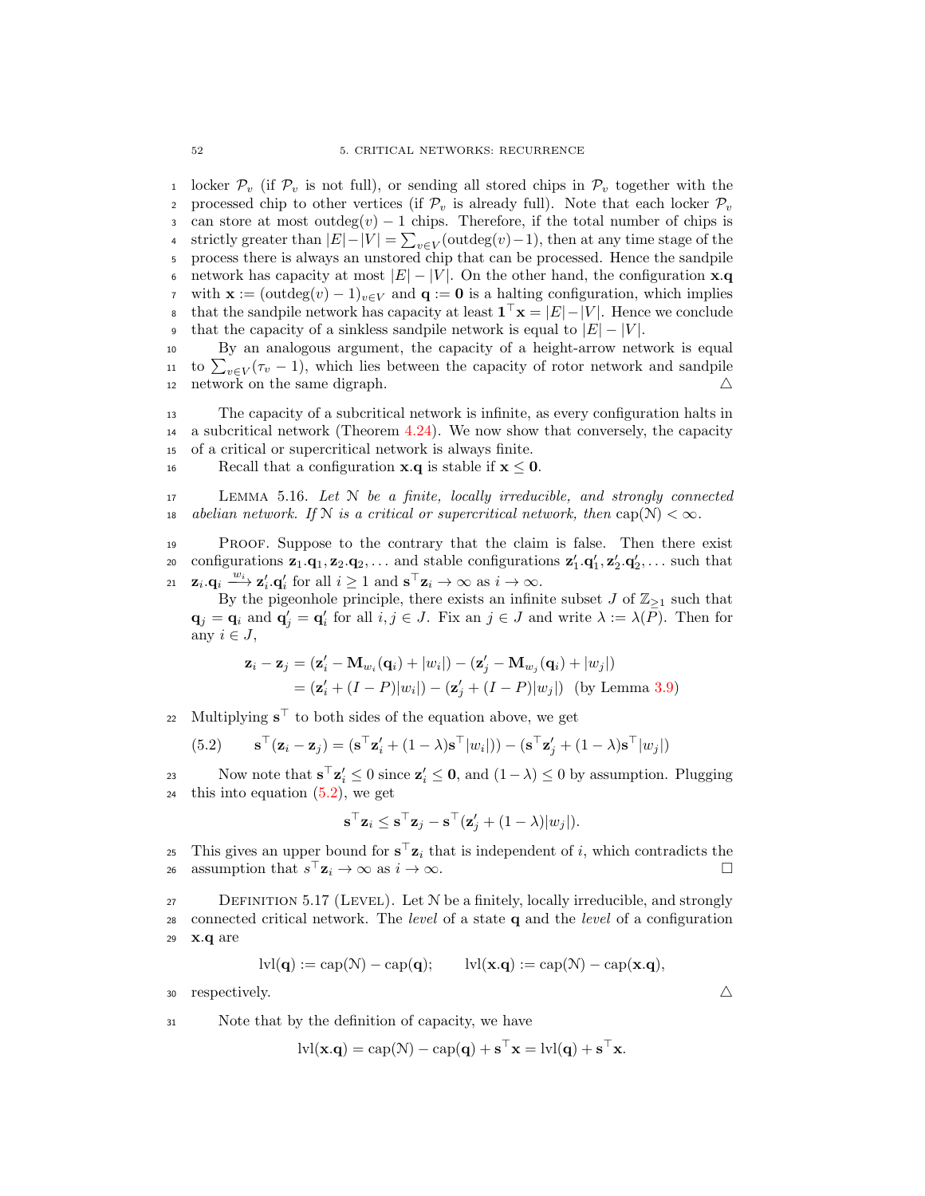locker $\mathcal{P}_v$ (if $\mathcal{P}_v$ is not full), or sending all stored chips in $\mathcal{P}_v$ together with the processed chip to other vertices (if $\mathcal{P}_v$ is already full). Note that each locker $\mathcal{P}_v$ can store at most $\text{outdeg}(v) - 1$ chips. Therefore, if the total number of chips is strictly greater than $|E| - |V| = \sum_{v \in V}(\text{outdeg}(v) - 1)$, then at any time stage of the process there is always an unstored chip that can be processed. Hence the sandpile network has capacity at most $|E| - |V|$. On the other hand, the configuration $\mathbf{x}.\mathbf{q}$ with $\mathbf{x} := (\text{outdeg}(v) - 1)_{v \in V}$ and $\mathbf{q} := \mathbf{0}$ is a halting configuration, which implies that the sandpile network has capacity at least $\mathbf{1}^\top \mathbf{x} = |E| - |V|$. Hence we conclude that the capacity of a sinkless sandpile network is equal to $|E| - |V|$.

By an analogous argument, the capacity of a height-arrow network is equal to $\sum_{v \in V}(\tau_v - 1)$, which lies between the capacity of rotor network and sandpile network on the same digraph. △

The capacity of a subcritical network is infinite, as every configuration halts in a subcritical network (Theorem 4.24). We now show that conversely, the capacity of a critical or supercritical network is always finite.

Recall that a configuration $\mathbf{x}.\mathbf{q}$ is stable if $\mathbf{x} \leq \mathbf{0}$.

Lemma 5.16. *Let $\mathcal{N}$ be a finite, locally irreducible, and strongly connected abelian network. If $\mathcal{N}$ is a critical or supercritical network, then $\text{cap}(\mathcal{N}) < \infty$.*

Proof. Suppose to the contrary that the claim is false. Then there exist configurations $\mathbf{z}_1.\mathbf{q}_1, \mathbf{z}_2.\mathbf{q}_2, \ldots$ and stable configurations $\mathbf{z}'_1.\mathbf{q}'_1, \mathbf{z}'_2.\mathbf{q}'_2, \ldots$ such that $\mathbf{z}_i.\mathbf{q}_i \xrightarrow{w_i} \mathbf{z}'_i.\mathbf{q}'_i$ for all $i \geq 1$ and $\mathbf{s}^\top \mathbf{z}_i \to \infty$ as $i \to \infty$.

By the pigeonhole principle, there exists an infinite subset $J$ of $\mathbb{Z}_{\geq 1}$ such that $\mathbf{q}_j = \mathbf{q}_i$ and $\mathbf{q}'_j = \mathbf{q}'_i$ for all $i, j \in J$. Fix an $j \in J$ and write $\lambda := \lambda(P)$. Then for any $i \in J$,

$$
\begin{aligned}
\mathbf{z}_i - \mathbf{z}_j &= (\mathbf{z}'_i - \mathbf{M}_{w_i}(\mathbf{q}_i) + |w_i|) - (\mathbf{z}'_j - \mathbf{M}_{w_j}(\mathbf{q}_i) + |w_j|) \\
&= (\mathbf{z}'_i + (I - P)|w_i|) - (\mathbf{z}'_j + (I - P)|w_j|) \quad \text{(by Lemma 3.9)}
\end{aligned}
$$

Multiplying $\mathbf{s}^\top$ to both sides of the equation above, we get

$$
\mathbf{s}^\top(\mathbf{z}_i - \mathbf{z}_j) = (\mathbf{s}^\top \mathbf{z}'_i + (1 - \lambda)\mathbf{s}^\top |w_i|)) - (\mathbf{s}^\top \mathbf{z}'_j + (1 - \lambda)\mathbf{s}^\top |w_j|) \tag{5.2}
$$

Now note that $\mathbf{s}^\top \mathbf{z}'_i \leq 0$ since $\mathbf{z}'_i \leq \mathbf{0}$, and $(1 - \lambda) \leq 0$ by assumption. Plugging this into equation (5.2), we get

$$
\mathbf{s}^\top \mathbf{z}_i \leq \mathbf{s}^\top \mathbf{z}_j - \mathbf{s}^\top(\mathbf{z}'_j + (1 - \lambda)|w_j|).
$$

This gives an upper bound for $\mathbf{s}^\top \mathbf{z}_i$ that is independent of $i$, which contradicts the assumption that $s^\top \mathbf{z}_i \to \infty$ as $i \to \infty$. □

Definition 5.17 (Level). Let $\mathcal{N}$ be a finitely, locally irreducible, and strongly connected critical network. The *level* of a state $\mathbf{q}$ and the *level* of a configuration $\mathbf{x}.\mathbf{q}$ are

$$
\text{lvl}(\mathbf{q}) := \text{cap}(\mathcal{N}) - \text{cap}(\mathbf{q}); \qquad \text{lvl}(\mathbf{x}.\mathbf{q}) := \text{cap}(\mathcal{N}) - \text{cap}(\mathbf{x}.\mathbf{q}),
$$

respectively. △

Note that by the definition of capacity, we have

$$
\text{lvl}(\mathbf{x}.\mathbf{q}) = \text{cap}(\mathcal{N}) - \text{cap}(\mathbf{q}) + \mathbf{s}^\top \mathbf{x} = \text{lvl}(\mathbf{q}) + \mathbf{s}^\top \mathbf{x}.
$$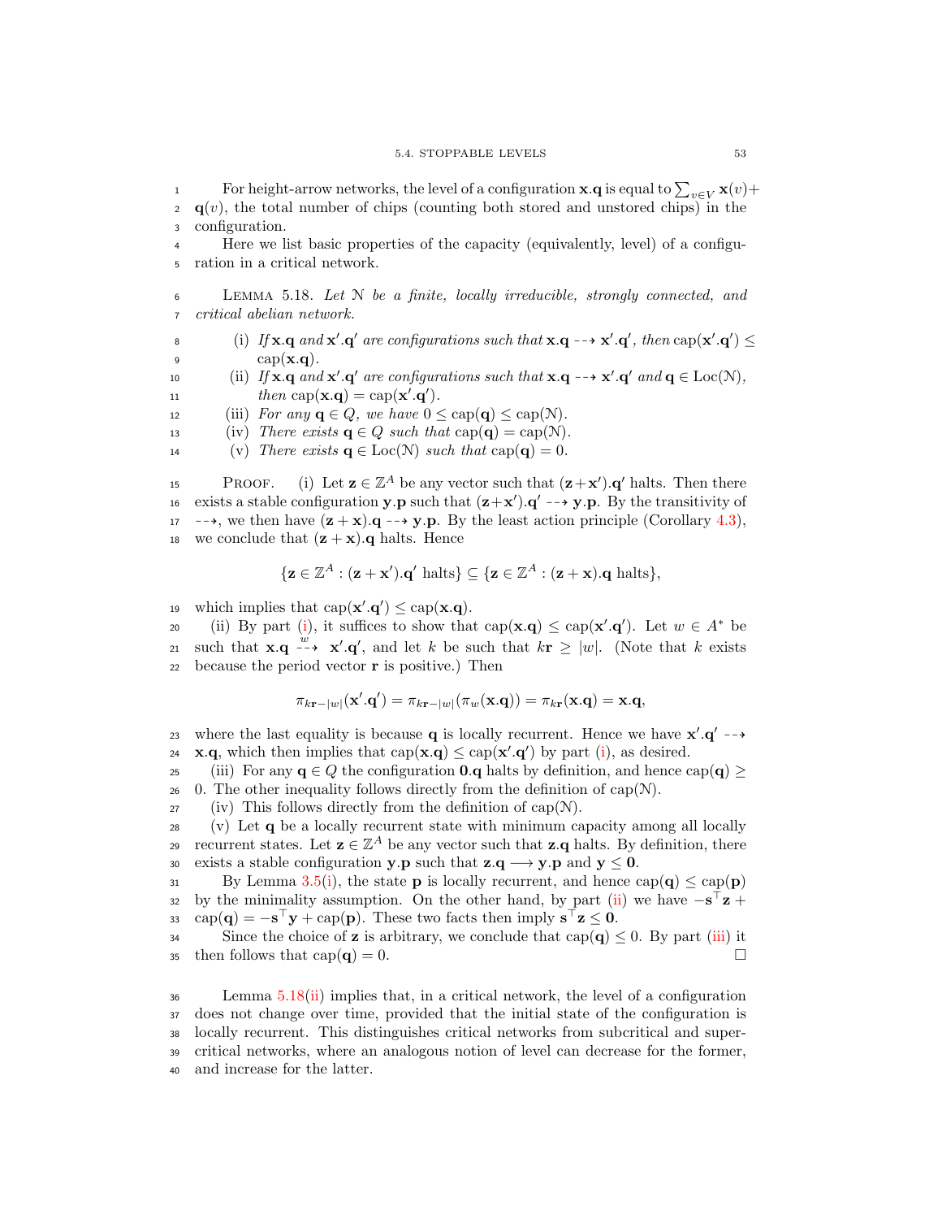For height-arrow networks, the level of a configuration $\mathbf{x}.\mathbf{q}$ is equal to $\sum_{v \in V} \mathbf{x}(v) + \mathbf{q}(v)$, the total number of chips (counting both stored and unstored chips) in the configuration.

Here we list basic properties of the capacity (equivalently, level) of a configuration in a critical network.

LEMMA 5.18. *Let $\mathcal{N}$ be a finite, locally irreducible, strongly connected, and critical abelian network.*

(i) *If $\mathbf{x}.\mathbf{q}$ and $\mathbf{x}'.\mathbf{q}'$ are configurations such that $\mathbf{x}.\mathbf{q} \dashrightarrow \mathbf{x}'.\mathbf{q}'$, then $\operatorname{cap}(\mathbf{x}'.\mathbf{q}') \leq \operatorname{cap}(\mathbf{x}.\mathbf{q})$.*

(ii) *If $\mathbf{x}.\mathbf{q}$ and $\mathbf{x}'.\mathbf{q}'$ are configurations such that $\mathbf{x}.\mathbf{q} \dashrightarrow \mathbf{x}'.\mathbf{q}'$ and $\mathbf{q} \in \operatorname{Loc}(\mathcal{N})$, then $\operatorname{cap}(\mathbf{x}.\mathbf{q}) = \operatorname{cap}(\mathbf{x}'.\mathbf{q}')$.*

(iii) *For any $\mathbf{q} \in Q$, we have $0 \leq \operatorname{cap}(\mathbf{q}) \leq \operatorname{cap}(\mathcal{N})$.*

(iv) *There exists $\mathbf{q} \in Q$ such that $\operatorname{cap}(\mathbf{q}) = \operatorname{cap}(\mathcal{N})$.*

(v) *There exists $\mathbf{q} \in \operatorname{Loc}(\mathcal{N})$ such that $\operatorname{cap}(\mathbf{q}) = 0$.*

PROOF. (i) Let $\mathbf{z} \in \mathbb{Z}^A$ be any vector such that $(\mathbf{z}+\mathbf{x}').\mathbf{q}'$ halts. Then there exists a stable configuration $\mathbf{y}.\mathbf{p}$ such that $(\mathbf{z}+\mathbf{x}').\mathbf{q}' \dashrightarrow \mathbf{y}.\mathbf{p}$. By the transitivity of $\dashrightarrow$, we then have $(\mathbf{z}+\mathbf{x}).\mathbf{q} \dashrightarrow \mathbf{y}.\mathbf{p}$. By the least action principle (Corollary 4.3), we conclude that $(\mathbf{z}+\mathbf{x}).\mathbf{q}$ halts. Hence

$$\{\mathbf{z} \in \mathbb{Z}^A : (\mathbf{z}+\mathbf{x}').\mathbf{q}' \text{ halts}\} \subseteq \{\mathbf{z} \in \mathbb{Z}^A : (\mathbf{z}+\mathbf{x}).\mathbf{q} \text{ halts}\},$$

which implies that $\operatorname{cap}(\mathbf{x}'.\mathbf{q}') \leq \operatorname{cap}(\mathbf{x}.\mathbf{q})$.

(ii) By part (i), it suffices to show that $\operatorname{cap}(\mathbf{x}.\mathbf{q}) \leq \operatorname{cap}(\mathbf{x}'.\mathbf{q}')$. Let $w \in A^*$ be such that $\mathbf{x}.\mathbf{q} \overset{w}{\dashrightarrow} \mathbf{x}'.\mathbf{q}'$, and let $k$ be such that $k\mathbf{r} \geq |w|$. (Note that $k$ exists because the period vector $\mathbf{r}$ is positive.) Then

$$\pi_{k\mathbf{r}-|w|}(\mathbf{x}'.\mathbf{q}') = \pi_{k\mathbf{r}-|w|}(\pi_w(\mathbf{x}.\mathbf{q})) = \pi_{k\mathbf{r}}(\mathbf{x}.\mathbf{q}) = \mathbf{x}.\mathbf{q},$$

where the last equality is because $\mathbf{q}$ is locally recurrent. Hence we have $\mathbf{x}'.\mathbf{q}' \dashrightarrow \mathbf{x}.\mathbf{q}$, which then implies that $\operatorname{cap}(\mathbf{x}.\mathbf{q}) \leq \operatorname{cap}(\mathbf{x}'.\mathbf{q}')$ by part (i), as desired.

(iii) For any $\mathbf{q} \in Q$ the configuration $\mathbf{0}.\mathbf{q}$ halts by definition, and hence $\operatorname{cap}(\mathbf{q}) \geq 0$. The other inequality follows directly from the definition of $\operatorname{cap}(\mathcal{N})$.

(iv) This follows directly from the definition of $\operatorname{cap}(\mathcal{N})$.

(v) Let $\mathbf{q}$ be a locally recurrent state with minimum capacity among all locally recurrent states. Let $\mathbf{z} \in \mathbb{Z}^A$ be any vector such that $\mathbf{z}.\mathbf{q}$ halts. By definition, there exists a stable configuration $\mathbf{y}.\mathbf{p}$ such that $\mathbf{z}.\mathbf{q} \longrightarrow \mathbf{y}.\mathbf{p}$ and $\mathbf{y} \leq \mathbf{0}$.

By Lemma 3.5(i), the state $\mathbf{p}$ is locally recurrent, and hence $\operatorname{cap}(\mathbf{q}) \leq \operatorname{cap}(\mathbf{p})$ by the minimality assumption. On the other hand, by part (ii) we have $-\mathbf{s}^\top\mathbf{z} + \operatorname{cap}(\mathbf{q}) = -\mathbf{s}^\top\mathbf{y} + \operatorname{cap}(\mathbf{p})$. These two facts then imply $\mathbf{s}^\top\mathbf{z} \leq \mathbf{0}$.

Since the choice of $\mathbf{z}$ is arbitrary, we conclude that $\operatorname{cap}(\mathbf{q}) \leq 0$. By part (iii) it then follows that $\operatorname{cap}(\mathbf{q}) = 0$. □

Lemma 5.18(ii) implies that, in a critical network, the level of a configuration does not change over time, provided that the initial state of the configuration is locally recurrent. This distinguishes critical networks from subcritical and supercritical networks, where an analogous notion of level can decrease for the former, and increase for the latter.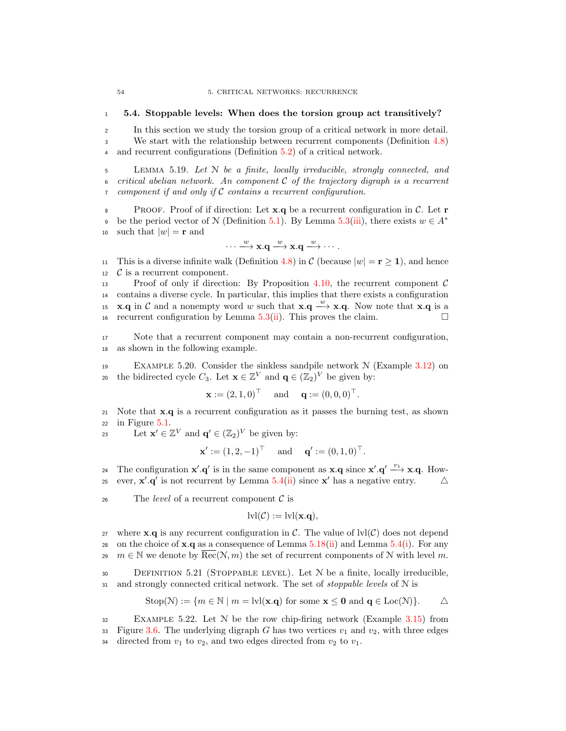## 5.4. Stoppable levels: When does the torsion group act transitively?

In this section we study the torsion group of a critical network in more detail. We start with the relationship between recurrent components (Definition 4.8) and recurrent configurations (Definition 5.2) of a critical network.

LEMMA 5.19. *Let $\mathcal{N}$ be a finite, locally irreducible, strongly connected, and critical abelian network. An component $\mathcal{C}$ of the trajectory digraph is a recurrent component if and only if $\mathcal{C}$ contains a recurrent configuration.*

PROOF. Proof of if direction: Let $\mathbf{x}.\mathbf{q}$ be a recurrent configuration in $\mathcal{C}$. Let $\mathbf{r}$ be the period vector of $\mathcal{N}$ (Definition 5.1). By Lemma 5.3(iii), there exists $w \in A^*$ such that $|w| = \mathbf{r}$ and

$$\cdots \xrightarrow{w} \mathbf{x}.\mathbf{q} \xrightarrow{w} \mathbf{x}.\mathbf{q} \xrightarrow{w} \cdots .$$

This is a diverse infinite walk (Definition 4.8) in $\mathcal{C}$ (because $|w| = \mathbf{r} \geq \mathbf{1}$), and hence $\mathcal{C}$ is a recurrent component.

Proof of only if direction: By Proposition 4.10, the recurrent component $\mathcal{C}$ contains a diverse cycle. In particular, this implies that there exists a configuration $\mathbf{x}.\mathbf{q}$ in $\mathcal{C}$ and a nonempty word $w$ such that $\mathbf{x}.\mathbf{q} \xrightarrow{w} \mathbf{x}.\mathbf{q}$. Now note that $\mathbf{x}.\mathbf{q}$ is a recurrent configuration by Lemma 5.3(ii). This proves the claim. $\square$

Note that a recurrent component may contain a non-recurrent configuration, as shown in the following example.

EXAMPLE 5.20. Consider the sinkless sandpile network $\mathcal{N}$ (Example 3.12) on the bidirected cycle $C_3$. Let $\mathbf{x} \in \mathbb{Z}^V$ and $\mathbf{q} \in (\mathbb{Z}_2)^V$ be given by:

$$\mathbf{x} := (2,1,0)^\top \quad \text{and} \quad \mathbf{q} := (0,0,0)^\top.$$

Note that $\mathbf{x}.\mathbf{q}$ is a recurrent configuration as it passes the burning test, as shown in Figure 5.1.

Let $\mathbf{x}' \in \mathbb{Z}^V$ and $\mathbf{q}' \in (\mathbb{Z}_2)^V$ be given by:

$$\mathbf{x}' := (1,2,-1)^\top \quad \text{and} \quad \mathbf{q}' := (0,1,0)^\top.$$

The configuration $\mathbf{x}'.\mathbf{q}'$ is in the same component as $\mathbf{x}.\mathbf{q}$ since $\mathbf{x}'.\mathbf{q}' \xrightarrow{v_1} \mathbf{x}.\mathbf{q}$. However, $\mathbf{x}'.\mathbf{q}'$ is not recurrent by Lemma 5.4(ii) since $\mathbf{x}'$ has a negative entry. $\triangle$

The *level* of a recurrent component $\mathcal{C}$ is

$$\operatorname{lvl}(\mathcal{C}) := \operatorname{lvl}(\mathbf{x}.\mathbf{q}),$$

where $\mathbf{x}.\mathbf{q}$ is any recurrent configuration in $\mathcal{C}$. The value of $\operatorname{lvl}(\mathcal{C})$ does not depend on the choice of $\mathbf{x}.\mathbf{q}$ as a consequence of Lemma 5.18(ii) and Lemma 5.4(i). For any $m \in \mathbb{N}$ we denote by $\overline{\operatorname{Rec}}(\mathcal{N}, m)$ the set of recurrent components of $\mathcal{N}$ with level $m$.

DEFINITION 5.21 (STOPPABLE LEVEL). Let $\mathcal{N}$ be a finite, locally irreducible, and strongly connected critical network. The set of *stoppable levels* of $\mathcal{N}$ is

$$\operatorname{Stop}(\mathcal{N}) := \{m \in \mathbb{N} \mid m = \operatorname{lvl}(\mathbf{x}.\mathbf{q}) \text{ for some } \mathbf{x} \leq \mathbf{0} \text{ and } \mathbf{q} \in \operatorname{Loc}(\mathcal{N})\}. \qquad \triangle$$

EXAMPLE 5.22. Let $\mathcal{N}$ be the row chip-firing network (Example 3.15) from Figure 3.6. The underlying digraph $G$ has two vertices $v_1$ and $v_2$, with three edges directed from $v_1$ to $v_2$, and two edges directed from $v_2$ to $v_1$.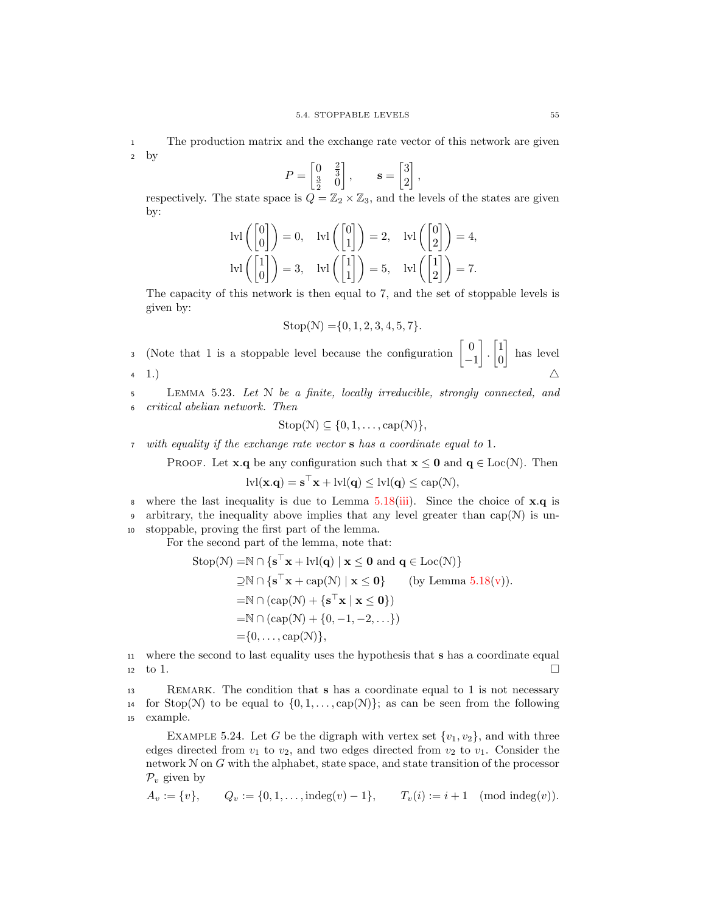The production matrix and the exchange rate vector of this network are given by

$$P = \begin{bmatrix} 0 & \frac{2}{3} \\ \frac{3}{2} & 0 \end{bmatrix}, \qquad \mathbf{s} = \begin{bmatrix} 3 \\ 2 \end{bmatrix},$$

respectively. The state space is $Q = \mathbb{Z}_2 \times \mathbb{Z}_3$, and the levels of the states are given by:

$$\text{lvl}\left(\begin{bmatrix} 0 \\ 0 \end{bmatrix}\right) = 0, \quad \text{lvl}\left(\begin{bmatrix} 0 \\ 1 \end{bmatrix}\right) = 2, \quad \text{lvl}\left(\begin{bmatrix} 0 \\ 2 \end{bmatrix}\right) = 4,$$
$$\text{lvl}\left(\begin{bmatrix} 1 \\ 0 \end{bmatrix}\right) = 3, \quad \text{lvl}\left(\begin{bmatrix} 1 \\ 1 \end{bmatrix}\right) = 5, \quad \text{lvl}\left(\begin{bmatrix} 1 \\ 2 \end{bmatrix}\right) = 7.$$

The capacity of this network is then equal to 7, and the set of stoppable levels is given by:

$$\text{Stop}(\mathcal{N}) = \{0, 1, 2, 3, 4, 5, 7\}.$$

(Note that 1 is a stoppable level because the configuration $\begin{bmatrix} 0 \\ -1 \end{bmatrix} . \begin{bmatrix} 1 \\ 0 \end{bmatrix}$ has level 1.) △

Lemma 5.23. *Let $\mathcal{N}$ be a finite, locally irreducible, strongly connected, and critical abelian network. Then*

$$\text{Stop}(\mathcal{N}) \subseteq \{0, 1, \ldots, \text{cap}(\mathcal{N})\},$$

*with equality if the exchange rate vector $\mathbf{s}$ has a coordinate equal to 1.*

Proof. Let $\mathbf{x}.\mathbf{q}$ be any configuration such that $\mathbf{x} \leq \mathbf{0}$ and $\mathbf{q} \in \text{Loc}(\mathcal{N})$. Then

$$\text{lvl}(\mathbf{x}.\mathbf{q}) = \mathbf{s}^\top \mathbf{x} + \text{lvl}(\mathbf{q}) \leq \text{lvl}(\mathbf{q}) \leq \text{cap}(\mathcal{N}),$$

where the last inequality is due to Lemma 5.18(iii). Since the choice of $\mathbf{x}.\mathbf{q}$ is arbitrary, the inequality above implies that any level greater than $\text{cap}(\mathcal{N})$ is unstoppable, proving the first part of the lemma.

For the second part of the lemma, note that:

$$\begin{aligned}
\text{Stop}(\mathcal{N}) =& \mathbb{N} \cap \{\mathbf{s}^\top \mathbf{x} + \text{lvl}(\mathbf{q}) \mid \mathbf{x} \leq \mathbf{0} \text{ and } \mathbf{q} \in \text{Loc}(\mathcal{N})\} \\
\supseteq& \mathbb{N} \cap \{\mathbf{s}^\top \mathbf{x} + \text{cap}(\mathcal{N}) \mid \mathbf{x} \leq \mathbf{0}\} \qquad \text{(by Lemma 5.18(v))}. \\
=& \mathbb{N} \cap (\text{cap}(\mathcal{N}) + \{\mathbf{s}^\top \mathbf{x} \mid \mathbf{x} \leq \mathbf{0}\}) \\
=& \mathbb{N} \cap (\text{cap}(\mathcal{N}) + \{0, -1, -2, \ldots\}) \\
=& \{0, \ldots, \text{cap}(\mathcal{N})\},
\end{aligned}$$

where the second to last equality uses the hypothesis that $\mathbf{s}$ has a coordinate equal to 1. □

Remark. The condition that $\mathbf{s}$ has a coordinate equal to 1 is not necessary for $\text{Stop}(\mathcal{N})$ to be equal to $\{0, 1, \ldots, \text{cap}(\mathcal{N})\}$; as can be seen from the following example.

Example 5.24. Let $G$ be the digraph with vertex set $\{v_1, v_2\}$, and with three edges directed from $v_1$ to $v_2$, and two edges directed from $v_2$ to $v_1$. Consider the network $\mathcal{N}$ on $G$ with the alphabet, state space, and state transition of the processor $\mathcal{P}_v$ given by

$$A_v := \{v\}, \qquad Q_v := \{0, 1, \ldots, \text{indeg}(v) - 1\}, \qquad T_v(i) := i + 1 \pmod{\text{indeg}(v)}.$$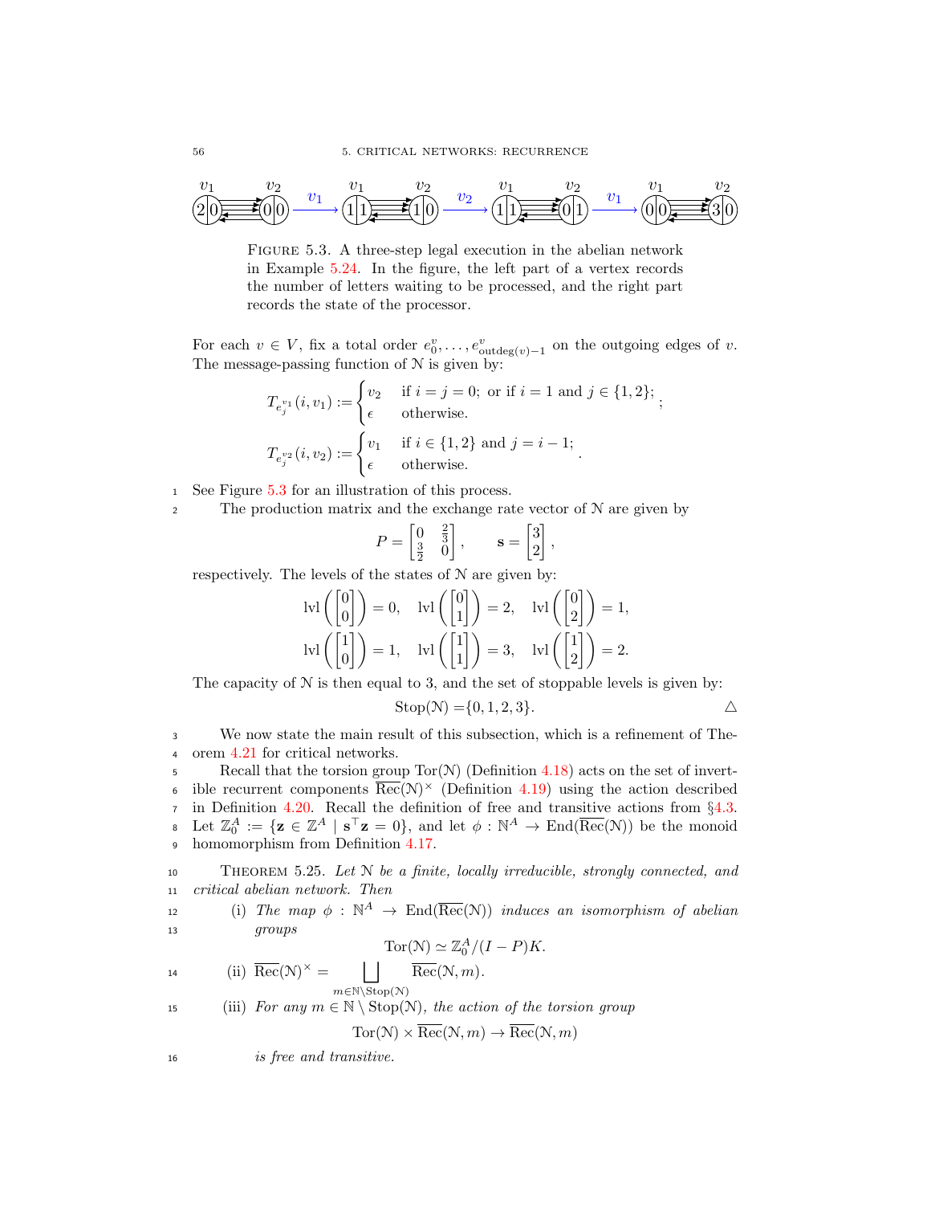FIGURE 5.3. A three-step legal execution in the abelian network in Example 5.24. In the figure, the left part of a vertex records the number of letters waiting to be processed, and the right part records the state of the processor.

For each $v \in V$, fix a total order $e_0^v, \ldots, e_{\text{outdeg}(v)-1}^v$ on the outgoing edges of $v$. The message-passing function of $\mathcal{N}$ is given by:

$$T_{e_j^{v_1}}(i, v_1) := \begin{cases} v_2 & \text{if } i = j = 0; \text{ or if } i = 1 \text{ and } j \in \{1, 2\}; \\ \epsilon & \text{otherwise.} \end{cases};$$

$$T_{e_j^{v_2}}(i, v_2) := \begin{cases} v_1 & \text{if } i \in \{1, 2\} \text{ and } j = i - 1; \\ \epsilon & \text{otherwise.} \end{cases}.$$

See Figure 5.3 for an illustration of this process.

The production matrix and the exchange rate vector of $\mathcal{N}$ are given by

$$P = \begin{bmatrix} 0 & \frac{2}{3} \\ \frac{3}{2} & 0 \end{bmatrix}, \qquad \mathbf{s} = \begin{bmatrix} 3 \\ 2 \end{bmatrix},$$

respectively. The levels of the states of $\mathcal{N}$ are given by:

$$\text{lvl}\left(\begin{bmatrix} 0 \\ 0 \end{bmatrix}\right) = 0, \quad \text{lvl}\left(\begin{bmatrix} 0 \\ 1 \end{bmatrix}\right) = 2, \quad \text{lvl}\left(\begin{bmatrix} 0 \\ 2 \end{bmatrix}\right) = 1,$$

$$\text{lvl}\left(\begin{bmatrix} 1 \\ 0 \end{bmatrix}\right) = 1, \quad \text{lvl}\left(\begin{bmatrix} 1 \\ 1 \end{bmatrix}\right) = 3, \quad \text{lvl}\left(\begin{bmatrix} 1 \\ 2 \end{bmatrix}\right) = 2.$$

The capacity of $\mathcal{N}$ is then equal to 3, and the set of stoppable levels is given by:

$$\text{Stop}(\mathcal{N}) = \{0, 1, 2, 3\}. \qquad \triangle$$

We now state the main result of this subsection, which is a refinement of Theorem 4.21 for critical networks.

Recall that the torsion group $\text{Tor}(\mathcal{N})$ (Definition 4.18) acts on the set of invertible recurrent components $\overline{\text{Rec}}(\mathcal{N})^\times$ (Definition 4.19) using the action described in Definition 4.20. Recall the definition of free and transitive actions from §4.3. Let $\mathbb{Z}_0^A := \{\mathbf{z} \in \mathbb{Z}^A \mid \mathbf{s}^\top \mathbf{z} = 0\}$, and let $\phi : \mathbb{N}^A \to \text{End}(\overline{\text{Rec}}(\mathcal{N}))$ be the monoid homomorphism from Definition 4.17.

THEOREM 5.25. *Let $\mathcal{N}$ be a finite, locally irreducible, strongly connected, and critical abelian network. Then*

(i) *The map $\phi : \mathbb{N}^A \to \text{End}(\overline{\text{Rec}}(\mathcal{N}))$ induces an isomorphism of abelian groups*
$$\text{Tor}(\mathcal{N}) \simeq \mathbb{Z}_0^A/(I - P)K.$$

(ii) $\overline{\text{Rec}}(\mathcal{N})^\times = \bigsqcup_{m \in \mathbb{N} \setminus \text{Stop}(\mathcal{N})} \overline{\text{Rec}}(\mathcal{N}, m).$

(iii) *For any $m \in \mathbb{N} \setminus \text{Stop}(\mathcal{N})$, the action of the torsion group*
$$\text{Tor}(\mathcal{N}) \times \overline{\text{Rec}}(\mathcal{N}, m) \to \overline{\text{Rec}}(\mathcal{N}, m)$$
*is free and transitive.*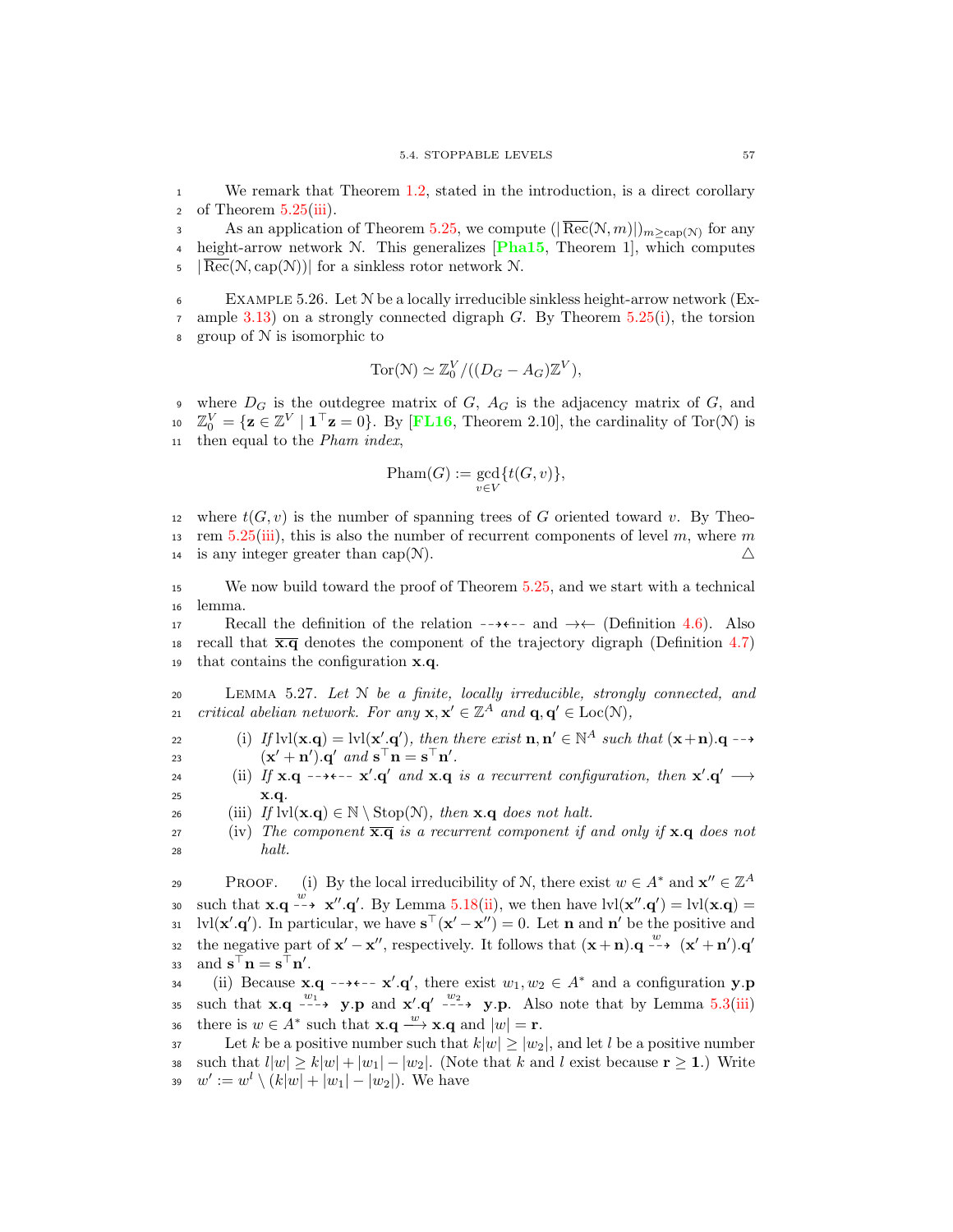We remark that Theorem 1.2, stated in the introduction, is a direct corollary of Theorem 5.25(iii).

As an application of Theorem 5.25, we compute $(|\overline{\text{Rec}}(\mathcal{N}, m)|)_{m \geq \text{cap}(\mathcal{N})}$ for any height-arrow network $\mathcal{N}$. This generalizes [Pha15, Theorem 1], which computes $|\overline{\text{Rec}}(\mathcal{N}, \text{cap}(\mathcal{N}))|$ for a sinkless rotor network $\mathcal{N}$.

Example 5.26. Let $\mathcal{N}$ be a locally irreducible sinkless height-arrow network (Example 3.13) on a strongly connected digraph $G$. By Theorem 5.25(i), the torsion group of $\mathcal{N}$ is isomorphic to

$$\text{Tor}(\mathcal{N}) \simeq \mathbb{Z}_0^V / ((D_G - A_G)\mathbb{Z}^V),$$

where $D_G$ is the outdegree matrix of $G$, $A_G$ is the adjacency matrix of $G$, and $\mathbb{Z}_0^V = \{\mathbf{z} \in \mathbb{Z}^V \mid \mathbf{1}^\top \mathbf{z} = 0\}$. By [FL16, Theorem 2.10], the cardinality of $\text{Tor}(\mathcal{N})$ is then equal to the *Pham index*,

$$\text{Pham}(G) := \gcd_{v \in V} \{t(G, v)\},$$

where $t(G, v)$ is the number of spanning trees of $G$ oriented toward $v$. By Theorem 5.25(iii), this is also the number of recurrent components of level $m$, where $m$ is any integer greater than $\text{cap}(\mathcal{N})$. △

We now build toward the proof of Theorem 5.25, and we start with a technical lemma.

Recall the definition of the relation $\dashrightarrow\!\dashleftarrow$ and $\rightarrow\!\leftarrow$ (Definition 4.6). Also recall that $\overline{\mathbf{x}.\mathbf{q}}$ denotes the component of the trajectory digraph (Definition 4.7) that contains the configuration $\mathbf{x}.\mathbf{q}$.

Lemma 5.27. *Let $\mathcal{N}$ be a finite, locally irreducible, strongly connected, and critical abelian network. For any $\mathbf{x}, \mathbf{x}' \in \mathbb{Z}^A$ and $\mathbf{q}, \mathbf{q}' \in \text{Loc}(\mathcal{N})$,*

(i) *If $\text{lvl}(\mathbf{x}.\mathbf{q}) = \text{lvl}(\mathbf{x}'.\mathbf{q}')$, then there exist $\mathbf{n}, \mathbf{n}' \in \mathbb{N}^A$ such that $(\mathbf{x}+\mathbf{n}).\mathbf{q} \dashrightarrow (\mathbf{x}'+\mathbf{n}').\mathbf{q}'$ and $\mathbf{s}^\top \mathbf{n} = \mathbf{s}^\top \mathbf{n}'$.*

(ii) *If $\mathbf{x}.\mathbf{q} \dashrightarrow\!\dashleftarrow \mathbf{x}'.\mathbf{q}'$ and $\mathbf{x}.\mathbf{q}$ is a recurrent configuration, then $\mathbf{x}'.\mathbf{q}' \longrightarrow \mathbf{x}.\mathbf{q}$.*

(iii) *If $\text{lvl}(\mathbf{x}.\mathbf{q}) \in \mathbb{N} \setminus \text{Stop}(\mathcal{N})$, then $\mathbf{x}.\mathbf{q}$ does not halt.*

(iv) *The component $\overline{\mathbf{x}.\mathbf{q}}$ is a recurrent component if and only if $\mathbf{x}.\mathbf{q}$ does not halt.*

Proof. (i) By the local irreducibility of $\mathcal{N}$, there exist $w \in A^*$ and $\mathbf{x}'' \in \mathbb{Z}^A$ such that $\mathbf{x}.\mathbf{q} \overset{w}{\dashrightarrow} \mathbf{x}''.\mathbf{q}'$. By Lemma 5.18(ii), we then have $\text{lvl}(\mathbf{x}''.\mathbf{q}') = \text{lvl}(\mathbf{x}.\mathbf{q}) = \text{lvl}(\mathbf{x}'.\mathbf{q}')$. In particular, we have $\mathbf{s}^\top(\mathbf{x}' - \mathbf{x}'') = 0$. Let $\mathbf{n}$ and $\mathbf{n}'$ be the positive and the negative part of $\mathbf{x}' - \mathbf{x}''$, respectively. It follows that $(\mathbf{x}+\mathbf{n}).\mathbf{q} \overset{w}{\dashrightarrow} (\mathbf{x}'+\mathbf{n}').\mathbf{q}'$ and $\mathbf{s}^\top \mathbf{n} = \mathbf{s}^\top \mathbf{n}'$.

(ii) Because $\mathbf{x}.\mathbf{q} \dashrightarrow\!\dashleftarrow \mathbf{x}'.\mathbf{q}'$, there exist $w_1, w_2 \in A^*$ and a configuration $\mathbf{y}.\mathbf{p}$ such that $\mathbf{x}.\mathbf{q} \overset{w_1}{\dashrightarrow} \mathbf{y}.\mathbf{p}$ and $\mathbf{x}'.\mathbf{q}' \overset{w_2}{\dashrightarrow} \mathbf{y}.\mathbf{p}$. Also note that by Lemma 5.3(iii) there is $w \in A^*$ such that $\mathbf{x}.\mathbf{q} \overset{w}{\longrightarrow} \mathbf{x}.\mathbf{q}$ and $|w| = \mathbf{r}$.

Let $k$ be a positive number such that $k|w| \geq |w_2|$, and let $l$ be a positive number such that $l|w| \geq k|w| + |w_1| - |w_2|$. (Note that $k$ and $l$ exist because $\mathbf{r} \geq \mathbf{1}$.) Write $w' := w^l \setminus (k|w| + |w_1| - |w_2|)$. We have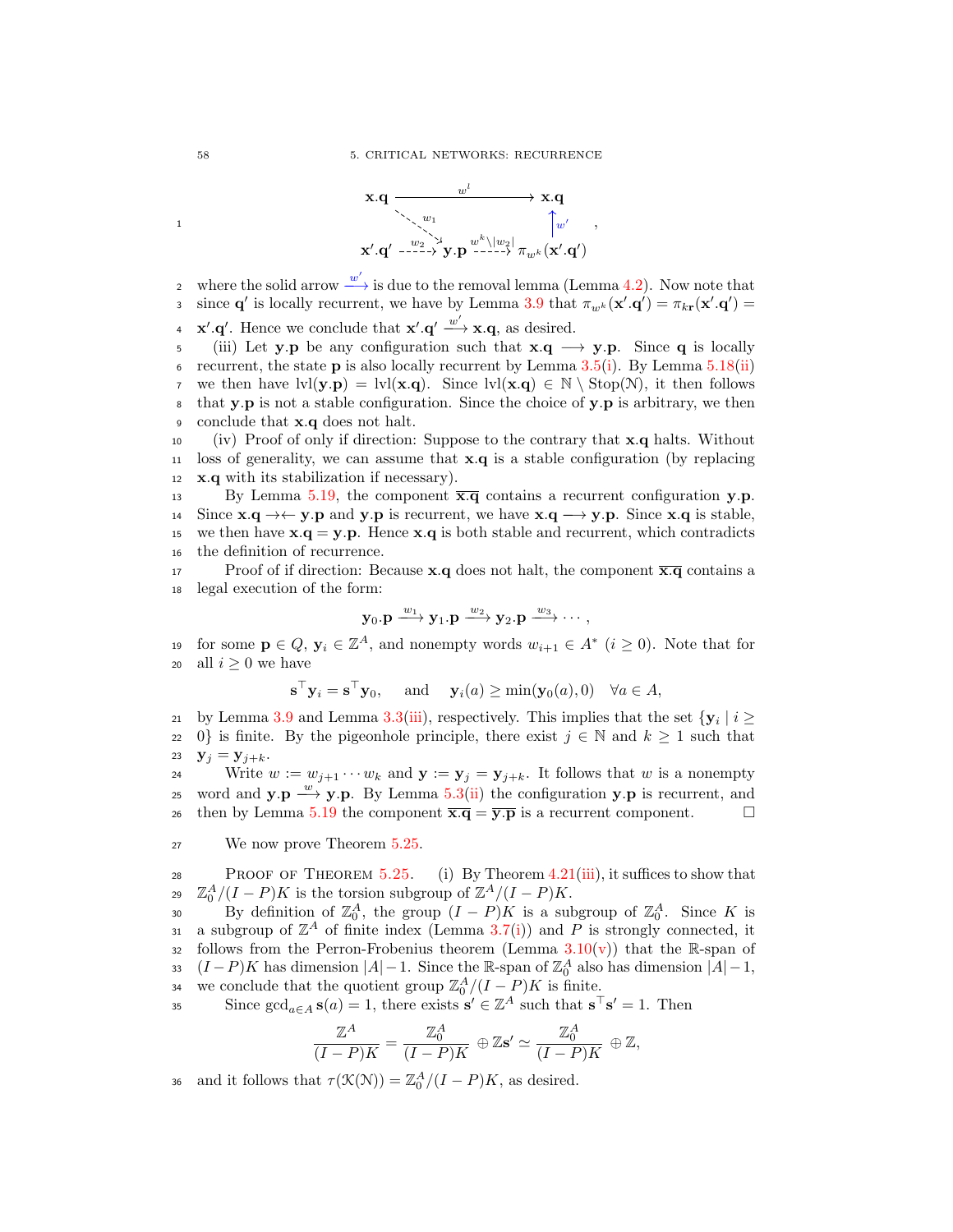$$
\begin{array}{ccc}
\mathbf{x}.\mathbf{q} & \xrightarrow{\quad w^l \quad} & \mathbf{x}.\mathbf{q} \\
 & \overset{w_1}{\searrow} & \uparrow{w'} \\
\mathbf{x}'.\mathbf{q}' \overset{w_2}{\dashrightarrow} & \mathbf{y}.\mathbf{p} \overset{w^k \setminus |w_2|}{\dashrightarrow} & \pi_{w^k}(\mathbf{x}'.\mathbf{q}')
\end{array},
$$

where the solid arrow $\xrightarrow{w'}$ is due to the removal lemma (Lemma 4.2). Now note that since $\mathbf{q}'$ is locally recurrent, we have by Lemma 3.9 that $\pi_{w^k}(\mathbf{x}'.\mathbf{q}') = \pi_{k\mathbf{r}}(\mathbf{x}'.\mathbf{q}') = \mathbf{x}'.\mathbf{q}'$. Hence we conclude that $\mathbf{x}'.\mathbf{q}' \xrightarrow{w'} \mathbf{x}.\mathbf{q}$, as desired.

(iii) Let $\mathbf{y}.\mathbf{p}$ be any configuration such that $\mathbf{x}.\mathbf{q} \longrightarrow \mathbf{y}.\mathbf{p}$. Since $\mathbf{q}$ is locally recurrent, the state $\mathbf{p}$ is also locally recurrent by Lemma 3.5(i). By Lemma 5.18(ii) we then have $\mathrm{lvl}(\mathbf{y}.\mathbf{p}) = \mathrm{lvl}(\mathbf{x}.\mathbf{q})$. Since $\mathrm{lvl}(\mathbf{x}.\mathbf{q}) \in \mathbb{N} \setminus \mathrm{Stop}(\mathcal{N})$, it then follows that $\mathbf{y}.\mathbf{p}$ is not a stable configuration. Since the choice of $\mathbf{y}.\mathbf{p}$ is arbitrary, we then conclude that $\mathbf{x}.\mathbf{q}$ does not halt.

(iv) Proof of only if direction: Suppose to the contrary that $\mathbf{x}.\mathbf{q}$ halts. Without loss of generality, we can assume that $\mathbf{x}.\mathbf{q}$ is a stable configuration (by replacing $\mathbf{x}.\mathbf{q}$ with its stabilization if necessary).

By Lemma 5.19, the component $\overline{\mathbf{x}.\mathbf{q}}$ contains a recurrent configuration $\mathbf{y}.\mathbf{p}$. Since $\mathbf{x}.\mathbf{q} \to\leftarrow \mathbf{y}.\mathbf{p}$ and $\mathbf{y}.\mathbf{p}$ is recurrent, we have $\mathbf{x}.\mathbf{q} \longrightarrow \mathbf{y}.\mathbf{p}$. Since $\mathbf{x}.\mathbf{q}$ is stable, we then have $\mathbf{x}.\mathbf{q} = \mathbf{y}.\mathbf{p}$. Hence $\mathbf{x}.\mathbf{q}$ is both stable and recurrent, which contradicts the definition of recurrence.

Proof of if direction: Because $\mathbf{x}.\mathbf{q}$ does not halt, the component $\overline{\mathbf{x}.\mathbf{q}}$ contains a legal execution of the form:

$$
\mathbf{y}_0.\mathbf{p} \xrightarrow{w_1} \mathbf{y}_1.\mathbf{p} \xrightarrow{w_2} \mathbf{y}_2.\mathbf{p} \xrightarrow{w_3} \cdots,
$$

for some $\mathbf{p} \in Q$, $\mathbf{y}_i \in \mathbb{Z}^A$, and nonempty words $w_{i+1} \in A^*$ ($i \geq 0$). Note that for all $i \geq 0$ we have

$$
\mathbf{s}^\top \mathbf{y}_i = \mathbf{s}^\top \mathbf{y}_0, \quad \text{and} \quad \mathbf{y}_i(a) \geq \min(\mathbf{y}_0(a), 0) \quad \forall a \in A,
$$

by Lemma 3.9 and Lemma 3.3(iii), respectively. This implies that the set $\{\mathbf{y}_i \mid i \geq 0\}$ is finite. By the pigeonhole principle, there exist $j \in \mathbb{N}$ and $k \geq 1$ such that $\mathbf{y}_j = \mathbf{y}_{j+k}$.

Write $w := w_{j+1} \cdots w_k$ and $\mathbf{y} := \mathbf{y}_j = \mathbf{y}_{j+k}$. It follows that $w$ is a nonempty word and $\mathbf{y}.\mathbf{p} \xrightarrow{w} \mathbf{y}.\mathbf{p}$. By Lemma 5.3(ii) the configuration $\mathbf{y}.\mathbf{p}$ is recurrent, and then by Lemma 5.19 the component $\overline{\mathbf{x}.\mathbf{q}} = \overline{\mathbf{y}.\mathbf{p}}$ is a recurrent component. $\square$

We now prove Theorem 5.25.

Proof of Theorem 5.25. (i) By Theorem 4.21(iii), it suffices to show that $\mathbb{Z}^A_0/(I-P)K$ is the torsion subgroup of $\mathbb{Z}^A/(I-P)K$.

By definition of $\mathbb{Z}^A_0$, the group $(I-P)K$ is a subgroup of $\mathbb{Z}^A_0$. Since $K$ is a subgroup of $\mathbb{Z}^A$ of finite index (Lemma 3.7(i)) and $P$ is strongly connected, it follows from the Perron-Frobenius theorem (Lemma 3.10(v)) that the $\mathbb{R}$-span of $(I-P)K$ has dimension $|A|-1$. Since the $\mathbb{R}$-span of $\mathbb{Z}^A_0$ also has dimension $|A|-1$, we conclude that the quotient group $\mathbb{Z}^A_0/(I-P)K$ is finite.

Since $\gcd_{a \in A} \mathbf{s}(a) = 1$, there exists $\mathbf{s}' \in \mathbb{Z}^A$ such that $\mathbf{s}^\top \mathbf{s}' = 1$. Then

$$
\frac{\mathbb{Z}^A}{(I-P)K} = \frac{\mathbb{Z}^A_0}{(I-P)K} \oplus \mathbb{Z}\mathbf{s}' \simeq \frac{\mathbb{Z}^A_0}{(I-P)K} \oplus \mathbb{Z},
$$

and it follows that $\tau(\mathcal{K}(\mathcal{N})) = \mathbb{Z}^A_0/(I-P)K$, as desired.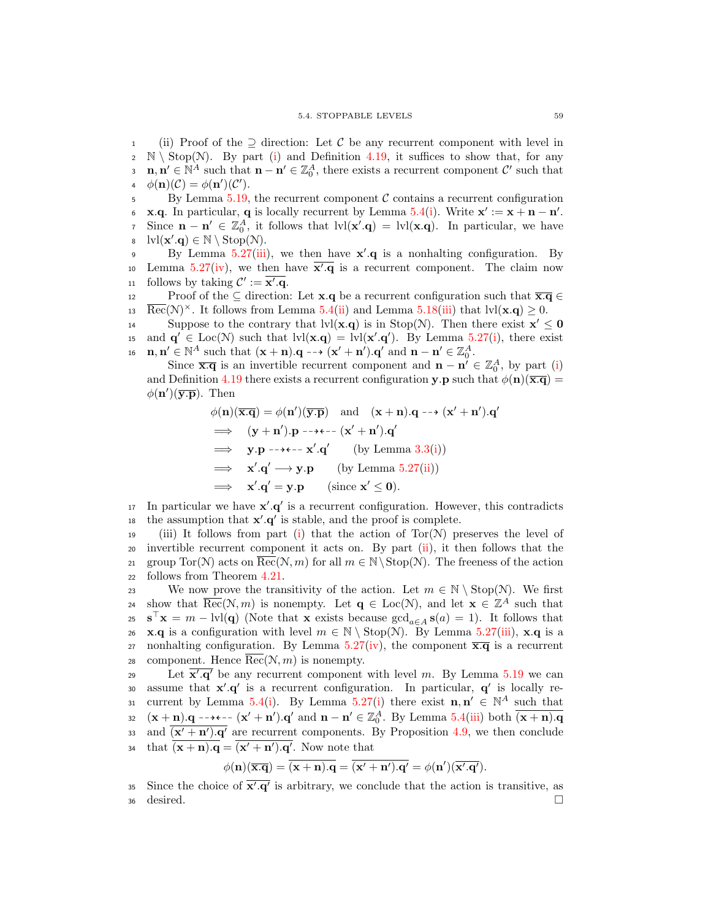(ii) Proof of the $\supseteq$ direction: Let $\mathcal{C}$ be any recurrent component with level in $\mathbb{N} \setminus \mathrm{Stop}(\mathcal{N})$. By part (i) and Definition 4.19, it suffices to show that, for any $\mathbf{n}, \mathbf{n}' \in \mathbb{N}^A$ such that $\mathbf{n} - \mathbf{n}' \in \mathbb{Z}_0^A$, there exists a recurrent component $\mathcal{C}'$ such that $\phi(\mathbf{n})(\mathcal{C}) = \phi(\mathbf{n}')(\mathcal{C}')$.

By Lemma 5.19, the recurrent component $\mathcal{C}$ contains a recurrent configuration $\mathbf{x}.\mathbf{q}$. In particular, $\mathbf{q}$ is locally recurrent by Lemma 5.4(i). Write $\mathbf{x}' := \mathbf{x} + \mathbf{n} - \mathbf{n}'$. Since $\mathbf{n} - \mathbf{n}' \in \mathbb{Z}_0^A$, it follows that $\mathrm{lvl}(\mathbf{x}'.\mathbf{q}) = \mathrm{lvl}(\mathbf{x}.\mathbf{q})$. In particular, we have $\mathrm{lvl}(\mathbf{x}'.\mathbf{q}) \in \mathbb{N} \setminus \mathrm{Stop}(\mathcal{N})$.

By Lemma 5.27(iii), we then have $\mathbf{x}'.\mathbf{q}$ is a nonhalting configuration. By Lemma 5.27(iv), we then have $\overline{\mathbf{x}'.\mathbf{q}}$ is a recurrent component. The claim now follows by taking $\mathcal{C}' := \overline{\mathbf{x}'.\mathbf{q}}$.

Proof of the $\subseteq$ direction: Let $\mathbf{x}.\mathbf{q}$ be a recurrent configuration such that $\overline{\mathbf{x}.\mathbf{q}} \in \overline{\mathrm{Rec}}(\mathcal{N})^{\times}$. It follows from Lemma 5.4(ii) and Lemma 5.18(iii) that $\mathrm{lvl}(\mathbf{x}.\mathbf{q}) \geq 0$.

Suppose to the contrary that $\mathrm{lvl}(\mathbf{x}.\mathbf{q})$ is in $\mathrm{Stop}(\mathcal{N})$. Then there exist $\mathbf{x}' \leq \mathbf{0}$ and $\mathbf{q}' \in \mathrm{Loc}(\mathcal{N})$ such that $\mathrm{lvl}(\mathbf{x}.\mathbf{q}) = \mathrm{lvl}(\mathbf{x}'.\mathbf{q}')$. By Lemma 5.27(i), there exist $\mathbf{n}, \mathbf{n}' \in \mathbb{N}^A$ such that $(\mathbf{x} + \mathbf{n}).\mathbf{q} \dashrightarrow (\mathbf{x}' + \mathbf{n}').\mathbf{q}'$ and $\mathbf{n} - \mathbf{n}' \in \mathbb{Z}_0^A$.

Since $\overline{\mathbf{x}.\mathbf{q}}$ is an invertible recurrent component and $\mathbf{n} - \mathbf{n}' \in \mathbb{Z}_0^A$, by part (i) and Definition 4.19 there exists a recurrent configuration $\mathbf{y}.\mathbf{p}$ such that $\phi(\mathbf{n})(\overline{\mathbf{x}.\mathbf{q}}) = \phi(\mathbf{n}')(\overline{\mathbf{y}.\mathbf{p}})$. Then

$$
\begin{aligned}
&\phi(\mathbf{n})(\overline{\mathbf{x}.\mathbf{q}}) = \phi(\mathbf{n}')(\overline{\mathbf{y}.\mathbf{p}}) \quad \text{and} \quad (\mathbf{x} + \mathbf{n}).\mathbf{q} \dashrightarrow (\mathbf{x}' + \mathbf{n}').\mathbf{q}' \\
\implies \quad & (\mathbf{y} + \mathbf{n}').\mathbf{p} \dashrightarrow\!\dashleftarrow (\mathbf{x}' + \mathbf{n}').\mathbf{q}' \\
\implies \quad & \mathbf{y}.\mathbf{p} \dashrightarrow\!\dashleftarrow \mathbf{x}'.\mathbf{q}' \qquad \text{(by Lemma 3.3(i))} \\
\implies \quad & \mathbf{x}'.\mathbf{q}' \longrightarrow \mathbf{y}.\mathbf{p} \qquad \text{(by Lemma 5.27(ii))} \\
\implies \quad & \mathbf{x}'.\mathbf{q}' = \mathbf{y}.\mathbf{p} \qquad \text{(since } \mathbf{x}' \leq \mathbf{0}).
\end{aligned}
$$

In particular we have $\mathbf{x}'.\mathbf{q}'$ is a recurrent configuration. However, this contradicts the assumption that $\mathbf{x}'.\mathbf{q}'$ is stable, and the proof is complete.

(iii) It follows from part (i) that the action of $\mathrm{Tor}(\mathcal{N})$ preserves the level of invertible recurrent component it acts on. By part (ii), it then follows that the group $\mathrm{Tor}(\mathcal{N})$ acts on $\overline{\mathrm{Rec}}(\mathcal{N}, m)$ for all $m \in \mathbb{N} \setminus \mathrm{Stop}(\mathcal{N})$. The freeness of the action follows from Theorem 4.21.

We now prove the transitivity of the action. Let $m \in \mathbb{N} \setminus \mathrm{Stop}(\mathcal{N})$. We first show that $\overline{\mathrm{Rec}}(\mathcal{N}, m)$ is nonempty. Let $\mathbf{q} \in \mathrm{Loc}(\mathcal{N})$, and let $\mathbf{x} \in \mathbb{Z}^A$ such that $\mathbf{s}^{\top}\mathbf{x} = m - \mathrm{lvl}(\mathbf{q})$ (Note that $\mathbf{x}$ exists because $\gcd_{a \in A} \mathbf{s}(a) = 1$). It follows that $\mathbf{x}.\mathbf{q}$ is a configuration with level $m \in \mathbb{N} \setminus \mathrm{Stop}(\mathcal{N})$. By Lemma 5.27(iii), $\mathbf{x}.\mathbf{q}$ is a nonhalting configuration. By Lemma 5.27(iv), the component $\overline{\mathbf{x}.\mathbf{q}}$ is a recurrent component. Hence $\overline{\mathrm{Rec}}(\mathcal{N}, m)$ is nonempty.

Let $\overline{\mathbf{x}'.\mathbf{q}'}$ be any recurrent component with level $m$. By Lemma 5.19 we can assume that $\mathbf{x}'.\mathbf{q}'$ is a recurrent configuration. In particular, $\mathbf{q}'$ is locally recurrent by Lemma 5.4(i). By Lemma 5.27(i) there exist $\mathbf{n}, \mathbf{n}' \in \mathbb{N}^A$ such that $(\mathbf{x} + \mathbf{n}).\mathbf{q} \dashrightarrow\!\dashleftarrow (\mathbf{x}' + \mathbf{n}').\mathbf{q}'$ and $\mathbf{n} - \mathbf{n}' \in \mathbb{Z}_0^A$. By Lemma 5.4(iii) both $\overline{(\mathbf{x} + \mathbf{n}).\mathbf{q}}$ and $\overline{(\mathbf{x}' + \mathbf{n}').\mathbf{q}'}$ are recurrent components. By Proposition 4.9, we then conclude that $\overline{(\mathbf{x} + \mathbf{n}).\mathbf{q}} = \overline{(\mathbf{x}' + \mathbf{n}').\mathbf{q}'}$. Now note that

$$
\phi(\mathbf{n})(\overline{\mathbf{x}.\mathbf{q}}) = \overline{(\mathbf{x} + \mathbf{n}).\mathbf{q}} = \overline{(\mathbf{x}' + \mathbf{n}').\mathbf{q}'} = \phi(\mathbf{n}')(\overline{\mathbf{x}'.\mathbf{q}'}).
$$

Since the choice of $\overline{\mathbf{x}'.\mathbf{q}'}$ is arbitrary, we conclude that the action is transitive, as desired. □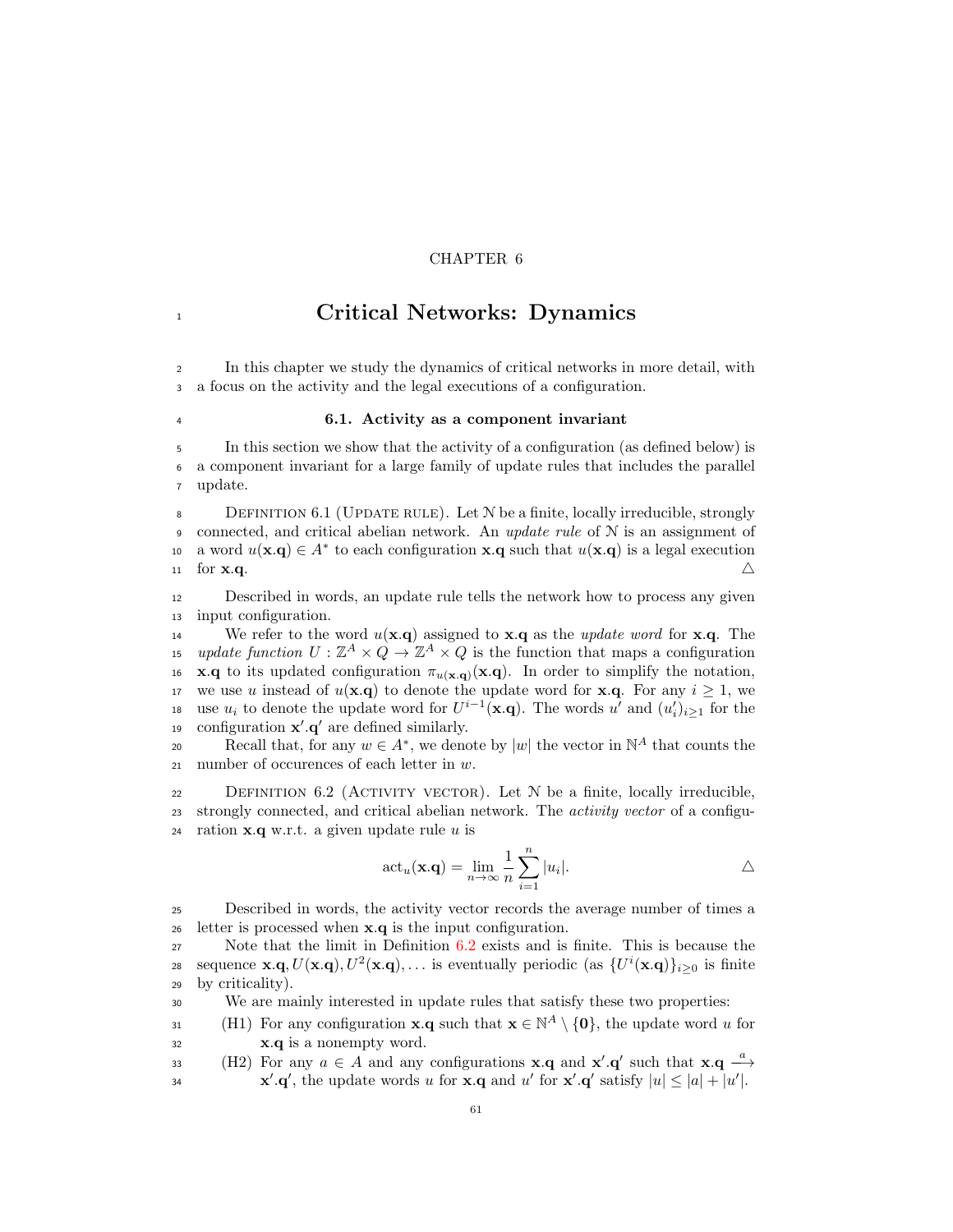CHAPTER 6

# Critical Networks: Dynamics

In this chapter we study the dynamics of critical networks in more detail, with a focus on the activity and the legal executions of a configuration.

## 6.1. Activity as a component invariant

In this section we show that the activity of a configuration (as defined below) is a component invariant for a large family of update rules that includes the parallel update.

Definition 6.1 (Update rule). Let $\mathcal{N}$ be a finite, locally irreducible, strongly connected, and critical abelian network. An *update rule* of $\mathcal{N}$ is an assignment of a word $u(\mathbf{x}.\mathbf{q}) \in A^*$ to each configuration $\mathbf{x}.\mathbf{q}$ such that $u(\mathbf{x}.\mathbf{q})$ is a legal execution for $\mathbf{x}.\mathbf{q}$. $\triangle$

Described in words, an update rule tells the network how to process any given input configuration.

We refer to the word $u(\mathbf{x}.\mathbf{q})$ assigned to $\mathbf{x}.\mathbf{q}$ as the *update word* for $\mathbf{x}.\mathbf{q}$. The *update function* $U : \mathbb{Z}^A \times Q \to \mathbb{Z}^A \times Q$ is the function that maps a configuration $\mathbf{x}.\mathbf{q}$ to its updated configuration $\pi_{u(\mathbf{x}.\mathbf{q})}(\mathbf{x}.\mathbf{q})$. In order to simplify the notation, we use $u$ instead of $u(\mathbf{x}.\mathbf{q})$ to denote the update word for $\mathbf{x}.\mathbf{q}$. For any $i \geq 1$, we use $u_i$ to denote the update word for $U^{i-1}(\mathbf{x}.\mathbf{q})$. The words $u'$ and $(u'_i)_{i\geq 1}$ for the configuration $\mathbf{x}'.\mathbf{q}'$ are defined similarly.

Recall that, for any $w \in A^*$, we denote by $|w|$ the vector in $\mathbb{N}^A$ that counts the number of occurences of each letter in $w$.

Definition 6.2 (Activity vector). Let $\mathcal{N}$ be a finite, locally irreducible, strongly connected, and critical abelian network. The *activity vector* of a configuration $\mathbf{x}.\mathbf{q}$ w.r.t. a given update rule $u$ is

$$\text{act}_u(\mathbf{x}.\mathbf{q}) = \lim_{n\to\infty} \frac{1}{n} \sum_{i=1}^{n} |u_i|. \qquad \triangle$$

Described in words, the activity vector records the average number of times a letter is processed when $\mathbf{x}.\mathbf{q}$ is the input configuration.

Note that the limit in Definition 6.2 exists and is finite. This is because the sequence $\mathbf{x}.\mathbf{q}, U(\mathbf{x}.\mathbf{q}), U^2(\mathbf{x}.\mathbf{q}), \ldots$ is eventually periodic (as $\{U^i(\mathbf{x}.\mathbf{q})\}_{i\geq 0}$ is finite by criticality).

We are mainly interested in update rules that satisfy these two properties:

(H1) For any configuration $\mathbf{x}.\mathbf{q}$ such that $\mathbf{x} \in \mathbb{N}^A \setminus \{\mathbf{0}\}$, the update word $u$ for $\mathbf{x}.\mathbf{q}$ is a nonempty word.

(H2) For any $a \in A$ and any configurations $\mathbf{x}.\mathbf{q}$ and $\mathbf{x}'.\mathbf{q}'$ such that $\mathbf{x}.\mathbf{q} \xrightarrow{a} \mathbf{x}'.\mathbf{q}'$, the update words $u$ for $\mathbf{x}.\mathbf{q}$ and $u'$ for $\mathbf{x}'.\mathbf{q}'$ satisfy $|u| \leq |a| + |u'|$.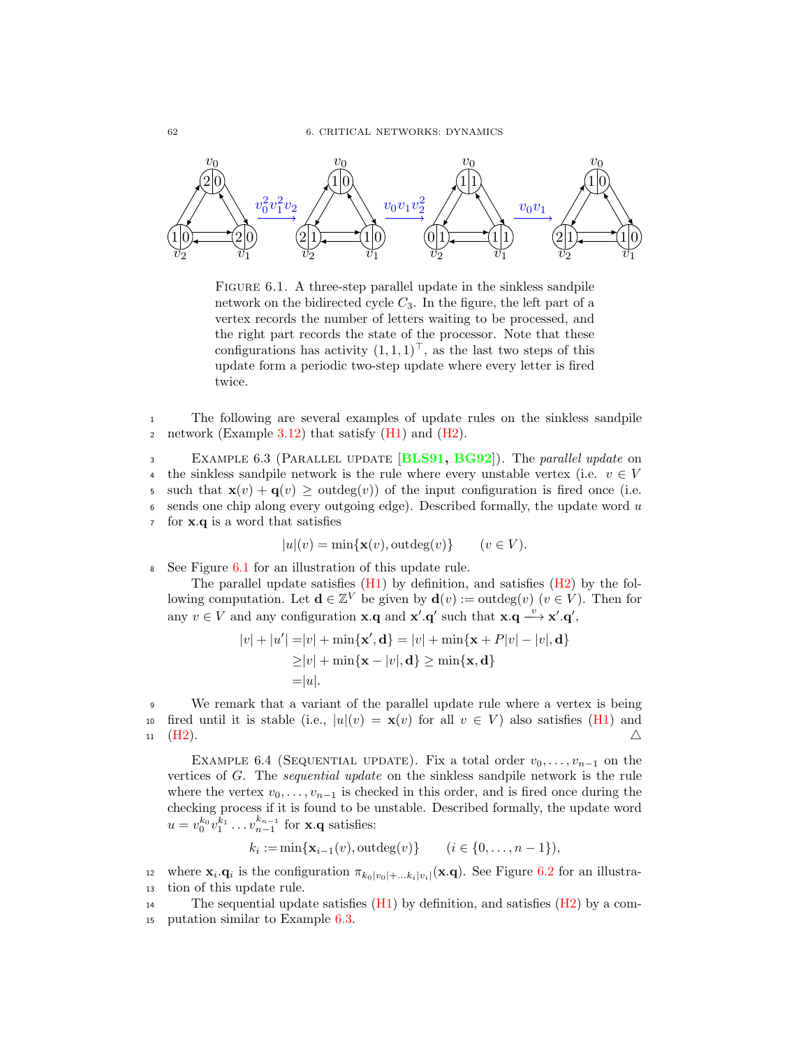FIGURE 6.1. A three-step parallel update in the sinkless sandpile network on the bidirected cycle $C_3$. In the figure, the left part of a vertex records the number of letters waiting to be processed, and the right part records the state of the processor. Note that these configurations has activity $(1,1,1)^\top$, as the last two steps of this update form a periodic two-step update where every letter is fired twice.

The following are several examples of update rules on the sinkless sandpile network (Example 3.12) that satisfy (H1) and (H2).

EXAMPLE 6.3 (PARALLEL UPDATE [BLS91, BG92]). The *parallel update* on the sinkless sandpile network is the rule where every unstable vertex (i.e. $v \in V$ such that $\mathbf{x}(v) + \mathbf{q}(v) \geq \text{outdeg}(v)$) of the input configuration is fired once (i.e. sends one chip along every outgoing edge). Described formally, the update word $u$ for $\mathbf{x}.\mathbf{q}$ is a word that satisfies

$$|u|(v) = \min\{\mathbf{x}(v), \text{outdeg}(v)\} \qquad (v \in V).$$

See Figure 6.1 for an illustration of this update rule.

The parallel update satisfies (H1) by definition, and satisfies (H2) by the following computation. Let $\mathbf{d} \in \mathbb{Z}^V$ be given by $\mathbf{d}(v) := \text{outdeg}(v)$ $(v \in V)$. Then for any $v \in V$ and any configuration $\mathbf{x}.\mathbf{q}$ and $\mathbf{x}'.\mathbf{q}'$ such that $\mathbf{x}.\mathbf{q} \xrightarrow{v} \mathbf{x}'.\mathbf{q}'$,

$$\begin{aligned}
|v| + |u'| =& |v| + \min\{\mathbf{x}', \mathbf{d}\} = |v| + \min\{\mathbf{x} + P|v| - |v|, \mathbf{d}\} \\
\geq& |v| + \min\{\mathbf{x} - |v|, \mathbf{d}\} \geq \min\{\mathbf{x}, \mathbf{d}\} \\
=& |u|.
\end{aligned}$$

We remark that a variant of the parallel update rule where a vertex is being fired until it is stable (i.e., $|u|(v) = \mathbf{x}(v)$ for all $v \in V$) also satisfies (H1) and (H2). △

EXAMPLE 6.4 (SEQUENTIAL UPDATE). Fix a total order $v_0, \ldots, v_{n-1}$ on the vertices of $G$. The *sequential update* on the sinkless sandpile network is the rule where the vertex $v_0, \ldots, v_{n-1}$ is checked in this order, and is fired once during the checking process if it is found to be unstable. Described formally, the update word $u = v_0^{k_0} v_1^{k_1} \ldots v_{n-1}^{k_{n-1}}$ for $\mathbf{x}.\mathbf{q}$ satisfies:

$$k_i := \min\{\mathbf{x}_{i-1}(v), \text{outdeg}(v)\} \qquad (i \in \{0, \ldots, n-1\}),$$

where $\mathbf{x}_i.\mathbf{q}_i$ is the configuration $\pi_{k_0|v_0|+\ldots k_i|v_i|}(\mathbf{x}.\mathbf{q})$. See Figure 6.2 for an illustration of this update rule.

The sequential update satisfies (H1) by definition, and satisfies (H2) by a computation similar to Example 6.3.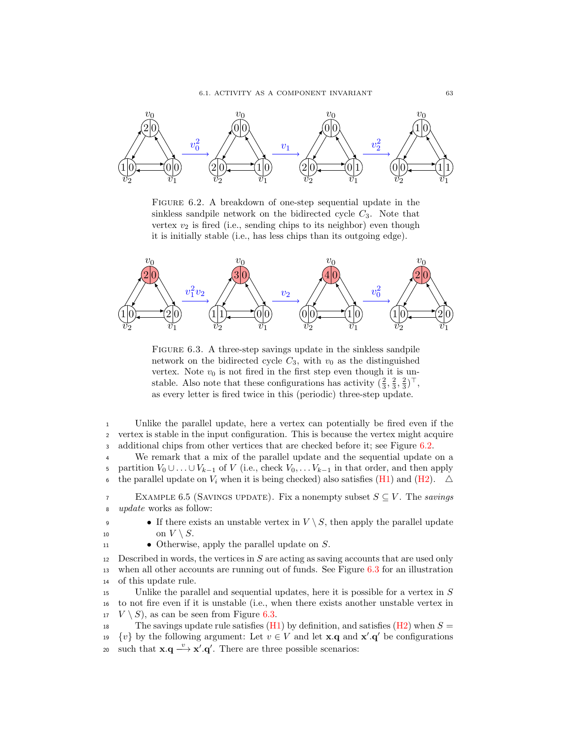FIGURE 6.2. A breakdown of one-step sequential update in the sinkless sandpile network on the bidirected cycle $C_3$. Note that vertex $v_2$ is fired (i.e., sending chips to its neighbor) even though it is initially stable (i.e., has less chips than its outgoing edge).

FIGURE 6.3. A three-step savings update in the sinkless sandpile network on the bidirected cycle $C_3$, with $v_0$ as the distinguished vertex. Note $v_0$ is not fired in the first step even though it is unstable. Also note that these configurations has activity $(\frac{2}{3}, \frac{2}{3}, \frac{2}{3})^\top$, as every letter is fired twice in this (periodic) three-step update.

Unlike the parallel update, here a vertex can potentially be fired even if the vertex is stable in the input configuration. This is because the vertex might acquire additional chips from other vertices that are checked before it; see Figure 6.2.

We remark that a mix of the parallel update and the sequential update on a partition $V_0 \cup \ldots \cup V_{k-1}$ of $V$ (i.e., check $V_0, \ldots V_{k-1}$ in that order, and then apply the parallel update on $V_i$ when it is being checked) also satisfies (H1) and (H2). $\triangle$

EXAMPLE 6.5 (SAVINGS UPDATE). Fix a nonempty subset $S \subseteq V$. The *savings update* works as follow:

- If there exists an unstable vertex in $V \setminus S$, then apply the parallel update on $V \setminus S$.
- Otherwise, apply the parallel update on $S$.

Described in words, the vertices in $S$ are acting as saving accounts that are used only when all other accounts are running out of funds. See Figure 6.3 for an illustration of this update rule.

Unlike the parallel and sequential updates, here it is possible for a vertex in $S$ to not fire even if it is unstable (i.e., when there exists another unstable vertex in $V \setminus S$), as can be seen from Figure 6.3.

The savings update rule satisfies (H1) by definition, and satisfies (H2) when $S = \{v\}$ by the following argument: Let $v \in V$ and let $\mathbf{x}.\mathbf{q}$ and $\mathbf{x}'.\mathbf{q}'$ be configurations such that $\mathbf{x}.\mathbf{q} \xrightarrow{v} \mathbf{x}'.\mathbf{q}'$. There are three possible scenarios: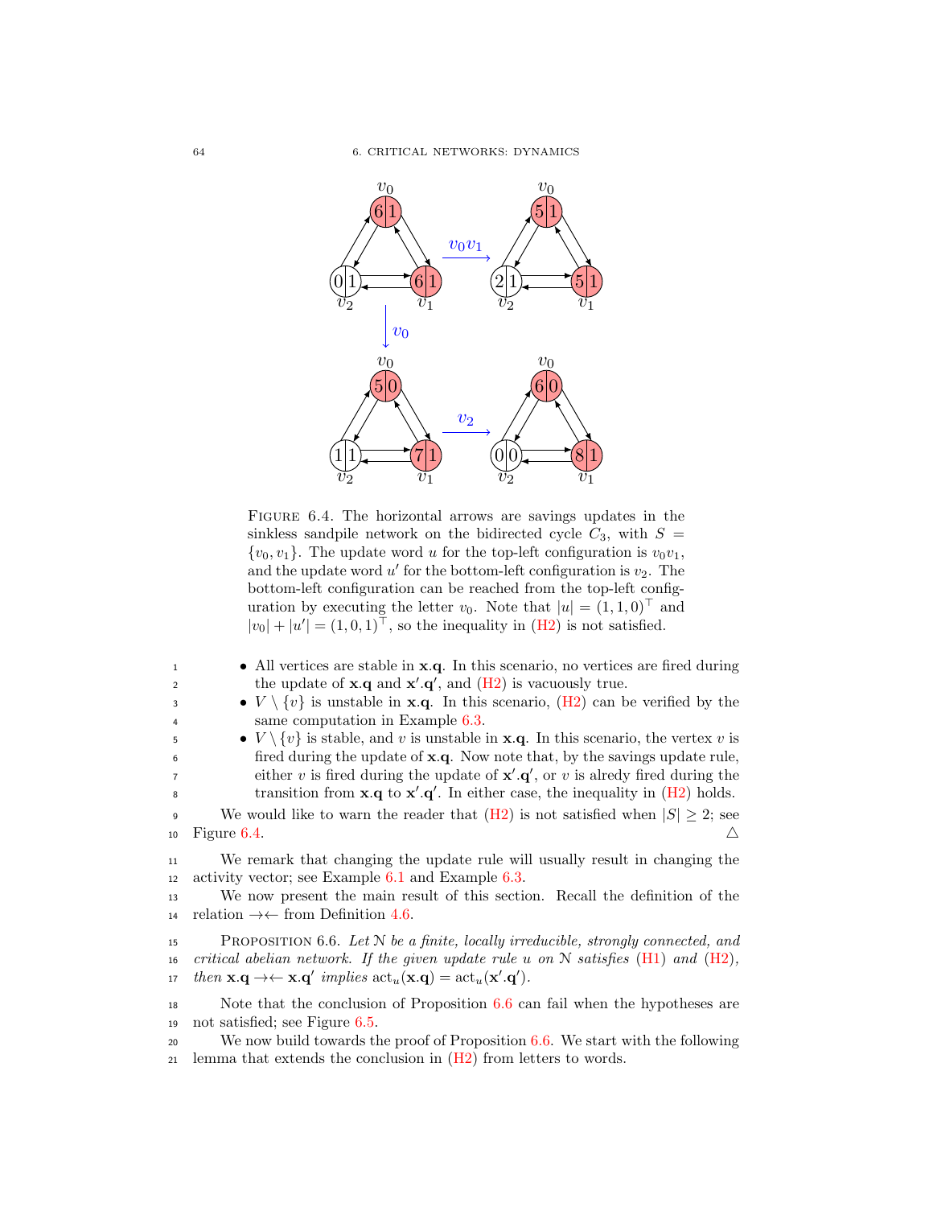FIGURE 6.4. The horizontal arrows are savings updates in the sinkless sandpile network on the bidirected cycle $C_3$, with $S = \{v_0, v_1\}$. The update word $u$ for the top-left configuration is $v_0v_1$, and the update word $u'$ for the bottom-left configuration is $v_2$. The bottom-left configuration can be reached from the top-left configuration by executing the letter $v_0$. Note that $|u| = (1, 1, 0)^\top$ and $|v_0| + |u'| = (1, 0, 1)^\top$, so the inequality in (H2) is not satisfied.

- All vertices are stable in $\mathbf{x}.\mathbf{q}$. In this scenario, no vertices are fired during the update of $\mathbf{x}.\mathbf{q}$ and $\mathbf{x}'.\mathbf{q}'$, and (H2) is vacuously true.
- $V \setminus \{v\}$ is unstable in $\mathbf{x}.\mathbf{q}$. In this scenario, (H2) can be verified by the same computation in Example 6.3.
- $V \setminus \{v\}$ is stable, and $v$ is unstable in $\mathbf{x}.\mathbf{q}$. In this scenario, the vertex $v$ is fired during the update of $\mathbf{x}.\mathbf{q}$. Now note that, by the savings update rule, either $v$ is fired during the update of $\mathbf{x}'.\mathbf{q}'$, or $v$ is alredy fired during the transition from $\mathbf{x}.\mathbf{q}$ to $\mathbf{x}'.\mathbf{q}'$. In either case, the inequality in (H2) holds.

We would like to warn the reader that (H2) is not satisfied when $|S| \geq 2$; see Figure 6.4. △

We remark that changing the update rule will usually result in changing the activity vector; see Example 6.1 and Example 6.3.

We now present the main result of this section. Recall the definition of the relation $\to\leftarrow$ from Definition 4.6.

PROPOSITION 6.6. *Let $\mathcal{N}$ be a finite, locally irreducible, strongly connected, and critical abelian network. If the given update rule $u$ on $\mathcal{N}$ satisfies* (H1) *and* (H2), *then $\mathbf{x}.\mathbf{q} \to\leftarrow \mathbf{x}'.\mathbf{q}'$ implies $\operatorname{act}_u(\mathbf{x}.\mathbf{q}) = \operatorname{act}_u(\mathbf{x}'.\mathbf{q}')$.*

Note that the conclusion of Proposition 6.6 can fail when the hypotheses are not satisfied; see Figure 6.5.

We now build towards the proof of Proposition 6.6. We start with the following lemma that extends the conclusion in (H2) from letters to words.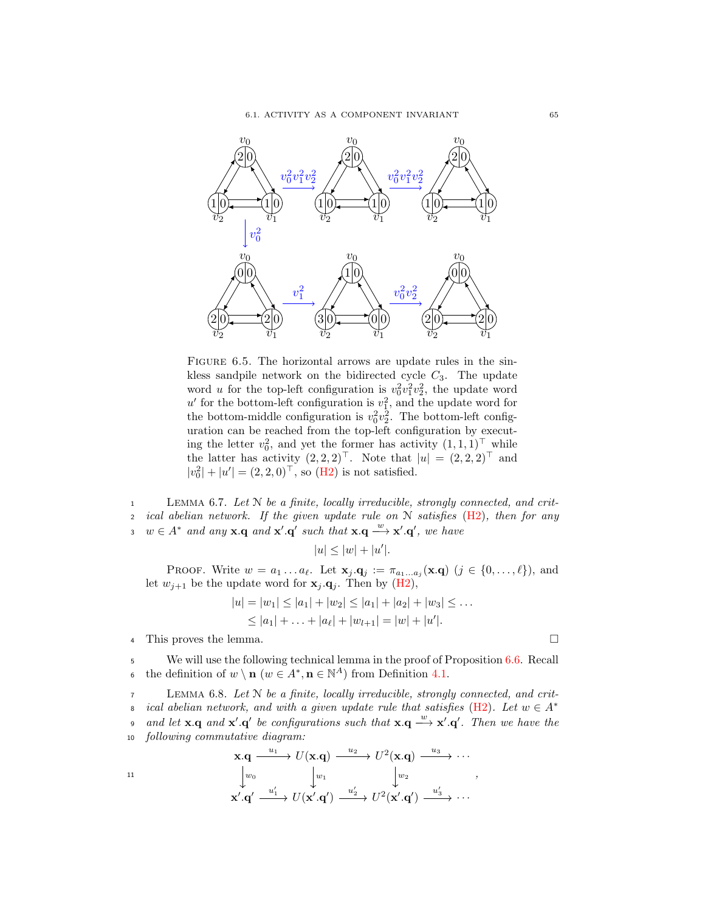FIGURE 6.5. The horizontal arrows are update rules in the sinkless sandpile network on the bidirected cycle $C_3$. The update word $u$ for the top-left configuration is $v_0^2 v_1^2 v_2^2$, the update word $u'$ for the bottom-left configuration is $v_1^2$, and the update word for the bottom-middle configuration is $v_0^2 v_2^2$. The bottom-left configuration can be reached from the top-left configuration by executing the letter $v_0^2$, and yet the former has activity $(1,1,1)^\top$ while the latter has activity $(2,2,2)^\top$. Note that $|u| = (2,2,2)^\top$ and $|v_0^2| + |u'| = (2,2,0)^\top$, so (H2) is not satisfied.

LEMMA 6.7. *Let $\mathcal{N}$ be a finite, locally irreducible, strongly connected, and critical abelian network. If the given update rule on $\mathcal{N}$ satisfies (H2), then for any $w \in A^*$ and any $\mathbf{x}.\mathbf{q}$ and $\mathbf{x}'.\mathbf{q}'$ such that $\mathbf{x}.\mathbf{q} \xrightarrow{w} \mathbf{x}'.\mathbf{q}'$, we have*

$$|u| \leq |w| + |u'|.$$

PROOF. Write $w = a_1 \dots a_\ell$. Let $\mathbf{x}_j.\mathbf{q}_j := \pi_{a_1 \dots a_j}(\mathbf{x}.\mathbf{q})$ ($j \in \{0, \dots, \ell\}$), and let $w_{j+1}$ be the update word for $\mathbf{x}_j.\mathbf{q}_j$. Then by (H2),

$$|u| = |w_1| \leq |a_1| + |w_2| \leq |a_1| + |a_2| + |w_3| \leq \dots$$
$$\leq |a_1| + \dots + |a_\ell| + |w_{l+1}| = |w| + |u'|.$$

This proves the lemma. $\square$

We will use the following technical lemma in the proof of Proposition 6.6. Recall the definition of $w \setminus \mathbf{n}$ ($w \in A^*, \mathbf{n} \in \mathbb{N}^A$) from Definition 4.1.

LEMMA 6.8. *Let $\mathcal{N}$ be a finite, locally irreducible, strongly connected, and critical abelian network, and with a given update rule that satisfies (H2). Let $w \in A^*$ and let $\mathbf{x}.\mathbf{q}$ and $\mathbf{x}'.\mathbf{q}'$ be configurations such that $\mathbf{x}.\mathbf{q} \xrightarrow{w} \mathbf{x}'.\mathbf{q}'$. Then we have the following commutative diagram:*

$$\begin{array}{ccccccc}
\mathbf{x}.\mathbf{q} & \xrightarrow{u_1} & U(\mathbf{x}.\mathbf{q}) & \xrightarrow{u_2} & U^2(\mathbf{x}.\mathbf{q}) & \xrightarrow{u_3} & \cdots \\
\downarrow{\scriptstyle w_0} & & \downarrow{\scriptstyle w_1} & & \downarrow{\scriptstyle w_2} & & \\
\mathbf{x}'.\mathbf{q}' & \xrightarrow{u'_1} & U(\mathbf{x}'.\mathbf{q}') & \xrightarrow{u'_2} & U^2(\mathbf{x}'.\mathbf{q}') & \xrightarrow{u'_3} & \cdots
\end{array},$$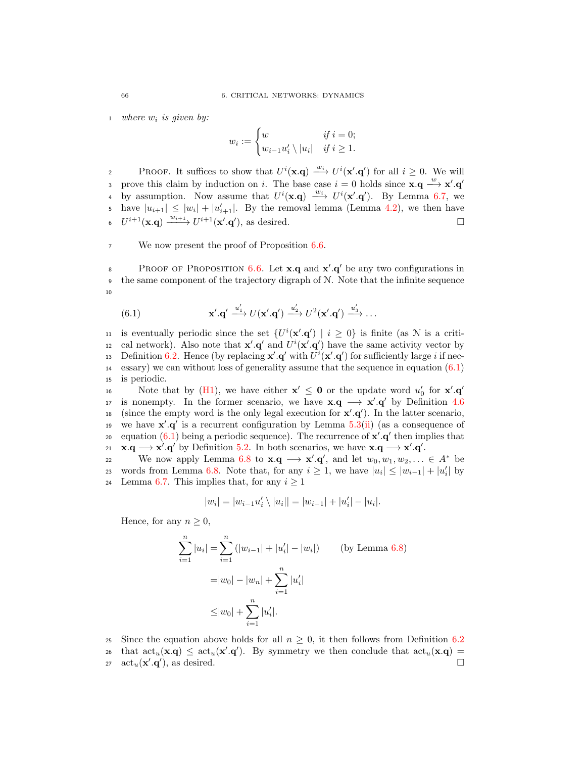*where $w_i$ is given by:*

$$w_i := \begin{cases} w & \text{if } i = 0; \\ w_{i-1}u_i' \setminus |u_i| & \text{if } i \geq 1. \end{cases}$$

Proof. It suffices to show that $U^i(\mathbf{x}.\mathbf{q}) \xrightarrow{w_i} U^i(\mathbf{x}'.\mathbf{q}')$ for all $i \geq 0$. We will prove this claim by induction on $i$. The base case $i = 0$ holds since $\mathbf{x}.\mathbf{q} \xrightarrow{w} \mathbf{x}'.\mathbf{q}'$ by assumption. Now assume that $U^i(\mathbf{x}.\mathbf{q}) \xrightarrow{w_i} U^i(\mathbf{x}'.\mathbf{q}')$. By Lemma 6.7, we have $|u_{i+1}| \leq |w_i| + |u_{i+1}'|$. By the removal lemma (Lemma 4.2), we then have $U^{i+1}(\mathbf{x}.\mathbf{q}) \xrightarrow{w_{i+1}} U^{i+1}(\mathbf{x}'.\mathbf{q}')$, as desired. □

We now present the proof of Proposition 6.6.

Proof of Proposition 6.6. Let $\mathbf{x}.\mathbf{q}$ and $\mathbf{x}'.\mathbf{q}'$ be any two configurations in the same component of the trajectory digraph of $\mathcal{N}$. Note that the infinite sequence

$$\mathbf{x}'.\mathbf{q}' \xrightarrow{u_1'} U(\mathbf{x}'.\mathbf{q}') \xrightarrow{u_2'} U^2(\mathbf{x}'.\mathbf{q}') \xrightarrow{u_3'} \ldots \tag{6.1}$$

is eventually periodic since the set $\{U^i(\mathbf{x}'.\mathbf{q}') \mid i \geq 0\}$ is finite (as $\mathcal{N}$ is a critical network). Also note that $\mathbf{x}'.\mathbf{q}'$ and $U^i(\mathbf{x}'.\mathbf{q}')$ have the same activity vector by Definition 6.2. Hence (by replacing $\mathbf{x}'.\mathbf{q}'$ with $U^i(\mathbf{x}'.\mathbf{q}')$ for sufficiently large $i$ if necessary) we can without loss of generality assume that the sequence in equation (6.1) is periodic.

Note that by (H1), we have either $\mathbf{x}' \leq \mathbf{0}$ or the update word $u_0'$ for $\mathbf{x}'.\mathbf{q}'$ is nonempty. In the former scenario, we have $\mathbf{x}.\mathbf{q} \longrightarrow \mathbf{x}'.\mathbf{q}'$ by Definition 4.6 (since the empty word is the only legal execution for $\mathbf{x}'.\mathbf{q}'$). In the latter scenario, we have $\mathbf{x}'.\mathbf{q}'$ is a recurrent configuration by Lemma 5.3(ii) (as a consequence of equation (6.1) being a periodic sequence). The recurrence of $\mathbf{x}'.\mathbf{q}'$ then implies that $\mathbf{x}.\mathbf{q} \longrightarrow \mathbf{x}'.\mathbf{q}'$ by Definition 5.2. In both scenarios, we have $\mathbf{x}.\mathbf{q} \longrightarrow \mathbf{x}'.\mathbf{q}'$.

We now apply Lemma 6.8 to $\mathbf{x}.\mathbf{q} \longrightarrow \mathbf{x}'.\mathbf{q}'$, and let $w_0, w_1, w_2, \ldots \in A^*$ be words from Lemma 6.8. Note that, for any $i \geq 1$, we have $|u_i| \leq |w_{i-1}| + |u_i'|$ by Lemma 6.7. This implies that, for any $i \geq 1$

$$|w_i| = |w_{i-1}u_i' \setminus |u_i|| = |w_{i-1}| + |u_i'| - |u_i|.$$

Hence, for any $n \geq 0$,

$$\begin{aligned}
\sum_{i=1}^{n} |u_i| &= \sum_{i=1}^{n} (|w_{i-1}| + |u_i'| - |w_i|) \qquad \text{(by Lemma 6.8)} \\
&= |w_0| - |w_n| + \sum_{i=1}^{n} |u_i'| \\
&\leq |w_0| + \sum_{i=1}^{n} |u_i'|.
\end{aligned}$$

Since the equation above holds for all $n \geq 0$, it then follows from Definition 6.2 that $\mathrm{act}_u(\mathbf{x}.\mathbf{q}) \leq \mathrm{act}_u(\mathbf{x}'.\mathbf{q}')$. By symmetry we then conclude that $\mathrm{act}_u(\mathbf{x}.\mathbf{q}) = \mathrm{act}_u(\mathbf{x}'.\mathbf{q}')$, as desired. □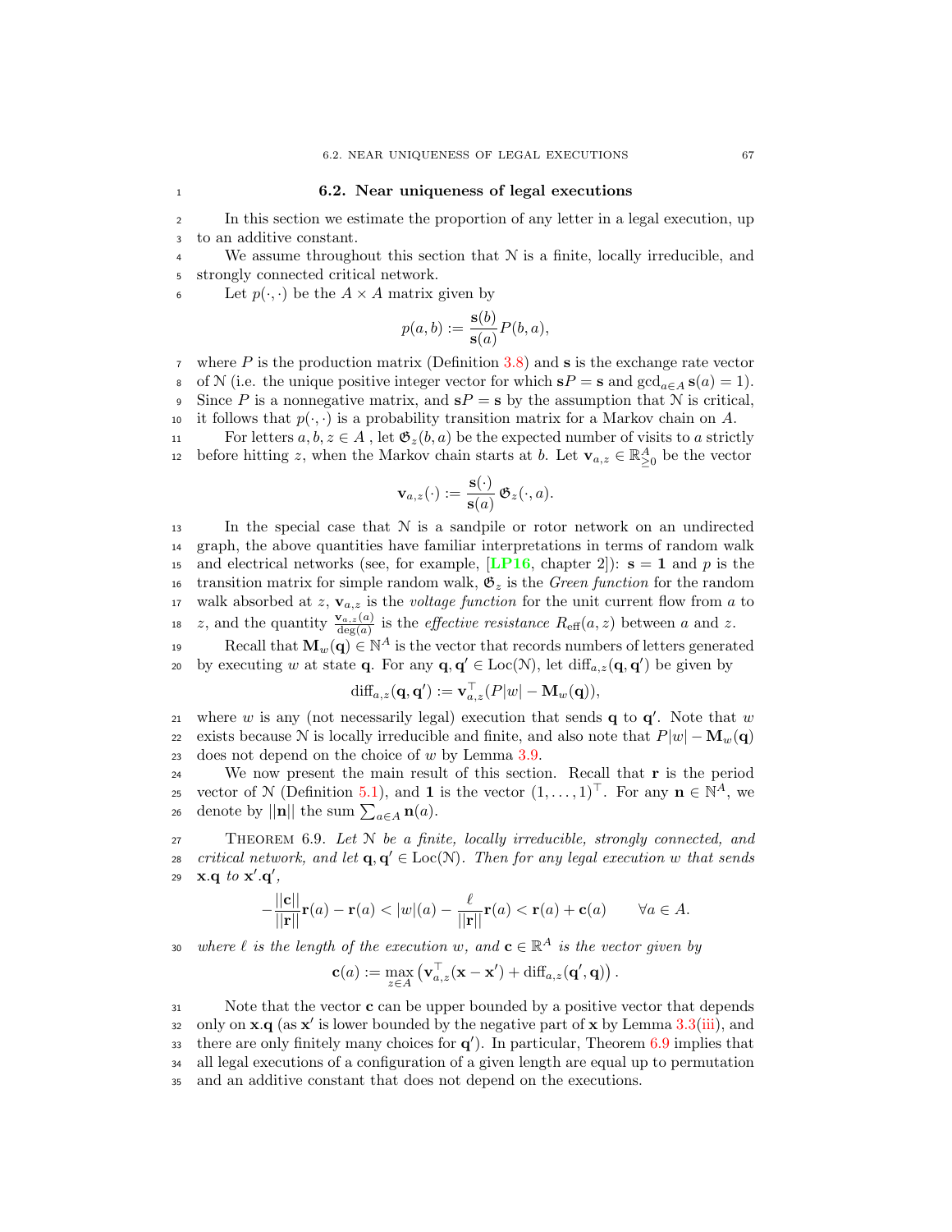## 6.2. Near uniqueness of legal executions

In this section we estimate the proportion of any letter in a legal execution, up to an additive constant.

We assume throughout this section that $\mathcal{N}$ is a finite, locally irreducible, and strongly connected critical network.

Let $p(\cdot,\cdot)$ be the $A \times A$ matrix given by

$$p(a,b) := \frac{\mathbf{s}(b)}{\mathbf{s}(a)} P(b,a),$$

where $P$ is the production matrix (Definition 3.8) and $\mathbf{s}$ is the exchange rate vector of $\mathcal{N}$ (i.e. the unique positive integer vector for which $\mathbf{s}P = \mathbf{s}$ and $\gcd_{a \in A} \mathbf{s}(a) = 1$). Since $P$ is a nonnegative matrix, and $\mathbf{s}P = \mathbf{s}$ by the assumption that $\mathcal{N}$ is critical, it follows that $p(\cdot,\cdot)$ is a probability transition matrix for a Markov chain on $A$.

For letters $a, b, z \in A$ , let $\mathfrak{G}_z(b,a)$ be the expected number of visits to $a$ strictly before hitting $z$, when the Markov chain starts at $b$. Let $\mathbf{v}_{a,z} \in \mathbb{R}^A_{\geq 0}$ be the vector

$$\mathbf{v}_{a,z}(\cdot) := \frac{\mathbf{s}(\cdot)}{\mathbf{s}(a)}\, \mathfrak{G}_z(\cdot, a).$$

In the special case that $\mathcal{N}$ is a sandpile or rotor network on an undirected graph, the above quantities have familiar interpretations in terms of random walk and electrical networks (see, for example, [LP16, chapter 2]): $\mathbf{s} = \mathbf{1}$ and $p$ is the transition matrix for simple random walk, $\mathfrak{G}_z$ is the *Green function* for the random walk absorbed at $z$, $\mathbf{v}_{a,z}$ is the *voltage function* for the unit current flow from $a$ to $z$, and the quantity $\frac{\mathbf{v}_{a,z}(a)}{\deg(a)}$ is the *effective resistance* $R_{\text{eff}}(a,z)$ between $a$ and $z$.

Recall that $\mathbf{M}_w(\mathbf{q}) \in \mathbb{N}^A$ is the vector that records numbers of letters generated by executing $w$ at state $\mathbf{q}$. For any $\mathbf{q}, \mathbf{q}' \in \text{Loc}(\mathcal{N})$, let $\text{diff}_{a,z}(\mathbf{q}, \mathbf{q}')$ be given by

$$\text{diff}_{a,z}(\mathbf{q}, \mathbf{q}') := \mathbf{v}_{a,z}^\top (P|w| - \mathbf{M}_w(\mathbf{q})),$$

where $w$ is any (not necessarily legal) execution that sends $\mathbf{q}$ to $\mathbf{q}'$. Note that $w$ exists because $\mathcal{N}$ is locally irreducible and finite, and also note that $P|w| - \mathbf{M}_w(\mathbf{q})$ does not depend on the choice of $w$ by Lemma 3.9.

We now present the main result of this section. Recall that $\mathbf{r}$ is the period vector of $\mathcal{N}$ (Definition 5.1), and $\mathbf{1}$ is the vector $(1,\ldots,1)^\top$. For any $\mathbf{n} \in \mathbb{N}^A$, we denote by $||\mathbf{n}||$ the sum $\sum_{a\in A} \mathbf{n}(a)$.

Theorem 6.9. *Let $\mathcal{N}$ be a finite, locally irreducible, strongly connected, and critical network, and let $\mathbf{q}, \mathbf{q}' \in \text{Loc}(\mathcal{N})$. Then for any legal execution $w$ that sends $\mathbf{x}.\mathbf{q}$ to $\mathbf{x}'.\mathbf{q}'$,*

$$-\frac{||\mathbf{c}||}{||\mathbf{r}||}\mathbf{r}(a) - \mathbf{r}(a) < |w|(a) - \frac{\ell}{||\mathbf{r}||}\mathbf{r}(a) < \mathbf{r}(a) + \mathbf{c}(a) \qquad \forall a \in A.$$

*where $\ell$ is the length of the execution $w$, and $\mathbf{c} \in \mathbb{R}^A$ is the vector given by*

$$\mathbf{c}(a) := \max_{z \in A} \left( \mathbf{v}_{a,z}^\top(\mathbf{x} - \mathbf{x}') + \text{diff}_{a,z}(\mathbf{q}', \mathbf{q}) \right).$$

Note that the vector $\mathbf{c}$ can be upper bounded by a positive vector that depends only on $\mathbf{x}.\mathbf{q}$ (as $\mathbf{x}'$ is lower bounded by the negative part of $\mathbf{x}$ by Lemma 3.3(iii), and there are only finitely many choices for $\mathbf{q}'$). In particular, Theorem 6.9 implies that all legal executions of a configuration of a given length are equal up to permutation and an additive constant that does not depend on the executions.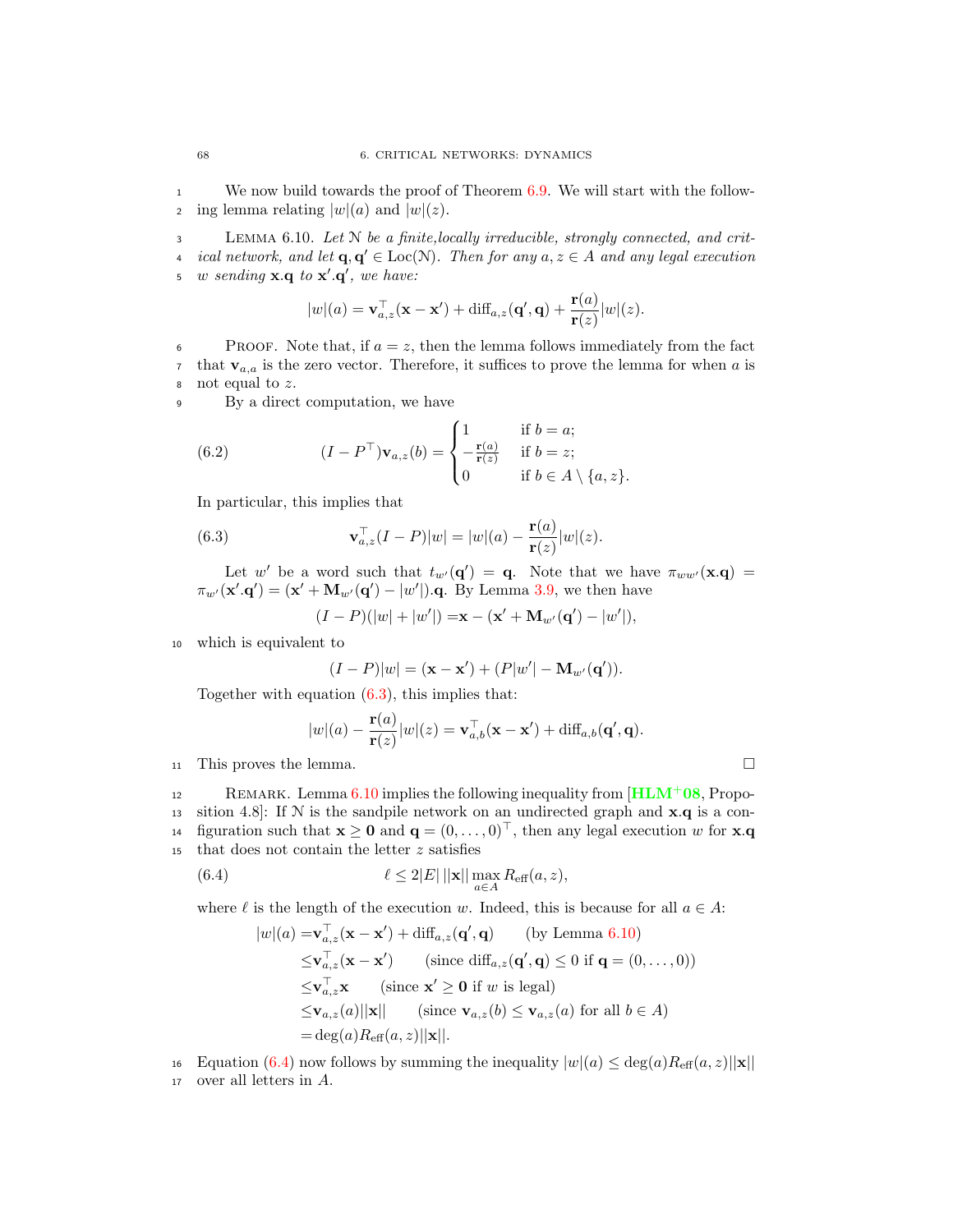We now build towards the proof of Theorem 6.9. We will start with the following lemma relating $|w|(a)$ and $|w|(z)$.

Lemma 6.10. *Let $\mathcal{N}$ be a finite,locally irreducible, strongly connected, and critical network, and let $\mathbf{q}, \mathbf{q}' \in \mathrm{Loc}(\mathcal{N})$. Then for any $a, z \in A$ and any legal execution $w$ sending $\mathbf{x}.\mathbf{q}$ to $\mathbf{x}'.\mathbf{q}'$, we have:*

$$|w|(a) = \mathbf{v}_{a,z}^{\top}(\mathbf{x} - \mathbf{x}') + \mathrm{diff}_{a,z}(\mathbf{q}', \mathbf{q}) + \frac{\mathbf{r}(a)}{\mathbf{r}(z)}|w|(z).$$

Proof. Note that, if $a = z$, then the lemma follows immediately from the fact that $\mathbf{v}_{a,a}$ is the zero vector. Therefore, it suffices to prove the lemma for when $a$ is not equal to $z$.

By a direct computation, we have

$$(I - P^{\top})\mathbf{v}_{a,z}(b) = \begin{cases} 1 & \text{if } b = a; \\ -\frac{\mathbf{r}(a)}{\mathbf{r}(z)} & \text{if } b = z; \\ 0 & \text{if } b \in A \setminus \{a, z\}. \end{cases} \tag{6.2}$$

In particular, this implies that

$$\mathbf{v}_{a,z}^{\top}(I - P)|w| = |w|(a) - \frac{\mathbf{r}(a)}{\mathbf{r}(z)}|w|(z). \tag{6.3}$$

Let $w'$ be a word such that $t_{w'}(\mathbf{q}') = \mathbf{q}$. Note that we have $\pi_{ww'}(\mathbf{x}.\mathbf{q}) = \pi_{w'}(\mathbf{x}'.\mathbf{q}') = (\mathbf{x}' + \mathbf{M}_{w'}(\mathbf{q}') - |w'|).\mathbf{q}$. By Lemma 3.9, we then have

$$(I - P)(|w| + |w'|) = \mathbf{x} - (\mathbf{x}' + \mathbf{M}_{w'}(\mathbf{q}') - |w'|),$$

which is equivalent to

$$(I - P)|w| = (\mathbf{x} - \mathbf{x}') + (P|w'| - \mathbf{M}_{w'}(\mathbf{q}')).$$

Together with equation (6.3), this implies that:

$$|w|(a) - \frac{\mathbf{r}(a)}{\mathbf{r}(z)}|w|(z) = \mathbf{v}_{a,b}^{\top}(\mathbf{x} - \mathbf{x}') + \mathrm{diff}_{a,b}(\mathbf{q}', \mathbf{q}).$$

This proves the lemma. $\square$

Remark. Lemma 6.10 implies the following inequality from [HLM+08, Proposition 4.8]: If $\mathcal{N}$ is the sandpile network on an undirected graph and $\mathbf{x}.\mathbf{q}$ is a configuration such that $\mathbf{x} \geq \mathbf{0}$ and $\mathbf{q} = (0, \ldots, 0)^{\top}$, then any legal execution $w$ for $\mathbf{x}.\mathbf{q}$ that does not contain the letter $z$ satisfies

$$\ell \leq 2|E|\,||\mathbf{x}||\max_{a \in A} R_{\mathrm{eff}}(a, z), \tag{6.4}$$

where $\ell$ is the length of the execution $w$. Indeed, this is because for all $a \in A$:

$$\begin{aligned}
|w|(a) =& \mathbf{v}_{a,z}^{\top}(\mathbf{x} - \mathbf{x}') + \mathrm{diff}_{a,z}(\mathbf{q}', \mathbf{q}) \qquad \text{(by Lemma 6.10)} \\
\leq& \mathbf{v}_{a,z}^{\top}(\mathbf{x} - \mathbf{x}') \qquad \text{(since } \mathrm{diff}_{a,z}(\mathbf{q}', \mathbf{q}) \leq 0 \text{ if } \mathbf{q} = (0, \ldots, 0)) \\
\leq& \mathbf{v}_{a,z}^{\top}\mathbf{x} \qquad \text{(since } \mathbf{x}' \geq \mathbf{0} \text{ if } w \text{ is legal)} \\
\leq& \mathbf{v}_{a,z}(a)||\mathbf{x}|| \qquad \text{(since } \mathbf{v}_{a,z}(b) \leq \mathbf{v}_{a,z}(a) \text{ for all } b \in A) \\
=& \deg(a)R_{\mathrm{eff}}(a, z)||\mathbf{x}||.
\end{aligned}$$

Equation (6.4) now follows by summing the inequality $|w|(a) \leq \deg(a)R_{\mathrm{eff}}(a, z)||\mathbf{x}||$ over all letters in $A$.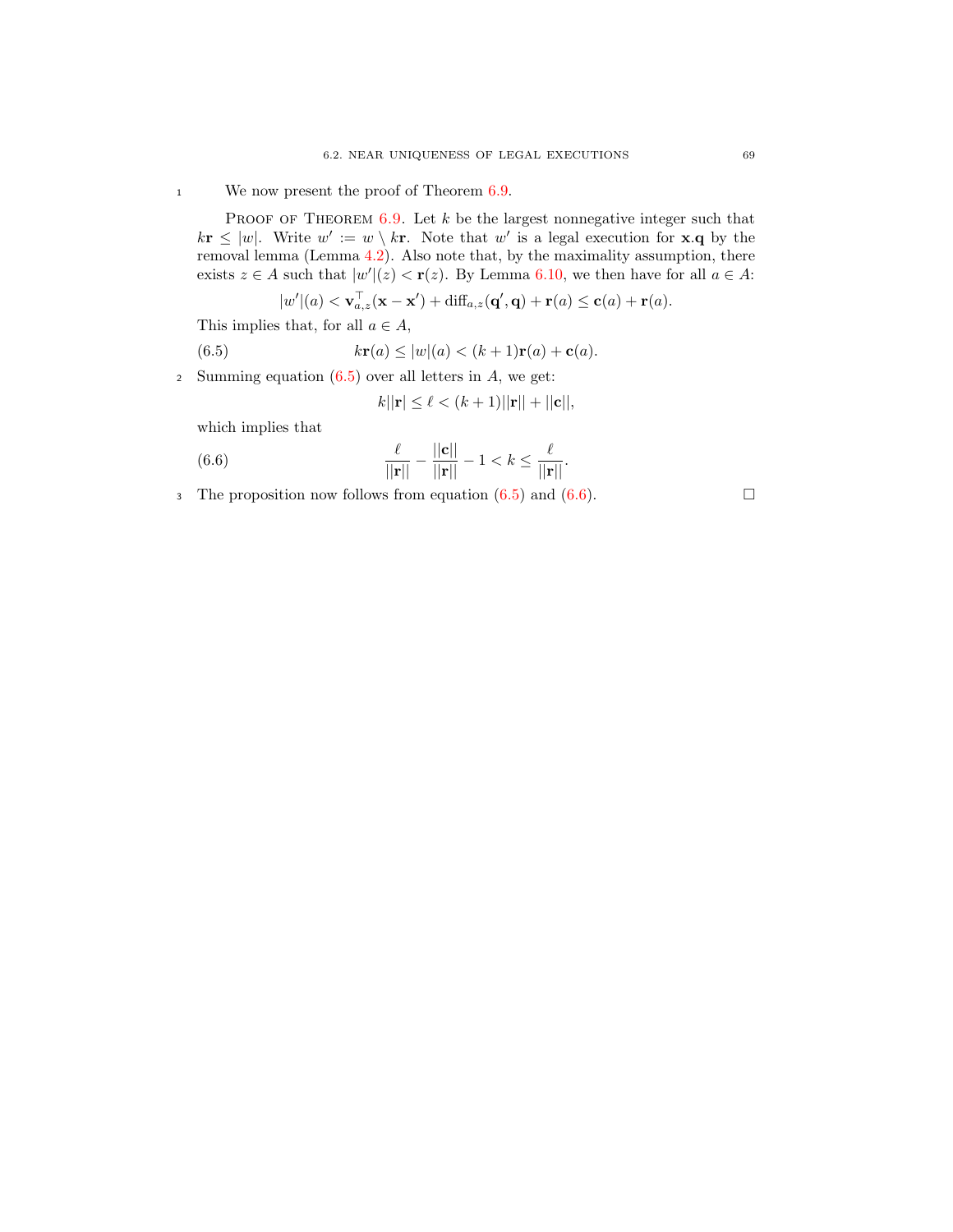We now present the proof of Theorem 6.9.

Proof of Theorem 6.9. Let $k$ be the largest nonnegative integer such that $k\mathbf{r} \leq |w|$. Write $w' := w \setminus k\mathbf{r}$. Note that $w'$ is a legal execution for $\mathbf{x}.\mathbf{q}$ by the removal lemma (Lemma 4.2). Also note that, by the maximality assumption, there exists $z \in A$ such that $|w'|(z) < \mathbf{r}(z)$. By Lemma 6.10, we then have for all $a \in A$:

$$|w'|(a) < \mathbf{v}_{a,z}^{\top}(\mathbf{x} - \mathbf{x}') + \mathrm{diff}_{a,z}(\mathbf{q}', \mathbf{q}) + \mathbf{r}(a) \leq \mathbf{c}(a) + \mathbf{r}(a).$$

This implies that, for all $a \in A$,

$$k\mathbf{r}(a) \leq |w|(a) < (k+1)\mathbf{r}(a) + \mathbf{c}(a). \tag{6.5}$$

Summing equation (6.5) over all letters in $A$, we get:

$$k||\mathbf{r}| \leq \ell < (k+1)||\mathbf{r}|| + ||\mathbf{c}||,$$

which implies that

$$\frac{\ell}{||\mathbf{r}||} - \frac{||\mathbf{c}||}{||\mathbf{r}||} - 1 < k \leq \frac{\ell}{||\mathbf{r}||}. \tag{6.6}$$

The proposition now follows from equation (6.5) and (6.6). $\square$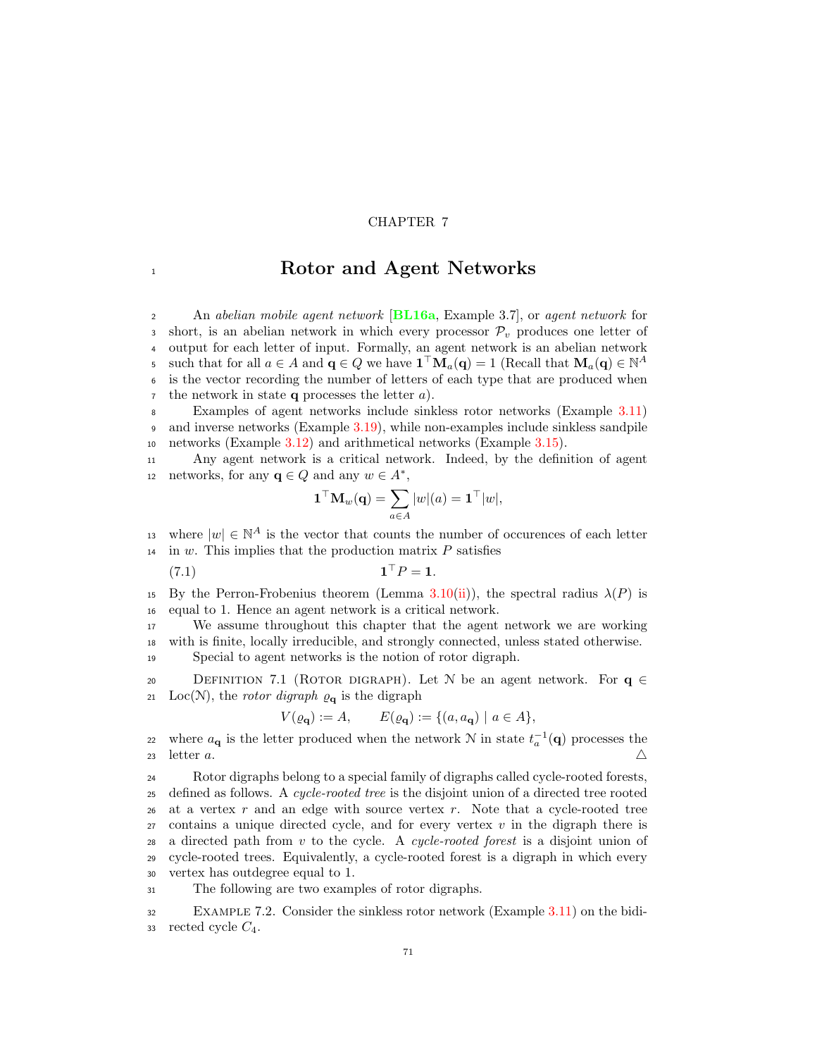CHAPTER 7

# Rotor and Agent Networks

An *abelian mobile agent network* [BL16a, Example 3.7], or *agent network* for short, is an abelian network in which every processor $\mathcal{P}_v$ produces one letter of output for each letter of input. Formally, an agent network is an abelian network such that for all $a \in A$ and $\mathbf{q} \in Q$ we have $\mathbf{1}^\top \mathbf{M}_a(\mathbf{q}) = 1$ (Recall that $\mathbf{M}_a(\mathbf{q}) \in \mathbb{N}^A$ is the vector recording the number of letters of each type that are produced when the network in state $\mathbf{q}$ processes the letter $a$).

Examples of agent networks include sinkless rotor networks (Example 3.11) and inverse networks (Example 3.19), while non-examples include sinkless sandpile networks (Example 3.12) and arithmetical networks (Example 3.15).

Any agent network is a critical network. Indeed, by the definition of agent networks, for any $\mathbf{q} \in Q$ and any $w \in A^*$,

$$\mathbf{1}^\top \mathbf{M}_w(\mathbf{q}) = \sum_{a \in A} |w|(a) = \mathbf{1}^\top |w|,$$

where $|w| \in \mathbb{N}^A$ is the vector that counts the number of occurences of each letter in $w$. This implies that the production matrix $P$ satisfies

$$\mathbf{1}^\top P = \mathbf{1}. \tag{7.1}$$

By the Perron-Frobenius theorem (Lemma 3.10(ii)), the spectral radius $\lambda(P)$ is equal to 1. Hence an agent network is a critical network.

We assume throughout this chapter that the agent network we are working with is finite, locally irreducible, and strongly connected, unless stated otherwise.

Special to agent networks is the notion of rotor digraph.

Definition 7.1 (Rotor digraph). Let $\mathcal{N}$ be an agent network. For $\mathbf{q} \in \mathrm{Loc}(\mathcal{N})$, the *rotor digraph* $\varrho_{\mathbf{q}}$ is the digraph

$$V(\varrho_{\mathbf{q}}) := A, \qquad E(\varrho_{\mathbf{q}}) := \{(a, a_{\mathbf{q}}) \mid a \in A\},$$

where $a_{\mathbf{q}}$ is the letter produced when the network $\mathcal{N}$ in state $t_a^{-1}(\mathbf{q})$ processes the letter $a$. △

Rotor digraphs belong to a special family of digraphs called cycle-rooted forests, defined as follows. A *cycle-rooted tree* is the disjoint union of a directed tree rooted at a vertex $r$ and an edge with source vertex $r$. Note that a cycle-rooted tree contains a unique directed cycle, and for every vertex $v$ in the digraph there is a directed path from $v$ to the cycle. A *cycle-rooted forest* is a disjoint union of cycle-rooted trees. Equivalently, a cycle-rooted forest is a digraph in which every vertex has outdegree equal to 1.

The following are two examples of rotor digraphs.

Example 7.2. Consider the sinkless rotor network (Example 3.11) on the bidirected cycle $C_4$.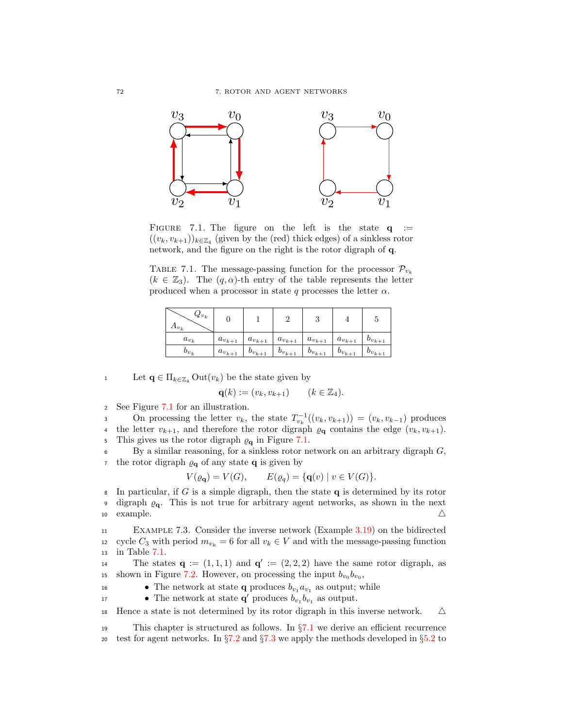FIGURE 7.1. The figure on the left is the state $\mathbf{q} := ((v_k, v_{k+1}))_{k\in\mathbb{Z}_4}$ (given by the (red) thick edges) of a sinkless rotor network, and the figure on the right is the rotor digraph of $\mathbf{q}$.

TABLE 7.1. The message-passing function for the processor $\mathcal{P}_{v_k}$ $(k \in \mathbb{Z}_3)$. The $(q, \alpha)$-th entry of the table represents the letter produced when a processor in state $q$ processes the letter $\alpha$.

| $A_{v_k}$ \ $Q_{v_k}$ | 0 | 1 | 2 | 3 | 4 | 5 |
|---|---|---|---|---|---|---|
| $a_{v_k}$ | $a_{v_{k+1}}$ | $a_{v_{k+1}}$ | $a_{v_{k+1}}$ | $a_{v_{k+1}}$ | $a_{v_{k+1}}$ | $b_{v_{k+1}}$ |
| $b_{v_k}$ | $a_{v_{k+1}}$ | $b_{v_{k+1}}$ | $b_{v_{k+1}}$ | $b_{v_{k+1}}$ | $b_{v_{k+1}}$ | $b_{v_{k+1}}$ |

Let $\mathbf{q} \in \Pi_{k\in\mathbb{Z}_4} \operatorname{Out}(v_k)$ be the state given by

$$\mathbf{q}(k) := (v_k, v_{k+1}) \qquad (k \in \mathbb{Z}_4).$$

See Figure 7.1 for an illustration.

On processing the letter $v_k$, the state $T_{v_k}^{-1}((v_k, v_{k+1})) = (v_k, v_{k-1})$ produces the letter $v_{k+1}$, and therefore the rotor digraph $\varrho_{\mathbf{q}}$ contains the edge $(v_k, v_{k+1})$. This gives us the rotor digraph $\varrho_{\mathbf{q}}$ in Figure 7.1.

By a similar reasoning, for a sinkless rotor network on an arbitrary digraph $G$, the rotor digraph $\varrho_{\mathbf{q}}$ of any state $\mathbf{q}$ is given by

$$V(\varrho_{\mathbf{q}}) = V(G), \qquad E(\varrho_q) = \{\mathbf{q}(v) \mid v \in V(G)\}.$$

In particular, if $G$ is a simple digraph, then the state $\mathbf{q}$ is determined by its rotor digraph $\varrho_{\mathbf{q}}$. This is not true for arbitrary agent networks, as shown in the next example. △

EXAMPLE 7.3. Consider the inverse network (Example 3.19) on the bidirected cycle $C_3$ with period $m_{v_k} = 6$ for all $v_k \in V$ and with the message-passing function in Table 7.1.

The states $\mathbf{q} := (1, 1, 1)$ and $\mathbf{q}' := (2, 2, 2)$ have the same rotor digraph, as shown in Figure 7.2. However, on processing the input $b_{v_0} b_{v_0}$,

- The network at state $\mathbf{q}$ produces $b_{v_1} a_{v_1}$ as output; while
- The network at state $\mathbf{q}'$ produces $b_{v_1} b_{v_1}$ as output.

Hence a state is not determined by its rotor digraph in this inverse network. △

This chapter is structured as follows. In §7.1 we derive an efficient recurrence test for agent networks. In §7.2 and §7.3 we apply the methods developed in §5.2 to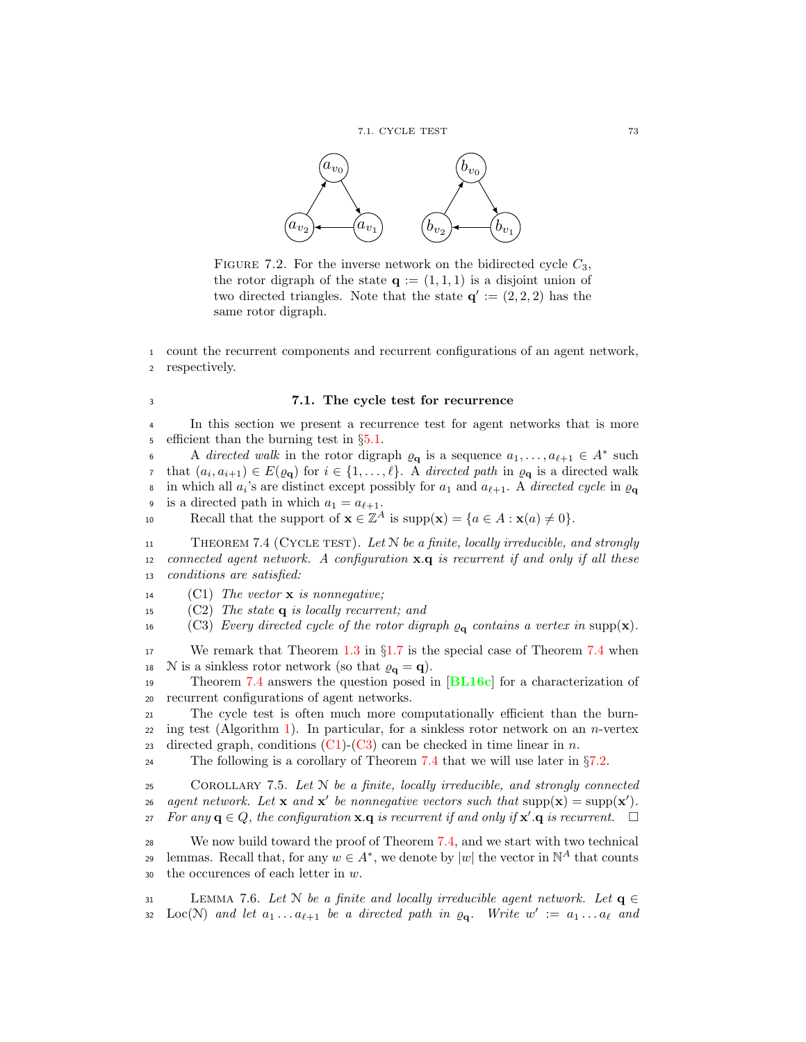FIGURE 7.2. For the inverse network on the bidirected cycle $C_3$, the rotor digraph of the state $\mathbf{q} := (1, 1, 1)$ is a disjoint union of two directed triangles. Note that the state $\mathbf{q}' := (2, 2, 2)$ has the same rotor digraph.

count the recurrent components and recurrent configurations of an agent network, respectively.

## 7.1. The cycle test for recurrence

In this section we present a recurrence test for agent networks that is more efficient than the burning test in §5.1.

A *directed walk* in the rotor digraph $\varrho_{\mathbf{q}}$ is a sequence $a_1, \ldots, a_{\ell+1} \in A^*$ such that $(a_i, a_{i+1}) \in E(\varrho_{\mathbf{q}})$ for $i \in \{1, \ldots, \ell\}$. A *directed path* in $\varrho_{\mathbf{q}}$ is a directed walk in which all $a_i$'s are distinct except possibly for $a_1$ and $a_{\ell+1}$. A *directed cycle* in $\varrho_{\mathbf{q}}$ is a directed path in which $a_1 = a_{\ell+1}$.

Recall that the support of $\mathbf{x} \in \mathbb{Z}^A$ is $\text{supp}(\mathbf{x}) = \{a \in A : \mathbf{x}(a) \neq 0\}$.

THEOREM 7.4 (CYCLE TEST). *Let $\mathcal{N}$ be a finite, locally irreducible, and strongly connected agent network. A configuration $\mathbf{x}.\mathbf{q}$ is recurrent if and only if all these conditions are satisfied:*

(C1) *The vector $\mathbf{x}$ is nonnegative;*
(C2) *The state $\mathbf{q}$ is locally recurrent; and*
(C3) *Every directed cycle of the rotor digraph $\varrho_{\mathbf{q}}$ contains a vertex in $\text{supp}(\mathbf{x})$.*

We remark that Theorem 1.3 in §1.7 is the special case of Theorem 7.4 when $\mathcal{N}$ is a sinkless rotor network (so that $\varrho_{\mathbf{q}} = \mathbf{q}$).

Theorem 7.4 answers the question posed in [BL16c] for a characterization of recurrent configurations of agent networks.

The cycle test is often much more computationally efficient than the burning test (Algorithm 1). In particular, for a sinkless rotor network on an $n$-vertex directed graph, conditions (C1)-(C3) can be checked in time linear in $n$.

The following is a corollary of Theorem 7.4 that we will use later in §7.2.

COROLLARY 7.5. *Let $\mathcal{N}$ be a finite, locally irreducible, and strongly connected agent network. Let $\mathbf{x}$ and $\mathbf{x}'$ be nonnegative vectors such that $\text{supp}(\mathbf{x}) = \text{supp}(\mathbf{x}')$. For any $\mathbf{q} \in Q$, the configuration $\mathbf{x}.\mathbf{q}$ is recurrent if and only if $\mathbf{x}'.\mathbf{q}$ is recurrent.* □

We now build toward the proof of Theorem 7.4, and we start with two technical lemmas. Recall that, for any $w \in A^*$, we denote by $|w|$ the vector in $\mathbb{N}^A$ that counts the occurences of each letter in $w$.

LEMMA 7.6. *Let $\mathcal{N}$ be a finite and locally irreducible agent network. Let $\mathbf{q} \in \text{Loc}(\mathcal{N})$ and let $a_1 \ldots a_{\ell+1}$ be a directed path in $\varrho_{\mathbf{q}}$. Write $w' := a_1 \ldots a_\ell$ and*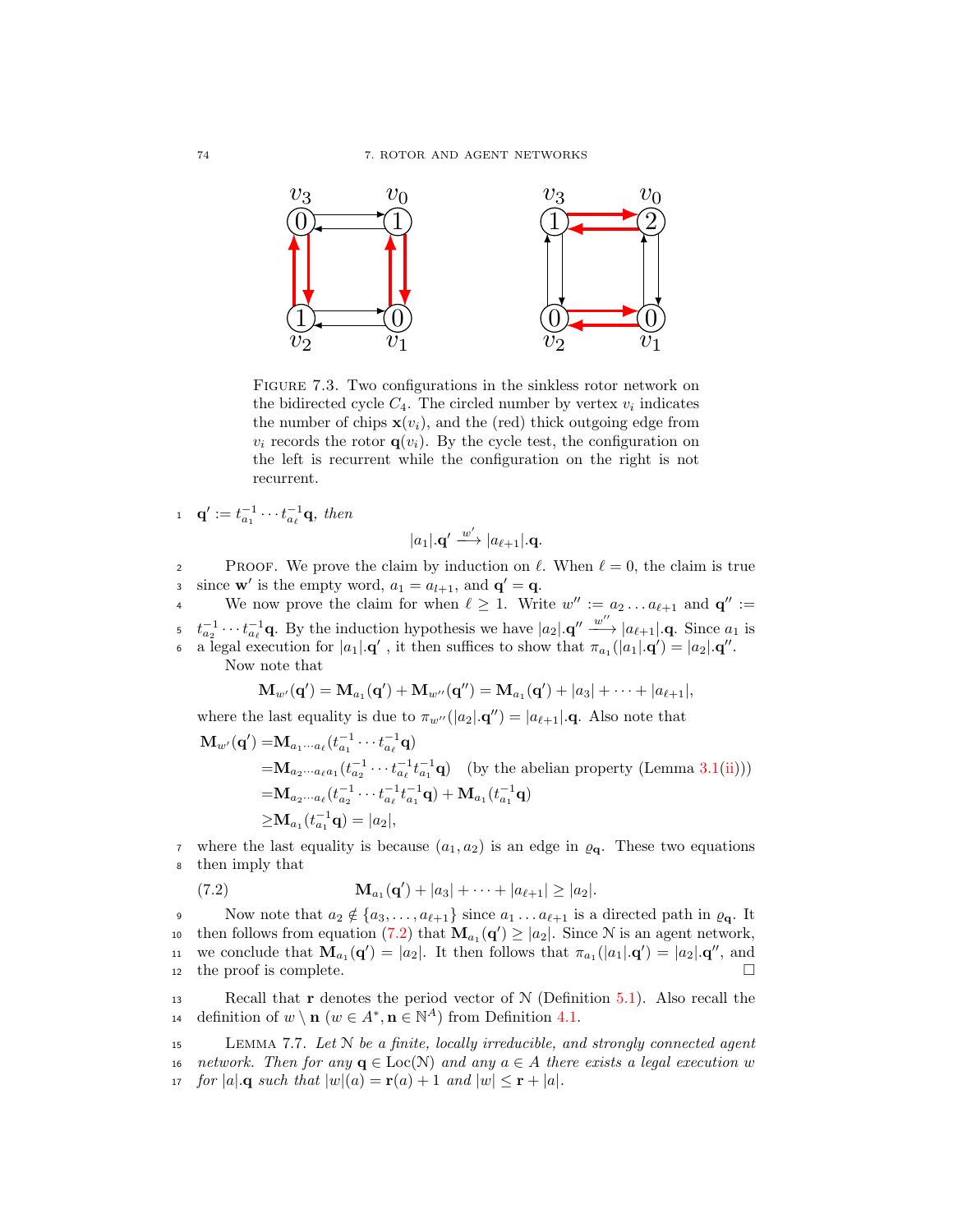FIGURE 7.3. Two configurations in the sinkless rotor network on the bidirected cycle $C_4$. The circled number by vertex $v_i$ indicates the number of chips $\mathbf{x}(v_i)$, and the (red) thick outgoing edge from $v_i$ records the rotor $\mathbf{q}(v_i)$. By the cycle test, the configuration on the left is recurrent while the configuration on the right is not recurrent.

$\mathbf{q}' := t_{a_1}^{-1} \cdots t_{a_\ell}^{-1}\mathbf{q}$, *then*

$$|a_1|.\mathbf{q}' \xrightarrow{w'} |a_{\ell+1}|.\mathbf{q}.$$

PROOF. We prove the claim by induction on $\ell$. When $\ell = 0$, the claim is true since $\mathbf{w}'$ is the empty word, $a_1 = a_{l+1}$, and $\mathbf{q}' = \mathbf{q}$.

We now prove the claim for when $\ell \geq 1$. Write $w'' := a_2 \ldots a_{\ell+1}$ and $\mathbf{q}'' := t_{a_2}^{-1} \cdots t_{a_\ell}^{-1}\mathbf{q}$. By the induction hypothesis we have $|a_2|.\mathbf{q}'' \xrightarrow{w''} |a_{\ell+1}|.\mathbf{q}$. Since $a_1$ is a legal execution for $|a_1|.\mathbf{q}'$ , it then suffices to show that $\pi_{a_1}(|a_1|.\mathbf{q}') = |a_2|.\mathbf{q}''$.

Now note that

$$\mathbf{M}_{w'}(\mathbf{q}') = \mathbf{M}_{a_1}(\mathbf{q}') + \mathbf{M}_{w''}(\mathbf{q}'') = \mathbf{M}_{a_1}(\mathbf{q}') + |a_3| + \cdots + |a_{\ell+1}|,$$

where the last equality is due to $\pi_{w''}(|a_2|.\mathbf{q}'') = |a_{\ell+1}|.\mathbf{q}$. Also note that

$$\begin{aligned}
\mathbf{M}_{w'}(\mathbf{q}') =& \mathbf{M}_{a_1 \cdots a_\ell}(t_{a_1}^{-1} \cdots t_{a_\ell}^{-1}\mathbf{q}) \\
=& \mathbf{M}_{a_2 \cdots a_\ell a_1}(t_{a_2}^{-1} \cdots t_{a_\ell}^{-1} t_{a_1}^{-1}\mathbf{q}) \quad \text{(by the abelian property (Lemma 3.1(ii)))} \\
=& \mathbf{M}_{a_2 \cdots a_\ell}(t_{a_2}^{-1} \cdots t_{a_\ell}^{-1} t_{a_1}^{-1}\mathbf{q}) + \mathbf{M}_{a_1}(t_{a_1}^{-1}\mathbf{q}) \\
\geq& \mathbf{M}_{a_1}(t_{a_1}^{-1}\mathbf{q}) = |a_2|,
\end{aligned}$$

where the last equality is because $(a_1, a_2)$ is an edge in $\varrho_{\mathbf{q}}$. These two equations then imply that

$$\mathbf{M}_{a_1}(\mathbf{q}') + |a_3| + \cdots + |a_{\ell+1}| \geq |a_2|. \tag{7.2}$$

Now note that $a_2 \notin \{a_3, \ldots, a_{\ell+1}\}$ since $a_1 \ldots a_{\ell+1}$ is a directed path in $\varrho_{\mathbf{q}}$. It then follows from equation (7.2) that $\mathbf{M}_{a_1}(\mathbf{q}') \geq |a_2|$. Since $\mathcal{N}$ is an agent network, we conclude that $\mathbf{M}_{a_1}(\mathbf{q}') = |a_2|$. It then follows that $\pi_{a_1}(|a_1|.\mathbf{q}') = |a_2|.\mathbf{q}''$, and the proof is complete. $\square$

Recall that $\mathbf{r}$ denotes the period vector of $\mathcal{N}$ (Definition 5.1). Also recall the definition of $w \setminus \mathbf{n}$ ($w \in A^*, \mathbf{n} \in \mathbb{N}^A$) from Definition 4.1.

LEMMA 7.7. *Let $\mathcal{N}$ be a finite, locally irreducible, and strongly connected agent network. Then for any $\mathbf{q} \in \mathrm{Loc}(\mathcal{N})$ and any $a \in A$ there exists a legal execution $w$ for $|a|.\mathbf{q}$ such that $|w|(a) = \mathbf{r}(a) + 1$ and $|w| \leq \mathbf{r} + |a|$.*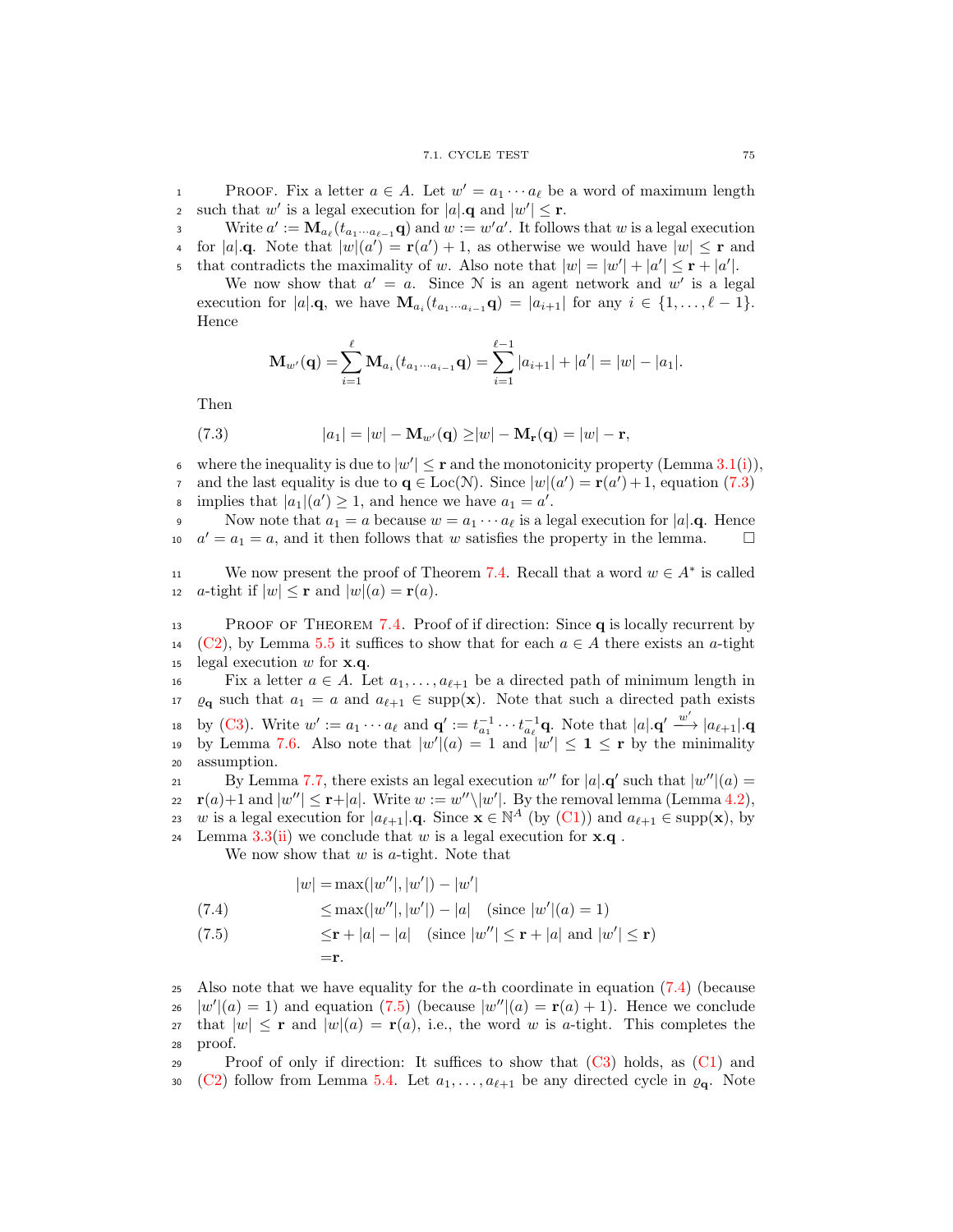Proof. Fix a letter $a \in A$. Let $w' = a_1 \cdots a_\ell$ be a word of maximum length such that $w'$ is a legal execution for $|a|.\mathbf{q}$ and $|w'| \leq \mathbf{r}$.

Write $a' := \mathbf{M}_{a_\ell}(t_{a_1 \cdots a_{\ell-1}}\mathbf{q})$ and $w := w'a'$. It follows that $w$ is a legal execution for $|a|.\mathbf{q}$. Note that $|w|(a') = \mathbf{r}(a') + 1$, as otherwise we would have $|w| \leq \mathbf{r}$ and that contradicts the maximality of $w$. Also note that $|w| = |w'| + |a'| \leq \mathbf{r} + |a'|$.

We now show that $a' = a$. Since $\mathcal{N}$ is an agent network and $w'$ is a legal execution for $|a|.\mathbf{q}$, we have $\mathbf{M}_{a_i}(t_{a_1 \cdots a_{i-1}}\mathbf{q}) = |a_{i+1}|$ for any $i \in \{1, \ldots, \ell - 1\}$. Hence

$$\mathbf{M}_{w'}(\mathbf{q}) = \sum_{i=1}^{\ell} \mathbf{M}_{a_i}(t_{a_1 \cdots a_{i-1}}\mathbf{q}) = \sum_{i=1}^{\ell-1} |a_{i+1}| + |a'| = |w| - |a_1|.$$

Then

$$|a_1| = |w| - \mathbf{M}_{w'}(\mathbf{q}) \geq |w| - \mathbf{M}_{\mathbf{r}}(\mathbf{q}) = |w| - \mathbf{r}, \tag{7.3}$$

where the inequality is due to $|w'| \leq \mathbf{r}$ and the monotonicity property (Lemma 3.1(i)), and the last equality is due to $\mathbf{q} \in \mathrm{Loc}(\mathcal{N})$. Since $|w|(a') = \mathbf{r}(a') + 1$, equation (7.3) implies that $|a_1|(a') \geq 1$, and hence we have $a_1 = a'$.

Now note that $a_1 = a$ because $w = a_1 \cdots a_\ell$ is a legal execution for $|a|.\mathbf{q}$. Hence $a' = a_1 = a$, and it then follows that $w$ satisfies the property in the lemma. $\square$

We now present the proof of Theorem 7.4. Recall that a word $w \in A^*$ is called *$a$-tight* if $|w| \leq \mathbf{r}$ and $|w|(a) = \mathbf{r}(a)$.

Proof of Theorem 7.4. Proof of if direction: Since $\mathbf{q}$ is locally recurrent by (C2), by Lemma 5.5 it suffices to show that for each $a \in A$ there exists an $a$-tight legal execution $w$ for $\mathbf{x}.\mathbf{q}$.

Fix a letter $a \in A$. Let $a_1, \ldots, a_{\ell+1}$ be a directed path of minimum length in $\varrho_{\mathbf{q}}$ such that $a_1 = a$ and $a_{\ell+1} \in \mathrm{supp}(\mathbf{x})$. Note that such a directed path exists by (C3). Write $w' := a_1 \cdots a_\ell$ and $\mathbf{q}' := t_{a_1}^{-1} \cdots t_{a_\ell}^{-1}\mathbf{q}$. Note that $|a|.\mathbf{q}' \xrightarrow{w'} |a_{\ell+1}|.\mathbf{q}$ by Lemma 7.6. Also note that $|w'|(a) = 1$ and $|w'| \leq \mathbf{1} \leq \mathbf{r}$ by the minimality assumption.

By Lemma 7.7, there exists an legal execution $w''$ for $|a|.\mathbf{q}'$ such that $|w''|(a) = \mathbf{r}(a)+1$ and $|w''| \leq \mathbf{r}+|a|$. Write $w := w'' \backslash |w'|$. By the removal lemma (Lemma 4.2), $w$ is a legal execution for $|a_{\ell+1}|.\mathbf{q}$. Since $\mathbf{x} \in \mathbb{N}^A$ (by (C1)) and $a_{\ell+1} \in \mathrm{supp}(\mathbf{x})$, by Lemma 3.3(ii) we conclude that $w$ is a legal execution for $\mathbf{x}.\mathbf{q}$ .

We now show that $w$ is $a$-tight. Note that

$$
\begin{aligned}
|w| &= \max(|w''|, |w'|) - |w'| \\
&\leq \max(|w''|, |w'|) - |a| \quad (\text{since } |w'|(a) = 1) && (7.4)\\
&\leq \mathbf{r} + |a| - |a| \quad (\text{since } |w''| \leq \mathbf{r} + |a| \text{ and } |w'| \leq \mathbf{r}) && (7.5)\\
&= \mathbf{r}.
\end{aligned}
$$

Also note that we have equality for the $a$-th coordinate in equation (7.4) (because $|w'|(a) = 1$) and equation (7.5) (because $|w''|(a) = \mathbf{r}(a) + 1$). Hence we conclude that $|w| \leq \mathbf{r}$ and $|w|(a) = \mathbf{r}(a)$, i.e., the word $w$ is $a$-tight. This completes the proof.

Proof of only if direction: It suffices to show that (C3) holds, as (C1) and (C2) follow from Lemma 5.4. Let $a_1, \ldots, a_{\ell+1}$ be any directed cycle in $\varrho_{\mathbf{q}}$. Note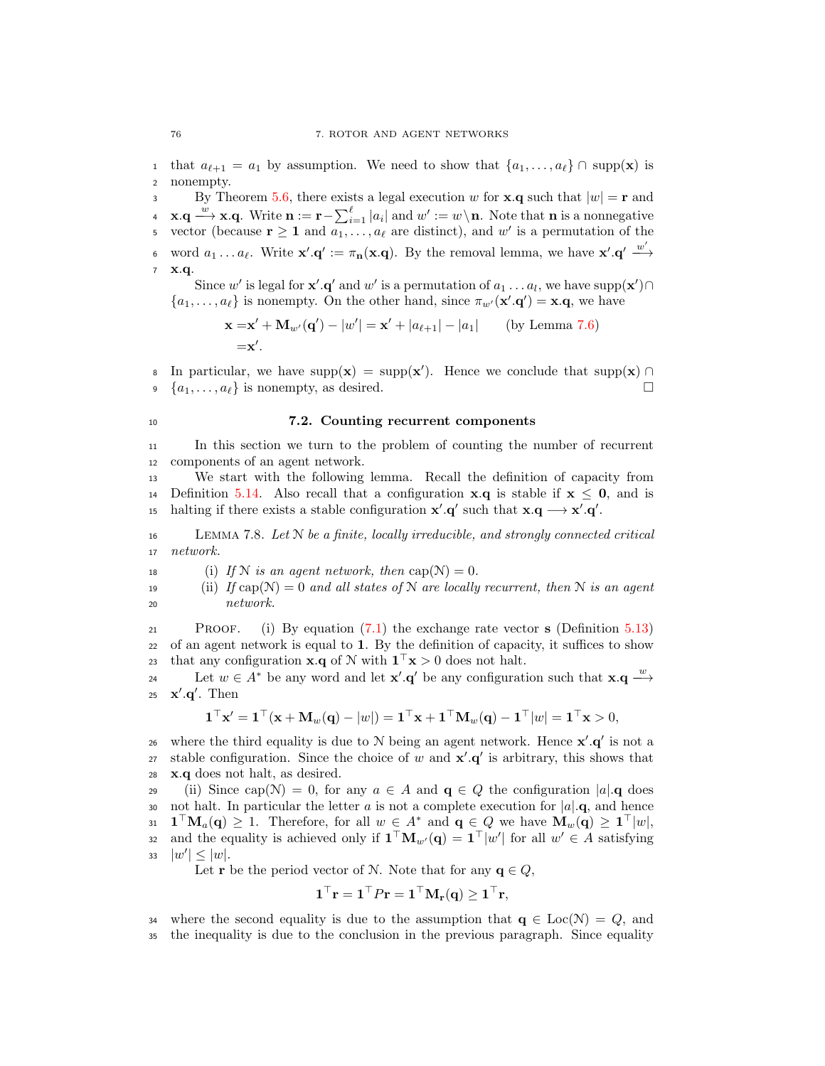that $a_{\ell+1} = a_1$ by assumption. We need to show that $\{a_1, \ldots, a_\ell\} \cap \operatorname{supp}(\mathbf{x})$ is nonempty.

By Theorem 5.6, there exists a legal execution $w$ for $\mathbf{x}.\mathbf{q}$ such that $|w| = \mathbf{r}$ and $\mathbf{x}.\mathbf{q} \xrightarrow{w} \mathbf{x}.\mathbf{q}$. Write $\mathbf{n} := \mathbf{r} - \sum_{i=1}^{\ell} |a_i|$ and $w' := w \setminus \mathbf{n}$. Note that $\mathbf{n}$ is a nonnegative vector (because $\mathbf{r} \geq \mathbf{1}$ and $a_1, \ldots, a_\ell$ are distinct), and $w'$ is a permutation of the word $a_1 \ldots a_\ell$. Write $\mathbf{x}'.\mathbf{q}' := \pi_{\mathbf{n}}(\mathbf{x}.\mathbf{q})$. By the removal lemma, we have $\mathbf{x}'.\mathbf{q}' \xrightarrow{w'} \mathbf{x}.\mathbf{q}$.

Since $w'$ is legal for $\mathbf{x}'.\mathbf{q}'$ and $w'$ is a permutation of $a_1 \ldots a_l$, we have $\operatorname{supp}(\mathbf{x}') \cap \{a_1, \ldots, a_\ell\}$ is nonempty. On the other hand, since $\pi_{w'}(\mathbf{x}'.\mathbf{q}') = \mathbf{x}.\mathbf{q}$, we have

$$
\begin{aligned}
\mathbf{x} =& \mathbf{x}' + \mathbf{M}_{w'}(\mathbf{q}') - |w'| = \mathbf{x}' + |a_{\ell+1}| - |a_1| \qquad \text{(by Lemma 7.6)} \\
=& \mathbf{x}'.
\end{aligned}
$$

In particular, we have $\operatorname{supp}(\mathbf{x}) = \operatorname{supp}(\mathbf{x}')$. Hence we conclude that $\operatorname{supp}(\mathbf{x}) \cap \{a_1, \ldots, a_\ell\}$ is nonempty, as desired. □

## 7.2. Counting recurrent components

In this section we turn to the problem of counting the number of recurrent components of an agent network.

We start with the following lemma. Recall the definition of capacity from Definition 5.14. Also recall that a configuration $\mathbf{x}.\mathbf{q}$ is stable if $\mathbf{x} \leq \mathbf{0}$, and is halting if there exists a stable configuration $\mathbf{x}'.\mathbf{q}'$ such that $\mathbf{x}.\mathbf{q} \longrightarrow \mathbf{x}'.\mathbf{q}'$.

LEMMA 7.8. *Let $\mathcal{N}$ be a finite, locally irreducible, and strongly connected critical network.*

(i) *If $\mathcal{N}$ is an agent network, then $\operatorname{cap}(\mathcal{N}) = 0$.*

(ii) *If $\operatorname{cap}(\mathcal{N}) = 0$ and all states of $\mathcal{N}$ are locally recurrent, then $\mathcal{N}$ is an agent network.*

PROOF. (i) By equation (7.1) the exchange rate vector $\mathbf{s}$ (Definition 5.13) of an agent network is equal to $\mathbf{1}$. By the definition of capacity, it suffices to show that any configuration $\mathbf{x}.\mathbf{q}$ of $\mathcal{N}$ with $\mathbf{1}^\top \mathbf{x} > 0$ does not halt.

Let $w \in A^*$ be any word and let $\mathbf{x}'.\mathbf{q}'$ be any configuration such that $\mathbf{x}.\mathbf{q} \xrightarrow{w} \mathbf{x}'.\mathbf{q}'$. Then

$$
\mathbf{1}^\top \mathbf{x}' = \mathbf{1}^\top (\mathbf{x} + \mathbf{M}_w(\mathbf{q}) - |w|) = \mathbf{1}^\top \mathbf{x} + \mathbf{1}^\top \mathbf{M}_w(\mathbf{q}) - \mathbf{1}^\top |w| = \mathbf{1}^\top \mathbf{x} > 0,
$$

where the third equality is due to $\mathcal{N}$ being an agent network. Hence $\mathbf{x}'.\mathbf{q}'$ is not a stable configuration. Since the choice of $w$ and $\mathbf{x}'.\mathbf{q}'$ is arbitrary, this shows that $\mathbf{x}.\mathbf{q}$ does not halt, as desired.

(ii) Since $\operatorname{cap}(\mathcal{N}) = 0$, for any $a \in A$ and $\mathbf{q} \in Q$ the configuration $|a|.\mathbf{q}$ does not halt. In particular the letter $a$ is not a complete execution for $|a|.\mathbf{q}$, and hence $\mathbf{1}^\top \mathbf{M}_a(\mathbf{q}) \geq 1$. Therefore, for all $w \in A^*$ and $\mathbf{q} \in Q$ we have $\mathbf{M}_w(\mathbf{q}) \geq \mathbf{1}^\top |w|$, and the equality is achieved only if $\mathbf{1}^\top \mathbf{M}_{w'}(\mathbf{q}) = \mathbf{1}^\top |w'|$ for all $w' \in A$ satisfying $|w'| \leq |w|$.

Let $\mathbf{r}$ be the period vector of $\mathcal{N}$. Note that for any $\mathbf{q} \in Q$,

$$
\mathbf{1}^\top \mathbf{r} = \mathbf{1}^\top P \mathbf{r} = \mathbf{1}^\top \mathbf{M}_{\mathbf{r}}(\mathbf{q}) \geq \mathbf{1}^\top \mathbf{r},
$$

where the second equality is due to the assumption that $\mathbf{q} \in \operatorname{Loc}(\mathcal{N}) = Q$, and the inequality is due to the conclusion in the previous paragraph. Since equality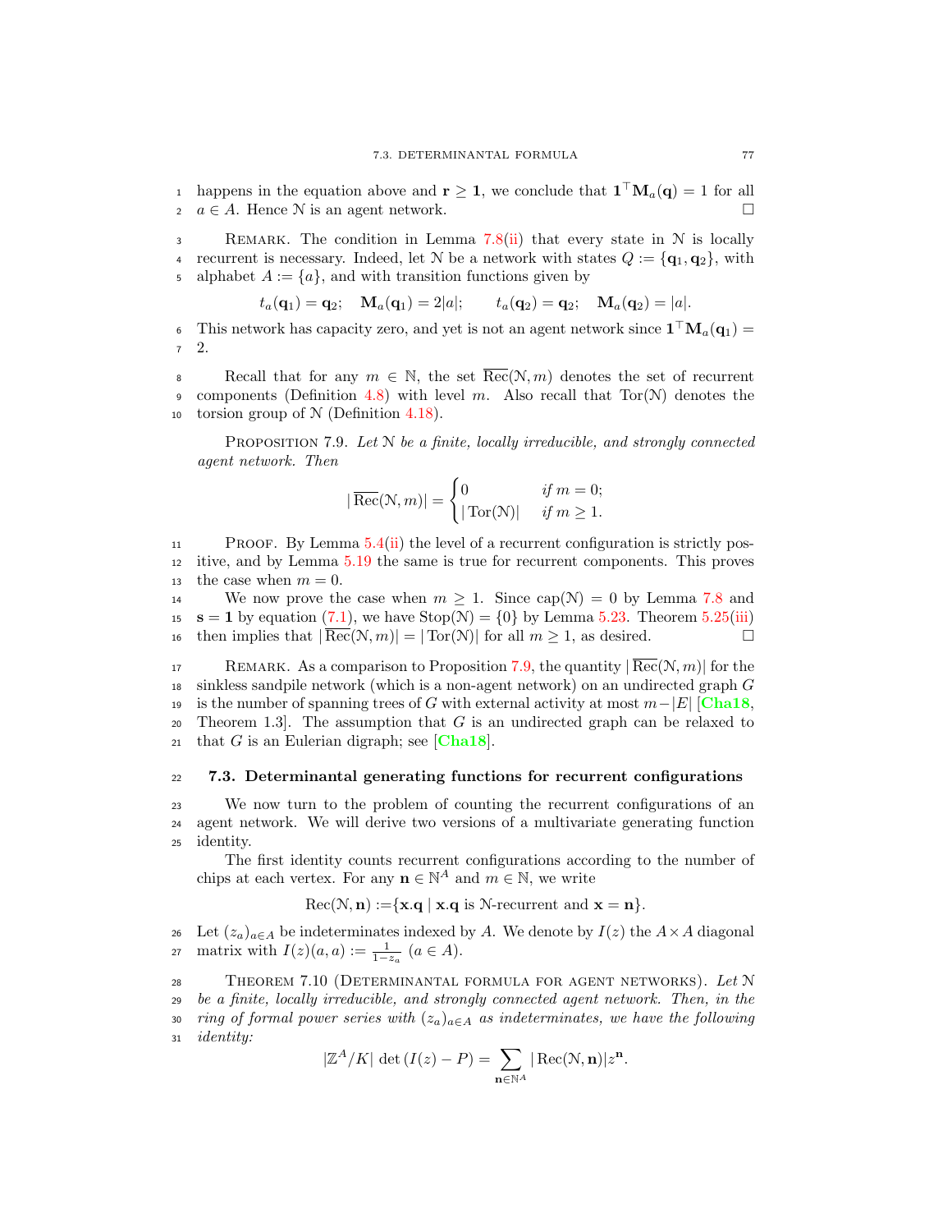happens in the equation above and $\mathbf{r} \geq \mathbf{1}$, we conclude that $\mathbf{1}^\top \mathbf{M}_a(\mathbf{q}) = 1$ for all $a \in A$. Hence $\mathcal{N}$ is an agent network. $\square$

Remark. The condition in Lemma 7.8(ii) that every state in $\mathcal{N}$ is locally recurrent is necessary. Indeed, let $\mathcal{N}$ be a network with states $Q := \{\mathbf{q}_1, \mathbf{q}_2\}$, with alphabet $A := \{a\}$, and with transition functions given by

$$t_a(\mathbf{q}_1) = \mathbf{q}_2; \quad \mathbf{M}_a(\mathbf{q}_1) = 2|a|; \qquad t_a(\mathbf{q}_2) = \mathbf{q}_2; \quad \mathbf{M}_a(\mathbf{q}_2) = |a|.$$

This network has capacity zero, and yet is not an agent network since $\mathbf{1}^\top \mathbf{M}_a(\mathbf{q}_1) = 2$.

Recall that for any $m \in \mathbb{N}$, the set $\overline{\mathrm{Rec}}(\mathcal{N}, m)$ denotes the set of recurrent components (Definition 4.8) with level $m$. Also recall that $\mathrm{Tor}(\mathcal{N})$ denotes the torsion group of $\mathcal{N}$ (Definition 4.18).

Proposition 7.9. *Let $\mathcal{N}$ be a finite, locally irreducible, and strongly connected agent network. Then*

$$|\,\overline{\mathrm{Rec}}(\mathcal{N}, m)| = \begin{cases} 0 & \text{if } m = 0; \\ |\,\mathrm{Tor}(\mathcal{N})| & \text{if } m \geq 1. \end{cases}$$

Proof. By Lemma 5.4(ii) the level of a recurrent configuration is strictly positive, and by Lemma 5.19 the same is true for recurrent components. This proves the case when $m = 0$.

We now prove the case when $m \geq 1$. Since $\mathrm{cap}(\mathcal{N}) = 0$ by Lemma 7.8 and $\mathbf{s} = \mathbf{1}$ by equation (7.1), we have $\mathrm{Stop}(\mathcal{N}) = \{0\}$ by Lemma 5.23. Theorem 5.25(iii) then implies that $|\,\overline{\mathrm{Rec}}(\mathcal{N}, m)| = |\,\mathrm{Tor}(\mathcal{N})|$ for all $m \geq 1$, as desired. $\square$

Remark. As a comparison to Proposition 7.9, the quantity $|\,\overline{\mathrm{Rec}}(\mathcal{N}, m)|$ for the sinkless sandpile network (which is a non-agent network) on an undirected graph $G$ is the number of spanning trees of $G$ with external activity at most $m - |E|$ [Cha18, Theorem 1.3]. The assumption that $G$ is an undirected graph can be relaxed to that $G$ is an Eulerian digraph; see [Cha18].

### 7.3. Determinantal generating functions for recurrent configurations

We now turn to the problem of counting the recurrent configurations of an agent network. We will derive two versions of a multivariate generating function identity.

The first identity counts recurrent configurations according to the number of chips at each vertex. For any $\mathbf{n} \in \mathbb{N}^A$ and $m \in \mathbb{N}$, we write

$$\mathrm{Rec}(\mathcal{N}, \mathbf{n}) := \{\mathbf{x}.\mathbf{q} \mid \mathbf{x}.\mathbf{q} \text{ is } \mathcal{N}\text{-recurrent and } \mathbf{x} = \mathbf{n}\}.$$

Let $(z_a)_{a \in A}$ be indeterminates indexed by $A$. We denote by $I(z)$ the $A \times A$ diagonal matrix with $I(z)(a, a) := \frac{1}{1 - z_a}$ $(a \in A)$.

Theorem 7.10 (Determinantal formula for agent networks). *Let $\mathcal{N}$ be a finite, locally irreducible, and strongly connected agent network. Then, in the ring of formal power series with $(z_a)_{a \in A}$ as indeterminates, we have the following identity:*

$$|\mathbb{Z}^A / K| \, \det\left(I(z) - P\right) = \sum_{\mathbf{n} \in \mathbb{N}^A} |\,\mathrm{Rec}(\mathcal{N}, \mathbf{n})| z^{\mathbf{n}}.$$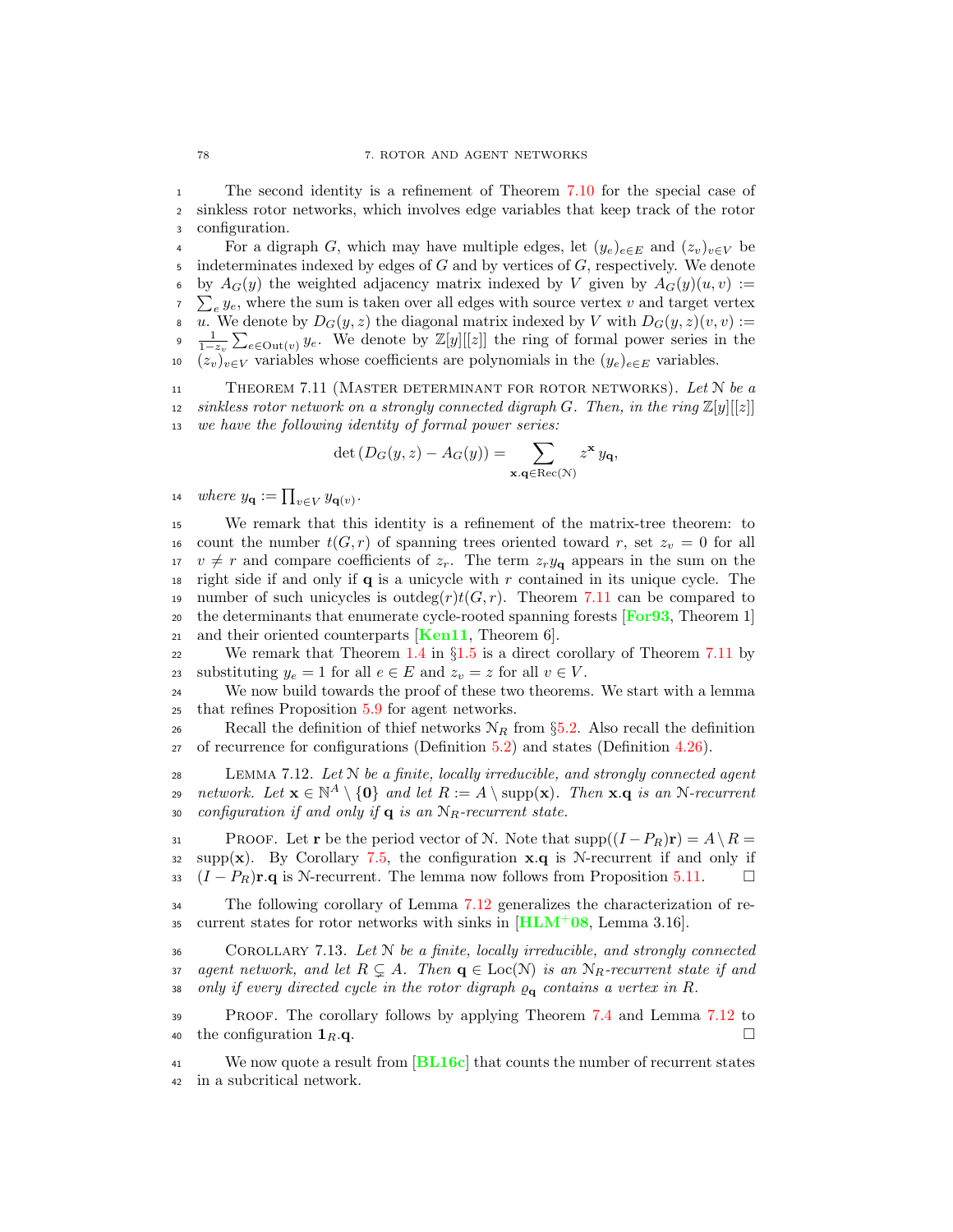The second identity is a refinement of Theorem 7.10 for the special case of sinkless rotor networks, which involves edge variables that keep track of the rotor configuration.

For a digraph $G$, which may have multiple edges, let $(y_e)_{e\in E}$ and $(z_v)_{v\in V}$ be indeterminates indexed by edges of $G$ and by vertices of $G$, respectively. We denote by $A_G(y)$ the weighted adjacency matrix indexed by $V$ given by $A_G(y)(u,v) := \sum_e y_e$, where the sum is taken over all edges with source vertex $v$ and target vertex $u$. We denote by $D_G(y,z)$ the diagonal matrix indexed by $V$ with $D_G(y,z)(v,v) := \frac{1}{1-z_v}\sum_{e\in \mathrm{Out}(v)} y_e$. We denote by $\mathbb{Z}[y][[z]]$ the ring of formal power series in the $(z_v)_{v\in V}$ variables whose coefficients are polynomials in the $(y_e)_{e\in E}$ variables.

Theorem 7.11 (Master determinant for rotor networks). *Let $\mathcal{N}$ be a sinkless rotor network on a strongly connected digraph $G$. Then, in the ring $\mathbb{Z}[y][[z]]$ we have the following identity of formal power series:*

$$\det\left(D_G(y,z) - A_G(y)\right) = \sum_{\mathbf{x}.\mathbf{q}\in \mathrm{Rec}(\mathcal{N})} z^{\mathbf{x}}\, y_{\mathbf{q}},$$

*where $y_{\mathbf{q}} := \prod_{v\in V} y_{\mathbf{q}(v)}$.*

We remark that this identity is a refinement of the matrix-tree theorem: to count the number $t(G,r)$ of spanning trees oriented toward $r$, set $z_v = 0$ for all $v \neq r$ and compare coefficients of $z_r$. The term $z_r y_{\mathbf{q}}$ appears in the sum on the right side if and only if $\mathbf{q}$ is a unicycle with $r$ contained in its unique cycle. The number of such unicycles is $\mathrm{outdeg}(r)t(G,r)$. Theorem 7.11 can be compared to the determinants that enumerate cycle-rooted spanning forests [For93, Theorem 1] and their oriented counterparts [Ken11, Theorem 6].

We remark that Theorem 1.4 in §1.5 is a direct corollary of Theorem 7.11 by substituting $y_e = 1$ for all $e \in E$ and $z_v = z$ for all $v \in V$.

We now build towards the proof of these two theorems. We start with a lemma that refines Proposition 5.9 for agent networks.

Recall the definition of thief networks $\mathcal{N}_R$ from §5.2. Also recall the definition of recurrence for configurations (Definition 5.2) and states (Definition 4.26).

Lemma 7.12. *Let $\mathcal{N}$ be a finite, locally irreducible, and strongly connected agent network. Let $\mathbf{x} \in \mathbb{N}^A \setminus \{\mathbf{0}\}$ and let $R := A \setminus \mathrm{supp}(\mathbf{x})$. Then $\mathbf{x}.\mathbf{q}$ is an $\mathcal{N}$-recurrent configuration if and only if $\mathbf{q}$ is an $\mathcal{N}_R$-recurrent state.*

Proof. Let $\mathbf{r}$ be the period vector of $\mathcal{N}$. Note that $\mathrm{supp}((I-P_R)\mathbf{r}) = A\setminus R = \mathrm{supp}(\mathbf{x})$. By Corollary 7.5, the configuration $\mathbf{x}.\mathbf{q}$ is $\mathcal{N}$-recurrent if and only if $(I-P_R)\mathbf{r}.\mathbf{q}$ is $\mathcal{N}$-recurrent. The lemma now follows from Proposition 5.11. □

The following corollary of Lemma 7.12 generalizes the characterization of recurrent states for rotor networks with sinks in [HLM+08, Lemma 3.16].

Corollary 7.13. *Let $\mathcal{N}$ be a finite, locally irreducible, and strongly connected agent network, and let $R \subsetneq A$. Then $\mathbf{q} \in \mathrm{Loc}(\mathcal{N})$ is an $\mathcal{N}_R$-recurrent state if and only if every directed cycle in the rotor digraph $\varrho_{\mathbf{q}}$ contains a vertex in $R$.*

Proof. The corollary follows by applying Theorem 7.4 and Lemma 7.12 to the configuration $\mathbf{1}_R.\mathbf{q}$. □

We now quote a result from [BL16c] that counts the number of recurrent states in a subcritical network.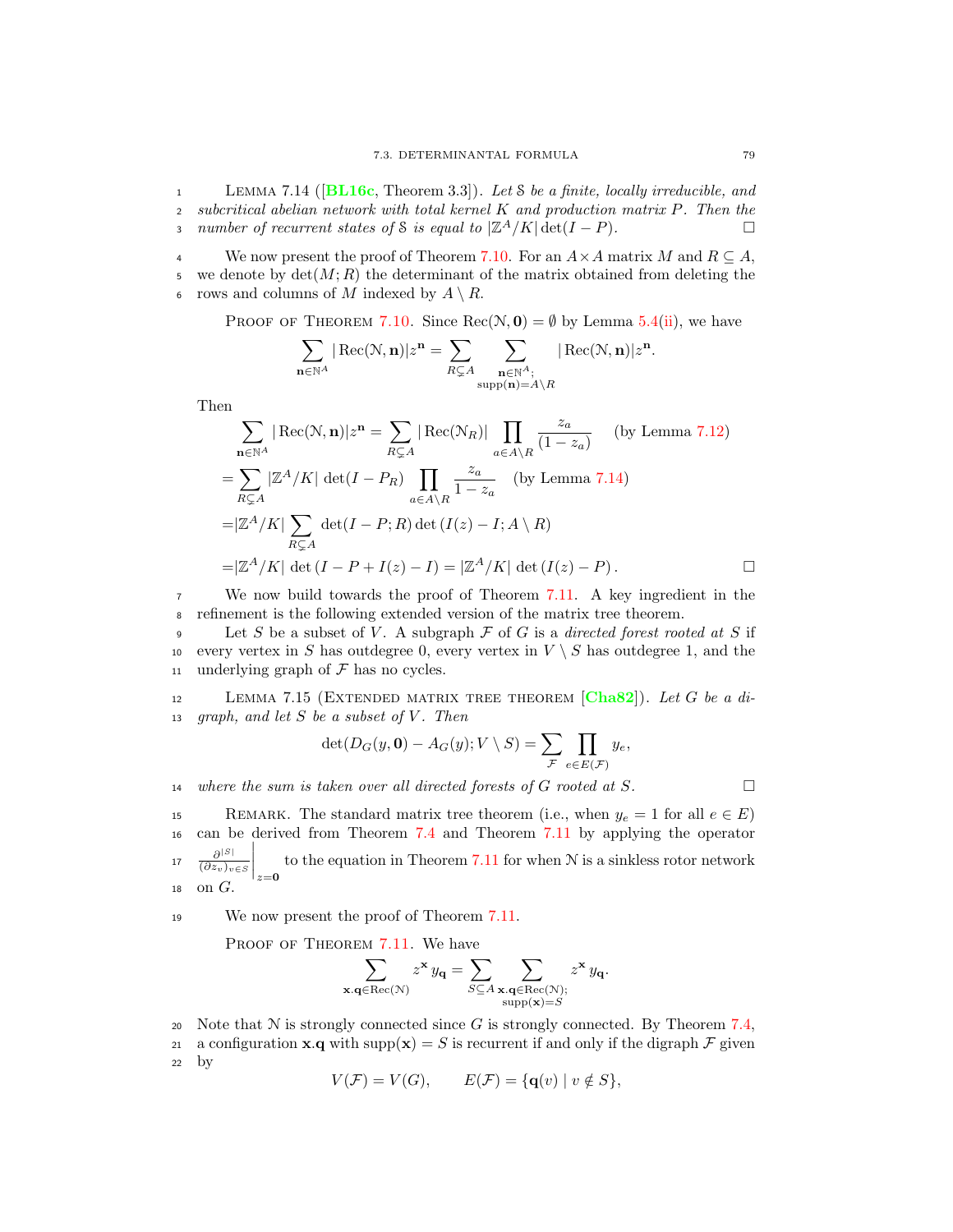**Lemma 7.14** ([BL16c, Theorem 3.3]). *Let $\mathcal{S}$ be a finite, locally irreducible, and subcritical abelian network with total kernel $K$ and production matrix $P$. Then the number of recurrent states of $\mathcal{S}$ is equal to $|\mathbb{Z}^A/K|\det(I-P)$.* □

We now present the proof of Theorem 7.10. For an $A \times A$ matrix $M$ and $R \subseteq A$, we denote by $\det(M;R)$ the determinant of the matrix obtained from deleting the rows and columns of $M$ indexed by $A \setminus R$.

Proof of Theorem 7.10. Since $\operatorname{Rec}(\mathcal{N}, \mathbf{0}) = \emptyset$ by Lemma 5.4(ii), we have

$$\sum_{\mathbf{n}\in\mathbb{N}^A} |\operatorname{Rec}(\mathcal{N},\mathbf{n})| z^{\mathbf{n}} = \sum_{R\subsetneq A} \sum_{\substack{\mathbf{n}\in\mathbb{N}^A;\\ \operatorname{supp}(\mathbf{n})=A\setminus R}} |\operatorname{Rec}(\mathcal{N},\mathbf{n})| z^{\mathbf{n}}.$$

Then

$$\begin{aligned}
\sum_{\mathbf{n}\in\mathbb{N}^A} |\operatorname{Rec}(\mathcal{N},\mathbf{n})| z^{\mathbf{n}} &= \sum_{R\subsetneq A} |\operatorname{Rec}(\mathcal{N}_R)| \prod_{a\in A\setminus R} \frac{z_a}{(1-z_a)} \quad \text{(by Lemma 7.12)}\\
&= \sum_{R\subsetneq A} |\mathbb{Z}^A/K| \det(I-P_R) \prod_{a\in A\setminus R} \frac{z_a}{1-z_a} \quad \text{(by Lemma 7.14)}\\
&= |\mathbb{Z}^A/K| \sum_{R\subsetneq A} \det(I-P;R)\det\left(I(z)-I;A\setminus R\right)\\
&= |\mathbb{Z}^A/K| \det\left(I-P+I(z)-I\right) = |\mathbb{Z}^A/K| \det\left(I(z)-P\right).
\end{aligned}$$

□

We now build towards the proof of Theorem 7.11. A key ingredient in the refinement is the following extended version of the matrix tree theorem.

Let $S$ be a subset of $V$. A subgraph $\mathcal{F}$ of $G$ is a *directed forest rooted at $S$* if every vertex in $S$ has outdegree 0, every vertex in $V\setminus S$ has outdegree 1, and the underlying graph of $\mathcal{F}$ has no cycles.

**Lemma 7.15** (Extended matrix tree theorem [Cha82]). *Let $G$ be a digraph, and let $S$ be a subset of $V$. Then*

$$\det(D_G(y,\mathbf{0}) - A_G(y); V\setminus S) = \sum_{\mathcal{F}} \prod_{e\in E(\mathcal{F})} y_e,$$

*where the sum is taken over all directed forests of $G$ rooted at $S$.* □

Remark. The standard matrix tree theorem (i.e., when $y_e = 1$ for all $e \in E$) can be derived from Theorem 7.4 and Theorem 7.11 by applying the operator $\left.\frac{\partial^{|S|}}{(\partial z_v)_{v\in S}}\right|_{z=\mathbf{0}}$ to the equation in Theorem 7.11 for when $\mathcal{N}$ is a sinkless rotor network on $G$.

We now present the proof of Theorem 7.11.

Proof of Theorem 7.11. We have

$$\sum_{\mathbf{x}.\mathbf{q}\in\operatorname{Rec}(\mathcal{N})} z^{\mathbf{x}}\, y_{\mathbf{q}} = \sum_{S\subseteq A} \sum_{\substack{\mathbf{x}.\mathbf{q}\in\operatorname{Rec}(\mathcal{N});\\ \operatorname{supp}(\mathbf{x})=S}} z^{\mathbf{x}}\, y_{\mathbf{q}}.$$

Note that $\mathcal{N}$ is strongly connected since $G$ is strongly connected. By Theorem 7.4, a configuration $\mathbf{x}.\mathbf{q}$ with $\operatorname{supp}(\mathbf{x}) = S$ is recurrent if and only if the digraph $\mathcal{F}$ given by

$$V(\mathcal{F}) = V(G), \qquad E(\mathcal{F}) = \{\mathbf{q}(v) \mid v \notin S\},$$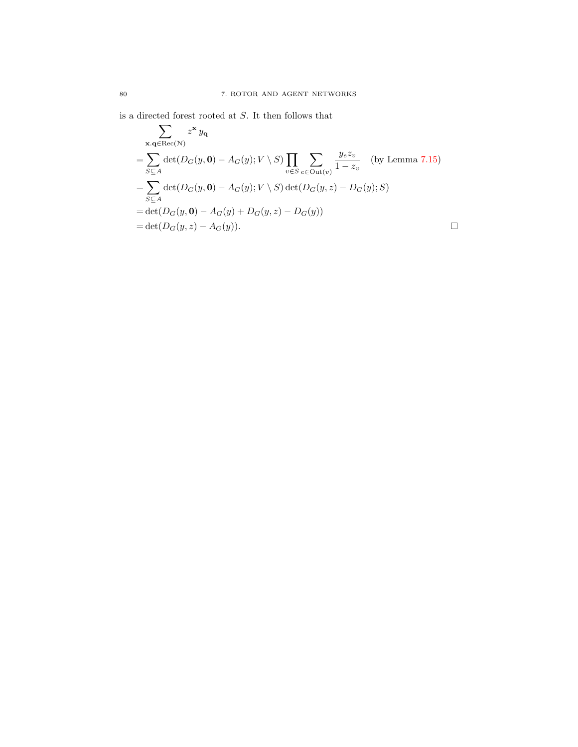is a directed forest rooted at $S$. It then follows that

$$
\begin{aligned}
&\sum_{\mathbf{x}.\mathbf{q} \in \mathrm{Rec}(\mathcal{N})} z^{\mathbf{x}} y_{\mathbf{q}} \\
&= \sum_{S \subseteq A} \det(D_G(y, \mathbf{0}) - A_G(y); V \setminus S) \prod_{v \in S} \sum_{e \in \mathrm{Out}(v)} \frac{y_e z_v}{1 - z_v} \quad \text{(by Lemma 7.15)} \\
&= \sum_{S \subseteq A} \det(D_G(y, \mathbf{0}) - A_G(y); V \setminus S) \det(D_G(y, z) - D_G(y); S) \\
&= \det(D_G(y, \mathbf{0}) - A_G(y) + D_G(y, z) - D_G(y)) \\
&= \det(D_G(y, z) - A_G(y)).
\end{aligned}
$$

□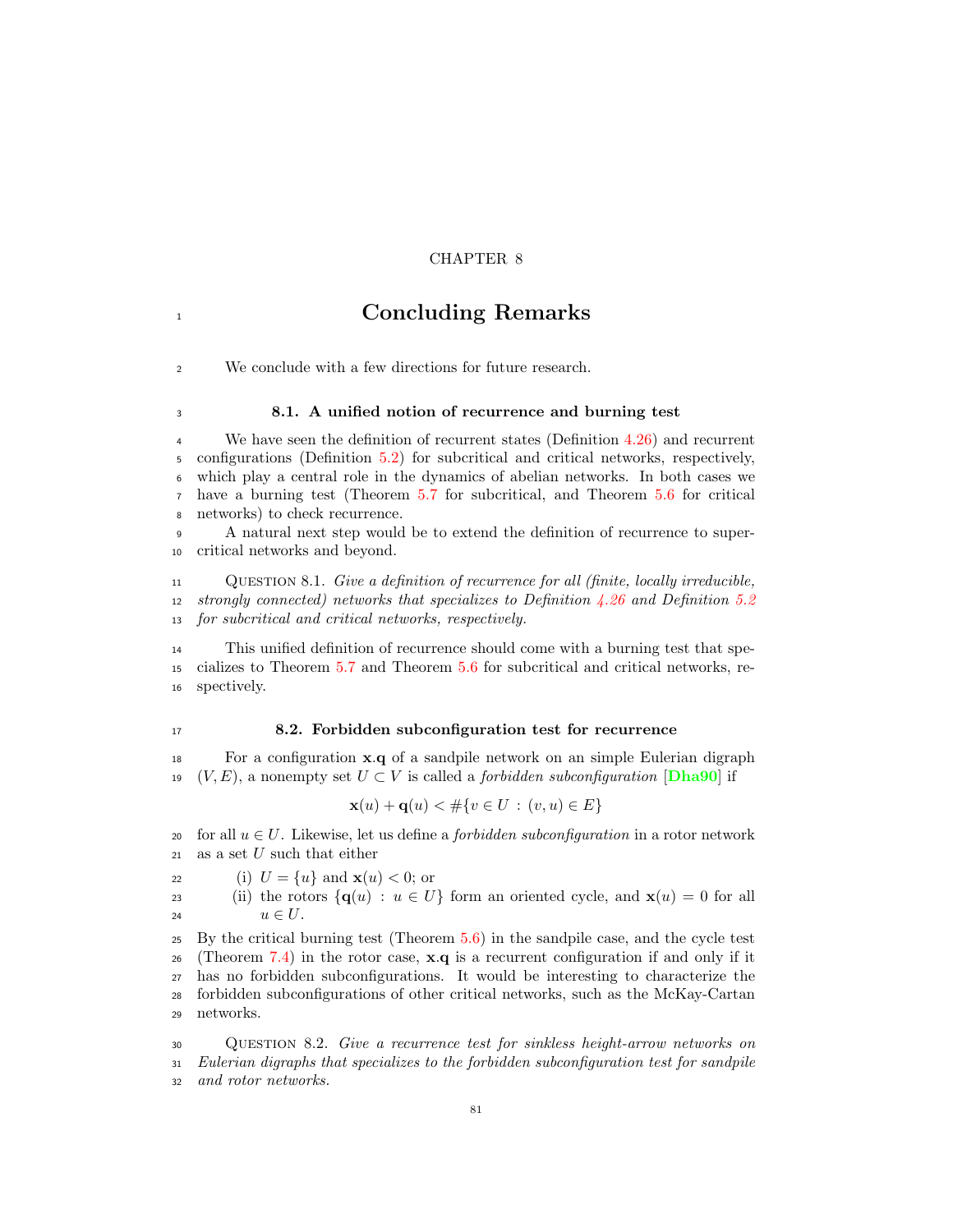CHAPTER 8

# Concluding Remarks

We conclude with a few directions for future research.

## 8.1. A unified notion of recurrence and burning test

We have seen the definition of recurrent states (Definition 4.26) and recurrent configurations (Definition 5.2) for subcritical and critical networks, respectively, which play a central role in the dynamics of abelian networks. In both cases we have a burning test (Theorem 5.7 for subcritical, and Theorem 5.6 for critical networks) to check recurrence.

A natural next step would be to extend the definition of recurrence to supercritical networks and beyond.

Question 8.1. *Give a definition of recurrence for all (finite, locally irreducible, strongly connected) networks that specializes to Definition 4.26 and Definition 5.2 for subcritical and critical networks, respectively.*

This unified definition of recurrence should come with a burning test that specializes to Theorem 5.7 and Theorem 5.6 for subcritical and critical networks, respectively.

## 8.2. Forbidden subconfiguration test for recurrence

For a configuration $\mathbf{x}.\mathbf{q}$ of a sandpile network on an simple Eulerian digraph $(V, E)$, a nonempty set $U \subset V$ is called a *forbidden subconfiguration* [Dha90] if

$$\mathbf{x}(u) + \mathbf{q}(u) < \#\{v \in U : (v, u) \in E\}$$

for all $u \in U$. Likewise, let us define a *forbidden subconfiguration* in a rotor network as a set $U$ such that either

(i) $U = \{u\}$ and $\mathbf{x}(u) < 0$; or
(ii) the rotors $\{\mathbf{q}(u) : u \in U\}$ form an oriented cycle, and $\mathbf{x}(u) = 0$ for all $u \in U$.

By the critical burning test (Theorem 5.6) in the sandpile case, and the cycle test (Theorem 7.4) in the rotor case, $\mathbf{x}.\mathbf{q}$ is a recurrent configuration if and only if it has no forbidden subconfigurations. It would be interesting to characterize the forbidden subconfigurations of other critical networks, such as the McKay-Cartan networks.

Question 8.2. *Give a recurrence test for sinkless height-arrow networks on Eulerian digraphs that specializes to the forbidden subconfiguration test for sandpile and rotor networks.*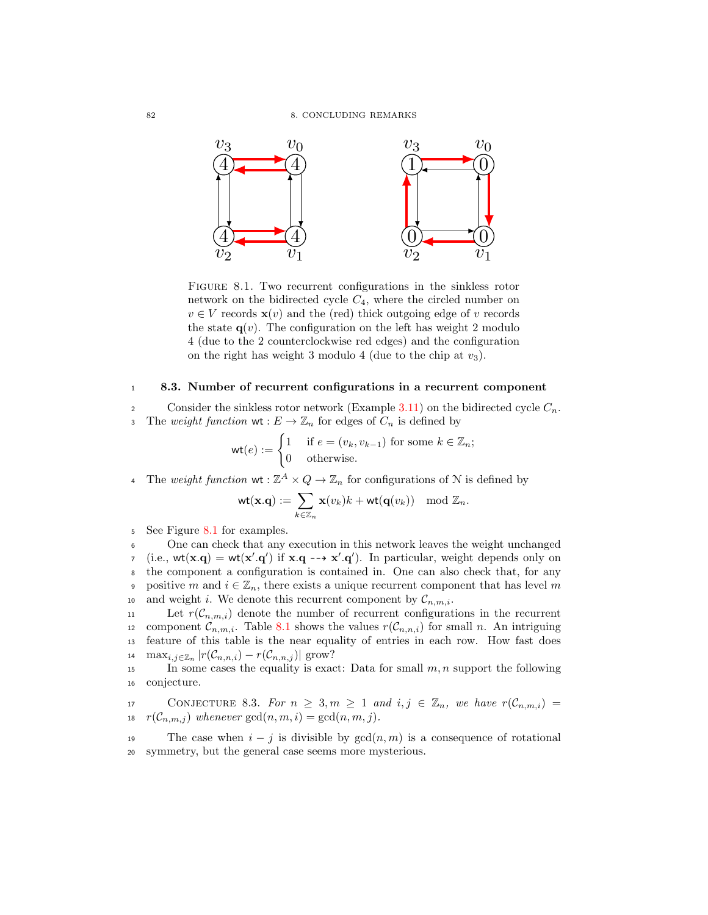FIGURE 8.1. Two recurrent configurations in the sinkless rotor network on the bidirected cycle $C_4$, where the circled number on $v \in V$ records $\mathbf{x}(v)$ and the (red) thick outgoing edge of $v$ records the state $\mathbf{q}(v)$. The configuration on the left has weight 2 modulo 4 (due to the 2 counterclockwise red edges) and the configuration on the right has weight 3 modulo 4 (due to the chip at $v_3$).

### 8.3. Number of recurrent configurations in a recurrent component

Consider the sinkless rotor network (Example 3.11) on the bidirected cycle $C_n$. The *weight function* $\mathsf{wt} : E \to \mathbb{Z}_n$ for edges of $C_n$ is defined by

$$\mathsf{wt}(e) := \begin{cases} 1 & \text{if } e = (v_k, v_{k-1}) \text{ for some } k \in \mathbb{Z}_n; \\ 0 & \text{otherwise.} \end{cases}$$

The *weight function* $\mathsf{wt} : \mathbb{Z}^A \times Q \to \mathbb{Z}_n$ for configurations of $\mathcal{N}$ is defined by

$$\mathsf{wt}(\mathbf{x}.\mathbf{q}) := \sum_{k \in \mathbb{Z}_n} \mathbf{x}(v_k)k + \mathsf{wt}(\mathbf{q}(v_k)) \mod \mathbb{Z}_n.$$

See Figure 8.1 for examples.

One can check that any execution in this network leaves the weight unchanged (i.e., $\mathsf{wt}(\mathbf{x}.\mathbf{q}) = \mathsf{wt}(\mathbf{x}'.\mathbf{q}')$ if $\mathbf{x}.\mathbf{q} \dashrightarrow \mathbf{x}'.\mathbf{q}'$). In particular, weight depends only on the component a configuration is contained in. One can also check that, for any positive $m$ and $i \in \mathbb{Z}_n$, there exists a unique recurrent component that has level $m$ and weight $i$. We denote this recurrent component by $\mathcal{C}_{n,m,i}$.

Let $r(\mathcal{C}_{n,m,i})$ denote the number of recurrent configurations in the recurrent component $\mathcal{C}_{n,m,i}$. Table 8.1 shows the values $r(\mathcal{C}_{n,n,i})$ for small $n$. An intriguing feature of this table is the near equality of entries in each row. How fast does $\max_{i,j \in \mathbb{Z}_n} |r(\mathcal{C}_{n,n,i}) - r(\mathcal{C}_{n,n,j})|$ grow?

In some cases the equality is exact: Data for small $m, n$ support the following conjecture.

CONJECTURE 8.3. *For $n \geq 3, m \geq 1$ and $i, j \in \mathbb{Z}_n$, we have $r(\mathcal{C}_{n,m,i}) = r(\mathcal{C}_{n,m,j})$ whenever $\gcd(n, m, i) = \gcd(n, m, j)$.*

The case when $i - j$ is divisible by $\gcd(n, m)$ is a consequence of rotational symmetry, but the general case seems more mysterious.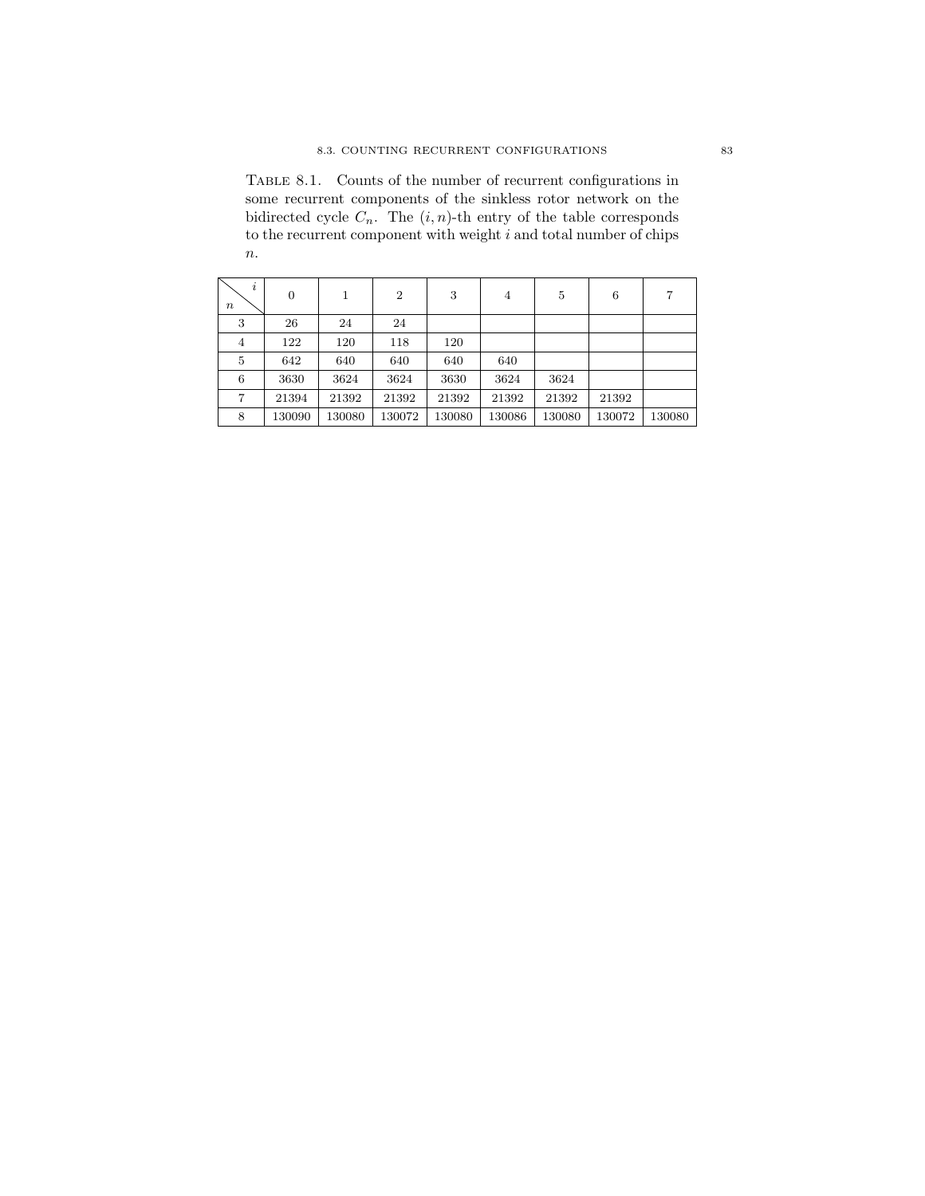Table 8.1. Counts of the number of recurrent configurations in some recurrent components of the sinkless rotor network on the bidirected cycle $C_n$. The $(i, n)$-th entry of the table corresponds to the recurrent component with weight $i$ and total number of chips $n$.

| $n$ \ $i$ | 0 | 1 | 2 | 3 | 4 | 5 | 6 | 7 |
|---|---|---|---|---|---|---|---|---|
| 3 | 26 | 24 | 24 | | | | | |
| 4 | 122 | 120 | 118 | 120 | | | | |
| 5 | 642 | 640 | 640 | 640 | 640 | | | |
| 6 | 3630 | 3624 | 3624 | 3630 | 3624 | 3624 | | |
| 7 | 21394 | 21392 | 21392 | 21392 | 21392 | 21392 | 21392 | |
| 8 | 130090 | 130080 | 130072 | 130080 | 130086 | 130080 | 130072 | 130080 |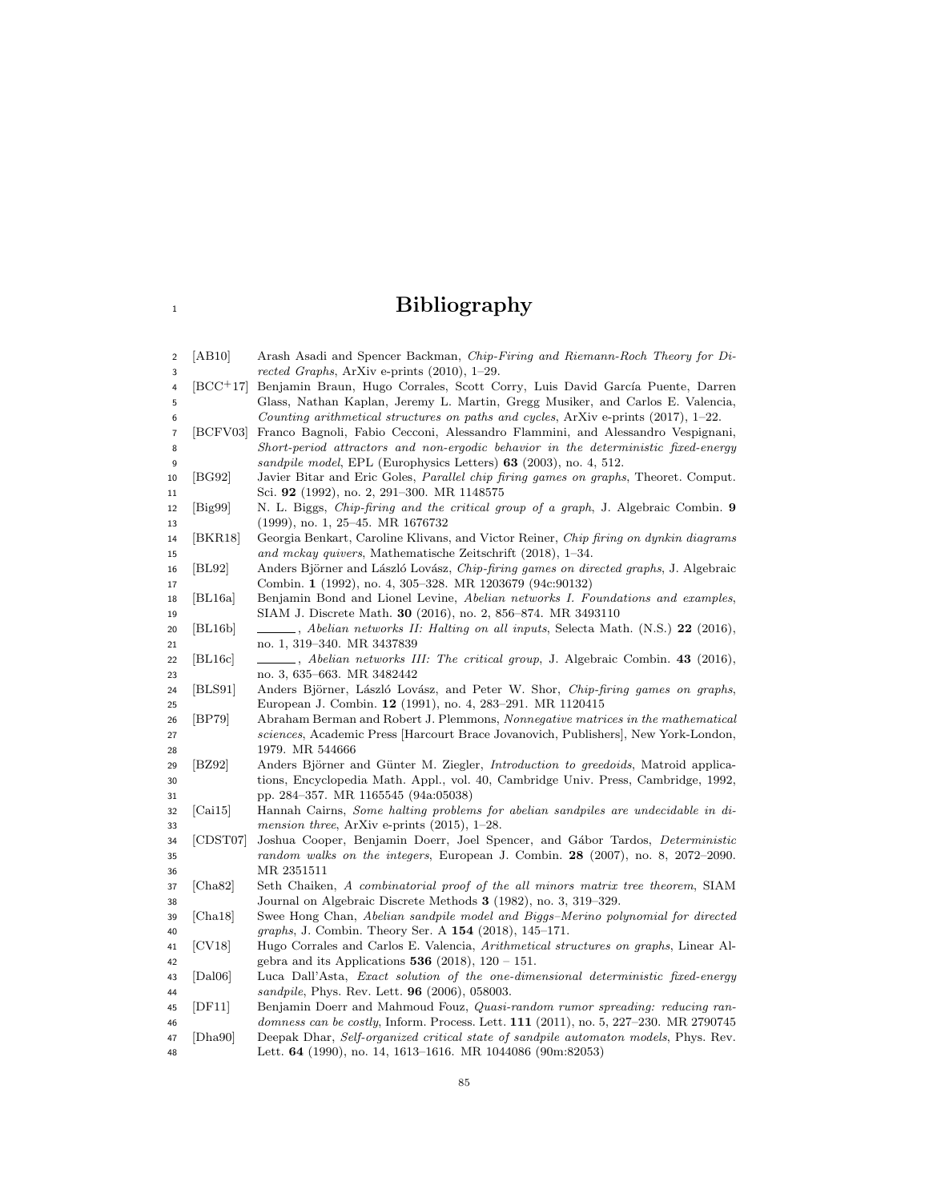# Bibliography

[AB10] Arash Asadi and Spencer Backman, *Chip-Firing and Riemann-Roch Theory for Directed Graphs*, ArXiv e-prints (2010), 1–29.

[BCC+17] Benjamin Braun, Hugo Corrales, Scott Corry, Luis David García Puente, Darren Glass, Nathan Kaplan, Jeremy L. Martin, Gregg Musiker, and Carlos E. Valencia, *Counting arithmetical structures on paths and cycles*, ArXiv e-prints (2017), 1–22.

[BCFV03] Franco Bagnoli, Fabio Cecconi, Alessandro Flammini, and Alessandro Vespignani, *Short-period attractors and non-ergodic behavior in the deterministic fixed-energy sandpile model*, EPL (Europhysics Letters) **63** (2003), no. 4, 512.

[BG92] Javier Bitar and Eric Goles, *Parallel chip firing games on graphs*, Theoret. Comput. Sci. **92** (1992), no. 2, 291–300. MR 1148575

[Big99] N. L. Biggs, *Chip-firing and the critical group of a graph*, J. Algebraic Combin. **9** (1999), no. 1, 25–45. MR 1676732

[BKR18] Georgia Benkart, Caroline Klivans, and Victor Reiner, *Chip firing on dynkin diagrams and mckay quivers*, Mathematische Zeitschrift (2018), 1–34.

[BL92] Anders Björner and László Lovász, *Chip-firing games on directed graphs*, J. Algebraic Combin. **1** (1992), no. 4, 305–328. MR 1203679 (94c:90132)

[BL16a] Benjamin Bond and Lionel Levine, *Abelian networks I. Foundations and examples*, SIAM J. Discrete Math. **30** (2016), no. 2, 856–874. MR 3493110

[BL16b] ______, *Abelian networks II: Halting on all inputs*, Selecta Math. (N.S.) **22** (2016), no. 1, 319–340. MR 3437839

[BL16c] ______, *Abelian networks III: The critical group*, J. Algebraic Combin. **43** (2016), no. 3, 635–663. MR 3482442

[BLS91] Anders Björner, László Lovász, and Peter W. Shor, *Chip-firing games on graphs*, European J. Combin. **12** (1991), no. 4, 283–291. MR 1120415

[BP79] Abraham Berman and Robert J. Plemmons, *Nonnegative matrices in the mathematical sciences*, Academic Press [Harcourt Brace Jovanovich, Publishers], New York-London, 1979. MR 544666

[BZ92] Anders Björner and Günter M. Ziegler, *Introduction to greedoids*, Matroid applications, Encyclopedia Math. Appl., vol. 40, Cambridge Univ. Press, Cambridge, 1992, pp. 284–357. MR 1165545 (94a:05038)

[Cai15] Hannah Cairns, *Some halting problems for abelian sandpiles are undecidable in dimension three*, ArXiv e-prints (2015), 1–28.

[CDST07] Joshua Cooper, Benjamin Doerr, Joel Spencer, and Gábor Tardos, *Deterministic random walks on the integers*, European J. Combin. **28** (2007), no. 8, 2072–2090. MR 2351511

[Cha82] Seth Chaiken, *A combinatorial proof of the all minors matrix tree theorem*, SIAM Journal on Algebraic Discrete Methods **3** (1982), no. 3, 319–329.

[Cha18] Swee Hong Chan, *Abelian sandpile model and Biggs–Merino polynomial for directed graphs*, J. Combin. Theory Ser. A **154** (2018), 145–171.

[CV18] Hugo Corrales and Carlos E. Valencia, *Arithmetical structures on graphs*, Linear Algebra and its Applications **536** (2018), 120 – 151.

[Dal06] Luca Dall'Asta, *Exact solution of the one-dimensional deterministic fixed-energy sandpile*, Phys. Rev. Lett. **96** (2006), 058003.

[DF11] Benjamin Doerr and Mahmoud Fouz, *Quasi-random rumor spreading: reducing randomness can be costly*, Inform. Process. Lett. **111** (2011), no. 5, 227–230. MR 2790745

[Dha90] Deepak Dhar, *Self-organized critical state of sandpile automaton models*, Phys. Rev. Lett. **64** (1990), no. 14, 1613–1616. MR 1044086 (90m:82053)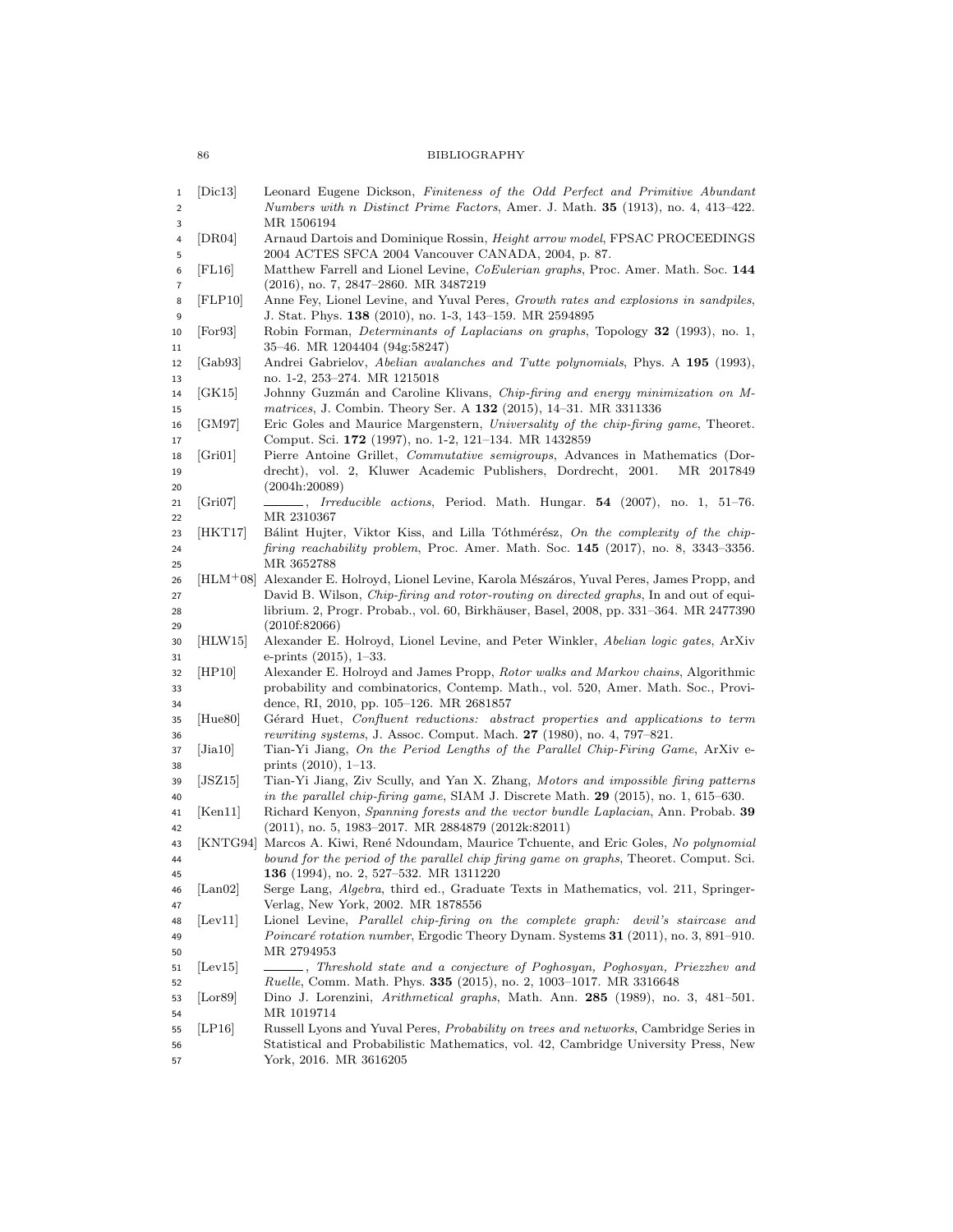[Dic13] Leonard Eugene Dickson, *Finiteness of the Odd Perfect and Primitive Abundant Numbers with n Distinct Prime Factors*, Amer. J. Math. **35** (1913), no. 4, 413–422. MR 1506194

[DR04] Arnaud Dartois and Dominique Rossin, *Height arrow model*, FPSAC PROCEEDINGS 2004 ACTES SFCA 2004 Vancouver CANADA, 2004, p. 87.

[FL16] Matthew Farrell and Lionel Levine, *CoEulerian graphs*, Proc. Amer. Math. Soc. **144** (2016), no. 7, 2847–2860. MR 3487219

[FLP10] Anne Fey, Lionel Levine, and Yuval Peres, *Growth rates and explosions in sandpiles*, J. Stat. Phys. **138** (2010), no. 1-3, 143–159. MR 2594895

[For93] Robin Forman, *Determinants of Laplacians on graphs*, Topology **32** (1993), no. 1, 35–46. MR 1204404 (94g:58247)

[Gab93] Andrei Gabrielov, *Abelian avalanches and Tutte polynomials*, Phys. A **195** (1993), no. 1-2, 253–274. MR 1215018

[GK15] Johnny Guzmán and Caroline Klivans, *Chip-firing and energy minimization on M-matrices*, J. Combin. Theory Ser. A **132** (2015), 14–31. MR 3311336

[GM97] Eric Goles and Maurice Margenstern, *Universality of the chip-firing game*, Theoret. Comput. Sci. **172** (1997), no. 1-2, 121–134. MR 1432859

[Gri01] Pierre Antoine Grillet, *Commutative semigroups*, Advances in Mathematics (Dordrecht), vol. 2, Kluwer Academic Publishers, Dordrecht, 2001. MR 2017849 (2004h:20089)

[Gri07] ______, *Irreducible actions*, Period. Math. Hungar. **54** (2007), no. 1, 51–76. MR 2310367

[HKT17] Bálint Hujter, Viktor Kiss, and Lilla Tóthmérész, *On the complexity of the chip-firing reachability problem*, Proc. Amer. Math. Soc. **145** (2017), no. 8, 3343–3356. MR 3652788

[HLM+08] Alexander E. Holroyd, Lionel Levine, Karola Mészáros, Yuval Peres, James Propp, and David B. Wilson, *Chip-firing and rotor-routing on directed graphs*, In and out of equilibrium. 2, Progr. Probab., vol. 60, Birkhäuser, Basel, 2008, pp. 331–364. MR 2477390 (2010f:82066)

[HLW15] Alexander E. Holroyd, Lionel Levine, and Peter Winkler, *Abelian logic gates*, ArXiv e-prints (2015), 1–33.

[HP10] Alexander E. Holroyd and James Propp, *Rotor walks and Markov chains*, Algorithmic probability and combinatorics, Contemp. Math., vol. 520, Amer. Math. Soc., Providence, RI, 2010, pp. 105–126. MR 2681857

[Hue80] Gérard Huet, *Confluent reductions: abstract properties and applications to term rewriting systems*, J. Assoc. Comput. Mach. **27** (1980), no. 4, 797–821.

[Jia10] Tian-Yi Jiang, *On the Period Lengths of the Parallel Chip-Firing Game*, ArXiv e-prints (2010), 1–13.

[JSZ15] Tian-Yi Jiang, Ziv Scully, and Yan X. Zhang, *Motors and impossible firing patterns in the parallel chip-firing game*, SIAM J. Discrete Math. **29** (2015), no. 1, 615–630.

[Ken11] Richard Kenyon, *Spanning forests and the vector bundle Laplacian*, Ann. Probab. **39** (2011), no. 5, 1983–2017. MR 2884879 (2012k:82011)

[KNTG94] Marcos A. Kiwi, René Ndoundam, Maurice Tchuente, and Eric Goles, *No polynomial bound for the period of the parallel chip firing game on graphs*, Theoret. Comput. Sci. **136** (1994), no. 2, 527–532. MR 1311220

[Lan02] Serge Lang, *Algebra*, third ed., Graduate Texts in Mathematics, vol. 211, Springer-Verlag, New York, 2002. MR 1878556

[Lev11] Lionel Levine, *Parallel chip-firing on the complete graph: devil's staircase and Poincaré rotation number*, Ergodic Theory Dynam. Systems **31** (2011), no. 3, 891–910. MR 2794953

[Lev15] ______, *Threshold state and a conjecture of Poghosyan, Poghosyan, Priezzhev and Ruelle*, Comm. Math. Phys. **335** (2015), no. 2, 1003–1017. MR 3316648

[Lor89] Dino J. Lorenzini, *Arithmetical graphs*, Math. Ann. **285** (1989), no. 3, 481–501. MR 1019714

[LP16] Russell Lyons and Yuval Peres, *Probability on trees and networks*, Cambridge Series in Statistical and Probabilistic Mathematics, vol. 42, Cambridge University Press, New York, 2016. MR 3616205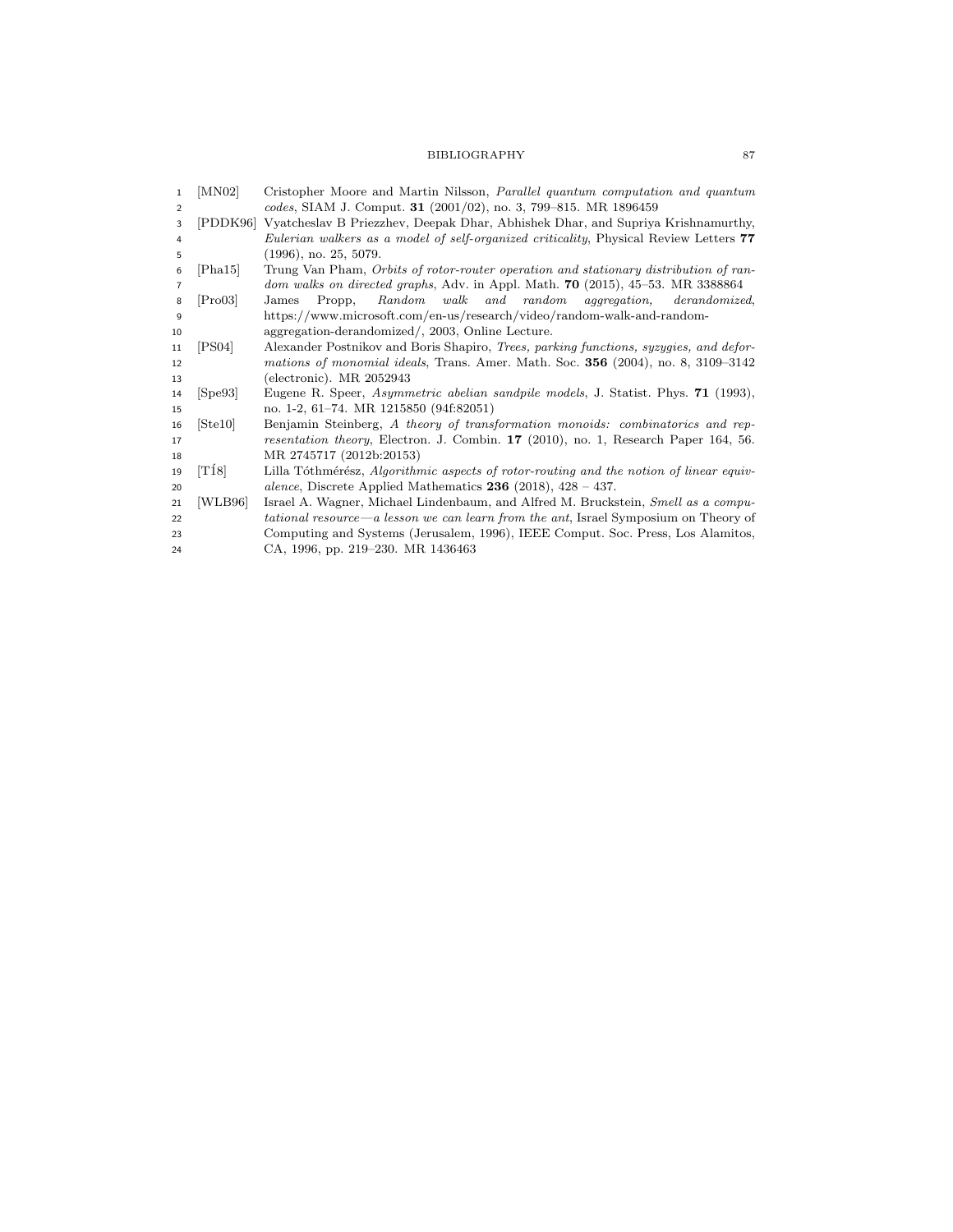[MN02] Cristopher Moore and Martin Nilsson, *Parallel quantum computation and quantum codes*, SIAM J. Comput. **31** (2001/02), no. 3, 799–815. MR 1896459

[PDDK96] Vyatcheslav B Priezzhev, Deepak Dhar, Abhishek Dhar, and Supriya Krishnamurthy, *Eulerian walkers as a model of self-organized criticality*, Physical Review Letters **77** (1996), no. 25, 5079.

[Pha15] Trung Van Pham, *Orbits of rotor-router operation and stationary distribution of random walks on directed graphs*, Adv. in Appl. Math. **70** (2015), 45–53. MR 3388864

[Pro03] James Propp, *Random walk and random aggregation, derandomized*, https://www.microsoft.com/en-us/research/video/random-walk-and-random-aggregation-derandomized/, 2003, Online Lecture.

[PS04] Alexander Postnikov and Boris Shapiro, *Trees, parking functions, syzygies, and deformations of monomial ideals*, Trans. Amer. Math. Soc. **356** (2004), no. 8, 3109–3142 (electronic). MR 2052943

[Spe93] Eugene R. Speer, *Asymmetric abelian sandpile models*, J. Statist. Phys. **71** (1993), no. 1-2, 61–74. MR 1215850 (94f:82051)

[Ste10] Benjamin Steinberg, *A theory of transformation monoids: combinatorics and representation theory*, Electron. J. Combin. **17** (2010), no. 1, Research Paper 164, 56. MR 2745717 (2012b:20153)

[TÍ8] Lilla Tóthmérész, *Algorithmic aspects of rotor-routing and the notion of linear equivalence*, Discrete Applied Mathematics **236** (2018), 428 – 437.

[WLB96] Israel A. Wagner, Michael Lindenbaum, and Alfred M. Bruckstein, *Smell as a computational resource—a lesson we can learn from the ant*, Israel Symposium on Theory of Computing and Systems (Jerusalem, 1996), IEEE Comput. Soc. Press, Los Alamitos, CA, 1996, pp. 219–230. MR 1436463